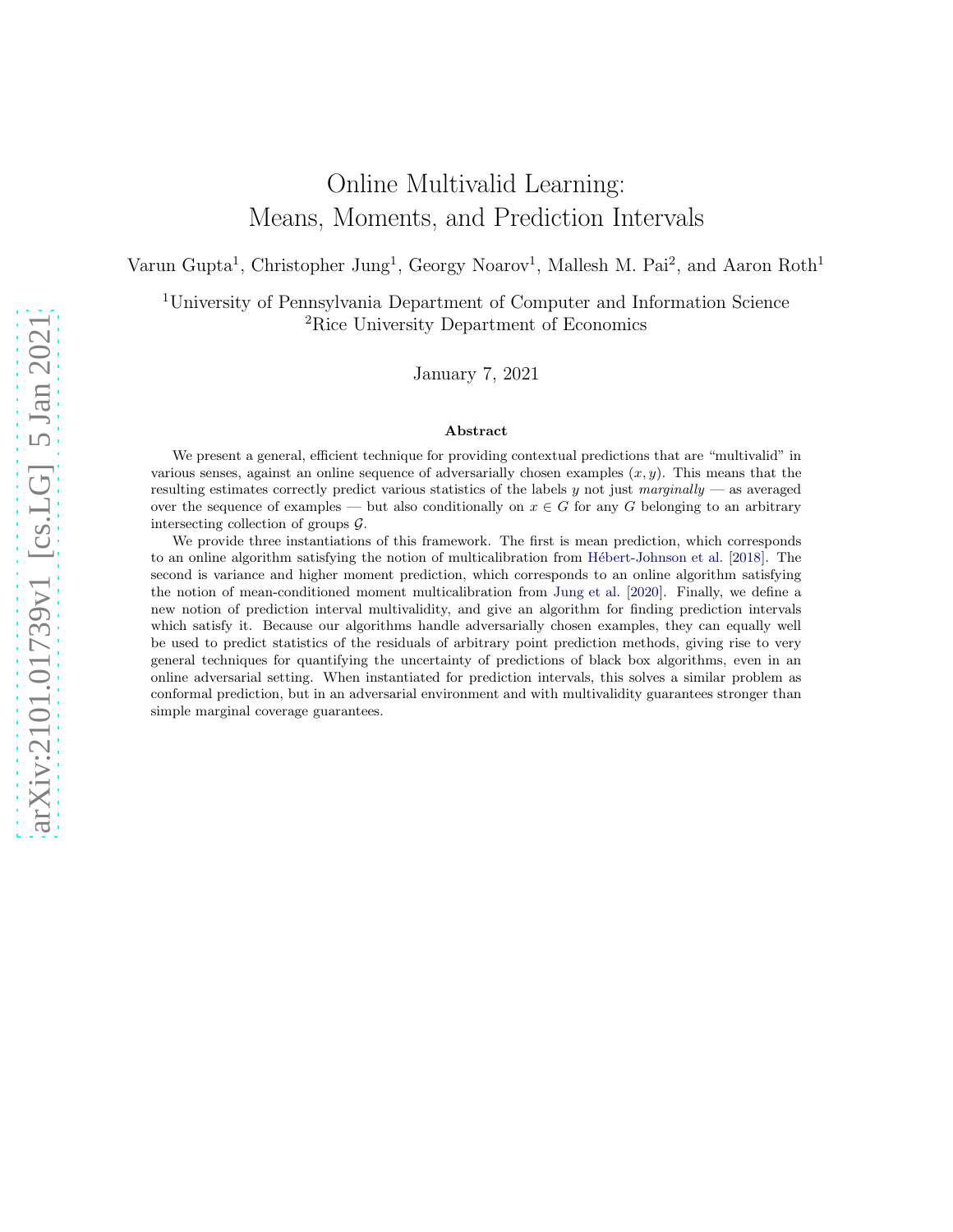# Online Multivalid Learning: Means, Moments, and Prediction Intervals

Varun Gupta[1], Christopher Jung[1], Georgy Noarov[1], Mallesh M. Pai[2], and Aaron Roth[1]

[1]University of Pennsylvania Department of Computer and Information Science
[2]Rice University Department of Economics

January 7, 2021

### Abstract

We present a general, efficient technique for providing contextual predictions that are "multivalid" in various senses, against an online sequence of adversarially chosen examples $(x, y)$. This means that the resulting estimates correctly predict various statistics of the labels $y$ not just *marginally* — as averaged over the sequence of examples — but also conditionally on $x \in G$ for any $G$ belonging to an arbitrary intersecting collection of groups $\mathcal{G}$.

We provide three instantiations of this framework. The first is mean prediction, which corresponds to an online algorithm satisfying the notion of multicalibration from Hébert-Johnson et al. [2018]. The second is variance and higher moment prediction, which corresponds to an online algorithm satisfying the notion of mean-conditioned moment multicalibration from Jung et al. [2020]. Finally, we define a new notion of prediction interval multivalidity, and give an algorithm for finding prediction intervals which satisfy it. Because our algorithms handle adversarially chosen examples, they can equally well be used to predict statistics of the residuals of arbitrary point prediction methods, giving rise to very general techniques for quantifying the uncertainty of predictions of black box algorithms, even in an online adversarial setting. When instantiated for prediction intervals, this solves a similar problem as conformal prediction, but in an adversarial environment and with multivalidity guarantees stronger than simple marginal coverage guarantees.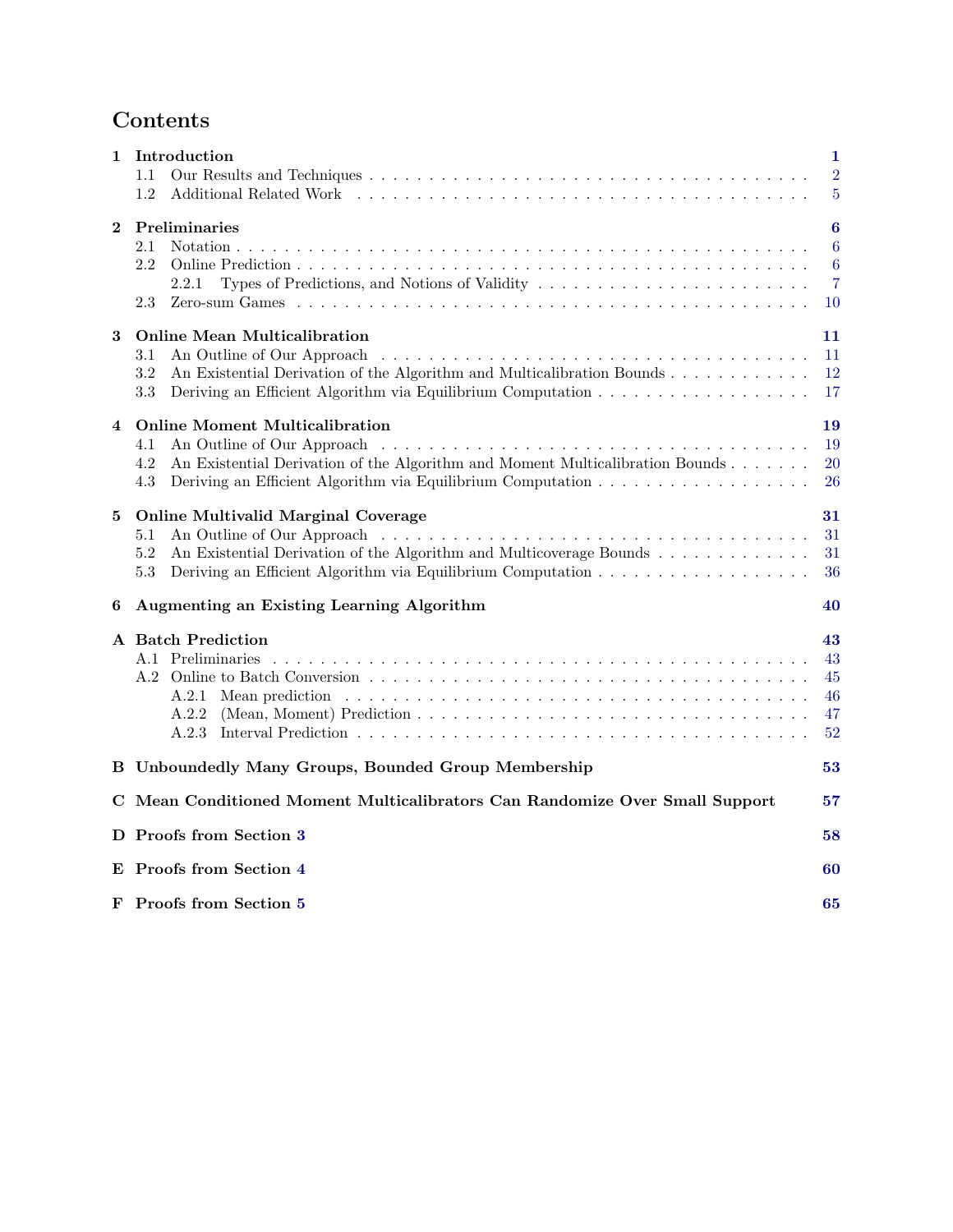# Contents

**1 Introduction** — 1
- 1.1 Our Results and Techniques — 2
- 1.2 Additional Related Work — 5

**2 Preliminaries** — 6
- 2.1 Notation — 6
- 2.2 Online Prediction — 6
  - 2.2.1 Types of Predictions, and Notions of Validity — 7
- 2.3 Zero-sum Games — 10

**3 Online Mean Multicalibration** — 11
- 3.1 An Outline of Our Approach — 11
- 3.2 An Existential Derivation of the Algorithm and Multicalibration Bounds — 12
- 3.3 Deriving an Efficient Algorithm via Equilibrium Computation — 17

**4 Online Moment Multicalibration** — 19
- 4.1 An Outline of Our Approach — 19
- 4.2 An Existential Derivation of the Algorithm and Moment Multicalibration Bounds — 20
- 4.3 Deriving an Efficient Algorithm via Equilibrium Computation — 26

**5 Online Multivalid Marginal Coverage** — 31
- 5.1 An Outline of Our Approach — 31
- 5.2 An Existential Derivation of the Algorithm and Multicoverage Bounds — 31
- 5.3 Deriving an Efficient Algorithm via Equilibrium Computation — 36

**6 Augmenting an Existing Learning Algorithm** — 40

**A Batch Prediction** — 43
- A.1 Preliminaries — 43
- A.2 Online to Batch Conversion — 45
  - A.2.1 Mean prediction — 46
  - A.2.2 (Mean, Moment) Prediction — 47
  - A.2.3 Interval Prediction — 52

**B Unboundedly Many Groups, Bounded Group Membership** — 53

**C Mean Conditioned Moment Multicalibrators Can Randomize Over Small Support** — 57

**D Proofs from Section 3** — 58

**E Proofs from Section 4** — 60

**F Proofs from Section 5** — 65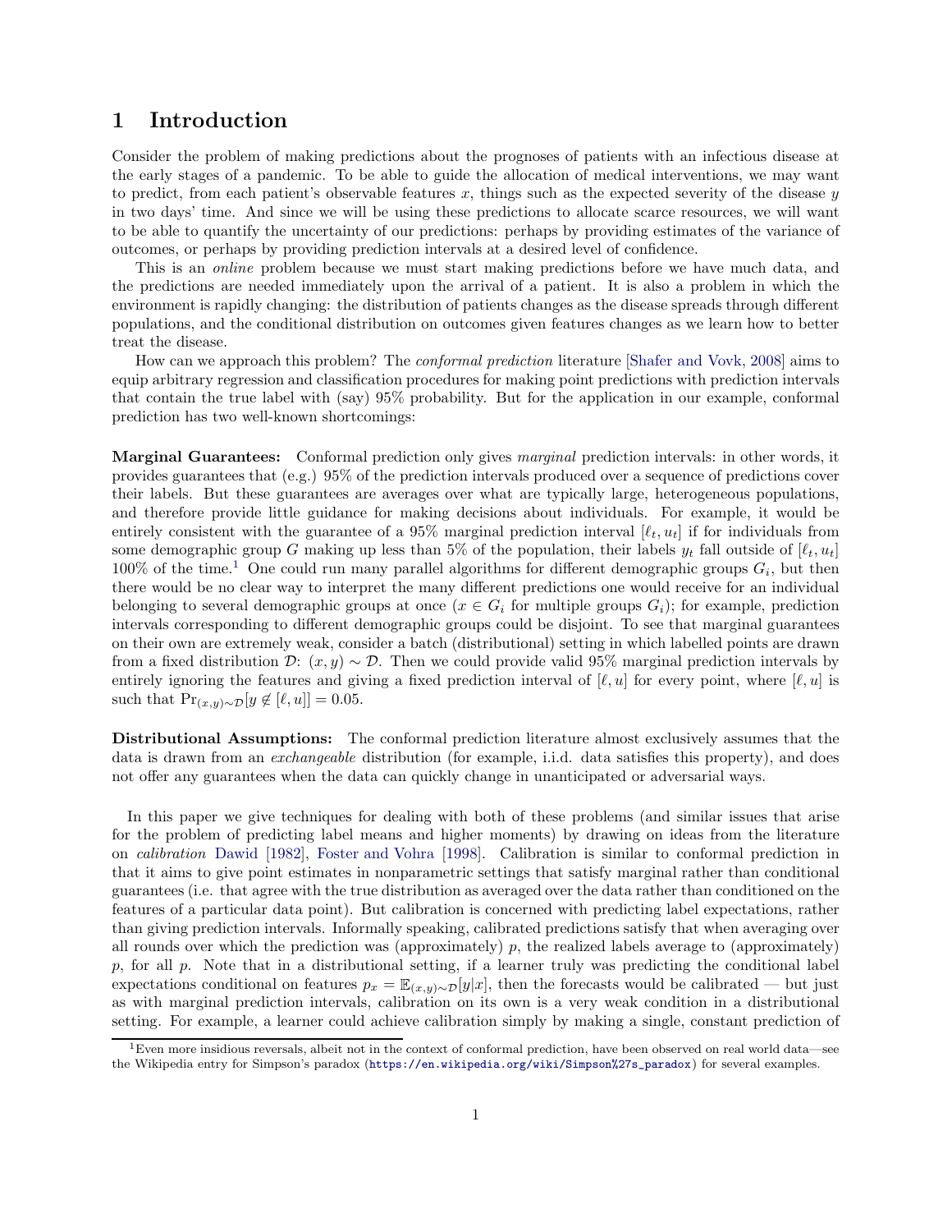# 1 Introduction

Consider the problem of making predictions about the prognoses of patients with an infectious disease at the early stages of a pandemic. To be able to guide the allocation of medical interventions, we may want to predict, from each patient's observable features $x$, things such as the expected severity of the disease $y$ in two days' time. And since we will be using these predictions to allocate scarce resources, we will want to be able to quantify the uncertainty of our predictions: perhaps by providing estimates of the variance of outcomes, or perhaps by providing prediction intervals at a desired level of confidence.

This is an *online* problem because we must start making predictions before we have much data, and the predictions are needed immediately upon the arrival of a patient. It is also a problem in which the environment is rapidly changing: the distribution of patients changes as the disease spreads through different populations, and the conditional distribution on outcomes given features changes as we learn how to better treat the disease.

How can we approach this problem? The *conformal prediction* literature [Shafer and Vovk, 2008] aims to equip arbitrary regression and classification procedures for making point predictions with prediction intervals that contain the true label with (say) 95% probability. But for the application in our example, conformal prediction has two well-known shortcomings:

**Marginal Guarantees:** Conformal prediction only gives *marginal* prediction intervals: in other words, it provides guarantees that (e.g.) 95% of the prediction intervals produced over a sequence of predictions cover their labels. But these guarantees are averages over what are typically large, heterogeneous populations, and therefore provide little guidance for making decisions about individuals. For example, it would be entirely consistent with the guarantee of a 95% marginal prediction interval $[\ell_t, u_t]$ if for individuals from some demographic group $G$ making up less than 5% of the population, their labels $y_t$ fall outside of $[\ell_t, u_t]$ 100% of the time.[1] One could run many parallel algorithms for different demographic groups $G_i$, but then there would be no clear way to interpret the many different predictions one would receive for an individual belonging to several demographic groups at once ($x \in G_i$ for multiple groups $G_i$); for example, prediction intervals corresponding to different demographic groups could be disjoint. To see that marginal guarantees on their own are extremely weak, consider a batch (distributional) setting in which labelled points are drawn from a fixed distribution $\mathcal{D}$: $(x, y) \sim \mathcal{D}$. Then we could provide valid 95% marginal prediction intervals by entirely ignoring the features and giving a fixed prediction interval of $[\ell, u]$ for every point, where $[\ell, u]$ is such that $\Pr_{(x,y)\sim\mathcal{D}}[y \notin [\ell, u]] = 0.05$.

**Distributional Assumptions:** The conformal prediction literature almost exclusively assumes that the data is drawn from an *exchangeable* distribution (for example, i.i.d. data satisfies this property), and does not offer any guarantees when the data can quickly change in unanticipated or adversarial ways.

In this paper we give techniques for dealing with both of these problems (and similar issues that arise for the problem of predicting label means and higher moments) by drawing on ideas from the literature on *calibration* Dawid [1982], Foster and Vohra [1998]. Calibration is similar to conformal prediction in that it aims to give point estimates in nonparametric settings that satisfy marginal rather than conditional guarantees (i.e. that agree with the true distribution as averaged over the data rather than conditioned on the features of a particular data point). But calibration is concerned with predicting label expectations, rather than giving prediction intervals. Informally speaking, calibrated predictions satisfy that when averaging over all rounds over which the prediction was (approximately) $p$, the realized labels average to (approximately) $p$, for all $p$. Note that in a distributional setting, if a learner truly was predicting the conditional label expectations conditional on features $p_x = \mathbb{E}_{(x,y)\sim\mathcal{D}}[y|x]$, then the forecasts would be calibrated — but just as with marginal prediction intervals, calibration on its own is a very weak condition in a distributional setting. For example, a learner could achieve calibration simply by making a single, constant prediction of

[1] Even more insidious reversals, albeit not in the context of conformal prediction, have been observed on real world data—see the Wikipedia entry for Simpson's paradox (https://en.wikipedia.org/wiki/Simpson%27s_paradox) for several examples.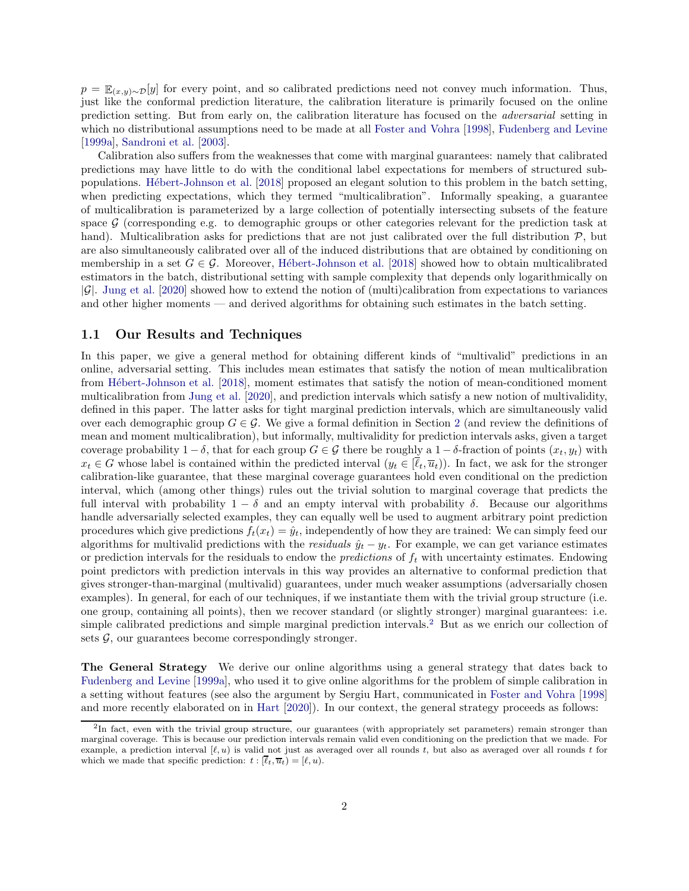$p = \mathbb{E}_{(x,y)\sim\mathcal{D}}[y]$ for every point, and so calibrated predictions need not convey much information. Thus, just like the conformal prediction literature, the calibration literature is primarily focused on the online prediction setting. But from early on, the calibration literature has focused on the *adversarial* setting in which no distributional assumptions need to be made at all Foster and Vohra [1998], Fudenberg and Levine [1999a], Sandroni et al. [2003].

Calibration also suffers from the weaknesses that come with marginal guarantees: namely that calibrated predictions may have little to do with the conditional label expectations for members of structured subpopulations. Hébert-Johnson et al. [2018] proposed an elegant solution to this problem in the batch setting, when predicting expectations, which they termed "multicalibration". Informally speaking, a guarantee of multicalibration is parameterized by a large collection of potentially intersecting subsets of the feature space $\mathcal{G}$ (corresponding e.g. to demographic groups or other categories relevant for the prediction task at hand). Multicalibration asks for predictions that are not just calibrated over the full distribution $\mathcal{P}$, but are also simultaneously calibrated over all of the induced distributions that are obtained by conditioning on membership in a set $G \in \mathcal{G}$. Moreover, Hébert-Johnson et al. [2018] showed how to obtain multicalibrated estimators in the batch, distributional setting with sample complexity that depends only logarithmically on $|\mathcal{G}|$. Jung et al. [2020] showed how to extend the notion of (multi)calibration from expectations to variances and other higher moments — and derived algorithms for obtaining such estimates in the batch setting.

## 1.1 Our Results and Techniques

In this paper, we give a general method for obtaining different kinds of "multivalid" predictions in an online, adversarial setting. This includes mean estimates that satisfy the notion of mean multicalibration from Hébert-Johnson et al. [2018], moment estimates that satisfy the notion of mean-conditioned moment multicalibration from Jung et al. [2020], and prediction intervals which satisfy a new notion of multivalidity, defined in this paper. The latter asks for tight marginal prediction intervals, which are simultaneously valid over each demographic group $G \in \mathcal{G}$. We give a formal definition in Section 2 (and review the definitions of mean and moment multicalibration), but informally, multivalidity for prediction intervals asks, given a target coverage probability $1-\delta$, that for each group $G \in \mathcal{G}$ there be roughly a $1-\delta$-fraction of points $(x_t, y_t)$ with $x_t \in G$ whose label is contained within the predicted interval ($y_t \in [\overline{\ell}_t, \overline{u}_t)$). In fact, we ask for the stronger calibration-like guarantee, that these marginal coverage guarantees hold even conditional on the prediction interval, which (among other things) rules out the trivial solution to marginal coverage that predicts the full interval with probability $1-\delta$ and an empty interval with probability $\delta$. Because our algorithms handle adversarially selected examples, they can equally well be used to augment arbitrary point prediction procedures which give predictions $f_t(x_t) = \hat{y}_t$, independently of how they are trained: We can simply feed our algorithms for multivalid predictions with the *residuals* $\hat{y}_t - y_t$. For example, we can get variance estimates or prediction intervals for the residuals to endow the *predictions* of $f_t$ with uncertainty estimates. Endowing point predictors with prediction intervals in this way provides an alternative to conformal prediction that gives stronger-than-marginal (multivalid) guarantees, under much weaker assumptions (adversarially chosen examples). In general, for each of our techniques, if we instantiate them with the trivial group structure (i.e. one group, containing all points), then we recover standard (or slightly stronger) marginal guarantees: i.e. simple calibrated predictions and simple marginal prediction intervals.[2] But as we enrich our collection of sets $\mathcal{G}$, our guarantees become correspondingly stronger.

**The General Strategy** We derive our online algorithms using a general strategy that dates back to Fudenberg and Levine [1999a], who used it to give online algorithms for the problem of simple calibration in a setting without features (see also the argument by Sergiu Hart, communicated in Foster and Vohra [1998] and more recently elaborated on in Hart [2020]). In our context, the general strategy proceeds as follows:

[2] In fact, even with the trivial group structure, our guarantees (with appropriately set parameters) remain stronger than marginal coverage. This is because our prediction intervals remain valid even conditioning on the prediction that we made. For example, a prediction interval $[\ell, u)$ is valid not just as averaged over all rounds $t$, but also as averaged over all rounds $t$ for which we made that specific prediction: $t : [\overline{\ell}_t, \overline{u}_t) = [\ell, u)$.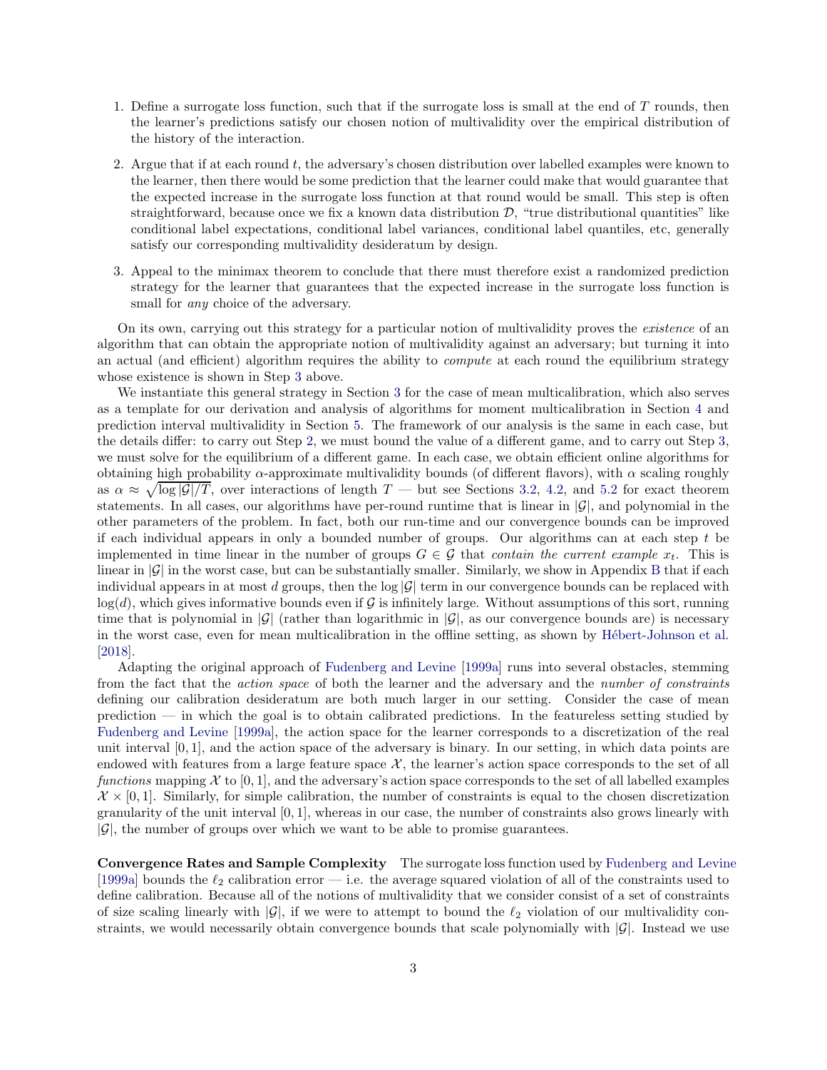1. Define a surrogate loss function, such that if the surrogate loss is small at the end of $T$ rounds, then the learner's predictions satisfy our chosen notion of multivalidity over the empirical distribution of the history of the interaction.

2. Argue that if at each round $t$, the adversary's chosen distribution over labelled examples were known to the learner, then there would be some prediction that the learner could make that would guarantee that the expected increase in the surrogate loss function at that round would be small. This step is often straightforward, because once we fix a known data distribution $\mathcal{D}$, "true distributional quantities" like conditional label expectations, conditional label variances, conditional label quantiles, etc, generally satisfy our corresponding multivalidity desideratum by design.

3. Appeal to the minimax theorem to conclude that there must therefore exist a randomized prediction strategy for the learner that guarantees that the expected increase in the surrogate loss function is small for *any* choice of the adversary.

On its own, carrying out this strategy for a particular notion of multivalidity proves the *existence* of an algorithm that can obtain the appropriate notion of multivalidity against an adversary; but turning it into an actual (and efficient) algorithm requires the ability to *compute* at each round the equilibrium strategy whose existence is shown in Step 3 above.

We instantiate this general strategy in Section 3 for the case of mean multicalibration, which also serves as a template for our derivation and analysis of algorithms for moment multicalibration in Section 4 and prediction interval multivalidity in Section 5. The framework of our analysis is the same in each case, but the details differ: to carry out Step 2, we must bound the value of a different game, and to carry out Step 3, we must solve for the equilibrium of a different game. In each case, we obtain efficient online algorithms for obtaining high probability $\alpha$-approximate multivalidity bounds (of different flavors), with $\alpha$ scaling roughly as $\alpha \approx \sqrt{\log|\mathcal{G}|/T}$, over interactions of length $T$ — but see Sections 3.2, 4.2, and 5.2 for exact theorem statements. In all cases, our algorithms have per-round runtime that is linear in $|\mathcal{G}|$, and polynomial in the other parameters of the problem. In fact, both our run-time and our convergence bounds can be improved if each individual appears in only a bounded number of groups. Our algorithms can at each step $t$ be implemented in time linear in the number of groups $G \in \mathcal{G}$ that *contain the current example* $x_t$. This is linear in $|\mathcal{G}|$ in the worst case, but can be substantially smaller. Similarly, we show in Appendix B that if each individual appears in at most $d$ groups, then the $\log|\mathcal{G}|$ term in our convergence bounds can be replaced with $\log(d)$, which gives informative bounds even if $\mathcal{G}$ is infinitely large. Without assumptions of this sort, running time that is polynomial in $|\mathcal{G}|$ (rather than logarithmic in $|\mathcal{G}|$, as our convergence bounds are) is necessary in the worst case, even for mean multicalibration in the offline setting, as shown by Hébert-Johnson et al. [2018].

Adapting the original approach of Fudenberg and Levine [1999a] runs into several obstacles, stemming from the fact that the *action space* of both the learner and the adversary and the *number of constraints* defining our calibration desideratum are both much larger in our setting. Consider the case of mean prediction — in which the goal is to obtain calibrated predictions. In the featureless setting studied by Fudenberg and Levine [1999a], the action space for the learner corresponds to a discretization of the real unit interval $[0,1]$, and the action space of the adversary is binary. In our setting, in which data points are endowed with features from a large feature space $\mathcal{X}$, the learner's action space corresponds to the set of all *functions* mapping $\mathcal{X}$ to $[0,1]$, and the adversary's action space corresponds to the set of all labelled examples $\mathcal{X} \times [0,1]$. Similarly, for simple calibration, the number of constraints is equal to the chosen discretization granularity of the unit interval $[0,1]$, whereas in our case, the number of constraints also grows linearly with $|\mathcal{G}|$, the number of groups over which we want to be able to promise guarantees.

**Convergence Rates and Sample Complexity** The surrogate loss function used by Fudenberg and Levine [1999a] bounds the $\ell_2$ calibration error — i.e. the average squared violation of all of the constraints used to define calibration. Because all of the notions of multivalidity that we consider consist of a set of constraints of size scaling linearly with $|\mathcal{G}|$, if we were to attempt to bound the $\ell_2$ violation of our multivalidity constraints, we would necessarily obtain convergence bounds that scale polynomially with $|\mathcal{G}|$. Instead we use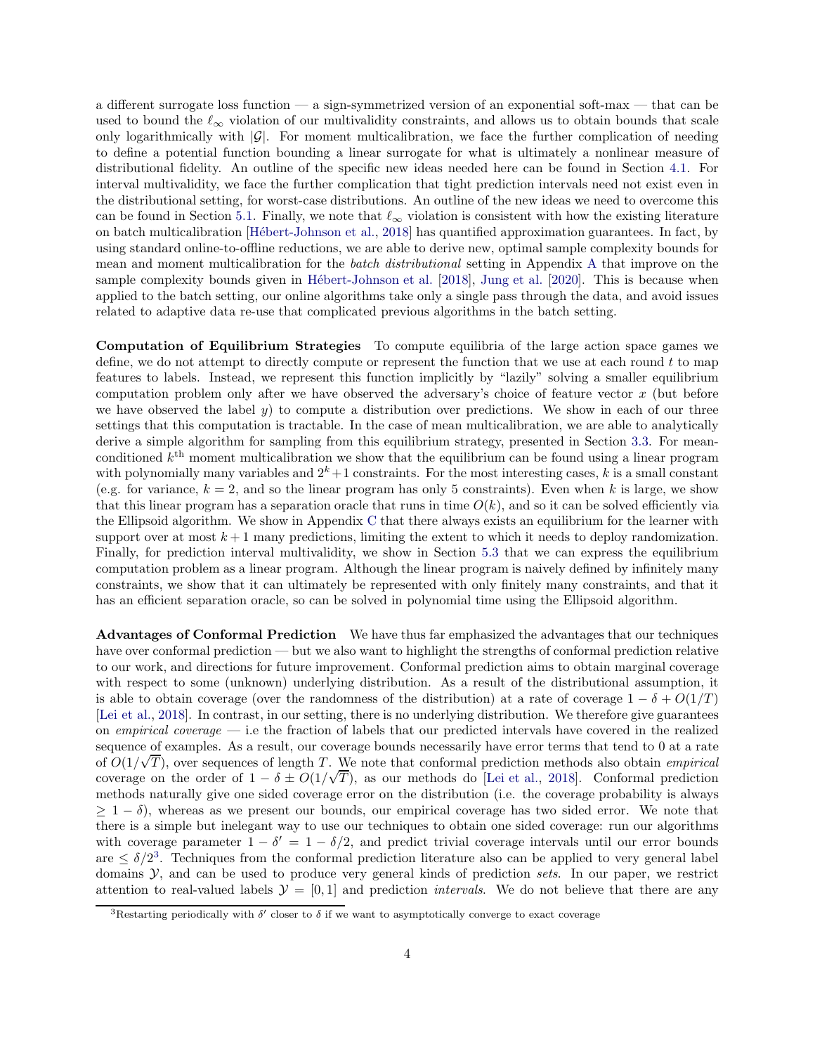a different surrogate loss function — a sign-symmetrized version of an exponential soft-max — that can be used to bound the $\ell_\infty$ violation of our multivalidity constraints, and allows us to obtain bounds that scale only logarithmically with $|\mathcal{G}|$. For moment multicalibration, we face the further complication of needing to define a potential function bounding a linear surrogate for what is ultimately a nonlinear measure of distributional fidelity. An outline of the specific new ideas needed here can be found in Section 4.1. For interval multivalidity, we face the further complication that tight prediction intervals need not exist even in the distributional setting, for worst-case distributions. An outline of the new ideas we need to overcome this can be found in Section 5.1. Finally, we note that $\ell_\infty$ violation is consistent with how the existing literature on batch multicalibration [Hébert-Johnson et al., 2018] has quantified approximation guarantees. In fact, by using standard online-to-offline reductions, we are able to derive new, optimal sample complexity bounds for mean and moment multicalibration for the *batch distributional* setting in Appendix A that improve on the sample complexity bounds given in Hébert-Johnson et al. [2018], Jung et al. [2020]. This is because when applied to the batch setting, our online algorithms take only a single pass through the data, and avoid issues related to adaptive data re-use that complicated previous algorithms in the batch setting.

**Computation of Equilibrium Strategies** To compute equilibria of the large action space games we define, we do not attempt to directly compute or represent the function that we use at each round $t$ to map features to labels. Instead, we represent this function implicitly by "lazily" solving a smaller equilibrium computation problem only after we have observed the adversary's choice of feature vector $x$ (but before we have observed the label $y$) to compute a distribution over predictions. We show in each of our three settings that this computation is tractable. In the case of mean multicalibration, we are able to analytically derive a simple algorithm for sampling from this equilibrium strategy, presented in Section 3.3. For mean-conditioned $k^{\text{th}}$ moment multicalibration we show that the equilibrium can be found using a linear program with polynomially many variables and $2^k+1$ constraints. For the most interesting cases, $k$ is a small constant (e.g. for variance, $k = 2$, and so the linear program has only 5 constraints). Even when $k$ is large, we show that this linear program has a separation oracle that runs in time $O(k)$, and so it can be solved efficiently via the Ellipsoid algorithm. We show in Appendix C that there always exists an equilibrium for the learner with support over at most $k+1$ many predictions, limiting the extent to which it needs to deploy randomization. Finally, for prediction interval multivalidity, we show in Section 5.3 that we can express the equilibrium computation problem as a linear program. Although the linear program is naively defined by infinitely many constraints, we show that it can ultimately be represented with only finitely many constraints, and that it has an efficient separation oracle, so can be solved in polynomial time using the Ellipsoid algorithm.

**Advantages of Conformal Prediction** We have thus far emphasized the advantages that our techniques have over conformal prediction — but we also want to highlight the strengths of conformal prediction relative to our work, and directions for future improvement. Conformal prediction aims to obtain marginal coverage with respect to some (unknown) underlying distribution. As a result of the distributional assumption, it is able to obtain coverage (over the randomness of the distribution) at a rate of coverage $1 - \delta + O(1/T)$ [Lei et al., 2018]. In contrast, in our setting, there is no underlying distribution. We therefore give guarantees on *empirical coverage* — i.e the fraction of labels that our predicted intervals have covered in the realized sequence of examples. As a result, our coverage bounds necessarily have error terms that tend to 0 at a rate of $O(1/\sqrt{T})$, over sequences of length $T$. We note that conformal prediction methods also obtain *empirical* coverage on the order of $1 - \delta \pm O(1/\sqrt{T})$, as our methods do [Lei et al., 2018]. Conformal prediction methods naturally give one sided coverage error on the distribution (i.e. the coverage probability is always $\geq 1 - \delta$), whereas as we present our bounds, our empirical coverage has two sided error. We note that there is a simple but inelegant way to use our techniques to obtain one sided coverage: run our algorithms with coverage parameter $1 - \delta' = 1 - \delta/2$, and predict trivial coverage intervals until our error bounds are $\leq \delta/2$[3]. Techniques from the conformal prediction literature also can be applied to very general label domains $\mathcal{Y}$, and can be used to produce very general kinds of prediction *sets*. In our paper, we restrict attention to real-valued labels $\mathcal{Y} = [0, 1]$ and prediction *intervals*. We do not believe that there are any

[3]Restarting periodically with $\delta'$ closer to $\delta$ if we want to asymptotically converge to exact coverage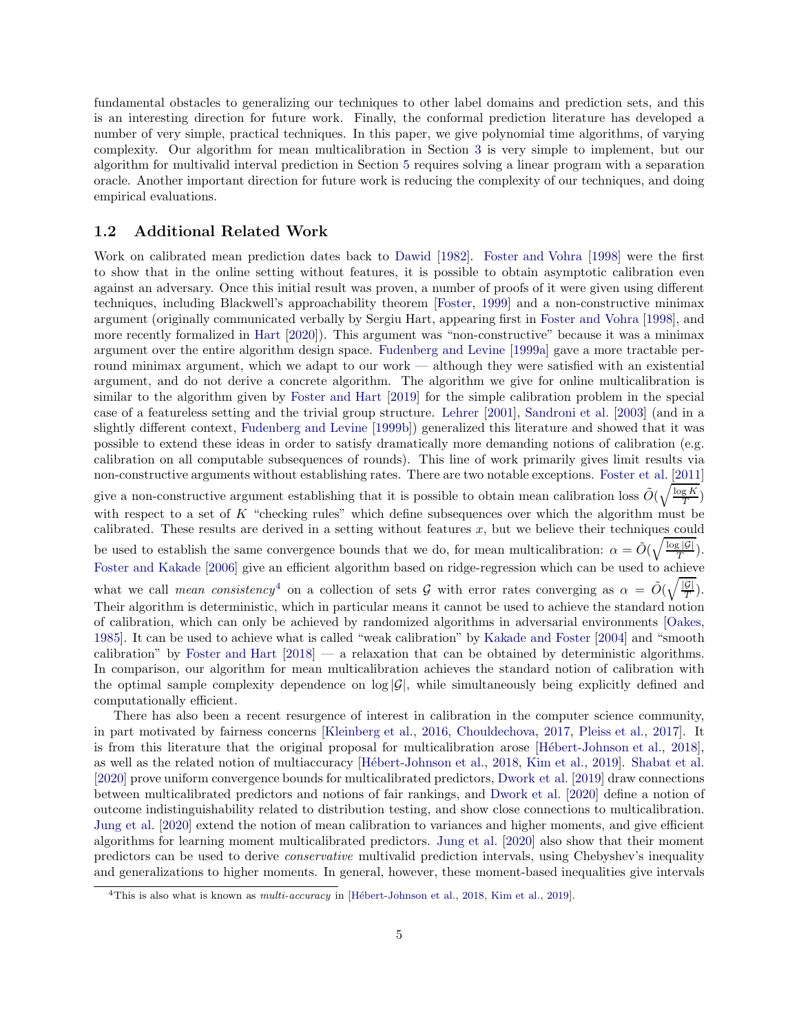fundamental obstacles to generalizing our techniques to other label domains and prediction sets, and this is an interesting direction for future work. Finally, the conformal prediction literature has developed a number of very simple, practical techniques. In this paper, we give polynomial time algorithms, of varying complexity. Our algorithm for mean multicalibration in Section 3 is very simple to implement, but our algorithm for multivalid interval prediction in Section 5 requires solving a linear program with a separation oracle. Another important direction for future work is reducing the complexity of our techniques, and doing empirical evaluations.

## 1.2 Additional Related Work

Work on calibrated mean prediction dates back to Dawid [1982]. Foster and Vohra [1998] were the first to show that in the online setting without features, it is possible to obtain asymptotic calibration even against an adversary. Once this initial result was proven, a number of proofs of it were given using different techniques, including Blackwell's approachability theorem [Foster, 1999] and a non-constructive minimax argument (originally communicated verbally by Sergiu Hart, appearing first in Foster and Vohra [1998], and more recently formalized in Hart [2020]). This argument was "non-constructive" because it was a minimax argument over the entire algorithm design space. Fudenberg and Levine [1999a] gave a more tractable per-round minimax argument, which we adapt to our work — although they were satisfied with an existential argument, and do not derive a concrete algorithm. The algorithm we give for online multicalibration is similar to the algorithm given by Foster and Hart [2019] for the simple calibration problem in the special case of a featureless setting and the trivial group structure. Lehrer [2001], Sandroni et al. [2003] (and in a slightly different context, Fudenberg and Levine [1999b]) generalized this literature and showed that it was possible to extend these ideas in order to satisfy dramatically more demanding notions of calibration (e.g. calibration on all computable subsequences of rounds). This line of work primarily gives limit results via non-constructive arguments without establishing rates. There are two notable exceptions. Foster et al. [2011] give a non-constructive argument establishing that it is possible to obtain mean calibration loss $\tilde{O}(\sqrt{\frac{\log K}{T}})$ with respect to a set of $K$ "checking rules" which define subsequences over which the algorithm must be calibrated. These results are derived in a setting without features $x$, but we believe their techniques could be used to establish the same convergence bounds that we do, for mean multicalibration: $\alpha = \tilde{O}(\sqrt{\frac{\log |\mathcal{G}|}{T}})$. Foster and Kakade [2006] give an efficient algorithm based on ridge-regression which can be used to achieve what we call *mean consistency*[4] on a collection of sets $\mathcal{G}$ with error rates converging as $\alpha = \tilde{O}(\sqrt{\frac{|\mathcal{G}|}{T}})$. Their algorithm is deterministic, which in particular means it cannot be used to achieve the standard notion of calibration, which can only be achieved by randomized algorithms in adversarial environments [Oakes, 1985]. It can be used to achieve what is called "weak calibration" by Kakade and Foster [2004] and "smooth calibration" by Foster and Hart [2018] — a relaxation that can be obtained by deterministic algorithms. In comparison, our algorithm for mean multicalibration achieves the standard notion of calibration with the optimal sample complexity dependence on $\log |\mathcal{G}|$, while simultaneously being explicitly defined and computationally efficient.

There has also been a recent resurgence of interest in calibration in the computer science community, in part motivated by fairness concerns [Kleinberg et al., 2016, Chouldechova, 2017, Pleiss et al., 2017]. It is from this literature that the original proposal for multicalibration arose [Hébert-Johnson et al., 2018], as well as the related notion of multiaccuracy [Hébert-Johnson et al., 2018, Kim et al., 2019]. Shabat et al. [2020] prove uniform convergence bounds for multicalibrated predictors, Dwork et al. [2019] draw connections between multicalibrated predictors and notions of fair rankings, and Dwork et al. [2020] define a notion of outcome indistinguishability related to distribution testing, and show close connections to multicalibration. Jung et al. [2020] extend the notion of mean calibration to variances and higher moments, and give efficient algorithms for learning moment multicalibrated predictors. Jung et al. [2020] also show that their moment predictors can be used to derive *conservative* multivalid prediction intervals, using Chebyshev's inequality and generalizations to higher moments. In general, however, these moment-based inequalities give intervals

[4] This is also what is known as *multi-accuracy* in [Hébert-Johnson et al., 2018, Kim et al., 2019].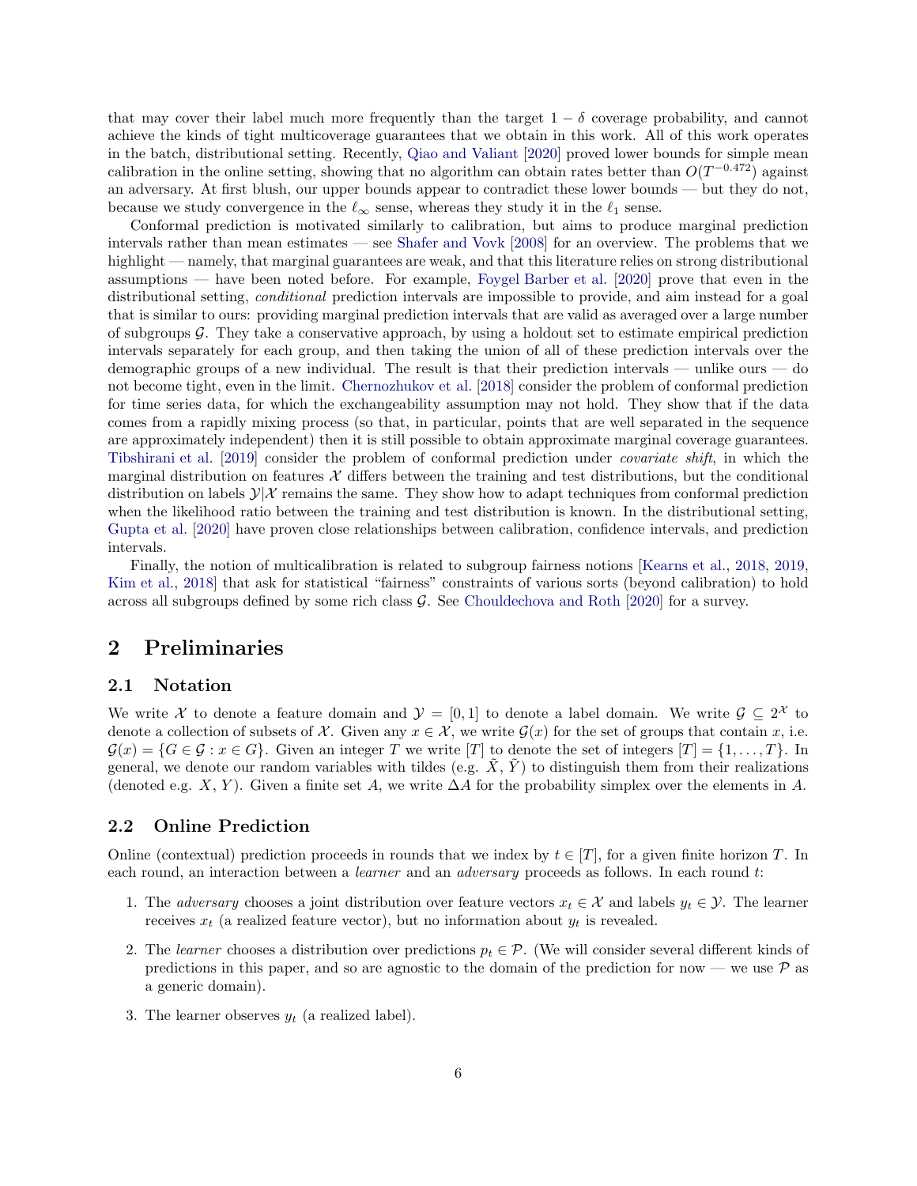that may cover their label much more frequently than the target $1-\delta$ coverage probability, and cannot achieve the kinds of tight multicoverage guarantees that we obtain in this work. All of this work operates in the batch, distributional setting. Recently, Qiao and Valiant [2020] proved lower bounds for simple mean calibration in the online setting, showing that no algorithm can obtain rates better than $O(T^{-0.472})$ against an adversary. At first blush, our upper bounds appear to contradict these lower bounds — but they do not, because we study convergence in the $\ell_\infty$ sense, whereas they study it in the $\ell_1$ sense.

Conformal prediction is motivated similarly to calibration, but aims to produce marginal prediction intervals rather than mean estimates — see Shafer and Vovk [2008] for an overview. The problems that we highlight — namely, that marginal guarantees are weak, and that this literature relies on strong distributional assumptions — have been noted before. For example, Foygel Barber et al. [2020] prove that even in the distributional setting, *conditional* prediction intervals are impossible to provide, and aim instead for a goal that is similar to ours: providing marginal prediction intervals that are valid as averaged over a large number of subgroups $\mathcal{G}$. They take a conservative approach, by using a holdout set to estimate empirical prediction intervals separately for each group, and then taking the union of all of these prediction intervals over the demographic groups of a new individual. The result is that their prediction intervals — unlike ours — do not become tight, even in the limit. Chernozhukov et al. [2018] consider the problem of conformal prediction for time series data, for which the exchangeability assumption may not hold. They show that if the data comes from a rapidly mixing process (so that, in particular, points that are well separated in the sequence are approximately independent) then it is still possible to obtain approximate marginal coverage guarantees. Tibshirani et al. [2019] consider the problem of conformal prediction under *covariate shift*, in which the marginal distribution on features $\mathcal{X}$ differs between the training and test distributions, but the conditional distribution on labels $\mathcal{Y}|\mathcal{X}$ remains the same. They show how to adapt techniques from conformal prediction when the likelihood ratio between the training and test distribution is known. In the distributional setting, Gupta et al. [2020] have proven close relationships between calibration, confidence intervals, and prediction intervals.

Finally, the notion of multicalibration is related to subgroup fairness notions [Kearns et al., 2018, 2019, Kim et al., 2018] that ask for statistical "fairness" constraints of various sorts (beyond calibration) to hold across all subgroups defined by some rich class $\mathcal{G}$. See Chouldechova and Roth [2020] for a survey.

# 2 Preliminaries

## 2.1 Notation

We write $\mathcal{X}$ to denote a feature domain and $\mathcal{Y} = [0,1]$ to denote a label domain. We write $\mathcal{G} \subseteq 2^{\mathcal{X}}$ to denote a collection of subsets of $\mathcal{X}$. Given any $x \in \mathcal{X}$, we write $\mathcal{G}(x)$ for the set of groups that contain $x$, i.e. $\mathcal{G}(x) = \{G \in \mathcal{G} : x \in G\}$. Given an integer $T$ we write $[T]$ to denote the set of integers $[T] = \{1, \ldots, T\}$. In general, we denote our random variables with tildes (e.g. $\tilde{X}$, $\tilde{Y}$) to distinguish them from their realizations (denoted e.g. $X, Y$). Given a finite set $A$, we write $\Delta A$ for the probability simplex over the elements in $A$.

## 2.2 Online Prediction

Online (contextual) prediction proceeds in rounds that we index by $t \in [T]$, for a given finite horizon $T$. In each round, an interaction between a *learner* and an *adversary* proceeds as follows. In each round $t$:

1. The *adversary* chooses a joint distribution over feature vectors $x_t \in \mathcal{X}$ and labels $y_t \in \mathcal{Y}$. The learner receives $x_t$ (a realized feature vector), but no information about $y_t$ is revealed.
2. The *learner* chooses a distribution over predictions $p_t \in \mathcal{P}$. (We will consider several different kinds of predictions in this paper, and so are agnostic to the domain of the prediction for now — we use $\mathcal{P}$ as a generic domain).
3. The learner observes $y_t$ (a realized label).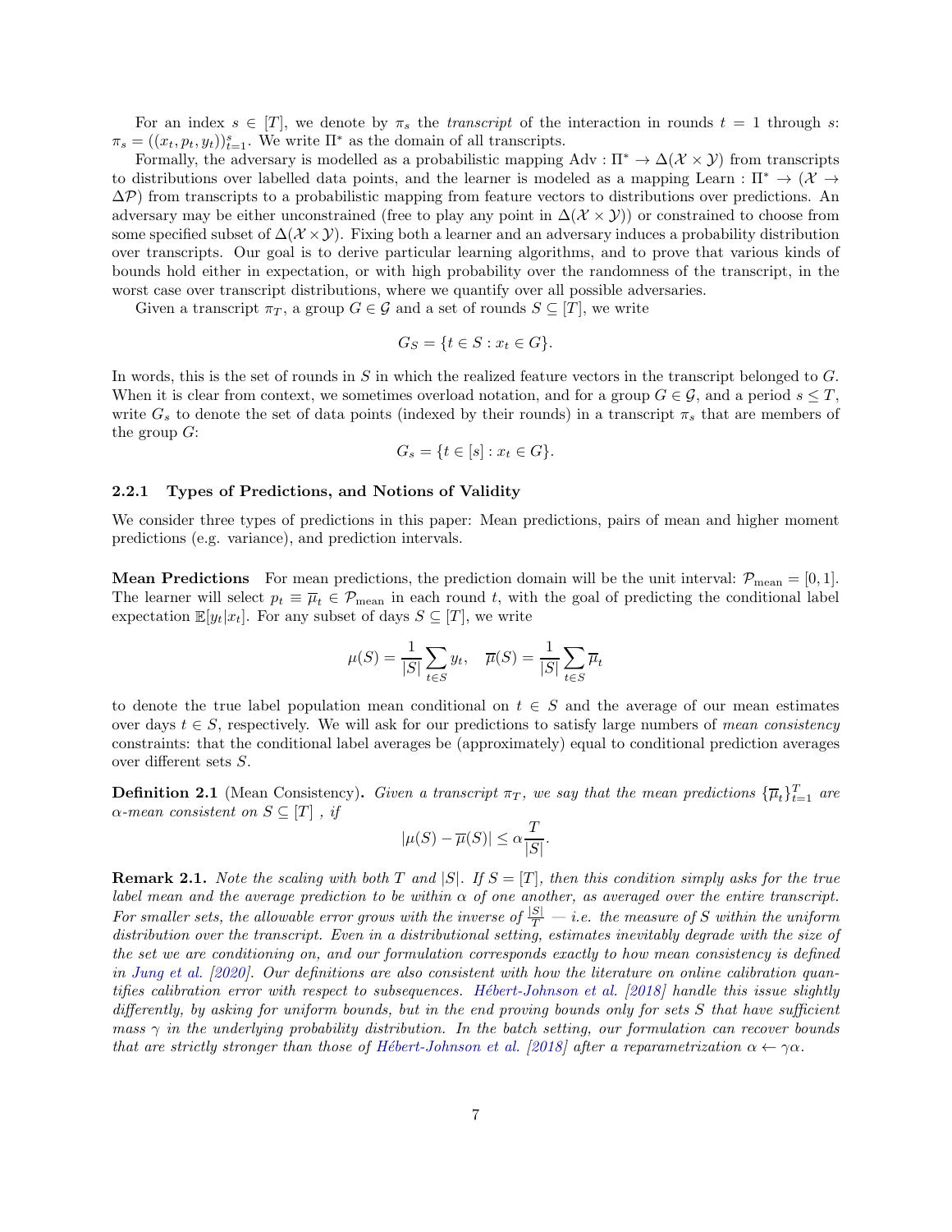For an index $s \in [T]$, we denote by $\pi_s$ the *transcript* of the interaction in rounds $t = 1$ through $s$: $\pi_s = ((x_t, p_t, y_t))_{t=1}^s$. We write $\Pi^*$ as the domain of all transcripts.

Formally, the adversary is modelled as a probabilistic mapping $\text{Adv} : \Pi^* \to \Delta(\mathcal{X} \times \mathcal{Y})$ from transcripts to distributions over labelled data points, and the learner is modeled as a mapping $\text{Learn} : \Pi^* \to (\mathcal{X} \to \Delta\mathcal{P})$ from transcripts to a probabilistic mapping from feature vectors to distributions over predictions. An adversary may be either unconstrained (free to play any point in $\Delta(\mathcal{X} \times \mathcal{Y})$) or constrained to choose from some specified subset of $\Delta(\mathcal{X} \times \mathcal{Y})$. Fixing both a learner and an adversary induces a probability distribution over transcripts. Our goal is to derive particular learning algorithms, and to prove that various kinds of bounds hold either in expectation, or with high probability over the randomness of the transcript, in the worst case over transcript distributions, where we quantify over all possible adversaries.

Given a transcript $\pi_T$, a group $G \in \mathcal{G}$ and a set of rounds $S \subseteq [T]$, we write

$$G_S = \{t \in S : x_t \in G\}.$$

In words, this is the set of rounds in $S$ in which the realized feature vectors in the transcript belonged to $G$. When it is clear from context, we sometimes overload notation, and for a group $G \in \mathcal{G}$, and a period $s \leq T$, write $G_s$ to denote the set of data points (indexed by their rounds) in a transcript $\pi_s$ that are members of the group $G$:

$$G_s = \{t \in [s] : x_t \in G\}.$$

### 2.2.1 Types of Predictions, and Notions of Validity

We consider three types of predictions in this paper: Mean predictions, pairs of mean and higher moment predictions (e.g. variance), and prediction intervals.

**Mean Predictions** For mean predictions, the prediction domain will be the unit interval: $\mathcal{P}_{\text{mean}} = [0, 1]$. The learner will select $p_t \equiv \overline{\mu}_t \in \mathcal{P}_{\text{mean}}$ in each round $t$, with the goal of predicting the conditional label expectation $\mathbb{E}[y_t|x_t]$. For any subset of days $S \subseteq [T]$, we write

$$\mu(S) = \frac{1}{|S|}\sum_{t \in S} y_t, \quad \overline{\mu}(S) = \frac{1}{|S|}\sum_{t \in S} \overline{\mu}_t$$

to denote the true label population mean conditional on $t \in S$ and the average of our mean estimates over days $t \in S$, respectively. We will ask for our predictions to satisfy large numbers of *mean consistency* constraints: that the conditional label averages be (approximately) equal to conditional prediction averages over different sets $S$.

**Definition 2.1** (Mean Consistency). *Given a transcript $\pi_T$, we say that the mean predictions $\{\overline{\mu}_t\}_{t=1}^T$ are $\alpha$-mean consistent on $S \subseteq [T]$ , if*

$$|\mu(S) - \overline{\mu}(S)| \leq \alpha \frac{T}{|S|}.$$

**Remark 2.1.** *Note the scaling with both $T$ and $|S|$. If $S = [T]$, then this condition simply asks for the true label mean and the average prediction to be within $\alpha$ of one another, as averaged over the entire transcript. For smaller sets, the allowable error grows with the inverse of $\frac{|S|}{T}$ — i.e. the measure of $S$ within the uniform distribution over the transcript. Even in a distributional setting, estimates inevitably degrade with the size of the set we are conditioning on, and our formulation corresponds exactly to how mean consistency is defined in Jung et al. [2020]. Our definitions are also consistent with how the literature on online calibration quantifies calibration error with respect to subsequences. Hébert-Johnson et al. [2018] handle this issue slightly differently, by asking for uniform bounds, but in the end proving bounds only for sets $S$ that have sufficient mass $\gamma$ in the underlying probability distribution. In the batch setting, our formulation can recover bounds that are strictly stronger than those of Hébert-Johnson et al. [2018] after a reparametrization $\alpha \leftarrow \gamma\alpha$.*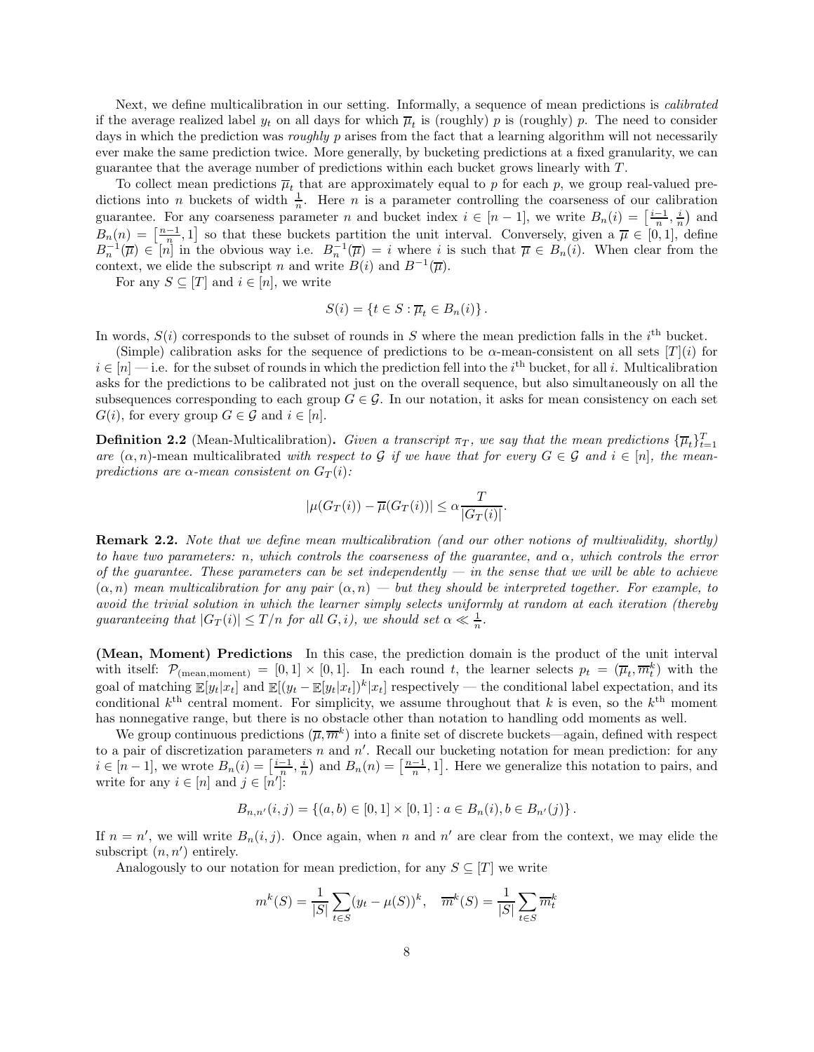Next, we define multicalibration in our setting. Informally, a sequence of mean predictions is *calibrated* if the average realized label $y_t$ on all days for which $\overline{\mu}_t$ is (roughly) $p$ is (roughly) $p$. The need to consider days in which the prediction was *roughly* $p$ arises from the fact that a learning algorithm will not necessarily ever make the same prediction twice. More generally, by bucketing predictions at a fixed granularity, we can guarantee that the average number of predictions within each bucket grows linearly with $T$.

To collect mean predictions $\overline{\mu}_t$ that are approximately equal to $p$ for each $p$, we group real-valued predictions into $n$ buckets of width $\frac{1}{n}$. Here $n$ is a parameter controlling the coarseness of our calibration guarantee. For any coarseness parameter $n$ and bucket index $i \in [n-1]$, we write $B_n(i) = \left[\frac{i-1}{n}, \frac{i}{n}\right)$ and $B_n(n) = \left[\frac{n-1}{n}, 1\right]$ so that these buckets partition the unit interval. Conversely, given a $\overline{\mu} \in [0,1]$, define $B_n^{-1}(\overline{\mu}) \in [n]$ in the obvious way i.e. $B_n^{-1}(\overline{\mu}) = i$ where $i$ is such that $\overline{\mu} \in B_n(i)$. When clear from the context, we elide the subscript $n$ and write $B(i)$ and $B^{-1}(\overline{\mu})$.

For any $S \subseteq [T]$ and $i \in [n]$, we write

$$S(i) = \{t \in S : \overline{\mu}_t \in B_n(i)\}.$$

In words, $S(i)$ corresponds to the subset of rounds in $S$ where the mean prediction falls in the $i^{\text{th}}$ bucket.

(Simple) calibration asks for the sequence of predictions to be $\alpha$-mean-consistent on all sets $[T](i)$ for $i \in [n]$ — i.e. for the subset of rounds in which the prediction fell into the $i^{\text{th}}$ bucket, for all $i$. Multicalibration asks for the predictions to be calibrated not just on the overall sequence, but also simultaneously on all the subsequences corresponding to each group $G \in \mathcal{G}$. In our notation, it asks for mean consistency on each set $G(i)$, for every group $G \in \mathcal{G}$ and $i \in [n]$.

**Definition 2.2** (Mean-Multicalibration)**.** *Given a transcript $\pi_T$, we say that the mean predictions $\{\overline{\mu}_t\}_{t=1}^T$ are $(\alpha, n)$-mean multicalibrated with respect to $\mathcal{G}$ if we have that for every $G \in \mathcal{G}$ and $i \in [n]$, the mean-predictions are $\alpha$-mean consistent on $G_T(i)$:*

$$|\mu(G_T(i)) - \overline{\mu}(G_T(i))| \leq \alpha \frac{T}{|G_T(i)|}.$$

**Remark 2.2.** *Note that we define mean multicalibration (and our other notions of multivalidity, shortly) to have two parameters: $n$, which controls the coarseness of the guarantee, and $\alpha$, which controls the error of the guarantee. These parameters can be set independently — in the sense that we will be able to achieve $(\alpha, n)$ mean multicalibration for any pair $(\alpha, n)$ — but they should be interpreted together. For example, to avoid the trivial solution in which the learner simply selects uniformly at random at each iteration (thereby guaranteeing that $|G_T(i)| \leq T/n$ for all $G, i$), we should set $\alpha \ll \frac{1}{n}$.*

**(Mean, Moment) Predictions** In this case, the prediction domain is the product of the unit interval with itself: $\mathcal{P}_{(\text{mean,moment})} = [0,1] \times [0,1]$. In each round $t$, the learner selects $p_t = (\overline{\mu}_t, \overline{m}_t^k)$ with the goal of matching $\mathbb{E}[y_t|x_t]$ and $\mathbb{E}[(y_t - \mathbb{E}[y_t|x_t])^k|x_t]$ respectively — the conditional label expectation, and its conditional $k^{\text{th}}$ central moment. For simplicity, we assume throughout that $k$ is even, so the $k^{\text{th}}$ moment has nonnegative range, but there is no obstacle other than notation to handling odd moments as well.

We group continuous predictions $(\overline{\mu}, \overline{m}^k)$ into a finite set of discrete buckets—again, defined with respect to a pair of discretization parameters $n$ and $n'$. Recall our bucketing notation for mean prediction: for any $i \in [n-1]$, we wrote $B_n(i) = \left[\frac{i-1}{n}, \frac{i}{n}\right)$ and $B_n(n) = \left[\frac{n-1}{n}, 1\right]$. Here we generalize this notation to pairs, and write for any $i \in [n]$ and $j \in [n']$:

$$B_{n,n'}(i,j) = \{(a,b) \in [0,1] \times [0,1] : a \in B_n(i), b \in B_{n'}(j)\}.$$

If $n = n'$, we will write $B_n(i,j)$. Once again, when $n$ and $n'$ are clear from the context, we may elide the subscript $(n, n')$ entirely.

Analogously to our notation for mean prediction, for any $S \subseteq [T]$ we write

$$m^k(S) = \frac{1}{|S|} \sum_{t \in S} (y_t - \mu(S))^k, \quad \overline{m}^k(S) = \frac{1}{|S|} \sum_{t \in S} \overline{m}_t^k$$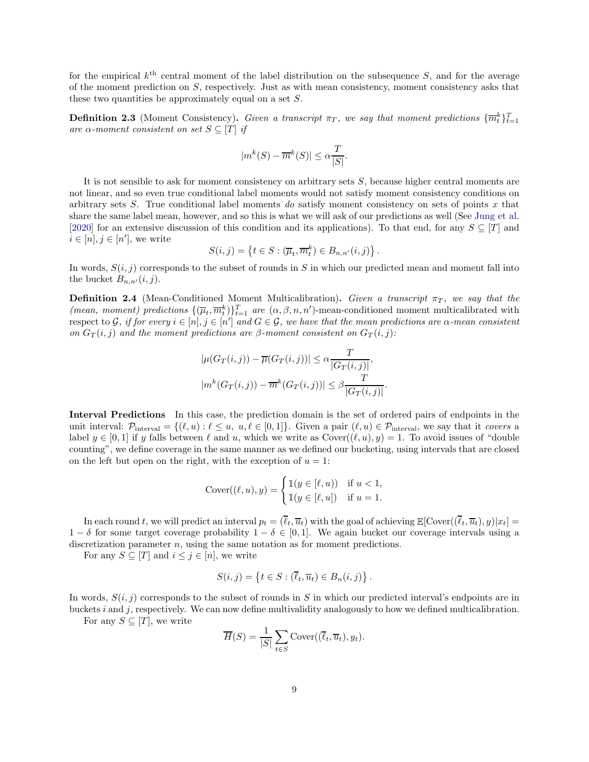for the empirical $k^{\text{th}}$ central moment of the label distribution on the subsequence $S$, and for the average of the moment prediction on $S$, respectively. Just as with mean consistency, moment consistency asks that these two quantities be approximately equal on a set $S$.

**Definition 2.3** (Moment Consistency). *Given a transcript $\pi_T$, we say that moment predictions $\{\overline{m}_t^k\}_{t=1}^T$ are $\alpha$-moment consistent on set $S \subseteq [T]$ if*

$$|m^k(S) - \overline{m}^k(S)| \leq \alpha \frac{T}{|S|}.$$

It is not sensible to ask for moment consistency on arbitrary sets $S$, because higher central moments are not linear, and so even true conditional label moments would not satisfy moment consistency conditions on arbitrary sets $S$. True conditional label moments *do* satisfy moment consistency on sets of points $x$ that share the same label mean, however, and so this is what we will ask of our predictions as well (See Jung et al. [2020] for an extensive discussion of this condition and its applications). To that end, for any $S \subseteq [T]$ and $i \in [n], j \in [n']$, we write

$$S(i,j) = \left\{t \in S : (\overline{\mu}_t, \overline{m}_t^k) \in B_{n,n'}(i,j)\right\}.$$

In words, $S(i,j)$ corresponds to the subset of rounds in $S$ in which our predicted mean and moment fall into the bucket $B_{n,n'}(i,j)$.

**Definition 2.4** (Mean-Conditioned Moment Multicalibration). *Given a transcript $\pi_T$, we say that the (mean, moment) predictions $\{(\overline{\mu}_t, \overline{m}_t^k)\}_{t=1}^T$ are* $(\alpha, \beta, n, n')$-mean-conditioned moment multicalibrated with respect to $\mathcal{G}$, *if for every $i \in [n], j \in [n']$ and $G \in \mathcal{G}$, we have that the mean predictions are $\alpha$-mean consistent on $G_T(i,j)$ and the moment predictions are $\beta$-moment consistent on $G_T(i,j)$:*

$$|\mu(G_T(i,j)) - \overline{\mu}(G_T(i,j))| \leq \alpha \frac{T}{|G_T(i,j)|},$$
$$|m^k(G_T(i,j)) - \overline{m}^k(G_T(i,j))| \leq \beta \frac{T}{|G_T(i,j)|}.$$

**Interval Predictions** In this case, the prediction domain is the set of ordered pairs of endpoints in the unit interval: $\mathcal{P}_{\text{interval}} = \{(\ell, u) : \ell \leq u,\ u, \ell \in [0,1]\}$. Given a pair $(\ell, u) \in \mathcal{P}_{\text{interval}}$, we say that it *covers* a label $y \in [0,1]$ if $y$ falls between $\ell$ and $u$, which we write as $\text{Cover}((\ell,u),y) = 1$. To avoid issues of "double counting", we define coverage in the same manner as we defined our bucketing, using intervals that are closed on the left but open on the right, with the exception of $u = 1$:

$$\text{Cover}((\ell,u),y) = \begin{cases} \mathbb{1}(y \in [\ell, u)) & \text{if } u < 1, \\ \mathbb{1}(y \in [\ell, u]) & \text{if } u = 1. \end{cases}$$

In each round $t$, we will predict an interval $p_t = (\overline{\ell}_t, \overline{u}_t)$ with the goal of achieving $\mathbb{E}[\text{Cover}((\overline{\ell}_t, \overline{u}_t), y)|x_t] = 1 - \delta$ for some target coverage probability $1 - \delta \in [0,1]$. We again bucket our coverage intervals using a discretization parameter $n$, using the same notation as for moment predictions.

For any $S \subseteq [T]$ and $i \leq j \in [n]$, we write

$$S(i,j) = \left\{t \in S : (\overline{\ell}_t, \overline{u}_t) \in B_n(i,j)\right\}.$$

In words, $S(i,j)$ corresponds to the subset of rounds in $S$ in which our predicted interval's endpoints are in buckets $i$ and $j$, respectively. We can now define multivalidity analogously to how we defined multicalibration.

For any $S \subseteq [T]$, we write

$$\overline{H}(S) = \frac{1}{|S|} \sum_{t \in S} \text{Cover}((\overline{\ell}_t, \overline{u}_t), y_t).$$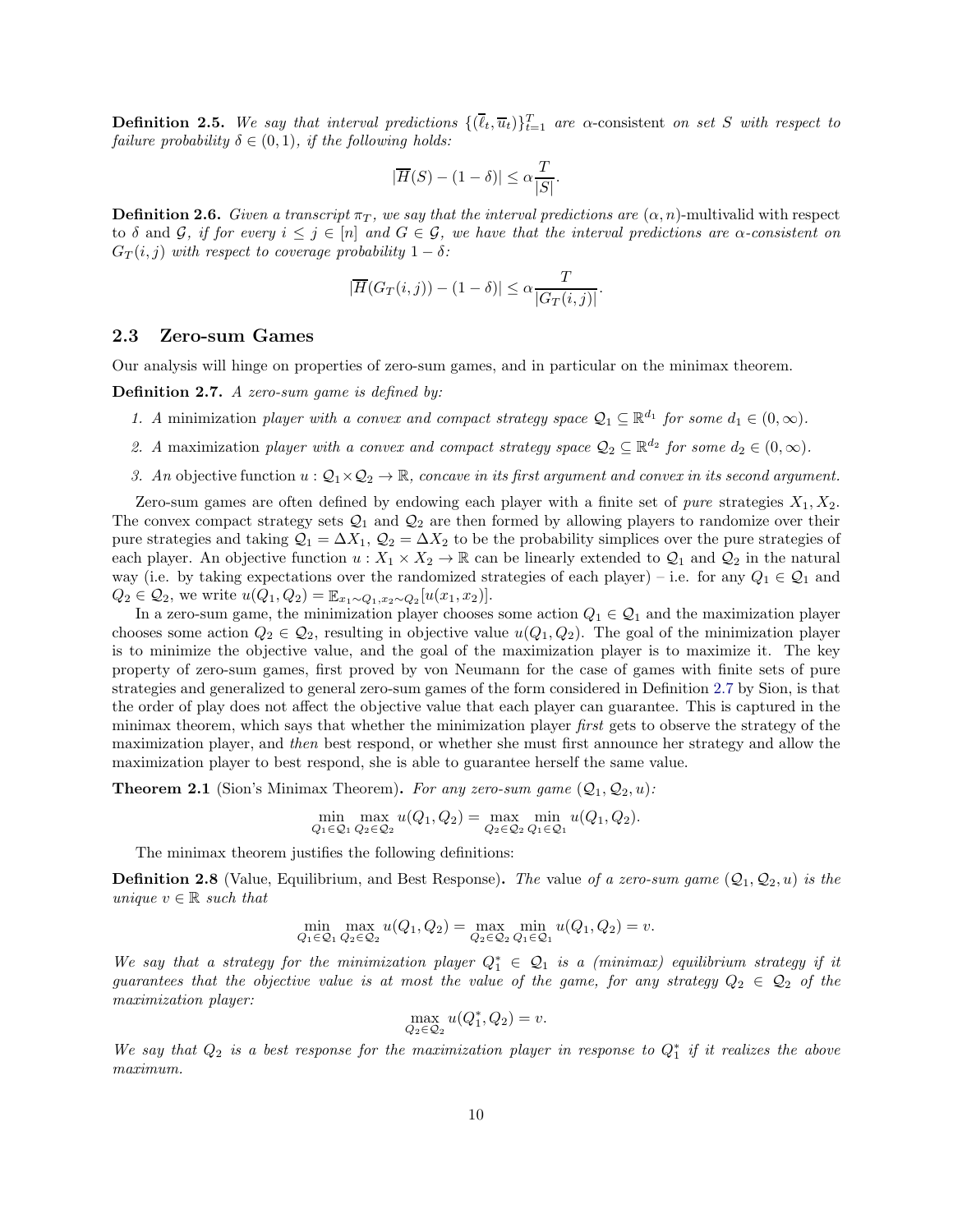**Definition 2.5.** *We say that interval predictions $\{(\overline{\ell}_t, \overline{u}_t)\}_{t=1}^T$ are* $\alpha$-consistent *on set $S$ with respect to failure probability $\delta \in (0,1)$, if the following holds:*

$$|\overline{H}(S) - (1-\delta)| \leq \alpha \frac{T}{|S|}.$$

**Definition 2.6.** *Given a transcript $\pi_T$, we say that the interval predictions are* $(\alpha, n)$-multivalid with respect to $\delta$ and $\mathcal{G}$, *if for every $i \leq j \in [n]$ and $G \in \mathcal{G}$, we have that the interval predictions are $\alpha$-consistent on $G_T(i,j)$ with respect to coverage probability $1-\delta$:*

$$|\overline{H}(G_T(i,j)) - (1-\delta)| \leq \alpha \frac{T}{|G_T(i,j)|}.$$

## 2.3 Zero-sum Games

Our analysis will hinge on properties of zero-sum games, and in particular on the minimax theorem.

**Definition 2.7.** *A zero-sum game is defined by:*

1. *A* minimization *player with a convex and compact strategy space $\mathcal{Q}_1 \subseteq \mathbb{R}^{d_1}$ for some $d_1 \in (0, \infty)$.*
2. *A* maximization *player with a convex and compact strategy space $\mathcal{Q}_2 \subseteq \mathbb{R}^{d_2}$ for some $d_2 \in (0, \infty)$.*
3. *An* objective function *$u : \mathcal{Q}_1 \times \mathcal{Q}_2 \to \mathbb{R}$, concave in its first argument and convex in its second argument.*

Zero-sum games are often defined by endowing each player with a finite set of *pure* strategies $X_1, X_2$. The convex compact strategy sets $\mathcal{Q}_1$ and $\mathcal{Q}_2$ are then formed by allowing players to randomize over their pure strategies and taking $\mathcal{Q}_1 = \Delta X_1$, $\mathcal{Q}_2 = \Delta X_2$ to be the probability simplices over the pure strategies of each player. An objective function $u : X_1 \times X_2 \to \mathbb{R}$ can be linearly extended to $\mathcal{Q}_1$ and $\mathcal{Q}_2$ in the natural way (i.e. by taking expectations over the randomized strategies of each player) – i.e. for any $Q_1 \in \mathcal{Q}_1$ and $Q_2 \in \mathcal{Q}_2$, we write $u(Q_1, Q_2) = \mathbb{E}_{x_1 \sim Q_1, x_2 \sim Q_2}[u(x_1, x_2)]$.

In a zero-sum game, the minimization player chooses some action $Q_1 \in \mathcal{Q}_1$ and the maximization player chooses some action $Q_2 \in \mathcal{Q}_2$, resulting in objective value $u(Q_1, Q_2)$. The goal of the minimization player is to minimize the objective value, and the goal of the maximization player is to maximize it. The key property of zero-sum games, first proved by von Neumann for the case of games with finite sets of pure strategies and generalized to general zero-sum games of the form considered in Definition 2.7 by Sion, is that the order of play does not affect the objective value that each player can guarantee. This is captured in the minimax theorem, which says that whether the minimization player *first* gets to observe the strategy of the maximization player, and *then* best respond, or whether she must first announce her strategy and allow the maximization player to best respond, she is able to guarantee herself the same value.

**Theorem 2.1** (Sion's Minimax Theorem)**.** *For any zero-sum game $(\mathcal{Q}_1, \mathcal{Q}_2, u)$:*

$$\min_{Q_1 \in \mathcal{Q}_1} \max_{Q_2 \in \mathcal{Q}_2} u(Q_1, Q_2) = \max_{Q_2 \in \mathcal{Q}_2} \min_{Q_1 \in \mathcal{Q}_1} u(Q_1, Q_2).$$

The minimax theorem justifies the following definitions:

**Definition 2.8** (Value, Equilibrium, and Best Response)**.** *The* value *of a zero-sum game $(\mathcal{Q}_1, \mathcal{Q}_2, u)$ is the unique $v \in \mathbb{R}$ such that*

$$\min_{Q_1 \in \mathcal{Q}_1} \max_{Q_2 \in \mathcal{Q}_2} u(Q_1, Q_2) = \max_{Q_2 \in \mathcal{Q}_2} \min_{Q_1 \in \mathcal{Q}_1} u(Q_1, Q_2) = v.$$

*We say that a strategy for the minimization player $Q_1^* \in \mathcal{Q}_1$ is a (minimax) equilibrium strategy if it guarantees that the objective value is at most the value of the game, for any strategy $Q_2 \in \mathcal{Q}_2$ of the maximization player:*

$$\max_{Q_2 \in \mathcal{Q}_2} u(Q_1^*, Q_2) = v.$$

*We say that $Q_2$ is a best response for the maximization player in response to $Q_1^*$ if it realizes the above maximum.*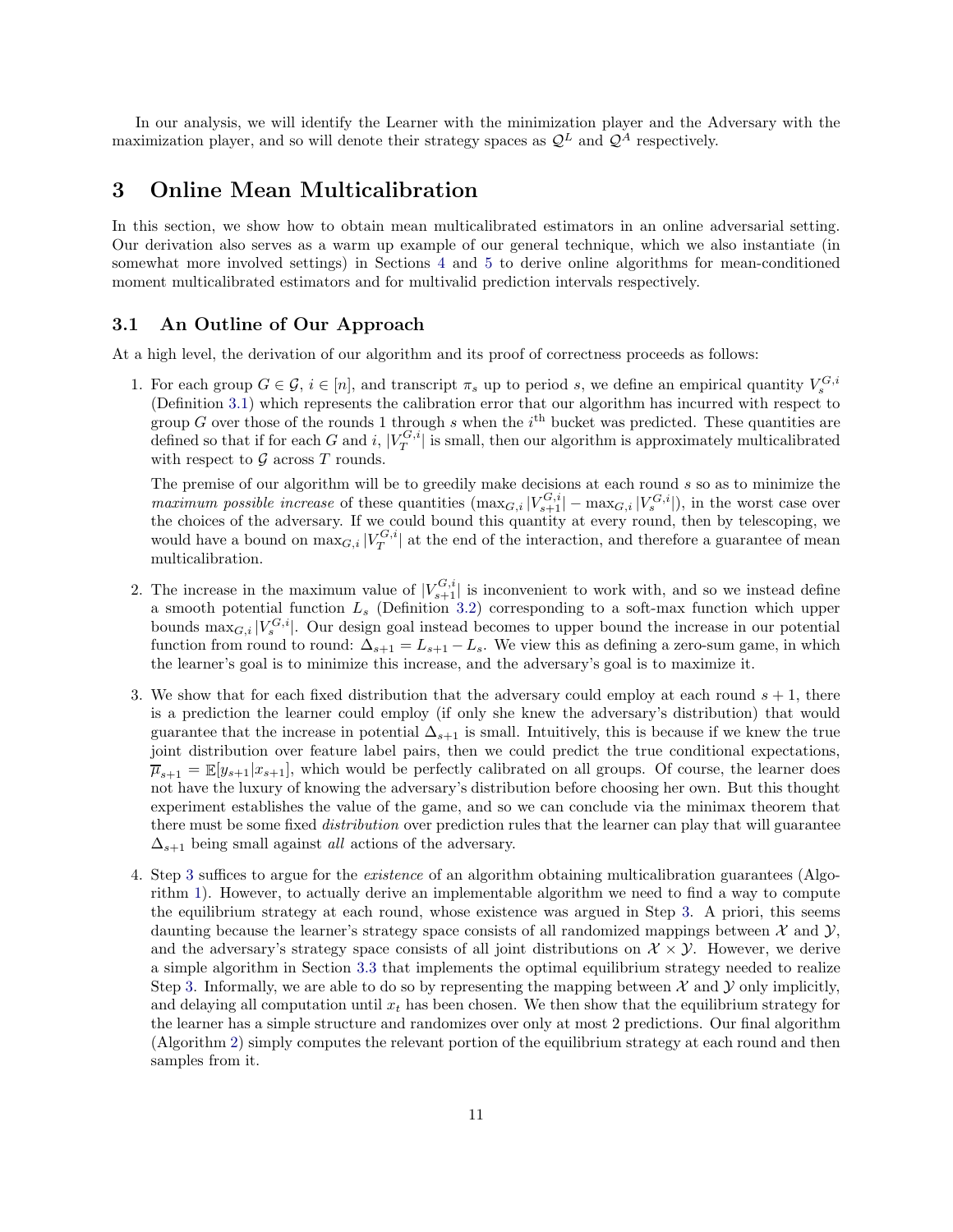In our analysis, we will identify the Learner with the minimization player and the Adversary with the maximization player, and so will denote their strategy spaces as $\mathcal{Q}^L$ and $\mathcal{Q}^A$ respectively.

# 3 Online Mean Multicalibration

In this section, we show how to obtain mean multicalibrated estimators in an online adversarial setting. Our derivation also serves as a warm up example of our general technique, which we also instantiate (in somewhat more involved settings) in Sections 4 and 5 to derive online algorithms for mean-conditioned moment multicalibrated estimators and for multivalid prediction intervals respectively.

## 3.1 An Outline of Our Approach

At a high level, the derivation of our algorithm and its proof of correctness proceeds as follows:

1. For each group $G \in \mathcal{G}$, $i \in [n]$, and transcript $\pi_s$ up to period $s$, we define an empirical quantity $V_s^{G,i}$ (Definition 3.1) which represents the calibration error that our algorithm has incurred with respect to group $G$ over those of the rounds 1 through $s$ when the $i^{\text{th}}$ bucket was predicted. These quantities are defined so that if for each $G$ and $i$, $|V_T^{G,i}|$ is small, then our algorithm is approximately multicalibrated with respect to $\mathcal{G}$ across $T$ rounds.

   The premise of our algorithm will be to greedily make decisions at each round $s$ so as to minimize the *maximum possible increase* of these quantities ($\max_{G,i} |V_{s+1}^{G,i}| - \max_{G,i} |V_s^{G,i}|$), in the worst case over the choices of the adversary. If we could bound this quantity at every round, then by telescoping, we would have a bound on $\max_{G,i} |V_T^{G,i}|$ at the end of the interaction, and therefore a guarantee of mean multicalibration.

2. The increase in the maximum value of $|V_{s+1}^{G,i}|$ is inconvenient to work with, and so we instead define a smooth potential function $L_s$ (Definition 3.2) corresponding to a soft-max function which upper bounds $\max_{G,i} |V_s^{G,i}|$. Our design goal instead becomes to upper bound the increase in our potential function from round to round: $\Delta_{s+1} = L_{s+1} - L_s$. We view this as defining a zero-sum game, in which the learner's goal is to minimize this increase, and the adversary's goal is to maximize it.

3. We show that for each fixed distribution that the adversary could employ at each round $s+1$, there is a prediction the learner could employ (if only she knew the adversary's distribution) that would guarantee that the increase in potential $\Delta_{s+1}$ is small. Intuitively, this is because if we knew the true joint distribution over feature label pairs, then we could predict the true conditional expectations, $\overline{\mu}_{s+1} = \mathbb{E}[y_{s+1}|x_{s+1}]$, which would be perfectly calibrated on all groups. Of course, the learner does not have the luxury of knowing the adversary's distribution before choosing her own. But this thought experiment establishes the value of the game, and so we can conclude via the minimax theorem that there must be some fixed *distribution* over prediction rules that the learner can play that will guarantee $\Delta_{s+1}$ being small against *all* actions of the adversary.

4. Step 3 suffices to argue for the *existence* of an algorithm obtaining multicalibration guarantees (Algorithm 1). However, to actually derive an implementable algorithm we need to find a way to compute the equilibrium strategy at each round, whose existence was argued in Step 3. A priori, this seems daunting because the learner's strategy space consists of all randomized mappings between $\mathcal{X}$ and $\mathcal{Y}$, and the adversary's strategy space consists of all joint distributions on $\mathcal{X} \times \mathcal{Y}$. However, we derive a simple algorithm in Section 3.3 that implements the optimal equilibrium strategy needed to realize Step 3. Informally, we are able to do so by representing the mapping between $\mathcal{X}$ and $\mathcal{Y}$ only implicitly, and delaying all computation until $x_t$ has been chosen. We then show that the equilibrium strategy for the learner has a simple structure and randomizes over only at most 2 predictions. Our final algorithm (Algorithm 2) simply computes the relevant portion of the equilibrium strategy at each round and then samples from it.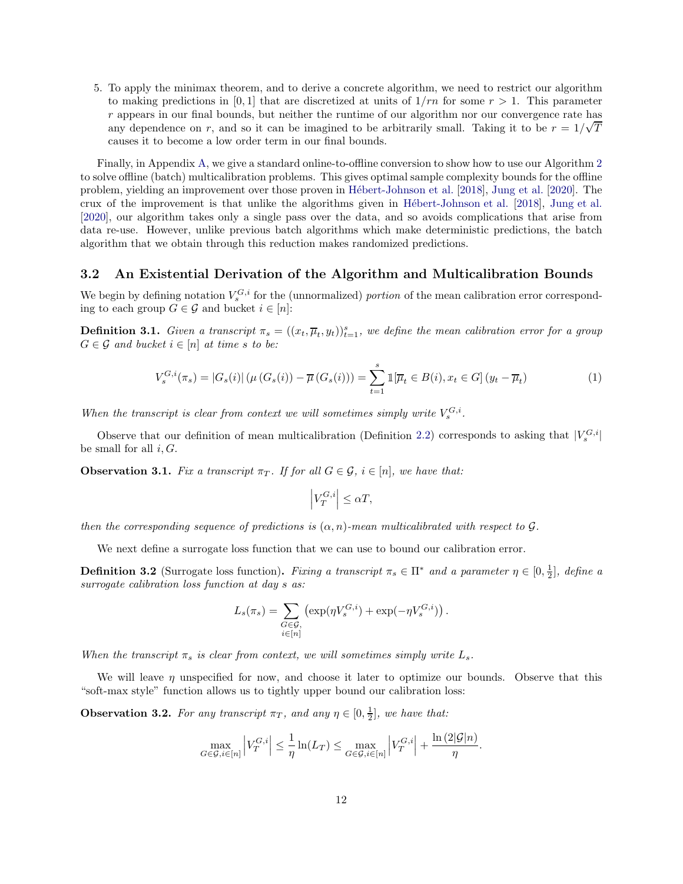5. To apply the minimax theorem, and to derive a concrete algorithm, we need to restrict our algorithm to making predictions in $[0, 1]$ that are discretized at units of $1/rn$ for some $r > 1$. This parameter $r$ appears in our final bounds, but neither the runtime of our algorithm nor our convergence rate has any dependence on $r$, and so it can be imagined to be arbitrarily small. Taking it to be $r = 1/\sqrt{T}$ causes it to become a low order term in our final bounds.

Finally, in Appendix A, we give a standard online-to-offline conversion to show how to use our Algorithm 2 to solve offline (batch) multicalibration problems. This gives optimal sample complexity bounds for the offline problem, yielding an improvement over those proven in Hébert-Johnson et al. [2018], Jung et al. [2020]. The crux of the improvement is that unlike the algorithms given in Hébert-Johnson et al. [2018], Jung et al. [2020], our algorithm takes only a single pass over the data, and so avoids complications that arise from data re-use. However, unlike previous batch algorithms which make deterministic predictions, the batch algorithm that we obtain through this reduction makes randomized predictions.

### 3.2 An Existential Derivation of the Algorithm and Multicalibration Bounds

We begin by defining notation $V_s^{G,i}$ for the (unnormalized) *portion* of the mean calibration error corresponding to each group $G \in \mathcal{G}$ and bucket $i \in [n]$:

**Definition 3.1.** *Given a transcript $\pi_s = ((x_t, \overline{\mu}_t, y_t))_{t=1}^s$, we define the mean calibration error for a group $G \in \mathcal{G}$ and bucket $i \in [n]$ at time $s$ to be:*

$$V_s^{G,i}(\pi_s) = |G_s(i)| \left(\mu\left(G_s(i)\right) - \overline{\mu}\left(G_s(i)\right)\right) = \sum_{t=1}^{s} \mathbb{1}[\overline{\mu}_t \in B(i), x_t \in G] \left(y_t - \overline{\mu}_t\right) \tag{1}$$

*When the transcript is clear from context we will sometimes simply write $V_s^{G,i}$.*

Observe that our definition of mean multicalibration (Definition 2.2) corresponds to asking that $|V_s^{G,i}|$ be small for all $i, G$.

**Observation 3.1.** *Fix a transcript $\pi_T$. If for all $G \in \mathcal{G}$, $i \in [n]$, we have that:*

$$\left|V_T^{G,i}\right| \leq \alpha T,$$

*then the corresponding sequence of predictions is $(\alpha, n)$-mean multicalibrated with respect to $\mathcal{G}$.*

We next define a surrogate loss function that we can use to bound our calibration error.

**Definition 3.2** (Surrogate loss function)**.** *Fixing a transcript $\pi_s \in \Pi^*$ and a parameter $\eta \in [0, \frac{1}{2}]$, define a surrogate calibration loss function at day $s$ as:*

$$L_s(\pi_s) = \sum_{\substack{G \in \mathcal{G}, \\ i \in [n]}} \left(\exp(\eta V_s^{G,i}) + \exp(-\eta V_s^{G,i})\right).$$

*When the transcript $\pi_s$ is clear from context, we will sometimes simply write $L_s$.*

We will leave $\eta$ unspecified for now, and choose it later to optimize our bounds. Observe that this "soft-max style" function allows us to tightly upper bound our calibration loss:

**Observation 3.2.** *For any transcript $\pi_T$, and any $\eta \in [0, \frac{1}{2}]$, we have that:*

$$\max_{G \in \mathcal{G}, i \in [n]} \left|V_T^{G,i}\right| \leq \frac{1}{\eta} \ln(L_T) \leq \max_{G \in \mathcal{G}, i \in [n]} \left|V_T^{G,i}\right| + \frac{\ln\left(2|\mathcal{G}|n\right)}{\eta}.$$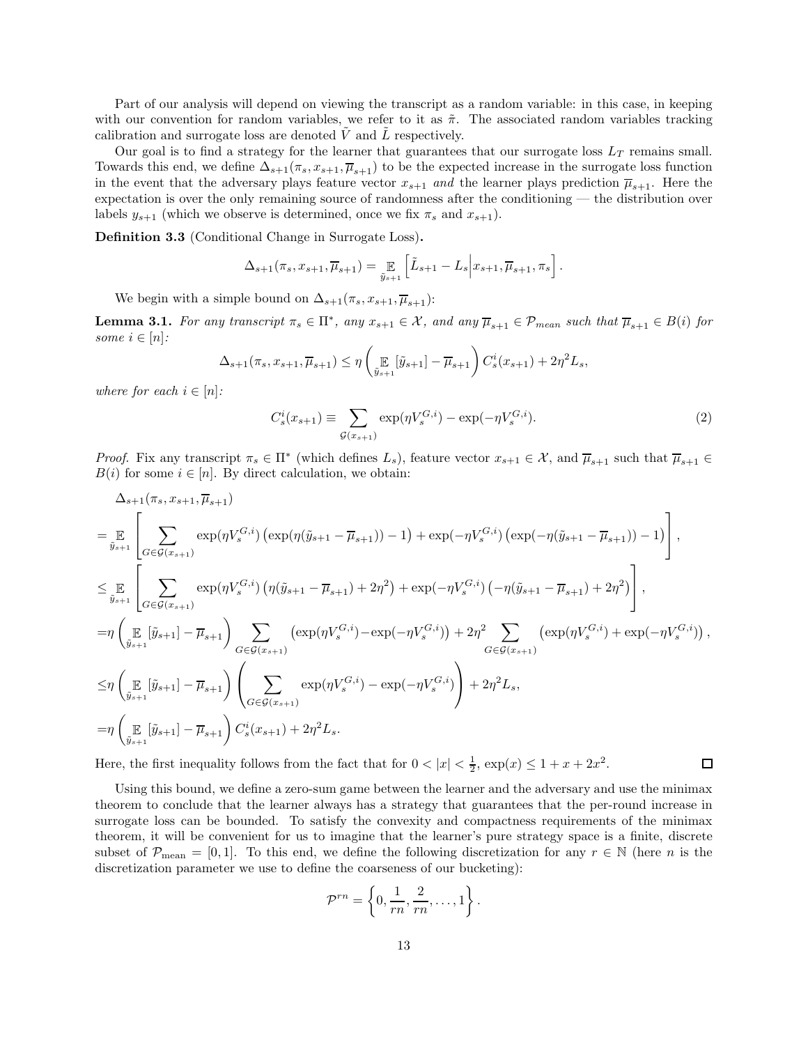Part of our analysis will depend on viewing the transcript as a random variable: in this case, in keeping with our convention for random variables, we refer to it as $\tilde{\pi}$. The associated random variables tracking calibration and surrogate loss are denoted $\tilde{V}$ and $\tilde{L}$ respectively.

Our goal is to find a strategy for the learner that guarantees that our surrogate loss $L_T$ remains small. Towards this end, we define $\Delta_{s+1}(\pi_s, x_{s+1}, \overline{\mu}_{s+1})$ to be the expected increase in the surrogate loss function in the event that the adversary plays feature vector $x_{s+1}$ *and* the learner plays prediction $\overline{\mu}_{s+1}$. Here the expectation is over the only remaining source of randomness after the conditioning — the distribution over labels $y_{s+1}$ (which we observe is determined, once we fix $\pi_s$ and $x_{s+1}$).

**Definition 3.3** (Conditional Change in Surrogate Loss)**.**

$$
\Delta_{s+1}(\pi_s, x_{s+1}, \overline{\mu}_{s+1}) = \mathop{\mathbb{E}}_{\tilde{y}_{s+1}}\left[\tilde{L}_{s+1} - L_s \middle| x_{s+1}, \overline{\mu}_{s+1}, \pi_s\right].
$$

We begin with a simple bound on $\Delta_{s+1}(\pi_s, x_{s+1}, \overline{\mu}_{s+1})$:

**Lemma 3.1.** *For any transcript $\pi_s \in \Pi^*$, any $x_{s+1} \in \mathcal{X}$, and any $\overline{\mu}_{s+1} \in \mathcal{P}_{mean}$ such that $\overline{\mu}_{s+1} \in B(i)$ for some $i \in [n]$:*

$$
\Delta_{s+1}(\pi_s, x_{s+1}, \overline{\mu}_{s+1}) \leq \eta\left(\mathop{\mathbb{E}}_{\tilde{y}_{s+1}}[\tilde{y}_{s+1}] - \overline{\mu}_{s+1}\right) C_s^i(x_{s+1}) + 2\eta^2 L_s,
$$

*where for each $i \in [n]$:*

$$
C_s^i(x_{s+1}) \equiv \sum_{\mathcal{G}(x_{s+1})} \exp(\eta V_s^{G,i}) - \exp(-\eta V_s^{G,i}). \tag{2}
$$

*Proof.* Fix any transcript $\pi_s \in \Pi^*$ (which defines $L_s$), feature vector $x_{s+1} \in \mathcal{X}$, and $\overline{\mu}_{s+1}$ such that $\overline{\mu}_{s+1} \in B(i)$ for some $i \in [n]$. By direct calculation, we obtain:

$$
\begin{aligned}
&\Delta_{s+1}(\pi_s, x_{s+1}, \overline{\mu}_{s+1}) \\
&= \mathop{\mathbb{E}}_{\tilde{y}_{s+1}}\left[\sum_{G \in \mathcal{G}(x_{s+1})} \exp(\eta V_s^{G,i})\left(\exp(\eta(\tilde{y}_{s+1} - \overline{\mu}_{s+1})) - 1\right) + \exp(-\eta V_s^{G,i})\left(\exp(-\eta(\tilde{y}_{s+1} - \overline{\mu}_{s+1})) - 1\right)\right], \\
&\leq \mathop{\mathbb{E}}_{\tilde{y}_{s+1}}\left[\sum_{G \in \mathcal{G}(x_{s+1})} \exp(\eta V_s^{G,i})\left(\eta(\tilde{y}_{s+1} - \overline{\mu}_{s+1}) + 2\eta^2\right) + \exp(-\eta V_s^{G,i})\left(-\eta(\tilde{y}_{s+1} - \overline{\mu}_{s+1}) + 2\eta^2\right)\right], \\
&= \eta\left(\mathop{\mathbb{E}}_{\tilde{y}_{s+1}}[\tilde{y}_{s+1}] - \overline{\mu}_{s+1}\right)\sum_{G \in \mathcal{G}(x_{s+1})}\left(\exp(\eta V_s^{G,i}) - \exp(-\eta V_s^{G,i})\right) + 2\eta^2 \sum_{G \in \mathcal{G}(x_{s+1})}\left(\exp(\eta V_s^{G,i}) + \exp(-\eta V_s^{G,i})\right), \\
&\leq \eta\left(\mathop{\mathbb{E}}_{\tilde{y}_{s+1}}[\tilde{y}_{s+1}] - \overline{\mu}_{s+1}\right)\left(\sum_{G \in \mathcal{G}(x_{s+1})} \exp(\eta V_s^{G,i}) - \exp(-\eta V_s^{G,i})\right) + 2\eta^2 L_s, \\
&= \eta\left(\mathop{\mathbb{E}}_{\tilde{y}_{s+1}}[\tilde{y}_{s+1}] - \overline{\mu}_{s+1}\right) C_s^i(x_{s+1}) + 2\eta^2 L_s.
\end{aligned}
$$

Here, the first inequality follows from the fact that for $0 < |x| < \frac{1}{2}$, $\exp(x) \leq 1 + x + 2x^2$. $\square$

Using this bound, we define a zero-sum game between the learner and the adversary and use the minimax theorem to conclude that the learner always has a strategy that guarantees that the per-round increase in surrogate loss can be bounded. To satisfy the convexity and compactness requirements of the minimax theorem, it will be convenient for us to imagine that the learner's pure strategy space is a finite, discrete subset of $\mathcal{P}_{\text{mean}} = [0, 1]$. To this end, we define the following discretization for any $r \in \mathbb{N}$ (here $n$ is the discretization parameter we use to define the coarseness of our bucketing):

$$
\mathcal{P}^{rn} = \left\{0, \frac{1}{rn}, \frac{2}{rn}, \ldots, 1\right\}.
$$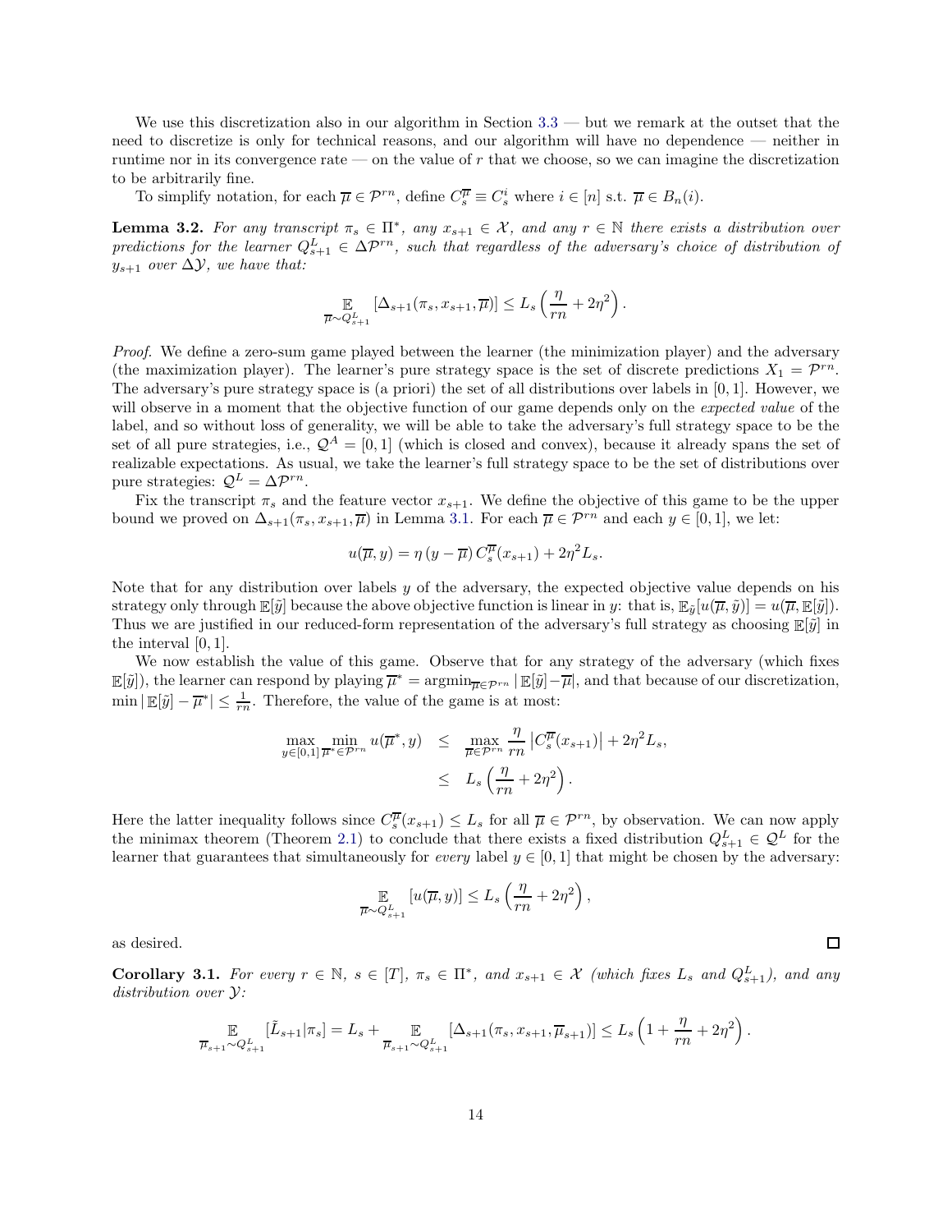We use this discretization also in our algorithm in Section 3.3 — but we remark at the outset that the need to discretize is only for technical reasons, and our algorithm will have no dependence — neither in runtime nor in its convergence rate — on the value of $r$ that we choose, so we can imagine the discretization to be arbitrarily fine.

To simplify notation, for each $\overline{\mu} \in \mathcal{P}^{rn}$, define $C_s^{\overline{\mu}} \equiv C_s^i$ where $i \in [n]$ s.t. $\overline{\mu} \in B_n(i)$.

**Lemma 3.2.** *For any transcript $\pi_s \in \Pi^*$, any $x_{s+1} \in \mathcal{X}$, and any $r \in \mathbb{N}$ there exists a distribution over predictions for the learner $Q_{s+1}^L \in \Delta\mathcal{P}^{rn}$, such that regardless of the adversary's choice of distribution of $y_{s+1}$ over $\Delta\mathcal{Y}$, we have that:*

$$\mathop{\mathbb{E}}_{\overline{\mu} \sim Q_{s+1}^L} \left[\Delta_{s+1}(\pi_s, x_{s+1}, \overline{\mu})\right] \leq L_s \left(\frac{\eta}{rn} + 2\eta^2\right).$$

*Proof.* We define a zero-sum game played between the learner (the minimization player) and the adversary (the maximization player). The learner's pure strategy space is the set of discrete predictions $X_1 = \mathcal{P}^{rn}$. The adversary's pure strategy space is (a priori) the set of all distributions over labels in $[0, 1]$. However, we will observe in a moment that the objective function of our game depends only on the *expected value* of the label, and so without loss of generality, we will be able to take the adversary's full strategy space to be the set of all pure strategies, i.e., $\mathcal{Q}^A = [0, 1]$ (which is closed and convex), because it already spans the set of realizable expectations. As usual, we take the learner's full strategy space to be the set of distributions over pure strategies: $\mathcal{Q}^L = \Delta\mathcal{P}^{rn}$.

Fix the transcript $\pi_s$ and the feature vector $x_{s+1}$. We define the objective of this game to be the upper bound we proved on $\Delta_{s+1}(\pi_s, x_{s+1}, \overline{\mu})$ in Lemma 3.1. For each $\overline{\mu} \in \mathcal{P}^{rn}$ and each $y \in [0, 1]$, we let:

$$u(\overline{\mu}, y) = \eta\,(y - \overline{\mu})\,C_s^{\overline{\mu}}(x_{s+1}) + 2\eta^2 L_s.$$

Note that for any distribution over labels $y$ of the adversary, the expected objective value depends on his strategy only through $\mathbb{E}[\tilde{y}]$ because the above objective function is linear in $y$: that is, $\mathbb{E}_{\tilde{y}}[u(\overline{\mu}, \tilde{y})] = u(\overline{\mu}, \mathbb{E}[\tilde{y}])$. Thus we are justified in our reduced-form representation of the adversary's full strategy as choosing $\mathbb{E}[\tilde{y}]$ in the interval $[0, 1]$.

We now establish the value of this game. Observe that for any strategy of the adversary (which fixes $\mathbb{E}[\tilde{y}]$), the learner can respond by playing $\overline{\mu}^* = \mathrm{argmin}_{\overline{\mu} \in \mathcal{P}^{rn}} |\mathbb{E}[\tilde{y}] - \overline{\mu}|$, and that because of our discretization, $\min |\mathbb{E}[\tilde{y}] - \overline{\mu}^*| \leq \frac{1}{rn}$. Therefore, the value of the game is at most:

$$\begin{aligned}
\max_{y \in [0,1]} \min_{\overline{\mu}^* \in \mathcal{P}^{rn}} u(\overline{\mu}^*, y) &\leq \max_{\overline{\mu} \in \mathcal{P}^{rn}} \frac{\eta}{rn} \left|C_s^{\overline{\mu}}(x_{s+1})\right| + 2\eta^2 L_s, \\
&\leq L_s \left(\frac{\eta}{rn} + 2\eta^2\right).
\end{aligned}$$

Here the latter inequality follows since $C_s^{\overline{\mu}}(x_{s+1}) \leq L_s$ for all $\overline{\mu} \in \mathcal{P}^{rn}$, by observation. We can now apply the minimax theorem (Theorem 2.1) to conclude that there exists a fixed distribution $Q_{s+1}^L \in \mathcal{Q}^L$ for the learner that guarantees that simultaneously for *every* label $y \in [0, 1]$ that might be chosen by the adversary:

$$\mathop{\mathbb{E}}_{\overline{\mu} \sim Q_{s+1}^L} [u(\overline{\mu}, y)] \leq L_s \left(\frac{\eta}{rn} + 2\eta^2\right),$$

as desired. ∎

**Corollary 3.1.** *For every $r \in \mathbb{N}$, $s \in [T]$, $\pi_s \in \Pi^*$, and $x_{s+1} \in \mathcal{X}$ (which fixes $L_s$ and $Q_{s+1}^L$), and any distribution over $\mathcal{Y}$:*

$$\mathop{\mathbb{E}}_{\overline{\mu}_{s+1} \sim Q_{s+1}^L} [\tilde{L}_{s+1} | \pi_s] = L_s + \mathop{\mathbb{E}}_{\overline{\mu}_{s+1} \sim Q_{s+1}^L} [\Delta_{s+1}(\pi_s, x_{s+1}, \overline{\mu}_{s+1})] \leq L_s \left(1 + \frac{\eta}{rn} + 2\eta^2\right).$$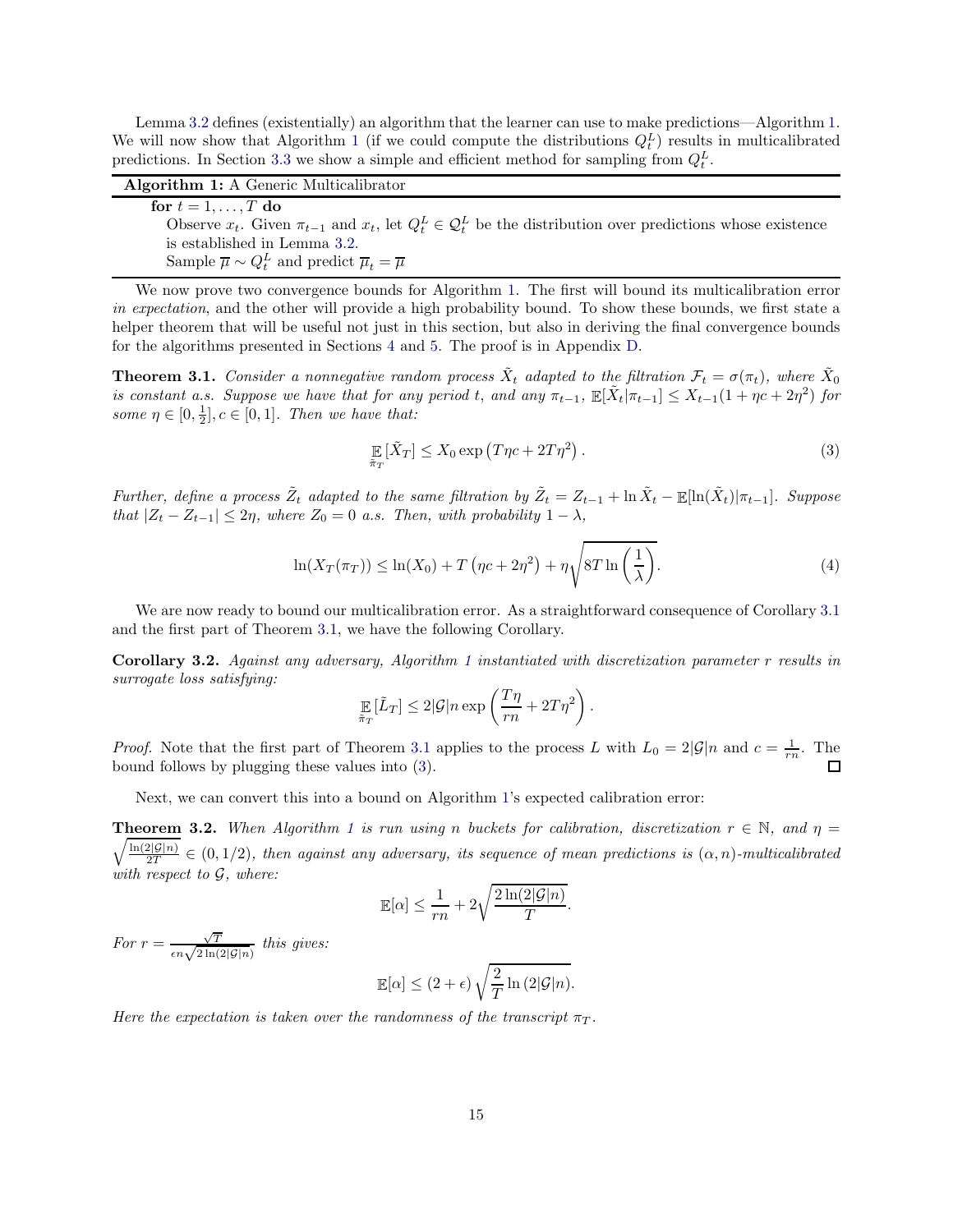Lemma 3.2 defines (existentially) an algorithm that the learner can use to make predictions—Algorithm 1. We will now show that Algorithm 1 (if we could compute the distributions $Q_t^L$) results in multicalibrated predictions. In Section 3.3 we show a simple and efficient method for sampling from $Q_t^L$.

**Algorithm 1:** A Generic Multicalibrator

```
for t = 1, ..., T do
    Observe x_t. Given π_{t-1} and x_t, let Q_t^L ∈ 𝒬_t^L be the distribution over predictions whose existence
    is established in Lemma 3.2.
    Sample μ̄ ~ Q_t^L and predict μ̄_t = μ̄
```

We now prove two convergence bounds for Algorithm 1. The first will bound its multicalibration error *in expectation*, and the other will provide a high probability bound. To show these bounds, we first state a helper theorem that will be useful not just in this section, but also in deriving the final convergence bounds for the algorithms presented in Sections 4 and 5. The proof is in Appendix D.

**Theorem 3.1.** *Consider a nonnegative random process $\tilde{X}_t$ adapted to the filtration $\mathcal{F}_t = \sigma(\pi_t)$, where $\tilde{X}_0$ is constant a.s. Suppose we have that for any period $t$, and any $\pi_{t-1}$, $\mathbb{E}[\tilde{X}_t|\pi_{t-1}] \leq X_{t-1}(1 + \eta c + 2\eta^2)$ for some $\eta \in [0, \frac{1}{2}], c \in [0, 1]$. Then we have that:*

$$\mathop{\mathbb{E}}_{\tilde{\pi}_T}[\tilde{X}_T] \leq X_0 \exp\left(T\eta c + 2T\eta^2\right). \tag{3}$$

*Further, define a process $\tilde{Z}_t$ adapted to the same filtration by $\tilde{Z}_t = Z_{t-1} + \ln \tilde{X}_t - \mathbb{E}[\ln(\tilde{X}_t)|\pi_{t-1}]$. Suppose that $|Z_t - Z_{t-1}| \leq 2\eta$, where $Z_0 = 0$ a.s. Then, with probability $1 - \lambda$,*

$$\ln(X_T(\pi_T)) \leq \ln(X_0) + T\left(\eta c + 2\eta^2\right) + \eta\sqrt{8T\ln\left(\frac{1}{\lambda}\right)}. \tag{4}$$

We are now ready to bound our multicalibration error. As a straightforward consequence of Corollary 3.1 and the first part of Theorem 3.1, we have the following Corollary.

**Corollary 3.2.** *Against any adversary, Algorithm 1 instantiated with discretization parameter $r$ results in surrogate loss satisfying:*

$$\mathop{\mathbb{E}}_{\tilde{\pi}_T}[\tilde{L}_T] \leq 2|\mathcal{G}|n \exp\left(\frac{T\eta}{rn} + 2T\eta^2\right).$$

*Proof.* Note that the first part of Theorem 3.1 applies to the process $L$ with $L_0 = 2|\mathcal{G}|n$ and $c = \frac{1}{rn}$. The bound follows by plugging these values into (3). □

Next, we can convert this into a bound on Algorithm 1's expected calibration error:

**Theorem 3.2.** *When Algorithm 1 is run using $n$ buckets for calibration, discretization $r \in \mathbb{N}$, and $\eta = \sqrt{\frac{\ln(2|\mathcal{G}|n)}{2T}} \in (0, 1/2)$, then against any adversary, its sequence of mean predictions is $(\alpha, n)$-multicalibrated with respect to $\mathcal{G}$, where:*

$$\mathbb{E}[\alpha] \leq \frac{1}{rn} + 2\sqrt{\frac{2\ln(2|\mathcal{G}|n)}{T}}.$$

*For $r = \frac{\sqrt{T}}{\epsilon n\sqrt{2\ln(2|\mathcal{G}|n)}}$ this gives:*

$$\mathbb{E}[\alpha] \leq (2 + \epsilon)\sqrt{\frac{2}{T}\ln\left(2|\mathcal{G}|n\right)}.$$

*Here the expectation is taken over the randomness of the transcript $\pi_T$.*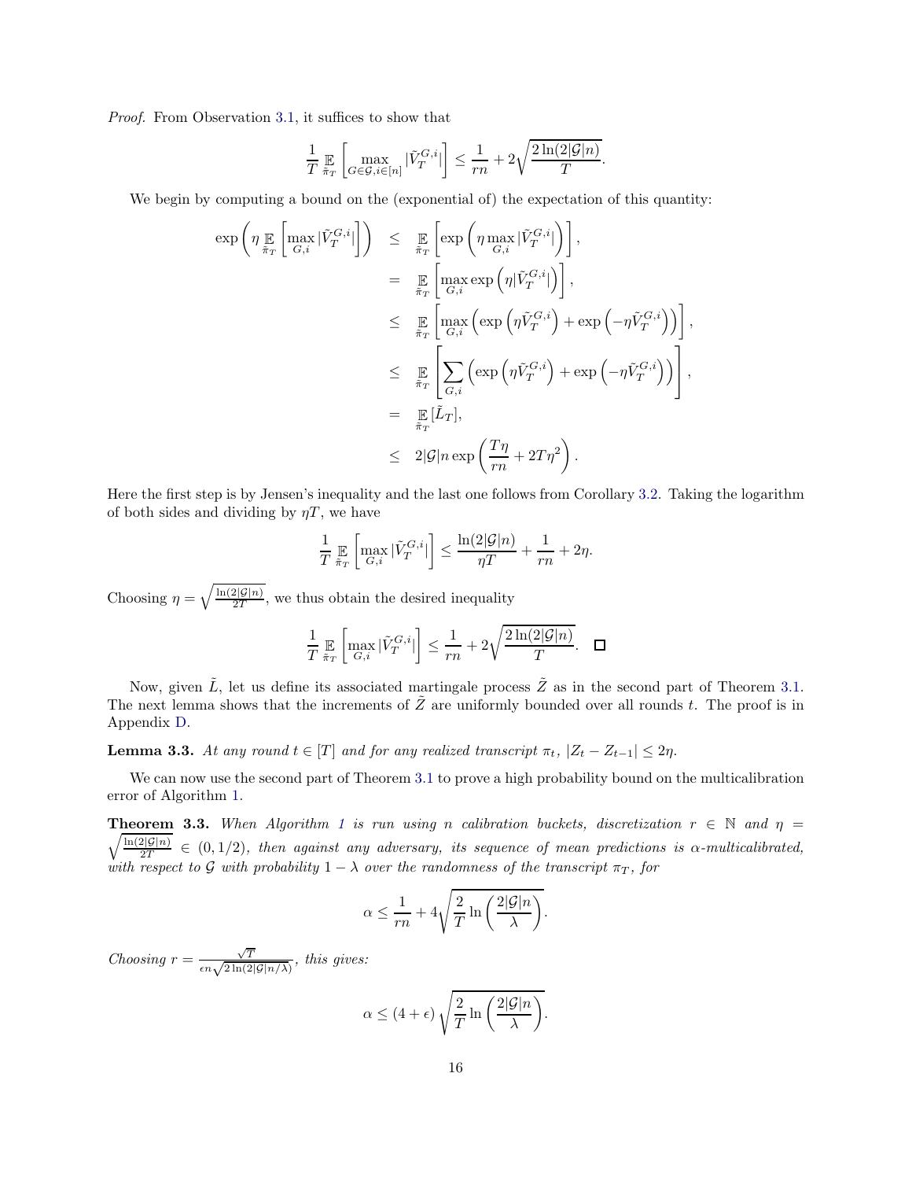*Proof.* From Observation 3.1, it suffices to show that

$$\frac{1}{T}\mathop{\mathbb{E}}_{\tilde{\pi}_T}\left[\max_{G\in\mathcal{G},i\in[n]}|\tilde{V}_T^{G,i}|\right] \leq \frac{1}{rn} + 2\sqrt{\frac{2\ln(2|\mathcal{G}|n)}{T}}.$$

We begin by computing a bound on the (exponential of) the expectation of this quantity:

$$\begin{aligned}
\exp\left(\eta \mathop{\mathbb{E}}_{\tilde{\pi}_T}\left[\max_{G,i}|\tilde{V}_T^{G,i}|\right]\right) &\leq \mathop{\mathbb{E}}_{\tilde{\pi}_T}\left[\exp\left(\eta\max_{G,i}|\tilde{V}_T^{G,i}|\right)\right], \\
&= \mathop{\mathbb{E}}_{\tilde{\pi}_T}\left[\max_{G,i}\exp\left(\eta|\tilde{V}_T^{G,i}|\right)\right], \\
&\leq \mathop{\mathbb{E}}_{\tilde{\pi}_T}\left[\max_{G,i}\left(\exp\left(\eta\tilde{V}_T^{G,i}\right)+\exp\left(-\eta\tilde{V}_T^{G,i}\right)\right)\right], \\
&\leq \mathop{\mathbb{E}}_{\tilde{\pi}_T}\left[\sum_{G,i}\left(\exp\left(\eta\tilde{V}_T^{G,i}\right)+\exp\left(-\eta\tilde{V}_T^{G,i}\right)\right)\right], \\
&= \mathop{\mathbb{E}}_{\tilde{\pi}_T}[\tilde{L}_T], \\
&\leq 2|\mathcal{G}|n\exp\left(\frac{T\eta}{rn}+2T\eta^2\right).
\end{aligned}$$

Here the first step is by Jensen's inequality and the last one follows from Corollary 3.2. Taking the logarithm of both sides and dividing by $\eta T$, we have

$$\frac{1}{T}\mathop{\mathbb{E}}_{\tilde{\pi}_T}\left[\max_{G,i}|\tilde{V}_T^{G,i}|\right] \leq \frac{\ln(2|\mathcal{G}|n)}{\eta T} + \frac{1}{rn} + 2\eta.$$

Choosing $\eta = \sqrt{\frac{\ln(2|\mathcal{G}|n)}{2T}}$, we thus obtain the desired inequality

$$\frac{1}{T}\mathop{\mathbb{E}}_{\tilde{\pi}_T}\left[\max_{G,i}|\tilde{V}_T^{G,i}|\right] \leq \frac{1}{rn} + 2\sqrt{\frac{2\ln(2|\mathcal{G}|n)}{T}}. \quad \square$$

Now, given $\tilde{L}$, let us define its associated martingale process $\tilde{Z}$ as in the second part of Theorem 3.1. The next lemma shows that the increments of $\tilde{Z}$ are uniformly bounded over all rounds $t$. The proof is in Appendix D.

**Lemma 3.3.** *At any round $t \in [T]$ and for any realized transcript $\pi_t$, $|Z_t - Z_{t-1}| \leq 2\eta$.*

We can now use the second part of Theorem 3.1 to prove a high probability bound on the multicalibration error of Algorithm 1.

**Theorem 3.3.** *When Algorithm 1 is run using $n$ calibration buckets, discretization $r \in \mathbb{N}$ and $\eta = \sqrt{\frac{\ln(2|\mathcal{G}|n)}{2T}} \in (0, 1/2)$, then against any adversary, its sequence of mean predictions is $\alpha$-multicalibrated, with respect to $\mathcal{G}$ with probability $1-\lambda$ over the randomness of the transcript $\pi_T$, for*

$$\alpha \leq \frac{1}{rn} + 4\sqrt{\frac{2}{T}\ln\left(\frac{2|\mathcal{G}|n}{\lambda}\right)}.$$

*Choosing $r = \frac{\sqrt{T}}{\epsilon n\sqrt{2\ln(2|\mathcal{G}|n/\lambda)}}$, this gives:*

$$\alpha \leq (4+\epsilon)\sqrt{\frac{2}{T}\ln\left(\frac{2|\mathcal{G}|n}{\lambda}\right)}.$$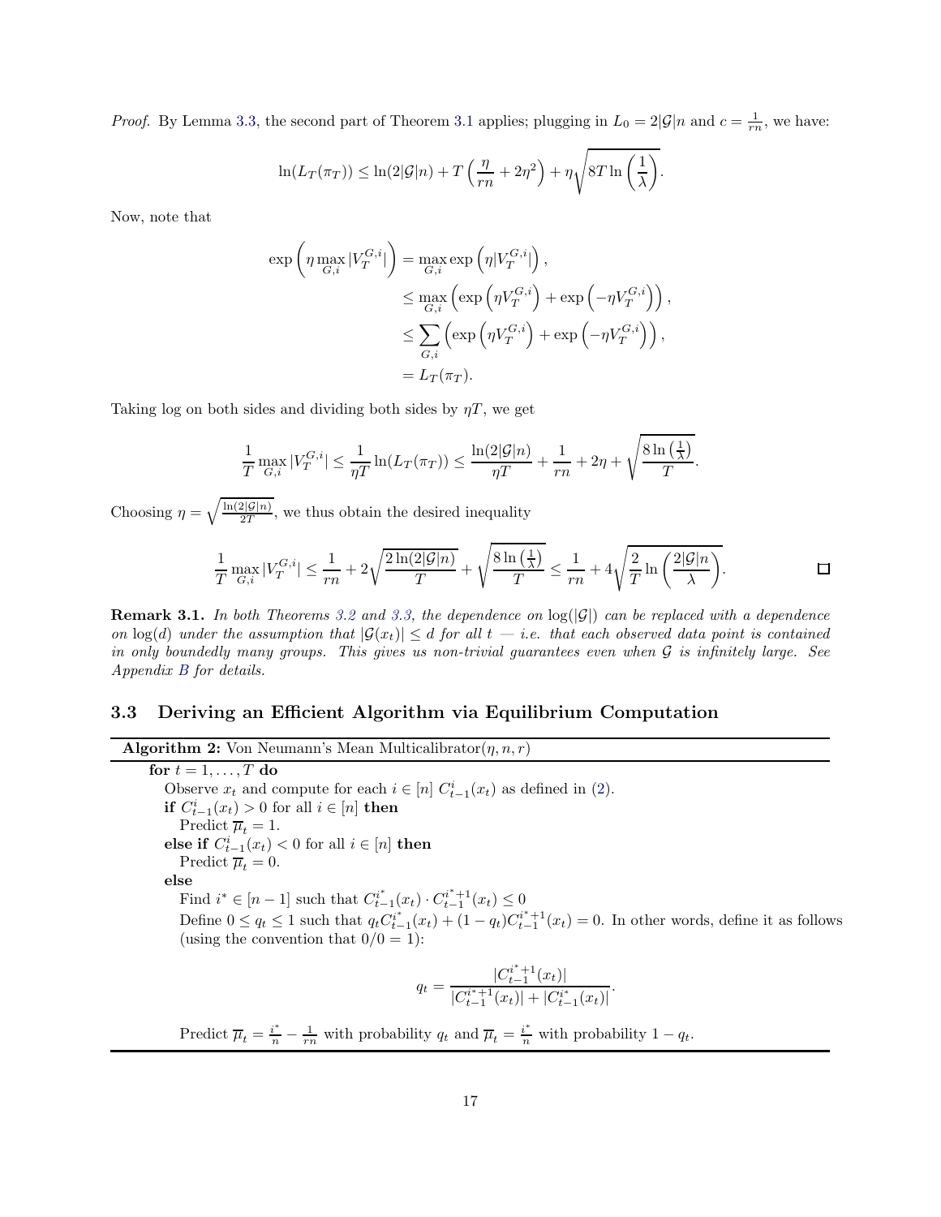*Proof.* By Lemma 3.3, the second part of Theorem 3.1 applies; plugging in $L_0 = 2|\mathcal{G}|n$ and $c = \frac{1}{rn}$, we have:

$$\ln(L_T(\pi_T)) \leq \ln(2|\mathcal{G}|n) + T\left(\frac{\eta}{rn} + 2\eta^2\right) + \eta\sqrt{8T\ln\left(\frac{1}{\lambda}\right)}.$$

Now, note that

$$\begin{aligned}
\exp\left(\eta \max_{G,i} |V_T^{G,i}|\right) &= \max_{G,i} \exp\left(\eta |V_T^{G,i}|\right), \\
&\leq \max_{G,i} \left(\exp\left(\eta V_T^{G,i}\right) + \exp\left(-\eta V_T^{G,i}\right)\right), \\
&\leq \sum_{G,i} \left(\exp\left(\eta V_T^{G,i}\right) + \exp\left(-\eta V_T^{G,i}\right)\right), \\
&= L_T(\pi_T).
\end{aligned}$$

Taking log on both sides and dividing both sides by $\eta T$, we get

$$\frac{1}{T}\max_{G,i}|V_T^{G,i}| \leq \frac{1}{\eta T}\ln(L_T(\pi_T)) \leq \frac{\ln(2|\mathcal{G}|n)}{\eta T} + \frac{1}{rn} + 2\eta + \sqrt{\frac{8\ln\left(\frac{1}{\lambda}\right)}{T}}.$$

Choosing $\eta = \sqrt{\frac{\ln(2|\mathcal{G}|n)}{2T}}$, we thus obtain the desired inequality

$$\frac{1}{T}\max_{G,i}|V_T^{G,i}| \leq \frac{1}{rn} + 2\sqrt{\frac{2\ln(2|\mathcal{G}|n)}{T}} + \sqrt{\frac{8\ln\left(\frac{1}{\lambda}\right)}{T}} \leq \frac{1}{rn} + 4\sqrt{\frac{2}{T}\ln\left(\frac{2|\mathcal{G}|n}{\lambda}\right)}.$$

∎

**Remark 3.1.** *In both Theorems 3.2 and 3.3, the dependence on $\log(|\mathcal{G}|)$ can be replaced with a dependence on $\log(d)$ under the assumption that $|\mathcal{G}(x_t)| \leq d$ for all $t$ — i.e. that each observed data point is contained in only boundedly many groups. This gives us non-trivial guarantees even when $\mathcal{G}$ is infinitely large. See Appendix B for details.*

## 3.3 Deriving an Efficient Algorithm via Equilibrium Computation

**Algorithm 2:** Von Neumann's Mean Multicalibrator($\eta, n, r$)

**for** $t = 1, \ldots, T$ **do**
  Observe $x_t$ and compute for each $i \in [n]$ $C_{t-1}^i(x_t)$ as defined in (2).
  **if** $C_{t-1}^i(x_t) > 0$ for all $i \in [n]$ **then**
    Predict $\overline{\mu}_t = 1$.
  **else if** $C_{t-1}^i(x_t) < 0$ for all $i \in [n]$ **then**
    Predict $\overline{\mu}_t = 0$.
  **else**
    Find $i^* \in [n-1]$ such that $C_{t-1}^{i^*}(x_t) \cdot C_{t-1}^{i^*+1}(x_t) \leq 0$
    Define $0 \leq q_t \leq 1$ such that $q_t C_{t-1}^{i^*}(x_t) + (1-q_t)C_{t-1}^{i^*+1}(x_t) = 0$. In other words, define it as follows (using the convention that $0/0 = 1$):

$$q_t = \frac{|C_{t-1}^{i^*+1}(x_t)|}{|C_{t-1}^{i^*+1}(x_t)| + |C_{t-1}^{i^*}(x_t)|}.$$

    Predict $\overline{\mu}_t = \frac{i^*}{n} - \frac{1}{rn}$ with probability $q_t$ and $\overline{\mu}_t = \frac{i^*}{n}$ with probability $1 - q_t$.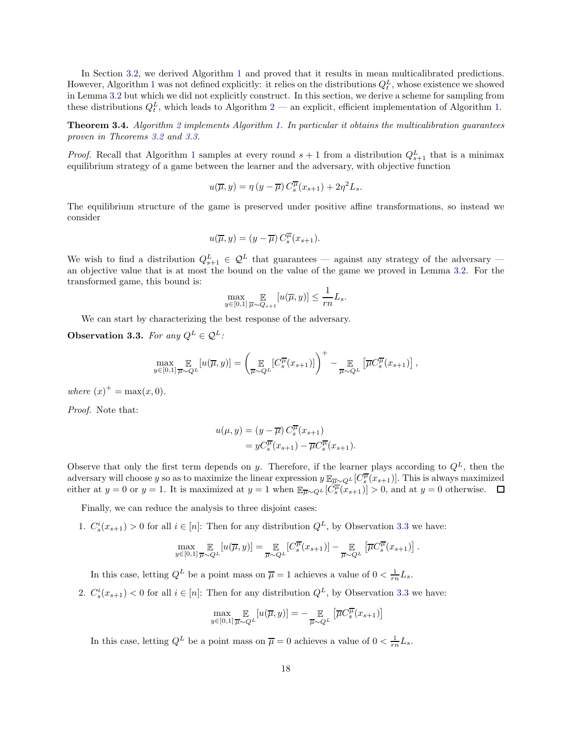In Section 3.2, we derived Algorithm 1 and proved that it results in mean multicalibrated predictions. However, Algorithm 1 was not defined explicitly: it relies on the distributions $Q_t^L$, whose existence we showed in Lemma 3.2 but which we did not explicitly construct. In this section, we derive a scheme for sampling from these distributions $Q_t^L$, which leads to Algorithm 2 — an explicit, efficient implementation of Algorithm 1.

**Theorem 3.4.** *Algorithm 2 implements Algorithm 1. In particular it obtains the multicalibration guarantees proven in Theorems 3.2 and 3.3.*

*Proof.* Recall that Algorithm 1 samples at every round $s+1$ from a distribution $Q_{s+1}^L$ that is a minimax equilibrium strategy of a game between the learner and the adversary, with objective function

$$u(\overline{\mu}, y) = \eta\,(y - \overline{\mu})\, C_s^{\overline{\mu}}(x_{s+1}) + 2\eta^2 L_s.$$

The equilibrium structure of the game is preserved under positive affine transformations, so instead we consider

$$u(\overline{\mu}, y) = (y - \overline{\mu})\, C_s^{\overline{\mu}}(x_{s+1}).$$

We wish to find a distribution $Q_{s+1}^L \in \mathcal{Q}^L$ that guarantees — against any strategy of the adversary — an objective value that is at most the bound on the value of the game we proved in Lemma 3.2. For the transformed game, this bound is:

$$\max_{y \in [0,1]} \mathop{\mathbb{E}}_{\overline{\mu} \sim Q_{s+1}} [u(\overline{\mu}, y)] \leq \frac{1}{rn} L_s.$$

We can start by characterizing the best response of the adversary.

**Observation 3.3.** *For any $Q^L \in \mathcal{Q}^L$:*

$$\max_{y \in [0,1]} \mathop{\mathbb{E}}_{\overline{\mu} \sim Q^L} [u(\overline{\mu}, y)] = \left( \mathop{\mathbb{E}}_{\overline{\mu} \sim Q^L} [C_s^{\overline{\mu}}(x_{s+1})] \right)^+ - \mathop{\mathbb{E}}_{\overline{\mu} \sim Q^L} \left[ \overline{\mu} C_s^{\overline{\mu}}(x_{s+1}) \right],$$

*where $(x)^+ = \max(x, 0)$.*

*Proof.* Note that:

$$\begin{aligned} u(\mu, y) &= (y - \overline{\mu})\, C_s^{\overline{\mu}}(x_{s+1}) \\ &= y C_s^{\overline{\mu}}(x_{s+1}) - \overline{\mu} C_s^{\overline{\mu}}(x_{s+1}). \end{aligned}$$

Observe that only the first term depends on $y$. Therefore, if the learner plays according to $Q^L$, then the adversary will choose $y$ so as to maximize the linear expression $y\, \mathbb{E}_{\overline{\mu} \sim Q^L}[C_s^{\overline{\mu}}(x_{s+1})]$. This is always maximized either at $y = 0$ or $y = 1$. It is maximized at $y = 1$ when $\mathbb{E}_{\overline{\mu} \sim Q^L}[C_s^{\overline{\mu}}(x_{s+1})] > 0$, and at $y = 0$ otherwise. ◻

Finally, we can reduce the analysis to three disjoint cases:

1. $C_s^i(x_{s+1}) > 0$ for all $i \in [n]$: Then for any distribution $Q^L$, by Observation 3.3 we have:

$$\max_{y \in [0,1]} \mathop{\mathbb{E}}_{\overline{\mu} \sim Q^L} [u(\overline{\mu}, y)] = \mathop{\mathbb{E}}_{\overline{\mu} \sim Q^L} [C_s^{\overline{\mu}}(x_{s+1})] - \mathop{\mathbb{E}}_{\overline{\mu} \sim Q^L} \left[ \overline{\mu} C_s^{\overline{\mu}}(x_{s+1}) \right].$$

   In this case, letting $Q^L$ be a point mass on $\overline{\mu} = 1$ achieves a value of $0 < \frac{1}{rn} L_s$.

2. $C_s^i(x_{s+1}) < 0$ for all $i \in [n]$: Then for any distribution $Q^L$, by Observation 3.3 we have:

$$\max_{y \in [0,1]} \mathop{\mathbb{E}}_{\overline{\mu} \sim Q^L} [u(\overline{\mu}, y)] = - \mathop{\mathbb{E}}_{\overline{\mu} \sim Q^L} \left[ \overline{\mu} C_s^{\overline{\mu}}(x_{s+1}) \right]$$

   In this case, letting $Q^L$ be a point mass on $\overline{\mu} = 0$ achieves a value of $0 < \frac{1}{rn} L_s$.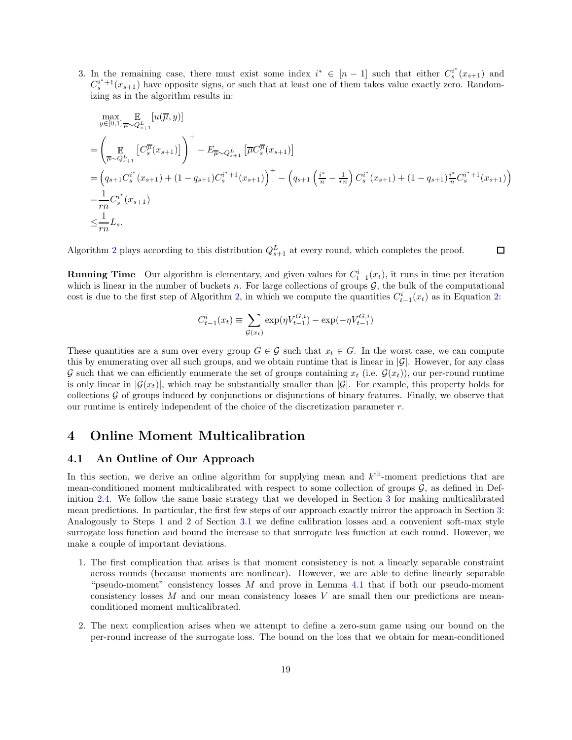3. In the remaining case, there must exist some index $i^* \in [n-1]$ such that either $C_s^{i^*}(x_{s+1})$ and $C_s^{i^*+1}(x_{s+1})$ have opposite signs, or such that at least one of them takes value exactly zero. Randomizing as in the algorithm results in:

$$
\begin{aligned}
&\max_{y \in [0,1]} \mathop{\mathbb{E}}_{\overline{\mu} \sim Q_{s+1}^L} [u(\overline{\mu}, y)] \\
&= \left( \mathop{\mathbb{E}}_{\overline{\mu} \sim Q_{s+1}^L} \left[ C_s^{\overline{\mu}}(x_{s+1}) \right] \right)^+ - E_{\overline{\mu} \sim Q_{s+1}^L} \left[ \overline{\mu} C_s^{\overline{\mu}}(x_{s+1}) \right] \\
&= \left( q_{s+1} C_s^{i^*}(x_{s+1}) + (1 - q_{s+1}) C_s^{i^*+1}(x_{s+1}) \right)^+ - \left( q_{s+1} \left( \frac{i^*}{n} - \frac{1}{rn} \right) C_s^{i^*}(x_{s+1}) + (1 - q_{s+1}) \frac{i^*}{n} C_s^{i^*+1}(x_{s+1}) \right) \\
&= \frac{1}{rn} C_s^{i^*}(x_{s+1}) \\
&\leq \frac{1}{rn} L_s.
\end{aligned}
$$

Algorithm 2 plays according to this distribution $Q_{s+1}^L$ at every round, which completes the proof. □

**Running Time** Our algorithm is elementary, and given values for $C_{t-1}^i(x_t)$, it runs in time per iteration which is linear in the number of buckets $n$. For large collections of groups $\mathcal{G}$, the bulk of the computational cost is due to the first step of Algorithm 2, in which we compute the quantities $C_{t-1}^i(x_t)$ as in Equation 2:

$$
C_{t-1}^i(x_t) \equiv \sum_{\mathcal{G}(x_t)} \exp(\eta V_{t-1}^{G,i}) - \exp(-\eta V_{t-1}^{G,i})
$$

These quantities are a sum over every group $G \in \mathcal{G}$ such that $x_t \in G$. In the worst case, we can compute this by enumerating over all such groups, and we obtain runtime that is linear in $|\mathcal{G}|$. However, for any class $\mathcal{G}$ such that we can efficiently enumerate the set of groups containing $x_t$ (i.e. $\mathcal{G}(x_t)$), our per-round runtime is only linear in $|\mathcal{G}(x_t)|$, which may be substantially smaller than $|\mathcal{G}|$. For example, this property holds for collections $\mathcal{G}$ of groups induced by conjunctions or disjunctions of binary features. Finally, we observe that our runtime is entirely independent of the choice of the discretization parameter $r$.

# 4 Online Moment Multicalibration

## 4.1 An Outline of Our Approach

In this section, we derive an online algorithm for supplying mean and $k^{\text{th}}$-moment predictions that are mean-conditioned moment multicalibrated with respect to some collection of groups $\mathcal{G}$, as defined in Definition 2.4. We follow the same basic strategy that we developed in Section 3 for making multicalibrated mean predictions. In particular, the first few steps of our approach exactly mirror the approach in Section 3: Analogously to Steps 1 and 2 of Section 3.1 we define calibration losses and a convenient soft-max style surrogate loss function and bound the increase to that surrogate loss function at each round. However, we make a couple of important deviations.

1. The first complication that arises is that moment consistency is not a linearly separable constraint across rounds (because moments are nonlinear). However, we are able to define linearly separable "pseudo-moment" consistency losses $M$ and prove in Lemma 4.1 that if both our pseudo-moment consistency losses $M$ and our mean consistency losses $V$ are small then our predictions are mean-conditioned moment multicalibrated.
2. The next complication arises when we attempt to define a zero-sum game using our bound on the per-round increase of the surrogate loss. The bound on the loss that we obtain for mean-conditioned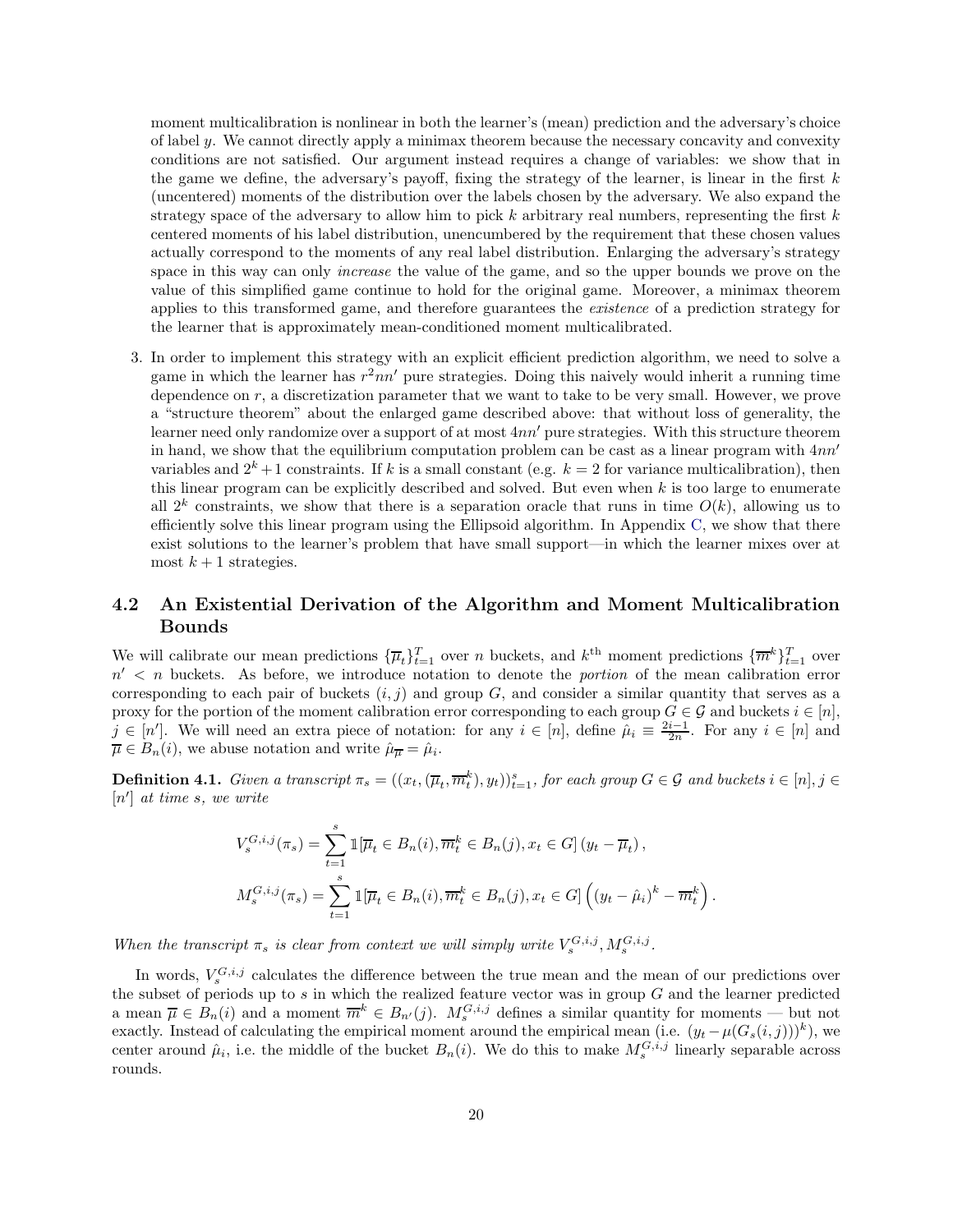moment multicalibration is nonlinear in both the learner's (mean) prediction and the adversary's choice of label $y$. We cannot directly apply a minimax theorem because the necessary concavity and convexity conditions are not satisfied. Our argument instead requires a change of variables: we show that in the game we define, the adversary's payoff, fixing the strategy of the learner, is linear in the first $k$ (uncentered) moments of the distribution over the labels chosen by the adversary. We also expand the strategy space of the adversary to allow him to pick $k$ arbitrary real numbers, representing the first $k$ centered moments of his label distribution, unencumbered by the requirement that these chosen values actually correspond to the moments of any real label distribution. Enlarging the adversary's strategy space in this way can only *increase* the value of the game, and so the upper bounds we prove on the value of this simplified game continue to hold for the original game. Moreover, a minimax theorem applies to this transformed game, and therefore guarantees the *existence* of a prediction strategy for the learner that is approximately mean-conditioned moment multicalibrated.

3. In order to implement this strategy with an explicit efficient prediction algorithm, we need to solve a game in which the learner has $r^2nn'$ pure strategies. Doing this naively would inherit a running time dependence on $r$, a discretization parameter that we want to take to be very small. However, we prove a "structure theorem" about the enlarged game described above: that without loss of generality, the learner need only randomize over a support of at most $4nn'$ pure strategies. With this structure theorem in hand, we show that the equilibrium computation problem can be cast as a linear program with $4nn'$ variables and $2^k+1$ constraints. If $k$ is a small constant (e.g. $k=2$ for variance multicalibration), then this linear program can be explicitly described and solved. But even when $k$ is too large to enumerate all $2^k$ constraints, we show that there is a separation oracle that runs in time $O(k)$, allowing us to efficiently solve this linear program using the Ellipsoid algorithm. In Appendix C, we show that there exist solutions to the learner's problem that have small support—in which the learner mixes over at most $k+1$ strategies.

## 4.2 An Existential Derivation of the Algorithm and Moment Multicalibration Bounds

We will calibrate our mean predictions $\{\overline{\mu}_t\}_{t=1}^T$ over $n$ buckets, and $k^{\text{th}}$ moment predictions $\{\overline{m}^k\}_{t=1}^T$ over $n' < n$ buckets. As before, we introduce notation to denote the *portion* of the mean calibration error corresponding to each pair of buckets $(i,j)$ and group $G$, and consider a similar quantity that serves as a proxy for the portion of the moment calibration error corresponding to each group $G \in \mathcal{G}$ and buckets $i \in [n]$, $j \in [n']$. We will need an extra piece of notation: for any $i \in [n]$, define $\hat{\mu}_i \equiv \frac{2i-1}{2n}$. For any $i \in [n]$ and $\overline{\mu} \in B_n(i)$, we abuse notation and write $\hat{\mu}_{\overline{\mu}} = \hat{\mu}_i$.

**Definition 4.1.** *Given a transcript $\pi_s = ((x_t, (\overline{\mu}_t, \overline{m}_t^k), y_t))_{t=1}^s$, for each group $G \in \mathcal{G}$ and buckets $i \in [n], j \in [n']$ at time $s$, we write*

$$V_s^{G,i,j}(\pi_s) = \sum_{t=1}^{s} \mathbb{1}[\overline{\mu}_t \in B_n(i), \overline{m}_t^k \in B_n(j), x_t \in G]\,(y_t - \overline{\mu}_t)\,,$$

$$M_s^{G,i,j}(\pi_s) = \sum_{t=1}^{s} \mathbb{1}[\overline{\mu}_t \in B_n(i), \overline{m}_t^k \in B_n(j), x_t \in G]\left((y_t - \hat{\mu}_i)^k - \overline{m}_t^k\right).$$

*When the transcript $\pi_s$ is clear from context we will simply write $V_s^{G,i,j}, M_s^{G,i,j}$.*

In words, $V_s^{G,i,j}$ calculates the difference between the true mean and the mean of our predictions over the subset of periods up to $s$ in which the realized feature vector was in group $G$ and the learner predicted a mean $\overline{\mu} \in B_n(i)$ and a moment $\overline{m}^k \in B_{n'}(j)$. $M_s^{G,i,j}$ defines a similar quantity for moments — but not exactly. Instead of calculating the empirical moment around the empirical mean (i.e. $(y_t - \mu(G_s(i,j)))^k$), we center around $\hat{\mu}_i$, i.e. the middle of the bucket $B_n(i)$. We do this to make $M_s^{G,i,j}$ linearly separable across rounds.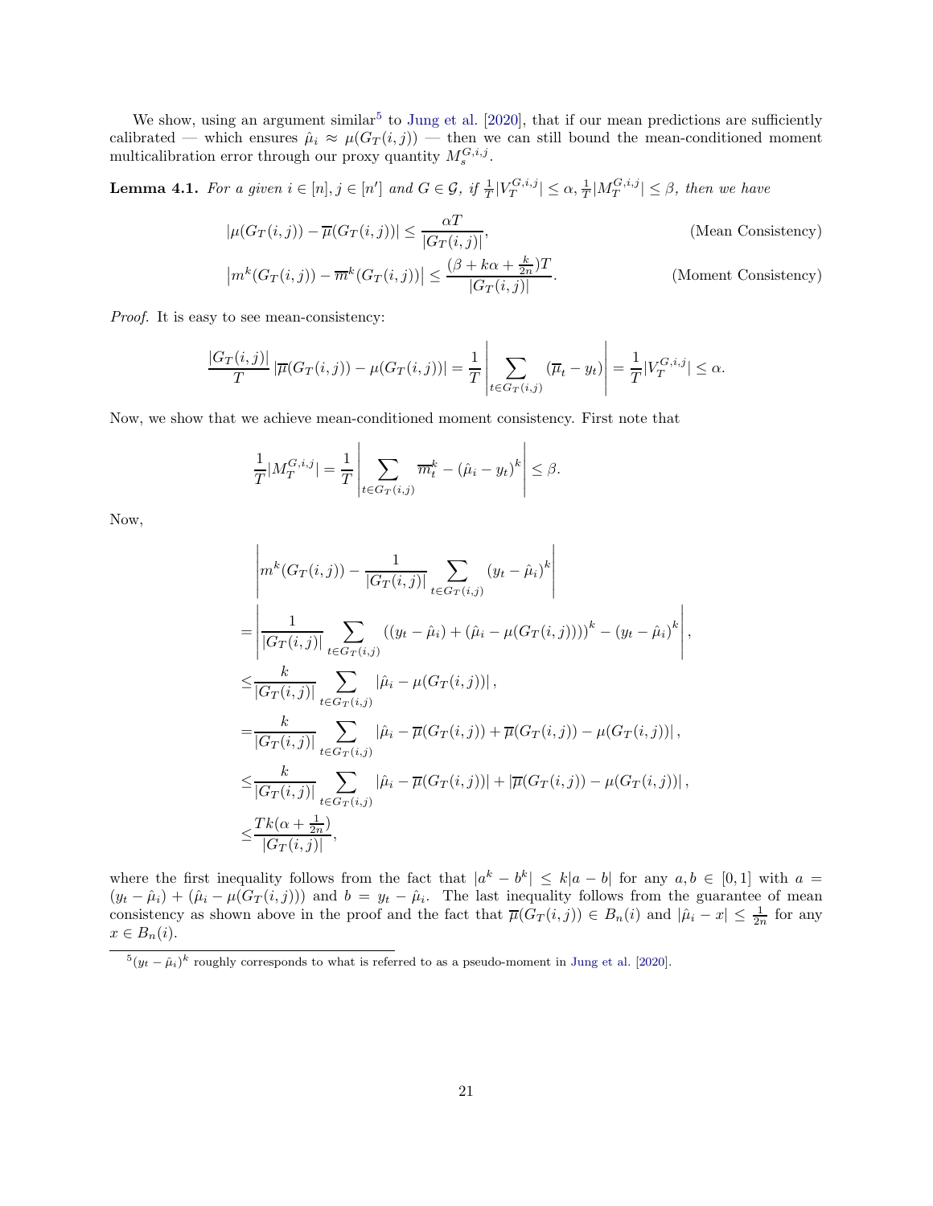We show, using an argument similar[5] to Jung et al. [2020], that if our mean predictions are sufficiently calibrated — which ensures $\hat{\mu}_i \approx \mu(G_T(i,j))$ — then we can still bound the mean-conditioned moment multicalibration error through our proxy quantity $M_s^{G,i,j}$.

**Lemma 4.1.** *For a given $i \in [n], j \in [n']$ and $G \in \mathcal{G}$, if $\frac{1}{T}|V_T^{G,i,j}| \leq \alpha, \frac{1}{T}|M_T^{G,i,j}| \leq \beta$, then we have*

$$|\mu(G_T(i,j)) - \overline{\mu}(G_T(i,j))| \leq \frac{\alpha T}{|G_T(i,j)|}, \qquad \text{(Mean Consistency)}$$

$$\left|m^k(G_T(i,j)) - \overline{m}^k(G_T(i,j))\right| \leq \frac{(\beta + k\alpha + \frac{k}{2n})T}{|G_T(i,j)|}. \qquad \text{(Moment Consistency)}$$

*Proof.* It is easy to see mean-consistency:

$$\frac{|G_T(i,j)|}{T}\left|\overline{\mu}(G_T(i,j)) - \mu(G_T(i,j))\right| = \frac{1}{T}\left|\sum_{t \in G_T(i,j)} (\overline{\mu}_t - y_t)\right| = \frac{1}{T}|V_T^{G,i,j}| \leq \alpha.$$

Now, we show that we achieve mean-conditioned moment consistency. First note that

$$\frac{1}{T}|M_T^{G,i,j}| = \frac{1}{T}\left|\sum_{t \in G_T(i,j)} \overline{m}_t^k - (\hat{\mu}_i - y_t)^k\right| \leq \beta.$$

Now,

$$
\begin{aligned}
&\left|m^k(G_T(i,j)) - \frac{1}{|G_T(i,j)|}\sum_{t \in G_T(i,j)} (y_t - \hat{\mu}_i)^k\right| \\
=&\left|\frac{1}{|G_T(i,j)|}\sum_{t \in G_T(i,j)} ((y_t - \hat{\mu}_i) + (\hat{\mu}_i - \mu(G_T(i,j))))^k - (y_t - \hat{\mu}_i)^k\right|, \\
\leq&\frac{k}{|G_T(i,j)|}\sum_{t \in G_T(i,j)} |\hat{\mu}_i - \mu(G_T(i,j))|, \\
=&\frac{k}{|G_T(i,j)|}\sum_{t \in G_T(i,j)} |\hat{\mu}_i - \overline{\mu}(G_T(i,j)) + \overline{\mu}(G_T(i,j)) - \mu(G_T(i,j))|, \\
\leq&\frac{k}{|G_T(i,j)|}\sum_{t \in G_T(i,j)} |\hat{\mu}_i - \overline{\mu}(G_T(i,j))| + |\overline{\mu}(G_T(i,j)) - \mu(G_T(i,j))|, \\
\leq&\frac{Tk(\alpha + \frac{1}{2n})}{|G_T(i,j)|},
\end{aligned}
$$

where the first inequality follows from the fact that $|a^k - b^k| \leq k|a-b|$ for any $a, b \in [0,1]$ with $a = (y_t - \hat{\mu}_i) + (\hat{\mu}_i - \mu(G_T(i,j)))$ and $b = y_t - \hat{\mu}_i$. The last inequality follows from the guarantee of mean consistency as shown above in the proof and the fact that $\overline{\mu}(G_T(i,j)) \in B_n(i)$ and $|\hat{\mu}_i - x| \leq \frac{1}{2n}$ for any $x \in B_n(i)$.

[5] $(y_t - \hat{\mu}_i)^k$ roughly corresponds to what is referred to as a pseudo-moment in Jung et al. [2020].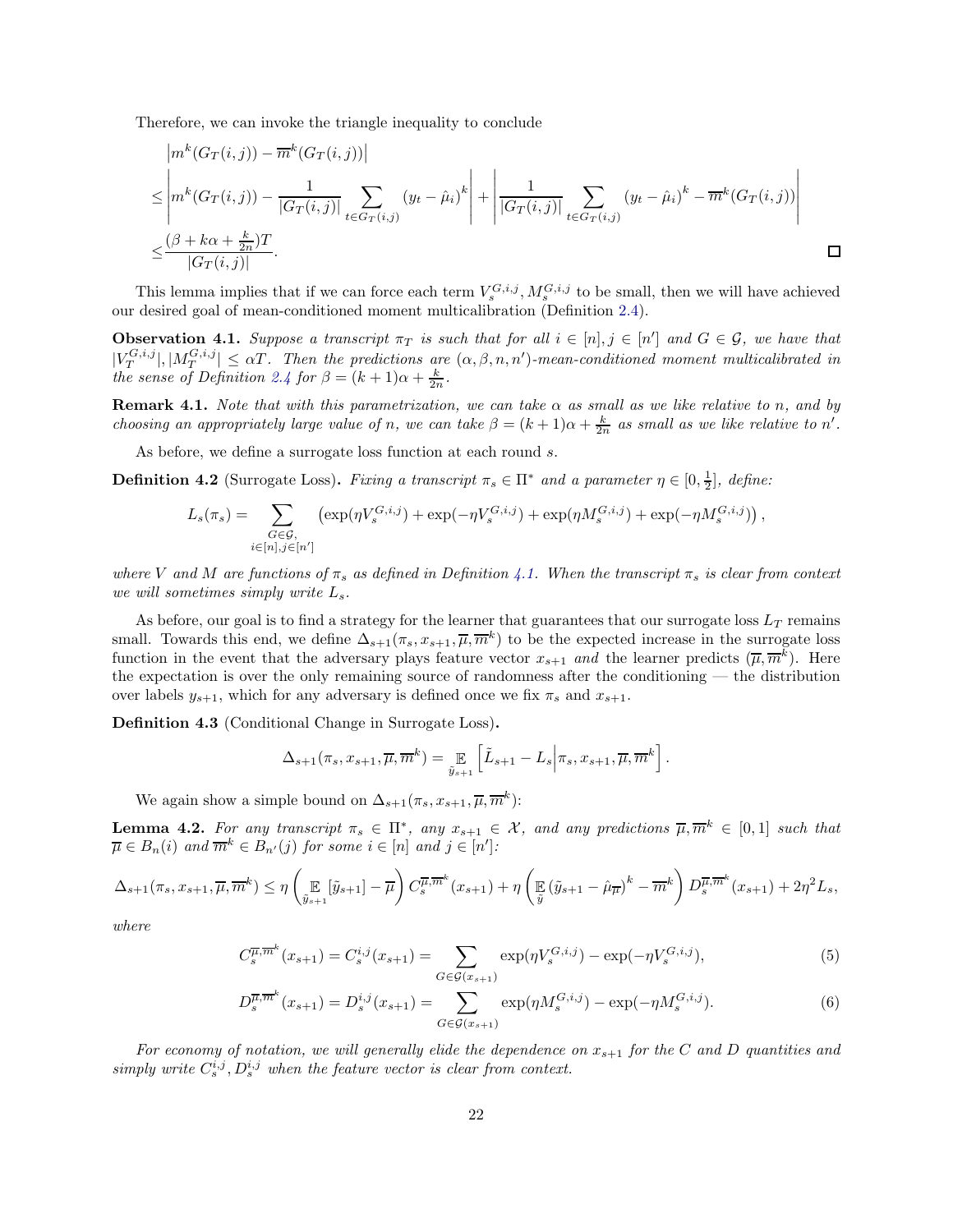Therefore, we can invoke the triangle inequality to conclude

$$
\begin{aligned}
&\left|m^k(G_T(i,j)) - \overline{m}^k(G_T(i,j))\right| \\
\leq &\left|m^k(G_T(i,j)) - \frac{1}{|G_T(i,j)|}\sum_{t \in G_T(i,j)} (y_t - \hat{\mu}_i)^k\right| + \left|\frac{1}{|G_T(i,j)|}\sum_{t \in G_T(i,j)} (y_t - \hat{\mu}_i)^k - \overline{m}^k(G_T(i,j))\right| \\
\leq &\frac{(\beta + k\alpha + \frac{k}{2n})T}{|G_T(i,j)|}.
\end{aligned}
$$

□

This lemma implies that if we can force each term $V_s^{G,i,j}, M_s^{G,i,j}$ to be small, then we will have achieved our desired goal of mean-conditioned moment multicalibration (Definition 2.4).

**Observation 4.1.** *Suppose a transcript $\pi_T$ is such that for all $i \in [n], j \in [n']$ and $G \in \mathcal{G}$, we have that $|V_T^{G,i,j}|, |M_T^{G,i,j}| \leq \alpha T$. Then the predictions are $(\alpha, \beta, n, n')$-mean-conditioned moment multicalibrated in the sense of Definition 2.4 for $\beta = (k+1)\alpha + \frac{k}{2n}$.*

**Remark 4.1.** *Note that with this parametrization, we can take $\alpha$ as small as we like relative to $n$, and by choosing an appropriately large value of $n$, we can take $\beta = (k+1)\alpha + \frac{k}{2n}$ as small as we like relative to $n'$.*

As before, we define a surrogate loss function at each round $s$.

**Definition 4.2** (Surrogate Loss). *Fixing a transcript $\pi_s \in \Pi^*$ and a parameter $\eta \in [0, \frac{1}{2}]$, define:*

$$
L_s(\pi_s) = \sum_{\substack{G \in \mathcal{G}, \\ i \in [n], j \in [n']}} \left(\exp(\eta V_s^{G,i,j}) + \exp(-\eta V_s^{G,i,j}) + \exp(\eta M_s^{G,i,j}) + \exp(-\eta M_s^{G,i,j})\right),
$$

*where $V$ and $M$ are functions of $\pi_s$ as defined in Definition 4.1. When the transcript $\pi_s$ is clear from context we will sometimes simply write $L_s$.*

As before, our goal is to find a strategy for the learner that guarantees that our surrogate loss $L_T$ remains small. Towards this end, we define $\Delta_{s+1}(\pi_s, x_{s+1}, \overline{\mu}, \overline{m}^k)$ to be the expected increase in the surrogate loss function in the event that the adversary plays feature vector $x_{s+1}$ *and* the learner predicts $(\overline{\mu}, \overline{m}^k)$. Here the expectation is over the only remaining source of randomness after the conditioning — the distribution over labels $y_{s+1}$, which for any adversary is defined once we fix $\pi_s$ and $x_{s+1}$.

**Definition 4.3** (Conditional Change in Surrogate Loss).

$$
\Delta_{s+1}(\pi_s, x_{s+1}, \overline{\mu}, \overline{m}^k) = \mathop{\mathbb{E}}_{\tilde{y}_{s+1}}\left[\tilde{L}_{s+1} - L_s \middle| \pi_s, x_{s+1}, \overline{\mu}, \overline{m}^k\right].
$$

We again show a simple bound on $\Delta_{s+1}(\pi_s, x_{s+1}, \overline{\mu}, \overline{m}^k)$:

**Lemma 4.2.** *For any transcript $\pi_s \in \Pi^*$, any $x_{s+1} \in \mathcal{X}$, and any predictions $\overline{\mu}, \overline{m}^k \in [0,1]$ such that $\overline{\mu} \in B_n(i)$ and $\overline{m}^k \in B_{n'}(j)$ for some $i \in [n]$ and $j \in [n']$:*

$$
\Delta_{s+1}(\pi_s, x_{s+1}, \overline{\mu}, \overline{m}^k) \leq \eta\left(\mathop{\mathbb{E}}_{\tilde{y}_{s+1}}[\tilde{y}_{s+1}] - \overline{\mu}\right) C_s^{\overline{\mu}, \overline{m}^k}(x_{s+1}) + \eta\left(\mathop{\mathbb{E}}_{\tilde{y}}(\tilde{y}_{s+1} - \hat{\mu}_{\overline{\mu}})^k - \overline{m}^k\right) D_s^{\overline{\mu}, \overline{m}^k}(x_{s+1}) + 2\eta^2 L_s,
$$

*where*

$$
C_s^{\overline{\mu}, \overline{m}^k}(x_{s+1}) = C_s^{i,j}(x_{s+1}) = \sum_{G \in \mathcal{G}(x_{s+1})} \exp(\eta V_s^{G,i,j}) - \exp(-\eta V_s^{G,i,j}), \tag{5}
$$

$$
D_s^{\overline{\mu}, \overline{m}^k}(x_{s+1}) = D_s^{i,j}(x_{s+1}) = \sum_{G \in \mathcal{G}(x_{s+1})} \exp(\eta M_s^{G,i,j}) - \exp(-\eta M_s^{G,i,j}). \tag{6}
$$

*For economy of notation, we will generally elide the dependence on $x_{s+1}$ for the $C$ and $D$ quantities and simply write $C_s^{i,j}, D_s^{i,j}$ when the feature vector is clear from context.*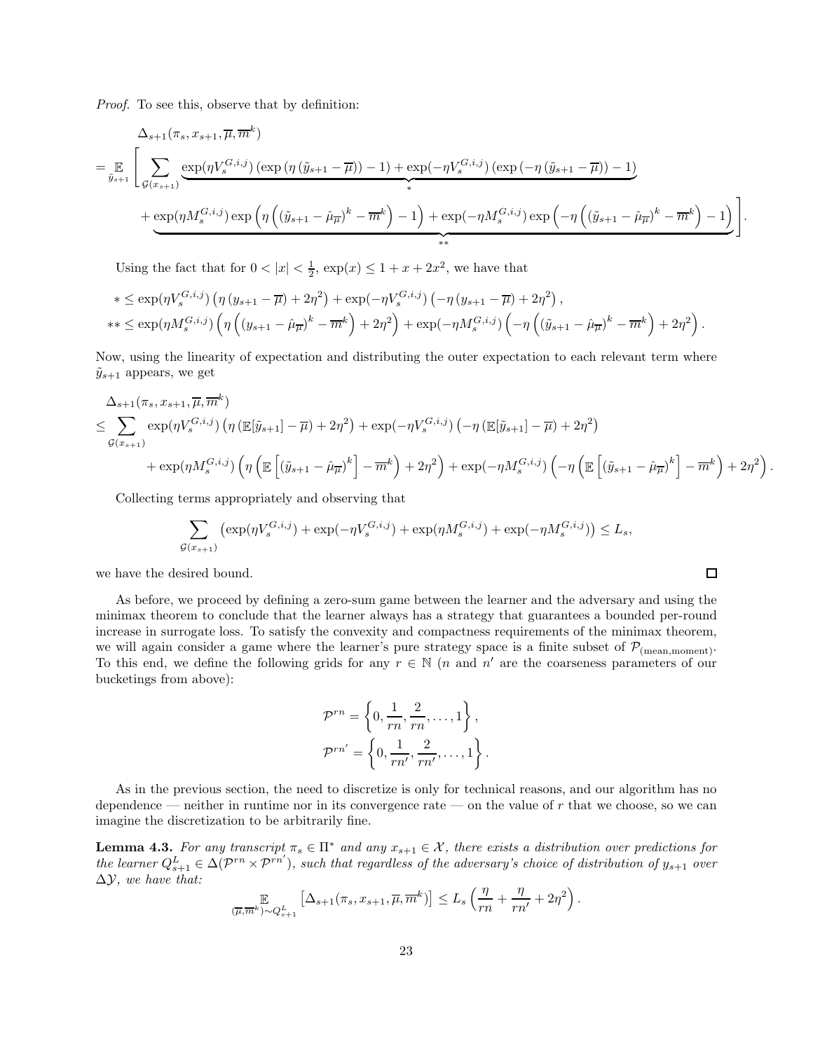*Proof.* To see this, observe that by definition:

$$
\begin{aligned}
&\Delta_{s+1}(\pi_s, x_{s+1}, \overline{\mu}, \overline{m}^k) \\
&= \mathop{\mathbb{E}}_{\tilde{y}_{s+1}} \Bigg[ \sum_{\mathcal{G}(x_{s+1})} \underbrace{\exp(\eta V_s^{G,i,j}) \left(\exp\left(\eta \left(\tilde{y}_{s+1} - \overline{\mu}\right)\right) - 1\right) + \exp(-\eta V_s^{G,i,j}) \left(\exp\left(-\eta \left(\tilde{y}_{s+1} - \overline{\mu}\right)\right) - 1\right)}_{*} \\
&\quad + \underbrace{\exp(\eta M_s^{G,i,j}) \exp\left(\eta \left(\left(\tilde{y}_{s+1} - \hat{\mu}_{\overline{\mu}}\right)^k - \overline{m}^k\right) - 1\right) + \exp(-\eta M_s^{G,i,j}) \exp\left(-\eta \left(\left(\tilde{y}_{s+1} - \hat{\mu}_{\overline{\mu}}\right)^k - \overline{m}^k\right) - 1\right)}_{**} \Bigg].
\end{aligned}
$$

Using the fact that for $0 < |x| < \frac{1}{2}$, $\exp(x) \leq 1 + x + 2x^2$, we have that

$$
\begin{aligned}
* &\leq \exp(\eta V_s^{G,i,j}) \left(\eta \left(y_{s+1} - \overline{\mu}\right) + 2\eta^2\right) + \exp(-\eta V_s^{G,i,j}) \left(-\eta \left(y_{s+1} - \overline{\mu}\right) + 2\eta^2\right), \\
** &\leq \exp(\eta M_s^{G,i,j}) \left(\eta \left(\left(y_{s+1} - \hat{\mu}_{\overline{\mu}}\right)^k - \overline{m}^k\right) + 2\eta^2\right) + \exp(-\eta M_s^{G,i,j}) \left(-\eta \left(\left(\tilde{y}_{s+1} - \hat{\mu}_{\overline{\mu}}\right)^k - \overline{m}^k\right) + 2\eta^2\right).
\end{aligned}
$$

Now, using the linearity of expectation and distributing the outer expectation to each relevant term where $\tilde{y}_{s+1}$ appears, we get

$$
\begin{aligned}
&\Delta_{s+1}(\pi_s, x_{s+1}, \overline{\mu}, \overline{m}^k) \\
&\leq \sum_{\mathcal{G}(x_{s+1})} \exp(\eta V_s^{G,i,j}) \left(\eta \left(\mathbb{E}[\tilde{y}_{s+1}] - \overline{\mu}\right) + 2\eta^2\right) + \exp(-\eta V_s^{G,i,j}) \left(-\eta \left(\mathbb{E}[\tilde{y}_{s+1}] - \overline{\mu}\right) + 2\eta^2\right) \\
&\quad + \exp(\eta M_s^{G,i,j}) \left(\eta \left(\mathbb{E}\left[\left(\tilde{y}_{s+1} - \hat{\mu}_{\overline{\mu}}\right)^k\right] - \overline{m}^k\right) + 2\eta^2\right) + \exp(-\eta M_s^{G,i,j}) \left(-\eta \left(\mathbb{E}\left[\left(\tilde{y}_{s+1} - \hat{\mu}_{\overline{\mu}}\right)^k\right] - \overline{m}^k\right) + 2\eta^2\right).
\end{aligned}
$$

Collecting terms appropriately and observing that

$$
\sum_{\mathcal{G}(x_{s+1})} \left(\exp(\eta V_s^{G,i,j}) + \exp(-\eta V_s^{G,i,j}) + \exp(\eta M_s^{G,i,j}) + \exp(-\eta M_s^{G,i,j})\right) \leq L_s,
$$

we have the desired bound. $\square$

As before, we proceed by defining a zero-sum game between the learner and the adversary and using the minimax theorem to conclude that the learner always has a strategy that guarantees a bounded per-round increase in surrogate loss. To satisfy the convexity and compactness requirements of the minimax theorem, we will again consider a game where the learner's pure strategy space is a finite subset of $\mathcal{P}_{(\text{mean,moment})}$. To this end, we define the following grids for any $r \in \mathbb{N}$ ($n$ and $n'$ are the coarseness parameters of our bucketings from above):

$$
\mathcal{P}^{rn} = \left\{0, \frac{1}{rn}, \frac{2}{rn}, \ldots, 1\right\},
$$

$$
\mathcal{P}^{rn'} = \left\{0, \frac{1}{rn'}, \frac{2}{rn'}, \ldots, 1\right\}.
$$

As in the previous section, the need to discretize is only for technical reasons, and our algorithm has no dependence — neither in runtime nor in its convergence rate — on the value of $r$ that we choose, so we can imagine the discretization to be arbitrarily fine.

**Lemma 4.3.** *For any transcript $\pi_s \in \Pi^*$ and any $x_{s+1} \in \mathcal{X}$, there exists a distribution over predictions for the learner $Q_{s+1}^L \in \Delta(\mathcal{P}^{rn} \times \mathcal{P}^{rn'})$, such that regardless of the adversary's choice of distribution of $y_{s+1}$ over $\Delta\mathcal{Y}$, we have that:*

$$
\mathop{\mathbb{E}}_{(\overline{\mu}, \overline{m}^k) \sim Q_{s+1}^L} \left[\Delta_{s+1}(\pi_s, x_{s+1}, \overline{\mu}, \overline{m}^k)\right] \leq L_s \left(\frac{\eta}{rn} + \frac{\eta}{rn'} + 2\eta^2\right).
$$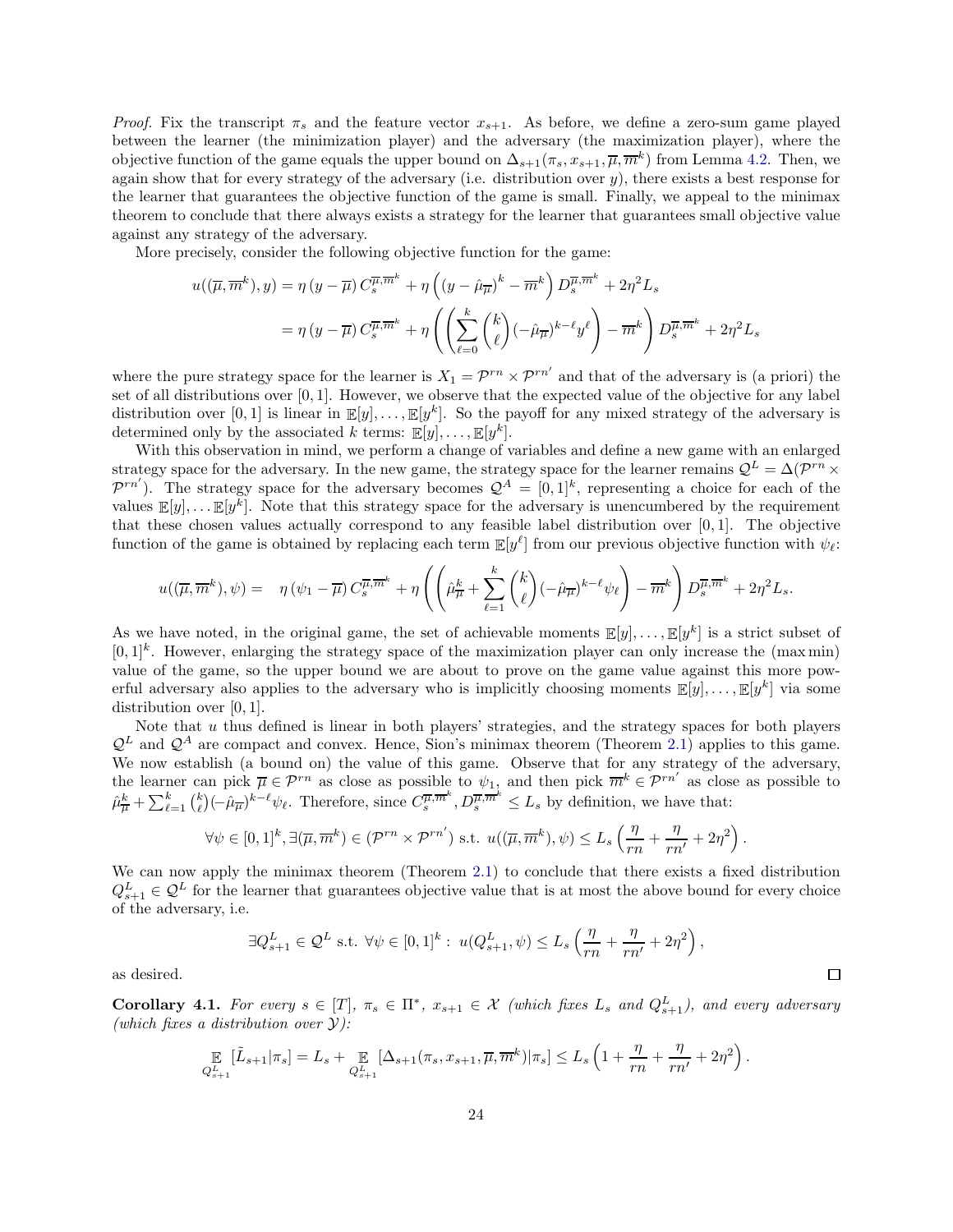*Proof.* Fix the transcript $\pi_s$ and the feature vector $x_{s+1}$. As before, we define a zero-sum game played between the learner (the minimization player) and the adversary (the maximization player), where the objective function of the game equals the upper bound on $\Delta_{s+1}(\pi_s, x_{s+1}, \overline{\mu}, \overline{m}^k)$ from Lemma 4.2. Then, we again show that for every strategy of the adversary (i.e. distribution over $y$), there exists a best response for the learner that guarantees the objective function of the game is small. Finally, we appeal to the minimax theorem to conclude that there always exists a strategy for the learner that guarantees small objective value against any strategy of the adversary.

More precisely, consider the following objective function for the game:

$$
\begin{aligned}
u((\overline{\mu}, \overline{m}^k), y) &= \eta \left(y - \overline{\mu}\right) C_s^{\overline{\mu}, \overline{m}^k} + \eta \left(\left(y - \hat{\mu}_{\overline{\mu}}\right)^k - \overline{m}^k\right) D_s^{\overline{\mu}, \overline{m}^k} + 2\eta^2 L_s \\
&= \eta \left(y - \overline{\mu}\right) C_s^{\overline{\mu}, \overline{m}^k} + \eta \left(\left(\sum_{\ell=0}^{k} \binom{k}{\ell} (-\hat{\mu}_{\overline{\mu}})^{k-\ell} y^\ell\right) - \overline{m}^k\right) D_s^{\overline{\mu}, \overline{m}^k} + 2\eta^2 L_s
\end{aligned}
$$

where the pure strategy space for the learner is $X_1 = \mathcal{P}^{rn} \times \mathcal{P}^{rn'}$ and that of the adversary is (a priori) the set of all distributions over $[0, 1]$. However, we observe that the expected value of the objective for any label distribution over $[0, 1]$ is linear in $\mathbb{E}[y], \ldots, \mathbb{E}[y^k]$. So the payoff for any mixed strategy of the adversary is determined only by the associated $k$ terms: $\mathbb{E}[y], \ldots, \mathbb{E}[y^k]$.

With this observation in mind, we perform a change of variables and define a new game with an enlarged strategy space for the adversary. In the new game, the strategy space for the learner remains $\mathcal{Q}^L = \Delta(\mathcal{P}^{rn} \times \mathcal{P}^{rn'})$. The strategy space for the adversary becomes $\mathcal{Q}^A = [0, 1]^k$, representing a choice for each of the values $\mathbb{E}[y], \ldots \mathbb{E}[y^k]$. Note that this strategy space for the adversary is unencumbered by the requirement that these chosen values actually correspond to any feasible label distribution over $[0, 1]$. The objective function of the game is obtained by replacing each term $\mathbb{E}[y^\ell]$ from our previous objective function with $\psi_\ell$:

$$
u((\overline{\mu}, \overline{m}^k), \psi) = \quad \eta \left(\psi_1 - \overline{\mu}\right) C_s^{\overline{\mu}, \overline{m}^k} + \eta \left(\left(\hat{\mu}_{\overline{\mu}}^k + \sum_{\ell=1}^{k} \binom{k}{\ell} (-\hat{\mu}_{\overline{\mu}})^{k-\ell} \psi_\ell\right) - \overline{m}^k\right) D_s^{\overline{\mu}, \overline{m}^k} + 2\eta^2 L_s.
$$

As we have noted, in the original game, the set of achievable moments $\mathbb{E}[y], \ldots, \mathbb{E}[y^k]$ is a strict subset of $[0, 1]^k$. However, enlarging the strategy space of the maximization player can only increase the (max min) value of the game, so the upper bound we are about to prove on the game value against this more powerful adversary also applies to the adversary who is implicitly choosing moments $\mathbb{E}[y], \ldots, \mathbb{E}[y^k]$ via some distribution over $[0, 1]$.

Note that $u$ thus defined is linear in both players' strategies, and the strategy spaces for both players $\mathcal{Q}^L$ and $\mathcal{Q}^A$ are compact and convex. Hence, Sion's minimax theorem (Theorem 2.1) applies to this game. We now establish (a bound on) the value of this game. Observe that for any strategy of the adversary, the learner can pick $\overline{\mu} \in \mathcal{P}^{rn}$ as close as possible to $\psi_1$, and then pick $\overline{m}^k \in \mathcal{P}^{rn'}$ as close as possible to $\hat{\mu}_{\overline{\mu}}^k + \sum_{\ell=1}^{k} \binom{k}{\ell} (-\hat{\mu}_{\overline{\mu}})^{k-\ell} \psi_\ell$. Therefore, since $C_s^{\overline{\mu}, \overline{m}^k}, D_s^{\overline{\mu}, \overline{m}^k} \le L_s$ by definition, we have that:

$$
\forall \psi \in [0, 1]^k, \exists (\overline{\mu}, \overline{m}^k) \in (\mathcal{P}^{rn} \times \mathcal{P}^{rn'}) \text{ s.t. } u((\overline{\mu}, \overline{m}^k), \psi) \le L_s \left(\frac{\eta}{rn} + \frac{\eta}{rn'} + 2\eta^2\right).
$$

We can now apply the minimax theorem (Theorem 2.1) to conclude that there exists a fixed distribution $Q_{s+1}^L \in \mathcal{Q}^L$ for the learner that guarantees objective value that is at most the above bound for every choice of the adversary, i.e.

$$
\exists Q_{s+1}^L \in \mathcal{Q}^L \text{ s.t. } \forall \psi \in [0, 1]^k : \; u(Q_{s+1}^L, \psi) \le L_s \left(\frac{\eta}{rn} + \frac{\eta}{rn'} + 2\eta^2\right),
$$

as desired. ∎

**Corollary 4.1.** *For every $s \in [T]$, $\pi_s \in \Pi^*$, $x_{s+1} \in \mathcal{X}$ (which fixes $L_s$ and $Q_{s+1}^L$), and every adversary (which fixes a distribution over $\mathcal{Y}$):*

$$
\mathop{\mathbb{E}}_{Q_{s+1}^L} [\tilde{L}_{s+1} | \pi_s] = L_s + \mathop{\mathbb{E}}_{Q_{s+1}^L} [\Delta_{s+1}(\pi_s, x_{s+1}, \overline{\mu}, \overline{m}^k) | \pi_s] \le L_s \left(1 + \frac{\eta}{rn} + \frac{\eta}{rn'} + 2\eta^2\right).
$$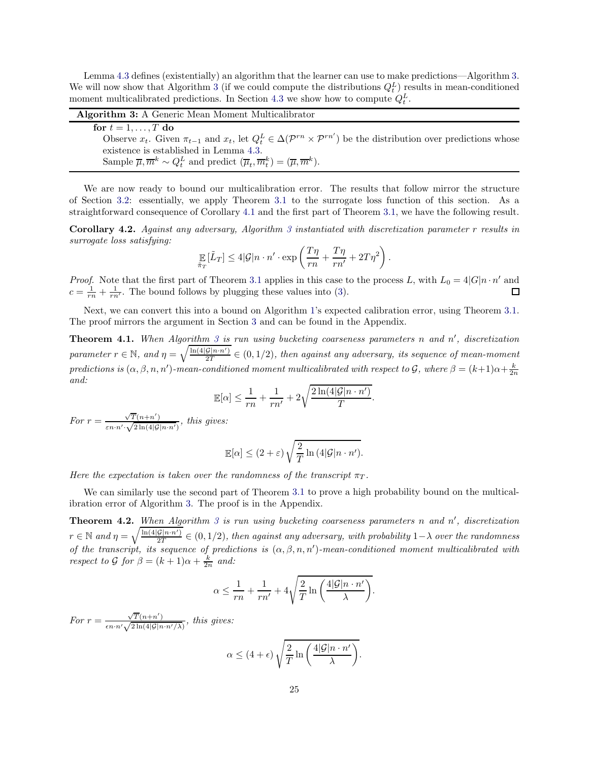Lemma 4.3 defines (existentially) an algorithm that the learner can use to make predictions—Algorithm 3. We will now show that Algorithm 3 (if we could compute the distributions $Q_t^L$) results in mean-conditioned moment multicalibrated predictions. In Section 4.3 we show how to compute $Q_t^L$.

---

**Algorithm 3:** A Generic Mean Moment Multicalibrator

---

**for** $t = 1, \ldots, T$ **do**

  Observe $x_t$. Given $\pi_{t-1}$ and $x_t$, let $Q_t^L \in \Delta(\mathcal{P}^{rn} \times \mathcal{P}^{rn'})$ be the distribution over predictions whose existence is established in Lemma 4.3.

  Sample $\overline{\mu}, \overline{m}^k \sim Q_t^L$ and predict $(\overline{\mu}_t, \overline{m}_t^k) = (\overline{\mu}, \overline{m}^k)$.

---

We are now ready to bound our multicalibration error. The results that follow mirror the structure of Section 3.2: essentially, we apply Theorem 3.1 to the surrogate loss function of this section. As a straightforward consequence of Corollary 4.1 and the first part of Theorem 3.1, we have the following result.

**Corollary 4.2.** *Against any adversary, Algorithm 3 instantiated with discretization parameter $r$ results in surrogate loss satisfying:*

$$\mathop{\mathbb{E}}_{\tilde{\pi}_T}[\tilde{L}_T] \leq 4|\mathcal{G}|n \cdot n' \cdot \exp\left(\frac{T\eta}{rn} + \frac{T\eta}{rn'} + 2T\eta^2\right).$$

*Proof.* Note that the first part of Theorem 3.1 applies in this case to the process $L$, with $L_0 = 4|G|n \cdot n'$ and $c = \frac{1}{rn} + \frac{1}{rn'}$. The bound follows by plugging these values into (3). ∎

Next, we can convert this into a bound on Algorithm 1's expected calibration error, using Theorem 3.1. The proof mirrors the argument in Section 3 and can be found in the Appendix.

**Theorem 4.1.** *When Algorithm 3 is run using bucketing coarseness parameters $n$ and $n'$, discretization parameter $r \in \mathbb{N}$, and $\eta = \sqrt{\frac{\ln(4|\mathcal{G}|n \cdot n')}{2T}} \in (0, 1/2)$, then against any adversary, its sequence of mean-moment predictions is $(\alpha, \beta, n, n')$-mean-conditioned moment multicalibrated with respect to $\mathcal{G}$, where $\beta = (k+1)\alpha + \frac{k}{2n}$ and:*

$$\mathbb{E}[\alpha] \leq \frac{1}{rn} + \frac{1}{rn'} + 2\sqrt{\frac{2\ln(4|\mathcal{G}|n \cdot n')}{T}}.$$

*For $r = \frac{\sqrt{T}(n+n')}{\varepsilon n \cdot n' \cdot \sqrt{2\ln(4|\mathcal{G}|n \cdot n')}}$, this gives:*

$$\mathbb{E}[\alpha] \leq (2 + \varepsilon)\sqrt{\frac{2}{T}\ln\left(4|\mathcal{G}|n \cdot n'\right)}.$$

*Here the expectation is taken over the randomness of the transcript $\pi_T$.*

We can similarly use the second part of Theorem 3.1 to prove a high probability bound on the multicalibration error of Algorithm 3. The proof is in the Appendix.

**Theorem 4.2.** *When Algorithm 3 is run using bucketing coarseness parameters $n$ and $n'$, discretization $r \in \mathbb{N}$ and $\eta = \sqrt{\frac{\ln(4|\mathcal{G}|n \cdot n')}{2T}} \in (0, 1/2)$, then against any adversary, with probability $1 - \lambda$ over the randomness of the transcript, its sequence of predictions is $(\alpha, \beta, n, n')$-mean-conditioned moment multicalibrated with respect to $\mathcal{G}$ for $\beta = (k+1)\alpha + \frac{k}{2n}$ and:*

$$\alpha \leq \frac{1}{rn} + \frac{1}{rn'} + 4\sqrt{\frac{2}{T}\ln\left(\frac{4|\mathcal{G}|n \cdot n'}{\lambda}\right)}.$$

*For $r = \frac{\sqrt{T}(n+n')}{\epsilon n \cdot n' \sqrt{2\ln(4|\mathcal{G}|n \cdot n'/\lambda)}}$, this gives:*

$$\alpha \leq (4 + \epsilon)\sqrt{\frac{2}{T}\ln\left(\frac{4|\mathcal{G}|n \cdot n'}{\lambda}\right)}.$$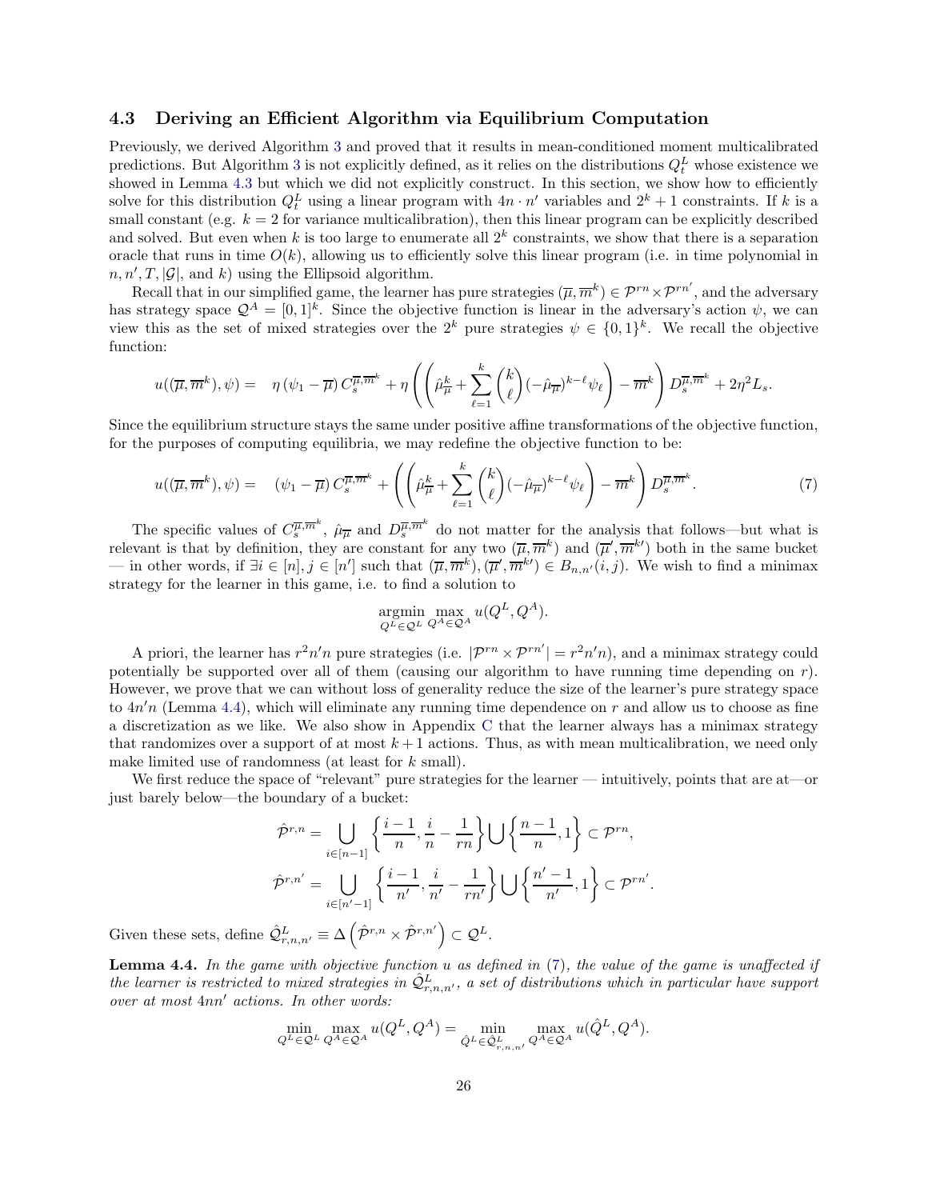### 4.3 Deriving an Efficient Algorithm via Equilibrium Computation

Previously, we derived Algorithm 3 and proved that it results in mean-conditioned moment multicalibrated predictions. But Algorithm 3 is not explicitly defined, as it relies on the distributions $Q_t^L$ whose existence we showed in Lemma 4.3 but which we did not explicitly construct. In this section, we show how to efficiently solve for this distribution $Q_t^L$ using a linear program with $4n \cdot n'$ variables and $2^k + 1$ constraints. If $k$ is a small constant (e.g. $k = 2$ for variance multicalibration), then this linear program can be explicitly described and solved. But even when $k$ is too large to enumerate all $2^k$ constraints, we show that there is a separation oracle that runs in time $O(k)$, allowing us to efficiently solve this linear program (i.e. in time polynomial in $n, n', T, |\mathcal{G}|$, and $k$) using the Ellipsoid algorithm.

Recall that in our simplified game, the learner has pure strategies $(\overline{\mu}, \overline{m}^k) \in \mathcal{P}^{rn} \times \mathcal{P}^{rn'}$, and the adversary has strategy space $\mathcal{Q}^A = [0,1]^k$. Since the objective function is linear in the adversary's action $\psi$, we can view this as the set of mixed strategies over the $2^k$ pure strategies $\psi \in \{0,1\}^k$. We recall the objective function:

$$u((\overline{\mu}, \overline{m}^k), \psi) = \quad \eta \left(\psi_1 - \overline{\mu}\right) C_s^{\overline{\mu}, \overline{m}^k} + \eta \left( \left( \hat{\mu}_{\overline{\mu}}^k + \sum_{\ell=1}^{k} \binom{k}{\ell} (-\hat{\mu}_{\overline{\mu}})^{k-\ell} \psi_\ell \right) - \overline{m}^k \right) D_s^{\overline{\mu}, \overline{m}^k} + 2\eta^2 L_s.$$

Since the equilibrium structure stays the same under positive affine transformations of the objective function, for the purposes of computing equilibria, we may redefine the objective function to be:

$$u((\overline{\mu}, \overline{m}^k), \psi) = \quad \left(\psi_1 - \overline{\mu}\right) C_s^{\overline{\mu}, \overline{m}^k} + \left( \left( \hat{\mu}_{\overline{\mu}}^k + \sum_{\ell=1}^{k} \binom{k}{\ell} (-\hat{\mu}_{\overline{\mu}})^{k-\ell} \psi_\ell \right) - \overline{m}^k \right) D_s^{\overline{\mu}, \overline{m}^k}. \tag{7}$$

The specific values of $C_s^{\overline{\mu}, \overline{m}^k}$, $\hat{\mu}_{\overline{\mu}}$ and $D_s^{\overline{\mu}, \overline{m}^k}$ do not matter for the analysis that follows—but what is relevant is that by definition, they are constant for any two $(\overline{\mu}, \overline{m}^k)$ and $(\overline{\mu}', \overline{m}^{k\prime})$ both in the same bucket — in other words, if $\exists i \in [n], j \in [n']$ such that $(\overline{\mu}, \overline{m}^k), (\overline{\mu}', \overline{m}^{k\prime}) \in B_{n,n'}(i,j)$. We wish to find a minimax strategy for the learner in this game, i.e. to find a solution to

$$\underset{Q^L \in \mathcal{Q}^L}{\operatorname{argmin}} \max_{Q^A \in \mathcal{Q}^A} u(Q^L, Q^A).$$

A priori, the learner has $r^2 n' n$ pure strategies (i.e. $|\mathcal{P}^{rn} \times \mathcal{P}^{rn'}| = r^2 n' n$), and a minimax strategy could potentially be supported over all of them (causing our algorithm to have running time depending on $r$). However, we prove that we can without loss of generality reduce the size of the learner's pure strategy space to $4n'n$ (Lemma 4.4), which will eliminate any running time dependence on $r$ and allow us to choose as fine a discretization as we like. We also show in Appendix C that the learner always has a minimax strategy that randomizes over a support of at most $k+1$ actions. Thus, as with mean multicalibration, we need only make limited use of randomness (at least for $k$ small).

We first reduce the space of "relevant" pure strategies for the learner — intuitively, points that are at—or just barely below—the boundary of a bucket:

$$\hat{\mathcal{P}}^{r,n} = \bigcup_{i \in [n-1]} \left\{ \frac{i-1}{n}, \frac{i}{n} - \frac{1}{rn} \right\} \bigcup \left\{ \frac{n-1}{n}, 1 \right\} \subset \mathcal{P}^{rn},$$

$$\hat{\mathcal{P}}^{r,n'} = \bigcup_{i \in [n'-1]} \left\{ \frac{i-1}{n'}, \frac{i}{n'} - \frac{1}{rn'} \right\} \bigcup \left\{ \frac{n'-1}{n'}, 1 \right\} \subset \mathcal{P}^{rn'}.$$

Given these sets, define $\hat{\mathcal{Q}}^L_{r,n,n'} \equiv \Delta\left(\hat{\mathcal{P}}^{r,n} \times \hat{\mathcal{P}}^{r,n'}\right) \subset \mathcal{Q}^L$.

**Lemma 4.4.** *In the game with objective function $u$ as defined in (7), the value of the game is unaffected if the learner is restricted to mixed strategies in $\hat{\mathcal{Q}}^L_{r,n,n'}$, a set of distributions which in particular have support over at most $4nn'$ actions. In other words:*

$$\min_{Q^L \in \mathcal{Q}^L} \max_{Q^A \in \mathcal{Q}^A} u(Q^L, Q^A) = \min_{\hat{Q}^L \in \hat{\mathcal{Q}}^L_{r,n,n'}} \max_{Q^A \in \mathcal{Q}^A} u(\hat{Q}^L, Q^A).$$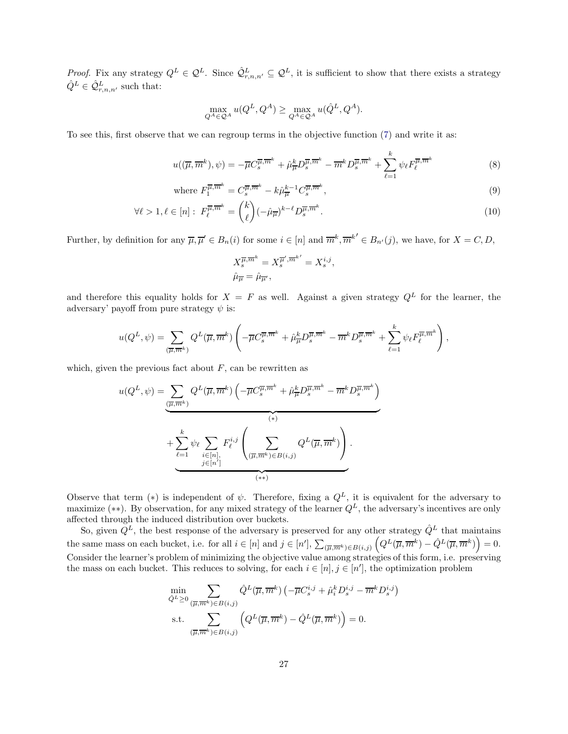*Proof.* Fix any strategy $Q^L \in \mathcal{Q}^L$. Since $\hat{\mathcal{Q}}^L_{r,n,n'} \subseteq \mathcal{Q}^L$, it is sufficient to show that there exists a strategy $\hat{Q}^L \in \hat{\mathcal{Q}}^L_{r,n,n'}$ such that:

$$\max_{Q^A \in \mathcal{Q}^A} u(Q^L, Q^A) \geq \max_{Q^A \in \mathcal{Q}^A} u(\hat{Q}^L, Q^A).$$

To see this, first observe that we can regroup terms in the objective function (7) and write it as:

$$u((\overline{\mu}, \overline{m}^k), \psi) = -\overline{\mu} C_s^{\overline{\mu}, \overline{m}^k} + \hat{\mu}^k_{\overline{\mu}} D_s^{\overline{\mu}, \overline{m}^k} - \overline{m}^k D_s^{\overline{\mu}, \overline{m}^k} + \sum_{\ell=1}^{k} \psi_\ell F_\ell^{\overline{\mu}, \overline{m}^k} \tag{8}$$

$$\text{where } F_1^{\overline{\mu}, \overline{m}^k} = C_s^{\overline{\mu}, \overline{m}^k} - k\hat{\mu}^{k-1}_{\overline{\mu}} C_s^{\overline{\mu}, \overline{m}^k}, \tag{9}$$

$$\forall \ell > 1, \ell \in [n]: \; F_\ell^{\overline{\mu}, \overline{m}^k} = \binom{k}{\ell} (-\hat{\mu}_{\overline{\mu}})^{k-\ell} D_s^{\overline{\mu}, \overline{m}^k}. \tag{10}$$

Further, by definition for any $\overline{\mu}, \overline{\mu}' \in B_n(i)$ for some $i \in [n]$ and $\overline{m}^k, \overline{m}^{k\prime} \in B_{n'}(j)$, we have, for $X = C, D$,

$$X_s^{\overline{\mu}, \overline{m}^k} = X_s^{\overline{\mu}', \overline{m}^{k\prime}} = X_s^{i,j},$$
$$\hat{\mu}_{\overline{\mu}} = \hat{\mu}_{\overline{\mu}'},$$

and therefore this equality holds for $X = F$ as well. Against a given strategy $Q^L$ for the learner, the adversary' payoff from pure strategy $\psi$ is:

$$u(Q^L, \psi) = \sum_{(\overline{\mu}, \overline{m}^k)} Q^L(\overline{\mu}, \overline{m}^k) \left( -\overline{\mu} C_s^{\overline{\mu}, \overline{m}^k} + \hat{\mu}^k_{\overline{\mu}} D_s^{\overline{\mu}, \overline{m}^k} - \overline{m}^k D_s^{\overline{\mu}, \overline{m}^k} + \sum_{\ell=1}^{k} \psi_\ell F_\ell^{\overline{\mu}, \overline{m}^k} \right),$$

which, given the previous fact about $F$, can be rewritten as

$$u(Q^L, \psi) = \underbrace{\sum_{(\overline{\mu}, \overline{m}^k)} Q^L(\overline{\mu}, \overline{m}^k) \left( -\overline{\mu} C_s^{\overline{\mu}, \overline{m}^k} + \hat{\mu}^k_{\overline{\mu}} D_s^{\overline{\mu}, \overline{m}^k} - \overline{m}^k D_s^{\overline{\mu}, \overline{m}^k} \right)}_{(*)}$$
$$\underbrace{+ \sum_{\ell=1}^{k} \psi_\ell \sum_{\substack{i \in [n], \\ j \in [n']}} F_\ell^{i,j} \left( \sum_{(\overline{\mu}, \overline{m}^k) \in B(i,j)} Q^L(\overline{\mu}, \overline{m}^k) \right)}_{(**)}.$$

Observe that term $(*)$ is independent of $\psi$. Therefore, fixing a $Q^L$, it is equivalent for the adversary to maximize $(**)$. By observation, for any mixed strategy of the learner $Q^L$, the adversary's incentives are only affected through the induced distribution over buckets.

So, given $Q^L$, the best response of the adversary is preserved for any other strategy $\hat{Q}^L$ that maintains the same mass on each bucket, i.e. for all $i \in [n]$ and $j \in [n']$, $\sum_{(\overline{\mu}, \overline{m}^k) \in B(i,j)} \left( Q^L(\overline{\mu}, \overline{m}^k) - \hat{Q}^L(\overline{\mu}, \overline{m}^k) \right) = 0$. Consider the learner's problem of minimizing the objective value among strategies of this form, i.e. preserving the mass on each bucket. This reduces to solving, for each $i \in [n], j \in [n']$, the optimization problem

$$\min_{\hat{Q}^L \geq 0} \sum_{(\overline{\mu}, \overline{m}^k) \in B(i,j)} \hat{Q}^L(\overline{\mu}, \overline{m}^k) \left( -\overline{\mu} C_s^{i,j} + \hat{\mu}^k_i D_s^{i,j} - \overline{m}^k D_s^{i,j} \right)$$
$$\text{s.t.} \sum_{(\overline{\mu}, \overline{m}^k) \in B(i,j)} \left( Q^L(\overline{\mu}, \overline{m}^k) - \hat{Q}^L(\overline{\mu}, \overline{m}^k) \right) = 0.$$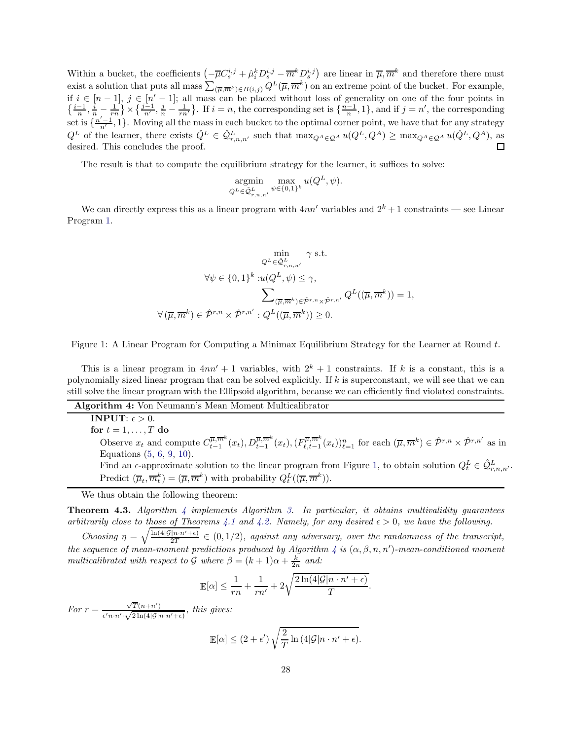Within a bucket, the coefficients $\left(-\overline{\mu}C_s^{i,j} + \hat{\mu}_i^k D_s^{i,j} - \overline{m}^k D_s^{i,j}\right)$ are linear in $\overline{\mu}, \overline{m}^k$ and therefore there must exist a solution that puts all mass $\sum_{(\overline{\mu},\overline{m}^k)\in B(i,j)} Q^L(\overline{\mu}, \overline{m}^k)$ on an extreme point of the bucket. For example, if $i \in [n-1]$, $j \in [n'-1]$; all mass can be placed without loss of generality on one of the four points in $\left\{\frac{i-1}{n}, \frac{i}{n} - \frac{1}{rn}\right\} \times \left\{\frac{j-1}{n'}, \frac{j}{n} - \frac{1}{rn'}\right\}$. If $i = n$, the corresponding set is $\{\frac{n-1}{n}, 1\}$, and if $j = n'$, the corresponding set is $\{\frac{n'-1}{n'}, 1\}$. Moving all the mass in each bucket to the optimal corner point, we have that for any strategy $Q^L$ of the learner, there exists $\hat{Q}^L \in \hat{\mathcal{Q}}^L_{r,n,n'}$ such that $\max_{Q^A \in \mathcal{Q}^A} u(Q^L, Q^A) \geq \max_{Q^A \in \mathcal{Q}^A} u(\hat{Q}^L, Q^A)$, as desired. This concludes the proof. □

The result is that to compute the equilibrium strategy for the learner, it suffices to solve:

$$\underset{Q^L \in \hat{\mathcal{Q}}^L_{r,n,n'}}{\operatorname{argmin}} \max_{\psi \in \{0,1\}^k} u(Q^L, \psi).$$

We can directly express this as a linear program with $4nn'$ variables and $2^k + 1$ constraints — see Linear Program 1.

$$\min_{Q^L \in \hat{\mathcal{Q}}^L_{r,n,n'}} \gamma \text{ s.t.}$$

$$\forall \psi \in \{0,1\}^k : u(Q^L, \psi) \leq \gamma,$$

$$\sum_{(\overline{\mu},\overline{m}^k)\in \hat{\mathcal{P}}^{r,n}\times \hat{\mathcal{P}}^{r,n'}} Q^L((\overline{\mu}, \overline{m}^k)) = 1,$$

$$\forall (\overline{\mu}, \overline{m}^k) \in \hat{\mathcal{P}}^{r,n} \times \hat{\mathcal{P}}^{r,n'} : Q^L((\overline{\mu}, \overline{m}^k)) \geq 0.$$

Figure 1: A Linear Program for Computing a Minimax Equilibrium Strategy for the Learner at Round $t$.

This is a linear program in $4nn' + 1$ variables, with $2^k + 1$ constraints. If $k$ is a constant, this is a polynomially sized linear program that can be solved explicitly. If $k$ is superconstant, we will see that we can still solve the linear program with the Ellipsoid algorithm, because we can efficiently find violated constraints.

**Algorithm 4:** Von Neumann's Mean Moment Multicalibrator

**INPUT**: $\epsilon > 0$.
**for** $t = 1, \ldots, T$ **do**
  Observe $x_t$ and compute $C_{t-1}^{\overline{\mu},\overline{m}^k}(x_t), D_{t-1}^{\overline{\mu},\overline{m}^k}(x_t), (F_{\ell,t-1}^{\overline{\mu},\overline{m}^k}(x_t))_{\ell=1}^n$ for each $(\overline{\mu}, \overline{m}^k) \in \hat{\mathcal{P}}^{r,n} \times \hat{\mathcal{P}}^{r,n'}$ as in Equations (5, 6, 9, 10).
  Find an $\epsilon$-approximate solution to the linear program from Figure 1, to obtain solution $Q_t^L \in \hat{\mathcal{Q}}^L_{r,n,n'}$.
  Predict $(\overline{\mu}_t, \overline{m}_t^k) = (\overline{\mu}, \overline{m}^k)$ with probability $Q_t^L((\overline{\mu}, \overline{m}^k))$.

We thus obtain the following theorem:

**Theorem 4.3.** *Algorithm 4 implements Algorithm 3. In particular, it obtains multivalidity guarantees arbitrarily close to those of Theorems 4.1 and 4.2. Namely, for any desired $\epsilon > 0$, we have the following.*

*Choosing $\eta = \sqrt{\frac{\ln(4|\mathcal{G}|n \cdot n' + \epsilon)}{2T}} \in (0, 1/2)$, against any adversary, over the randomness of the transcript, the sequence of mean-moment predictions produced by Algorithm 4 is $(\alpha, \beta, n, n')$-mean-conditioned moment multicalibrated with respect to $\mathcal{G}$ where $\beta = (k+1)\alpha + \frac{k}{2n}$ and:*

$$\mathbb{E}[\alpha] \leq \frac{1}{rn} + \frac{1}{rn'} + 2\sqrt{\frac{2\ln(4|\mathcal{G}|n \cdot n' + \epsilon)}{T}}.$$

*For $r = \frac{\sqrt{T}(n+n')}{\epsilon' n \cdot n' \cdot \sqrt{2\ln(4|\mathcal{G}|n \cdot n' + \epsilon)}}$, this gives:*

$$\mathbb{E}[\alpha] \leq (2 + \epsilon')\sqrt{\frac{2}{T}\ln\left(4|\mathcal{G}|n \cdot n' + \epsilon\right)}.$$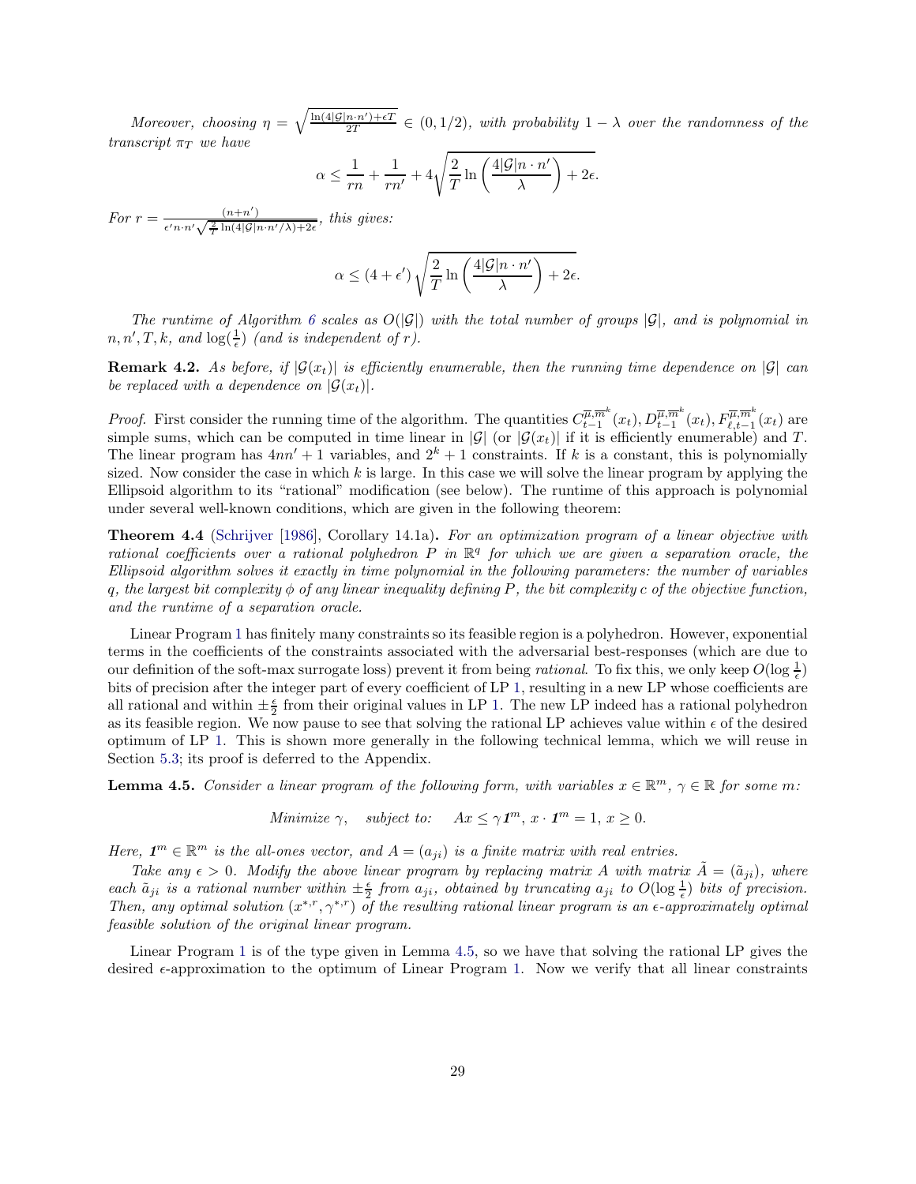*Moreover, choosing* $\eta = \sqrt{\frac{\ln(4|\mathcal{G}|n \cdot n') + \epsilon T}{2T}} \in (0, 1/2)$*, with probability* $1 - \lambda$ *over the randomness of the transcript* $\pi_T$ *we have*

$$\alpha \leq \frac{1}{rn} + \frac{1}{rn'} + 4\sqrt{\frac{2}{T} \ln\left(\frac{4|\mathcal{G}|n \cdot n'}{\lambda}\right) + 2\epsilon}.$$

*For* $r = \frac{(n+n')}{\epsilon' n \cdot n' \sqrt{\frac{2}{T} \ln(4|\mathcal{G}|n \cdot n'/\lambda) + 2\epsilon}}$*, this gives:*

$$\alpha \leq (4 + \epsilon') \sqrt{\frac{2}{T} \ln\left(\frac{4|\mathcal{G}|n \cdot n'}{\lambda}\right) + 2\epsilon}.$$

*The runtime of Algorithm 6 scales as* $O(|\mathcal{G}|)$ *with the total number of groups* $|\mathcal{G}|$*, and is polynomial in* $n, n', T, k$*, and* $\log(\frac{1}{\epsilon})$ *(and is independent of* $r$*).*

**Remark 4.2.** *As before, if* $|\mathcal{G}(x_t)|$ *is efficiently enumerable, then the running time dependence on* $|\mathcal{G}|$ *can be replaced with a dependence on* $|\mathcal{G}(x_t)|$*.*

*Proof.* First consider the running time of the algorithm. The quantities $C_{t-1}^{\overline{\mu}, \overline{m}^k}(x_t), D_{t-1}^{\overline{\mu}, \overline{m}^k}(x_t), F_{\ell, t-1}^{\overline{\mu}, \overline{m}^k}(x_t)$ are simple sums, which can be computed in time linear in $|\mathcal{G}|$ (or $|\mathcal{G}(x_t)|$ if it is efficiently enumerable) and $T$. The linear program has $4nn' + 1$ variables, and $2^k + 1$ constraints. If $k$ is a constant, this is polynomially sized. Now consider the case in which $k$ is large. In this case we will solve the linear program by applying the Ellipsoid algorithm to its "rational" modification (see below). The runtime of this approach is polynomial under several well-known conditions, which are given in the following theorem:

**Theorem 4.4** (Schrijver [1986], Corollary 14.1a)**.** *For an optimization program of a linear objective with rational coefficients over a rational polyhedron* $P$ *in* $\mathbb{R}^q$ *for which we are given a separation oracle, the Ellipsoid algorithm solves it exactly in time polynomial in the following parameters: the number of variables* $q$*, the largest bit complexity* $\phi$ *of any linear inequality defining* $P$*, the bit complexity* $c$ *of the objective function, and the runtime of a separation oracle.*

Linear Program 1 has finitely many constraints so its feasible region is a polyhedron. However, exponential terms in the coefficients of the constraints associated with the adversarial best-responses (which are due to our definition of the soft-max surrogate loss) prevent it from being *rational*. To fix this, we only keep $O(\log \frac{1}{\epsilon})$ bits of precision after the integer part of every coefficient of LP 1, resulting in a new LP whose coefficients are all rational and within $\pm \frac{\epsilon}{2}$ from their original values in LP 1. The new LP indeed has a rational polyhedron as its feasible region. We now pause to see that solving the rational LP achieves value within $\epsilon$ of the desired optimum of LP 1. This is shown more generally in the following technical lemma, which we will reuse in Section 5.3; its proof is deferred to the Appendix.

**Lemma 4.5.** *Consider a linear program of the following form, with variables* $x \in \mathbb{R}^m$*,* $\gamma \in \mathbb{R}$ *for some* $m$*:*

$$\text{Minimize } \gamma, \quad \text{subject to:} \quad Ax \leq \gamma \mathbf{1}^m,\; x \cdot \mathbf{1}^m = 1,\; x \geq 0.$$

*Here,* $\mathbf{1}^m \in \mathbb{R}^m$ *is the all-ones vector, and* $A = (a_{ji})$ *is a finite matrix with real entries.*

*Take any* $\epsilon > 0$*. Modify the above linear program by replacing matrix* $A$ *with matrix* $\tilde{A} = (\tilde{a}_{ji})$*, where each* $\tilde{a}_{ji}$ *is a rational number within* $\pm\frac{\epsilon}{2}$ *from* $a_{ji}$*, obtained by truncating* $a_{ji}$ *to* $O(\log \frac{1}{\epsilon})$ *bits of precision. Then, any optimal solution* $(x^{*,r}, \gamma^{*,r})$ *of the resulting rational linear program is an* $\epsilon$*-approximately optimal feasible solution of the original linear program.*

Linear Program 1 is of the type given in Lemma 4.5, so we have that solving the rational LP gives the desired $\epsilon$-approximation to the optimum of Linear Program 1. Now we verify that all linear constraints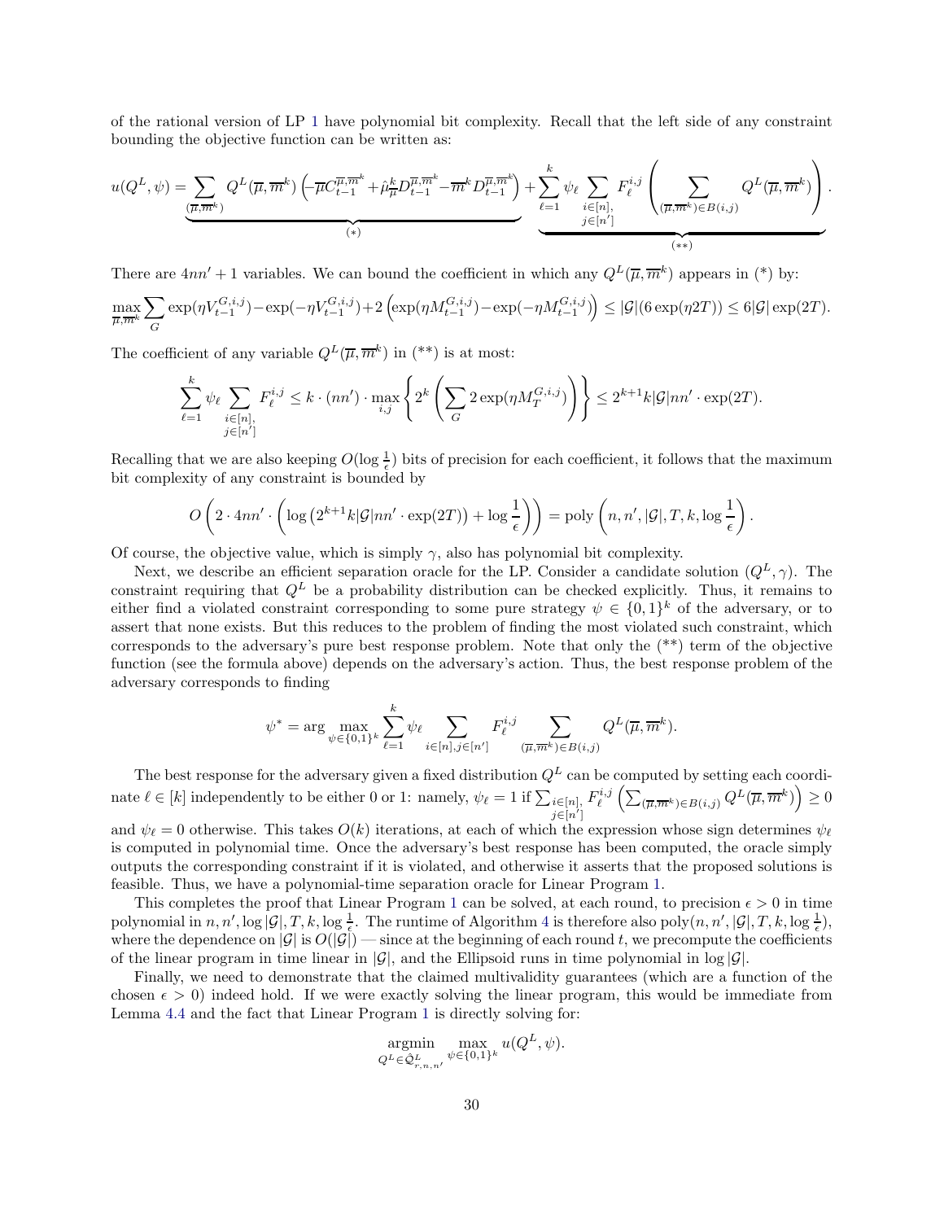of the rational version of LP 1 have polynomial bit complexity. Recall that the left side of any constraint bounding the objective function can be written as:

$$u(Q^L, \psi) = \underbrace{\sum_{(\overline{\mu}, \overline{m}^k)} Q^L(\overline{\mu}, \overline{m}^k) \left( -\overline{\mu} C_{t-1}^{\overline{\mu}, \overline{m}^k} + \hat{\mu}_{\overline{\mu}}^k D_{t-1}^{\overline{\mu}, \overline{m}^k} - \overline{m}^k D_{t-1}^{\overline{\mu}, \overline{m}^k} \right)}_{(*)} + \underbrace{\sum_{\ell=1}^{k} \psi_\ell \sum_{\substack{i \in [n], \\ j \in [n']}} F_\ell^{i,j} \left( \sum_{(\overline{\mu}, \overline{m}^k) \in B(i,j)} Q^L(\overline{\mu}, \overline{m}^k) \right)}_{(**)}.$$

There are $4nn' + 1$ variables. We can bound the coefficient in which any $Q^L(\overline{\mu}, \overline{m}^k)$ appears in (*) by:

$$\max_{\overline{\mu}, \overline{m}^k} \sum_{G} \exp(\eta V_{t-1}^{G,i,j}) - \exp(-\eta V_{t-1}^{G,i,j}) + 2 \left( \exp(\eta M_{t-1}^{G,i,j}) - \exp(-\eta M_{t-1}^{G,i,j}) \right) \leq |\mathcal{G}| (6 \exp(\eta 2T)) \leq 6 |\mathcal{G}| \exp(2T).$$

The coefficient of any variable $Q^L(\overline{\mu}, \overline{m}^k)$ in (**) is at most:

$$\sum_{\ell=1}^{k} \psi_\ell \sum_{\substack{i \in [n], \\ j \in [n']}} F_\ell^{i,j} \leq k \cdot (nn') \cdot \max_{i,j} \left\{ 2^k \left( \sum_{G} 2 \exp(\eta M_T^{G,i,j}) \right) \right\} \leq 2^{k+1} k |\mathcal{G}| nn' \cdot \exp(2T).$$

Recalling that we are also keeping $O(\log \frac{1}{\epsilon})$ bits of precision for each coefficient, it follows that the maximum bit complexity of any constraint is bounded by

$$O\left( 2 \cdot 4nn' \cdot \left( \log\left( 2^{k+1} k |\mathcal{G}| nn' \cdot \exp(2T) \right) + \log \frac{1}{\epsilon} \right) \right) = \mathrm{poly}\left( n, n', |\mathcal{G}|, T, k, \log \frac{1}{\epsilon} \right).$$

Of course, the objective value, which is simply $\gamma$, also has polynomial bit complexity.

Next, we describe an efficient separation oracle for the LP. Consider a candidate solution $(Q^L, \gamma)$. The constraint requiring that $Q^L$ be a probability distribution can be checked explicitly. Thus, it remains to either find a violated constraint corresponding to some pure strategy $\psi \in \{0,1\}^k$ of the adversary, or to assert that none exists. But this reduces to the problem of finding the most violated such constraint, which corresponds to the adversary's pure best response problem. Note that only the (**) term of the objective function (see the formula above) depends on the adversary's action. Thus, the best response problem of the adversary corresponds to finding

$$\psi^* = \arg \max_{\psi \in \{0,1\}^k} \sum_{\ell=1}^{k} \psi_\ell \sum_{i \in [n], j \in [n']} F_\ell^{i,j} \sum_{(\overline{\mu}, \overline{m}^k) \in B(i,j)} Q^L(\overline{\mu}, \overline{m}^k).$$

The best response for the adversary given a fixed distribution $Q^L$ can be computed by setting each coordinate $\ell \in [k]$ independently to be either 0 or 1: namely, $\psi_\ell = 1$ if $\sum_{\substack{i \in [n], \\ j \in [n']}} F_\ell^{i,j} \left( \sum_{(\overline{\mu}, \overline{m}^k) \in B(i,j)} Q^L(\overline{\mu}, \overline{m}^k) \right) \geq 0$ and $\psi_\ell = 0$ otherwise. This takes $O(k)$ iterations, at each of which the expression whose sign determines $\psi_\ell$ is computed in polynomial time. Once the adversary's best response has been computed, the oracle simply outputs the corresponding constraint if it is violated, and otherwise it asserts that the proposed solutions is feasible. Thus, we have a polynomial-time separation oracle for Linear Program 1.

This completes the proof that Linear Program 1 can be solved, at each round, to precision $\epsilon > 0$ in time polynomial in $n, n', \log |\mathcal{G}|, T, k, \log \frac{1}{\epsilon}$. The runtime of Algorithm 4 is therefore also $\mathrm{poly}(n, n', |\mathcal{G}|, T, k, \log \frac{1}{\epsilon})$, where the dependence on $|\mathcal{G}|$ is $O(|\mathcal{G}|)$ — since at the beginning of each round $t$, we precompute the coefficients of the linear program in time linear in $|\mathcal{G}|$, and the Ellipsoid runs in time polynomial in $\log |\mathcal{G}|$.

Finally, we need to demonstrate that the claimed multivalidity guarantees (which are a function of the chosen $\epsilon > 0$) indeed hold. If we were exactly solving the linear program, this would be immediate from Lemma 4.4 and the fact that Linear Program 1 is directly solving for:

$$\underset{Q^L \in \tilde{\mathcal{Q}}_{r,n,n'}^L}{\operatorname{argmin}} \max_{\psi \in \{0,1\}^k} u(Q^L, \psi).$$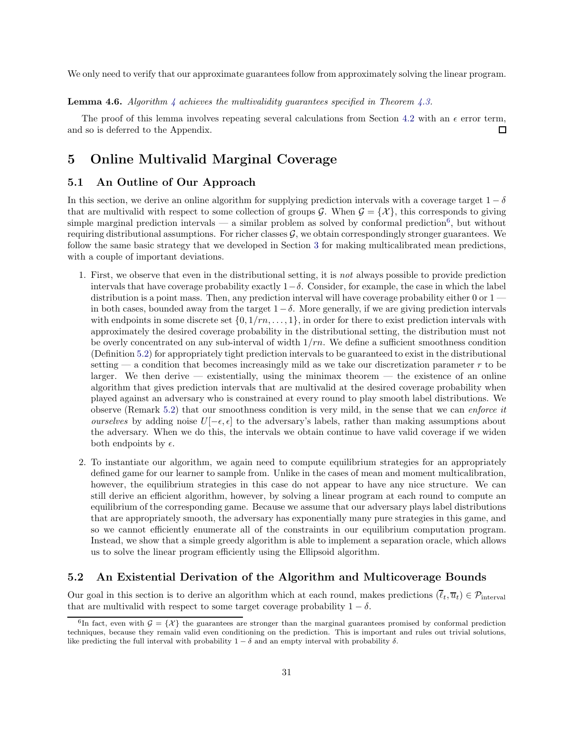We only need to verify that our approximate guarantees follow from approximately solving the linear program.

**Lemma 4.6.** *Algorithm 4 achieves the multivalidity guarantees specified in Theorem 4.3.*

The proof of this lemma involves repeating several calculations from Section 4.2 with an $\epsilon$ error term, and so is deferred to the Appendix. □

# 5 Online Multivalid Marginal Coverage

## 5.1 An Outline of Our Approach

In this section, we derive an online algorithm for supplying prediction intervals with a coverage target $1-\delta$ that are multivalid with respect to some collection of groups $\mathcal{G}$. When $\mathcal{G} = \{\mathcal{X}\}$, this corresponds to giving simple marginal prediction intervals — a similar problem as solved by conformal prediction[6], but without requiring distributional assumptions. For richer classes $\mathcal{G}$, we obtain correspondingly stronger guarantees. We follow the same basic strategy that we developed in Section 3 for making multicalibrated mean predictions, with a couple of important deviations.

1. First, we observe that even in the distributional setting, it is *not* always possible to provide prediction intervals that have coverage probability exactly $1-\delta$. Consider, for example, the case in which the label distribution is a point mass. Then, any prediction interval will have coverage probability either 0 or 1 — in both cases, bounded away from the target $1-\delta$. More generally, if we are giving prediction intervals with endpoints in some discrete set $\{0, 1/rn, \ldots, 1\}$, in order for there to exist prediction intervals with approximately the desired coverage probability in the distributional setting, the distribution must not be overly concentrated on any sub-interval of width $1/rn$. We define a sufficient smoothness condition (Definition 5.2) for appropriately tight prediction intervals to be guaranteed to exist in the distributional setting — a condition that becomes increasingly mild as we take our discretization parameter $r$ to be larger. We then derive — existentially, using the minimax theorem — the existence of an online algorithm that gives prediction intervals that are multivalid at the desired coverage probability when played against an adversary who is constrained at every round to play smooth label distributions. We observe (Remark 5.2) that our smoothness condition is very mild, in the sense that we can *enforce it ourselves* by adding noise $U[-\epsilon, \epsilon]$ to the adversary's labels, rather than making assumptions about the adversary. When we do this, the intervals we obtain continue to have valid coverage if we widen both endpoints by $\epsilon$.

2. To instantiate our algorithm, we again need to compute equilibrium strategies for an appropriately defined game for our learner to sample from. Unlike in the cases of mean and moment multicalibration, however, the equilibrium strategies in this case do not appear to have any nice structure. We can still derive an efficient algorithm, however, by solving a linear program at each round to compute an equilibrium of the corresponding game. Because we assume that our adversary plays label distributions that are appropriately smooth, the adversary has exponentially many pure strategies in this game, and so we cannot efficiently enumerate all of the constraints in our equilibrium computation program. Instead, we show that a simple greedy algorithm is able to implement a separation oracle, which allows us to solve the linear program efficiently using the Ellipsoid algorithm.

## 5.2 An Existential Derivation of the Algorithm and Multicoverage Bounds

Our goal in this section is to derive an algorithm which at each round, makes predictions $(\overline{\ell}_t, \overline{u}_t) \in \mathcal{P}_{\text{interval}}$ that are multivalid with respect to some target coverage probability $1-\delta$.

[6] In fact, even with $\mathcal{G} = \{\mathcal{X}\}$ the guarantees are stronger than the marginal guarantees promised by conformal prediction techniques, because they remain valid even conditioning on the prediction. This is important and rules out trivial solutions, like predicting the full interval with probability $1-\delta$ and an empty interval with probability $\delta$.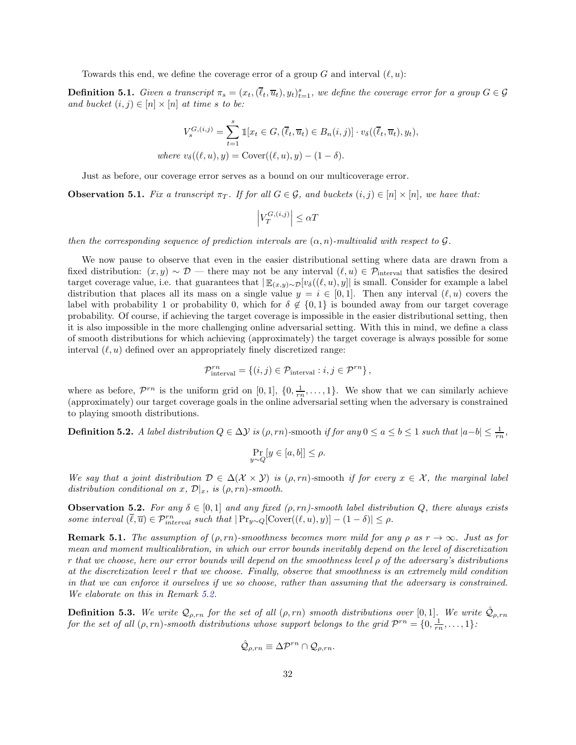Towards this end, we define the coverage error of a group $G$ and interval $(\ell, u)$:

**Definition 5.1.** *Given a transcript $\pi_s = (x_t, (\overline{\ell}_t, \overline{u}_t), y_t)_{t=1}^s$, we define the coverage error for a group $G \in \mathcal{G}$ and bucket $(i,j) \in [n] \times [n]$ at time $s$ to be:*

$$V_s^{G,(i,j)} = \sum_{t=1}^{s} \mathbb{1}[x_t \in G, (\overline{\ell}_t, \overline{u}_t) \in B_n(i,j)] \cdot v_\delta((\overline{\ell}_t, \overline{u}_t), y_t),$$

$$\text{where } v_\delta((\ell, u), y) = \text{Cover}((\ell, u), y) - (1-\delta).$$

Just as before, our coverage error serves as a bound on our multicoverage error.

**Observation 5.1.** *Fix a transcript $\pi_T$. If for all $G \in \mathcal{G}$, and buckets $(i,j) \in [n] \times [n]$, we have that:*

$$\left| V_T^{G,(i,j)} \right| \leq \alpha T$$

*then the corresponding sequence of prediction intervals are $(\alpha, n)$-multivalid with respect to $\mathcal{G}$.*

We now pause to observe that even in the easier distributional setting where data are drawn from a fixed distribution: $(x, y) \sim \mathcal{D}$ — there may not be any interval $(\ell, u) \in \mathcal{P}_{\text{interval}}$ that satisfies the desired target coverage value, i.e. that guarantees that $|\mathbb{E}_{(x,y)\sim\mathcal{D}}[v_\delta((\ell, u), y]|$ is small. Consider for example a label distribution that places all its mass on a single value $y = i \in [0,1]$. Then any interval $(\ell, u)$ covers the label with probability 1 or probability 0, which for $\delta \notin \{0,1\}$ is bounded away from our target coverage probability. Of course, if achieving the target coverage is impossible in the easier distributional setting, then it is also impossible in the more challenging online adversarial setting. With this in mind, we define a class of smooth distributions for which achieving (approximately) the target coverage is always possible for some interval $(\ell, u)$ defined over an appropriately finely discretized range:

$$\mathcal{P}_{\text{interval}}^{rn} = \{(i,j) \in \mathcal{P}_{\text{interval}} : i, j \in \mathcal{P}^{rn}\},$$

where as before, $\mathcal{P}^{rn}$ is the uniform grid on $[0,1]$, $\{0, \frac{1}{rn}, \ldots, 1\}$. We show that we can similarly achieve (approximately) our target coverage goals in the online adversarial setting when the adversary is constrained to playing smooth distributions.

**Definition 5.2.** *A label distribution $Q \in \Delta\mathcal{Y}$ is $(\rho, rn)$-smooth if for any $0 \leq a \leq b \leq 1$ such that $|a - b| \leq \frac{1}{rn}$,*

$$\Pr_{y \sim Q}[y \in [a,b]] \leq \rho.$$

*We say that a joint distribution $\mathcal{D} \in \Delta(\mathcal{X} \times \mathcal{Y})$ is $(\rho, rn)$-smooth if for every $x \in \mathcal{X}$, the marginal label distribution conditional on $x$, $\mathcal{D}|_x$, is $(\rho, rn)$-smooth.*

**Observation 5.2.** *For any $\delta \in [0,1]$ and any fixed $(\rho, rn)$-smooth label distribution $Q$, there always exists some interval $(\overline{\ell}, \overline{u}) \in \mathcal{P}_{interval}^{rn}$ such that $|\Pr_{y\sim Q}[\text{Cover}((\ell, u), y)] - (1-\delta)| \leq \rho$.*

**Remark 5.1.** *The assumption of $(\rho, rn)$-smoothness becomes more mild for any $\rho$ as $r \to \infty$. Just as for mean and moment multicalibration, in which our error bounds inevitably depend on the level of discretization $r$ that we choose, here our error bounds will depend on the smoothness level $\rho$ of the adversary's distributions at the discretization level $r$ that we choose. Finally, observe that smoothness is an extremely mild condition in that we can enforce it ourselves if we so choose, rather than assuming that the adversary is constrained. We elaborate on this in Remark 5.2.*

**Definition 5.3.** *We write $\mathcal{Q}_{\rho,rn}$ for the set of all $(\rho, rn)$ smooth distributions over $[0,1]$. We write $\hat{\mathcal{Q}}_{\rho,rn}$ for the set of all $(\rho, rn)$-smooth distributions whose support belongs to the grid $\mathcal{P}^{rn} = \{0, \frac{1}{rn}, \ldots, 1\}$:*

$$\hat{\mathcal{Q}}_{\rho,rn} \equiv \Delta\mathcal{P}^{rn} \cap \mathcal{Q}_{\rho,rn}.$$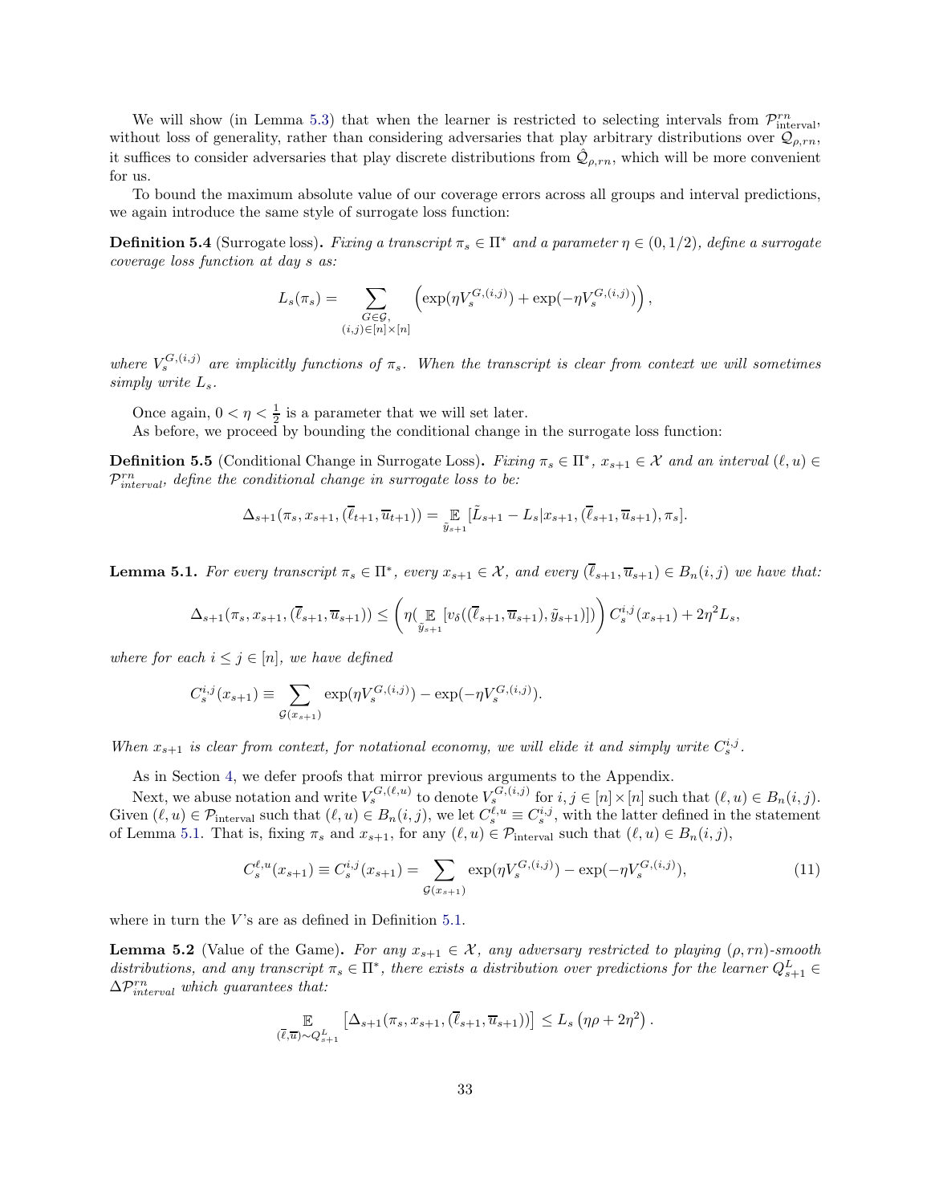We will show (in Lemma 5.3) that when the learner is restricted to selecting intervals from $\mathcal{P}^{rn}_{\text{interval}}$, without loss of generality, rather than considering adversaries that play arbitrary distributions over $\mathcal{Q}_{\rho,rn}$, it suffices to consider adversaries that play discrete distributions from $\hat{\mathcal{Q}}_{\rho,rn}$, which will be more convenient for us.

To bound the maximum absolute value of our coverage errors across all groups and interval predictions, we again introduce the same style of surrogate loss function:

**Definition 5.4** (Surrogate loss)**.** *Fixing a transcript $\pi_s \in \Pi^*$ and a parameter $\eta \in (0, 1/2)$, define a surrogate coverage loss function at day $s$ as:*

$$L_s(\pi_s) = \sum_{\substack{G\in\mathcal{G}, \\ (i,j)\in[n]\times[n]}} \left(\exp(\eta V_s^{G,(i,j)}) + \exp(-\eta V_s^{G,(i,j)})\right),$$

*where $V_s^{G,(i,j)}$ are implicitly functions of $\pi_s$. When the transcript is clear from context we will sometimes simply write $L_s$.*

Once again, $0 < \eta < \frac{1}{2}$ is a parameter that we will set later.

As before, we proceed by bounding the conditional change in the surrogate loss function:

**Definition 5.5** (Conditional Change in Surrogate Loss)**.** *Fixing $\pi_s \in \Pi^*$, $x_{s+1} \in \mathcal{X}$ and an interval $(\ell, u) \in \mathcal{P}^{rn}_{interval}$, define the conditional change in surrogate loss to be:*

$$\Delta_{s+1}(\pi_s, x_{s+1}, (\overline{\ell}_{t+1}, \overline{u}_{t+1})) = \mathop{\mathbb{E}}_{\tilde{y}_{s+1}}[\tilde{L}_{s+1} - L_s | x_{s+1}, (\overline{\ell}_{s+1}, \overline{u}_{s+1}), \pi_s].$$

**Lemma 5.1.** *For every transcript $\pi_s \in \Pi^*$, every $x_{s+1} \in \mathcal{X}$, and every $(\overline{\ell}_{s+1}, \overline{u}_{s+1}) \in B_n(i,j)$ we have that:*

$$\Delta_{s+1}(\pi_s, x_{s+1}, (\overline{\ell}_{s+1}, \overline{u}_{s+1})) \le \left(\eta\big(\mathop{\mathbb{E}}_{\tilde{y}_{s+1}}[v_\delta((\overline{\ell}_{s+1}, \overline{u}_{s+1}), \tilde{y}_{s+1})]\big)\right) C_s^{i,j}(x_{s+1}) + 2\eta^2 L_s,$$

*where for each $i \le j \in [n]$, we have defined*

$$C_s^{i,j}(x_{s+1}) \equiv \sum_{\mathcal{G}(x_{s+1})} \exp(\eta V_s^{G,(i,j)}) - \exp(-\eta V_s^{G,(i,j)}).$$

*When $x_{s+1}$ is clear from context, for notational economy, we will elide it and simply write $C_s^{i,j}$.*

As in Section 4, we defer proofs that mirror previous arguments to the Appendix.

Next, we abuse notation and write $V_s^{G,(\ell,u)}$ to denote $V_s^{G,(i,j)}$ for $i,j \in [n]\times[n]$ such that $(\ell, u) \in B_n(i,j)$. Given $(\ell, u) \in \mathcal{P}_{\text{interval}}$ such that $(\ell, u) \in B_n(i,j)$, we let $C_s^{\ell,u} \equiv C_s^{i,j}$, with the latter defined in the statement of Lemma 5.1. That is, fixing $\pi_s$ and $x_{s+1}$, for any $(\ell, u) \in \mathcal{P}_{\text{interval}}$ such that $(\ell, u) \in B_n(i,j)$,

$$C_s^{\ell,u}(x_{s+1}) \equiv C_s^{i,j}(x_{s+1}) = \sum_{\mathcal{G}(x_{s+1})} \exp(\eta V_s^{G,(i,j)}) - \exp(-\eta V_s^{G,(i,j)}), \tag{11}$$

where in turn the $V$'s are as defined in Definition 5.1.

**Lemma 5.2** (Value of the Game)**.** *For any $x_{s+1} \in \mathcal{X}$, any adversary restricted to playing $(\rho, rn)$-smooth distributions, and any transcript $\pi_s \in \Pi^*$, there exists a distribution over predictions for the learner $Q^L_{s+1} \in \Delta\mathcal{P}^{rn}_{interval}$ which guarantees that:*

$$\mathop{\mathbb{E}}_{(\overline{\ell},\overline{u})\sim Q^L_{s+1}} \left[\Delta_{s+1}(\pi_s, x_{s+1}, (\overline{\ell}_{s+1}, \overline{u}_{s+1}))\right] \le L_s\left(\eta\rho + 2\eta^2\right).$$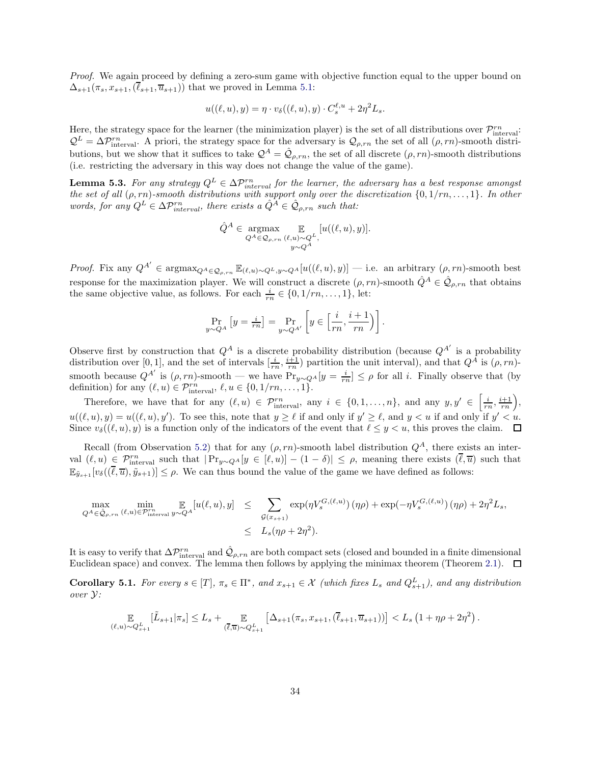*Proof.* We again proceed by defining a zero-sum game with objective function equal to the upper bound on $\Delta_{s+1}(\pi_s, x_{s+1}, (\overline{\ell}_{s+1}, \overline{u}_{s+1}))$ that we proved in Lemma 5.1:

$$u((\ell, u), y) = \eta \cdot v_\delta((\ell, u), y) \cdot C_s^{\ell,u} + 2\eta^2 L_s.$$

Here, the strategy space for the learner (the minimization player) is the set of all distributions over $\mathcal{P}^{rn}_{\text{interval}}$: $\mathcal{Q}^L = \Delta\mathcal{P}^{rn}_{\text{interval}}$. A priori, the strategy space for the adversary is $\mathcal{Q}_{\rho,rn}$ the set of all $(\rho, rn)$-smooth distributions, but we show that it suffices to take $\mathcal{Q}^A = \hat{\mathcal{Q}}_{\rho,rn}$, the set of all discrete $(\rho, rn)$-smooth distributions (i.e. restricting the adversary in this way does not change the value of the game).

**Lemma 5.3.** *For any strategy $Q^L \in \Delta\mathcal{P}^{rn}_{interval}$ for the learner, the adversary has a best response amongst the set of all $(\rho, rn)$-smooth distributions with support only over the discretization $\{0, 1/rn, \ldots, 1\}$. In other words, for any $Q^L \in \Delta\mathcal{P}^{rn}_{interval}$, there exists a $\hat{Q}^A \in \hat{\mathcal{Q}}_{\rho,rn}$ such that:*

$$\hat{Q}^A \in \underset{Q^A \in \mathcal{Q}_{\rho,rn}}{\operatorname{argmax}} \underset{\substack{(\ell,u)\sim Q^L, \\ y \sim Q^A}}{\mathbb{E}}[u((\ell, u), y)].$$

*Proof.* Fix any $Q^{A'} \in \operatorname{argmax}_{Q^A \in \mathcal{Q}_{\rho,rn}} \mathbb{E}_{(\ell,u)\sim Q^L, y\sim Q^A}[u((\ell, u), y)]$ — i.e. an arbitrary $(\rho, rn)$-smooth best response for the maximization player. We will construct a discrete $(\rho, rn)$-smooth $\hat{Q}^A \in \hat{\mathcal{Q}}_{\rho,rn}$ that obtains the same objective value, as follows. For each $\frac{i}{rn} \in \{0, 1/rn, \ldots, 1\}$, let:

$$\Pr_{y\sim Q^A}\left[y = \tfrac{i}{rn}\right] = \Pr_{y\sim Q^{A'}}\left[y \in \left[\frac{i}{rn}, \frac{i+1}{rn}\right)\right].$$

Observe first by construction that $Q^A$ is a discrete probability distribution (because $Q^{A'}$ is a probability distribution over $[0, 1]$, and the set of intervals $[\frac{i}{rn}, \frac{i+1}{rn})$ partition the unit interval), and that $Q^A$ is $(\rho, rn)$-smooth because $Q^{A'}$ is $(\rho, rn)$-smooth — we have $\Pr_{y\sim Q^A}[y = \frac{i}{rn}] \leq \rho$ for all $i$. Finally observe that (by definition) for any $(\ell, u) \in \mathcal{P}^{rn}_{\text{interval}}$, $\ell, u \in \{0, 1/rn, \ldots, 1\}$.

Therefore, we have that for any $(\ell, u) \in \mathcal{P}^{rn}_{\text{interval}}$, any $i \in \{0, 1, \ldots, n\}$, and any $y, y' \in \left[\frac{i}{rn}, \frac{i+1}{rn}\right)$, $u((\ell, u), y) = u((\ell, u), y')$. To see this, note that $y \geq \ell$ if and only if $y' \geq \ell$, and $y < u$ if and only if $y' < u$. Since $v_\delta((\ell, u), y)$ is a function only of the indicators of the event that $\ell \leq y < u$, this proves the claim. $\square$

Recall (from Observation 5.2) that for any $(\rho, rn)$-smooth label distribution $Q^A$, there exists an interval $(\ell, u) \in \mathcal{P}^{rn}_{\text{interval}}$ such that $|\Pr_{y\sim Q^A}[y \in [\ell, u)] - (1 - \delta)| \leq \rho$, meaning there exists $(\overline{\ell}, \overline{u})$ such that $\mathbb{E}_{\tilde{y}_{s+1}}[v_\delta((\overline{\ell}, \overline{u}), \tilde{y}_{s+1})] \leq \rho$. We can thus bound the value of the game we have defined as follows:

$$\begin{aligned}
\max_{Q^A \in \hat{\mathcal{Q}}_{\rho,rn}} \min_{(\ell,u)\in\mathcal{P}^{rn}_{\text{interval}}} \underset{y\sim Q^A}{\mathbb{E}}[u(\ell, u), y] &\leq \sum_{\mathcal{G}(x_{s+1})} \exp(\eta V_s^{G,(\ell,u)})\,(\eta\rho) + \exp(-\eta V_s^{G,(\ell,u)})\,(\eta\rho) + 2\eta^2 L_s, \\
&\leq L_s(\eta\rho + 2\eta^2).
\end{aligned}$$

It is easy to verify that $\Delta\mathcal{P}^{rn}_{\text{interval}}$ and $\hat{\mathcal{Q}}_{\rho,rn}$ are both compact sets (closed and bounded in a finite dimensional Euclidean space) and convex. The lemma then follows by applying the minimax theorem (Theorem 2.1). $\square$

**Corollary 5.1.** *For every $s \in [T]$, $\pi_s \in \Pi^*$, and $x_{s+1} \in \mathcal{X}$ (which fixes $L_s$ and $Q^L_{s+1}$), and any distribution over $\mathcal{Y}$:*

$$\underset{(\ell,u)\sim Q^L_{s+1}}{\mathbb{E}}[\tilde{L}_{s+1}|\pi_s] \leq L_s + \underset{(\overline{\ell},\overline{u})\sim Q^L_{s+1}}{\mathbb{E}}\left[\Delta_{s+1}(\pi_s, x_{s+1}, (\overline{\ell}_{s+1}, \overline{u}_{s+1}))\right] < L_s\left(1 + \eta\rho + 2\eta^2\right).$$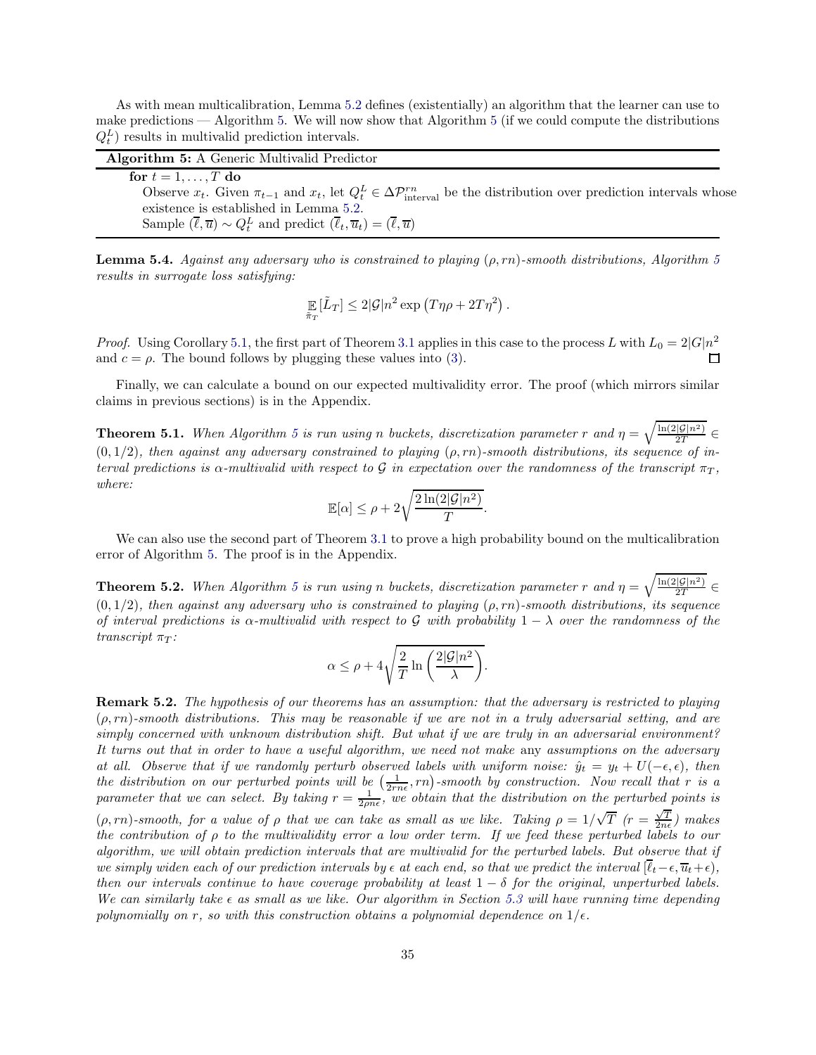As with mean multicalibration, Lemma 5.2 defines (existentially) an algorithm that the learner can use to make predictions — Algorithm 5. We will now show that Algorithm 5 (if we could compute the distributions $Q_t^L$) results in multivalid prediction intervals.

**Algorithm 5:** A Generic Multivalid Predictor

> **for** $t = 1, \ldots, T$ **do**
>
> Observe $x_t$. Given $\pi_{t-1}$ and $x_t$, let $Q_t^L \in \Delta\mathcal{P}^{rn}_{\text{interval}}$ be the distribution over prediction intervals whose existence is established in Lemma 5.2.
>
> Sample $(\overline{\ell}, \overline{u}) \sim Q_t^L$ and predict $(\overline{\ell}_t, \overline{u}_t) = (\overline{\ell}, \overline{u})$

**Lemma 5.4.** *Against any adversary who is constrained to playing $(\rho, rn)$-smooth distributions, Algorithm 5 results in surrogate loss satisfying:*

$$\mathop{\mathbb{E}}_{\tilde{\pi}_T}[\tilde{L}_T] \leq 2|\mathcal{G}|n^2 \exp\left(T\eta\rho + 2T\eta^2\right).$$

*Proof.* Using Corollary 5.1, the first part of Theorem 3.1 applies in this case to the process $L$ with $L_0 = 2|G|n^2$ and $c = \rho$. The bound follows by plugging these values into (3). ∎

Finally, we can calculate a bound on our expected multivalidity error. The proof (which mirrors similar claims in previous sections) is in the Appendix.

**Theorem 5.1.** *When Algorithm 5 is run using $n$ buckets, discretization parameter $r$ and $\eta = \sqrt{\frac{\ln(2|\mathcal{G}|n^2)}{2T}} \in (0, 1/2)$, then against any adversary constrained to playing $(\rho, rn)$-smooth distributions, its sequence of interval predictions is $\alpha$-multivalid with respect to $\mathcal{G}$ in expectation over the randomness of the transcript $\pi_T$, where:*

$$\mathbb{E}[\alpha] \leq \rho + 2\sqrt{\frac{2\ln(2|\mathcal{G}|n^2)}{T}}.$$

We can also use the second part of Theorem 3.1 to prove a high probability bound on the multicalibration error of Algorithm 5. The proof is in the Appendix.

**Theorem 5.2.** *When Algorithm 5 is run using $n$ buckets, discretization parameter $r$ and $\eta = \sqrt{\frac{\ln(2|\mathcal{G}|n^2)}{2T}} \in (0, 1/2)$, then against any adversary who is constrained to playing $(\rho, rn)$-smooth distributions, its sequence of interval predictions is $\alpha$-multivalid with respect to $\mathcal{G}$ with probability $1 - \lambda$ over the randomness of the transcript $\pi_T$:*

$$\alpha \leq \rho + 4\sqrt{\frac{2}{T}\ln\left(\frac{2|\mathcal{G}|n^2}{\lambda}\right)}.$$

**Remark 5.2.** *The hypothesis of our theorems has an assumption: that the adversary is restricted to playing $(\rho, rn)$-smooth distributions. This may be reasonable if we are not in a truly adversarial setting, and are simply concerned with unknown distribution shift. But what if we are truly in an adversarial environment? It turns out that in order to have a useful algorithm, we need not make* any *assumptions on the adversary at all. Observe that if we randomly perturb observed labels with uniform noise: $\hat{y}_t = y_t + U(-\epsilon, \epsilon)$, then the distribution on our perturbed points will be $\left(\frac{1}{2rn\epsilon}, rn\right)$-smooth by construction. Now recall that $r$ is a parameter that we can select. By taking $r = \frac{1}{2\rho n\epsilon}$, we obtain that the distribution on the perturbed points is $(\rho, rn)$-smooth, for a value of $\rho$ that we can take as small as we like. Taking $\rho = 1/\sqrt{T}$ ($r = \frac{\sqrt{T}}{2n\epsilon}$) makes the contribution of $\rho$ to the multivalidity error a low order term. If we feed these perturbed labels to our algorithm, we will obtain prediction intervals that are multivalid for the perturbed labels. But observe that if we simply widen each of our prediction intervals by $\epsilon$ at each end, so that we predict the interval $[\overline{\ell}_t - \epsilon, \overline{u}_t + \epsilon)$, then our intervals continue to have coverage probability at least $1 - \delta$ for the original, unperturbed labels. We can similarly take $\epsilon$ as small as we like. Our algorithm in Section 5.3 will have running time depending polynomially on $r$, so with this construction obtains a polynomial dependence on $1/\epsilon$.*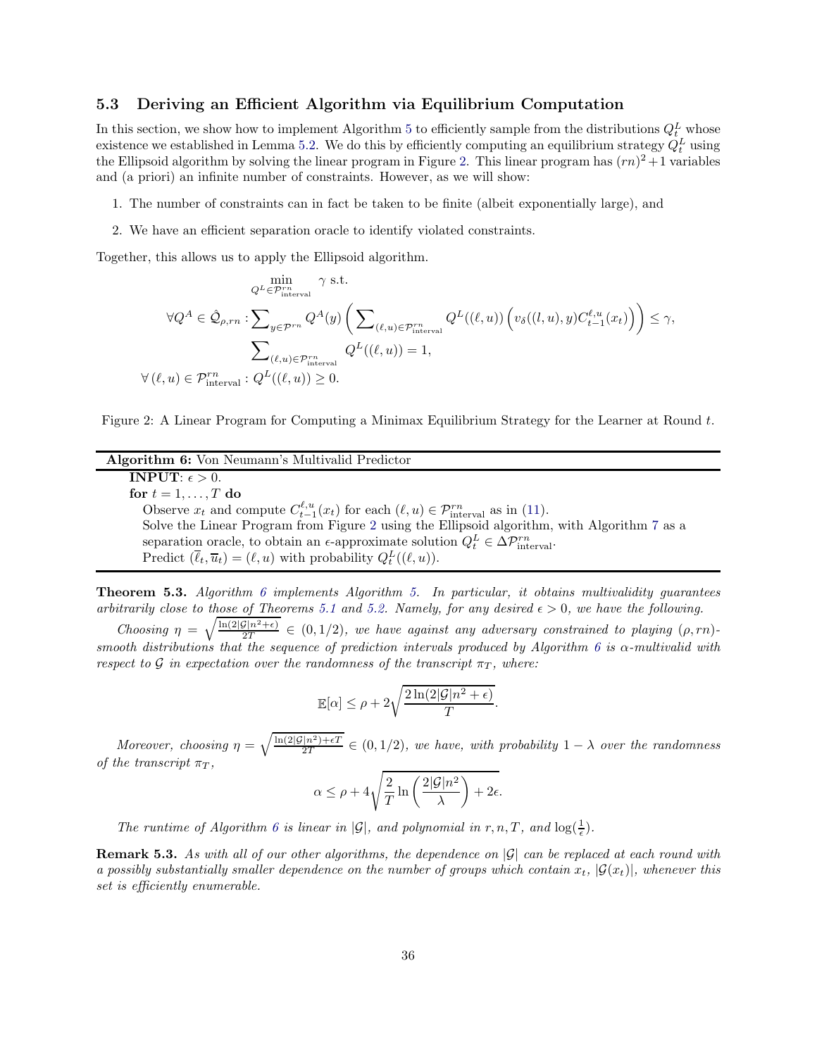### 5.3 Deriving an Efficient Algorithm via Equilibrium Computation

In this section, we show how to implement Algorithm 5 to efficiently sample from the distributions $Q_t^L$ whose existence we established in Lemma 5.2. We do this by efficiently computing an equilibrium strategy $Q_t^L$ using the Ellipsoid algorithm by solving the linear program in Figure 2. This linear program has $(rn)^2+1$ variables and (a priori) an infinite number of constraints. However, as we will show:

1. The number of constraints can in fact be taken to be finite (albeit exponentially large), and
2. We have an efficient separation oracle to identify violated constraints.

Together, this allows us to apply the Ellipsoid algorithm.

$$
\begin{aligned}
&\min_{Q^L \in \mathcal{P}^{rn}_{\text{interval}}} \quad \gamma \text{ s.t.} \\
\forall Q^A \in \hat{\mathcal{Q}}_{\rho, rn} : &\sum_{y \in \mathcal{P}^{rn}} Q^A(y) \left( \sum_{(\ell,u) \in \mathcal{P}^{rn}_{\text{interval}}} Q^L((\ell,u)) \left( v_\delta((l,u),y) C^{\ell,u}_{t-1}(x_t) \right) \right) \leq \gamma, \\
&\sum_{(\ell,u) \in \mathcal{P}^{rn}_{\text{interval}}} Q^L((\ell,u)) = 1, \\
\forall (\ell,u) \in \mathcal{P}^{rn}_{\text{interval}} : \; & Q^L((\ell,u)) \geq 0.
\end{aligned}
$$

Figure 2: A Linear Program for Computing a Minimax Equilibrium Strategy for the Learner at Round $t$.

---

**Algorithm 6:** Von Neumann's Multivalid Predictor

---

**INPUT**: $\epsilon > 0$.
**for** $t = 1, \ldots, T$ **do**
  Observe $x_t$ and compute $C^{\ell,u}_{t-1}(x_t)$ for each $(\ell,u) \in \mathcal{P}^{rn}_{\text{interval}}$ as in (11).
  Solve the Linear Program from Figure 2 using the Ellipsoid algorithm, with Algorithm 7 as a separation oracle, to obtain an $\epsilon$-approximate solution $Q_t^L \in \Delta\mathcal{P}^{rn}_{\text{interval}}$.
  Predict $(\overline{\ell}_t, \overline{u}_t) = (\ell, u)$ with probability $Q_t^L((\ell,u))$.

---

**Theorem 5.3.** *Algorithm 6 implements Algorithm 5. In particular, it obtains multivalidity guarantees arbitrarily close to those of Theorems 5.1 and 5.2. Namely, for any desired $\epsilon > 0$, we have the following.*

*Choosing $\eta = \sqrt{\frac{\ln(2|\mathcal{G}|n^2+\epsilon)}{2T}} \in (0, 1/2)$, we have against any adversary constrained to playing $(\rho, rn)$-smooth distributions that the sequence of prediction intervals produced by Algorithm 6 is $\alpha$-multivalid with respect to $\mathcal{G}$ in expectation over the randomness of the transcript $\pi_T$, where:*

$$\mathbb{E}[\alpha] \leq \rho + 2\sqrt{\frac{2\ln(2|\mathcal{G}|n^2+\epsilon)}{T}}.$$

*Moreover, choosing $\eta = \sqrt{\frac{\ln(2|\mathcal{G}|n^2)+\epsilon T}{2T}} \in (0, 1/2)$, we have, with probability $1-\lambda$ over the randomness of the transcript $\pi_T$,*

$$\alpha \leq \rho + 4\sqrt{\frac{2}{T}\ln\left(\frac{2|\mathcal{G}|n^2}{\lambda}\right) + 2\epsilon}.$$

*The runtime of Algorithm 6 is linear in $|\mathcal{G}|$, and polynomial in $r, n, T$, and $\log(\frac{1}{\epsilon})$.*

**Remark 5.3.** *As with all of our other algorithms, the dependence on $|\mathcal{G}|$ can be replaced at each round with a possibly substantially smaller dependence on the number of groups which contain $x_t$, $|\mathcal{G}(x_t)|$, whenever this set is efficiently enumerable.*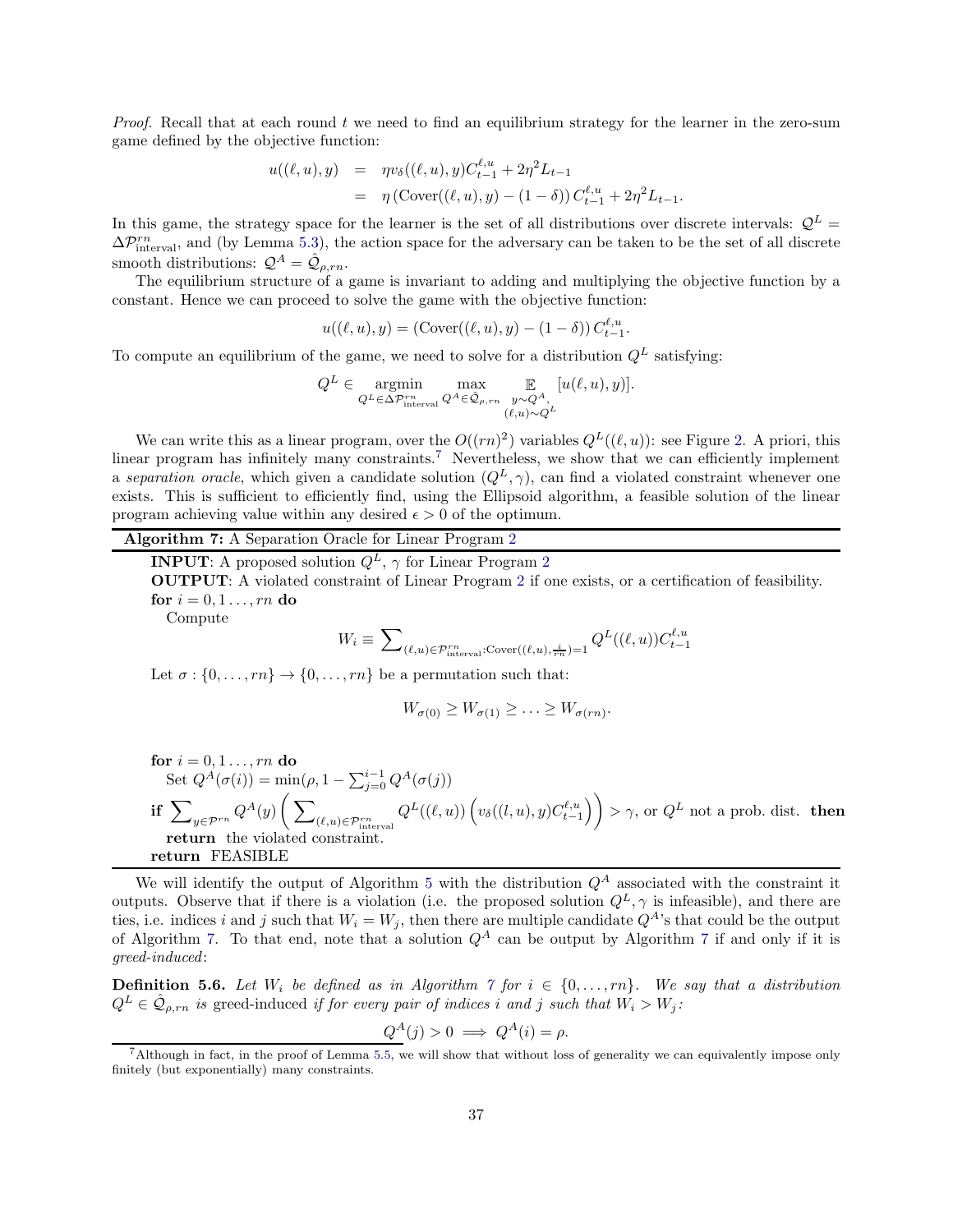*Proof.* Recall that at each round $t$ we need to find an equilibrium strategy for the learner in the zero-sum game defined by the objective function:

$$\begin{aligned} u((\ell,u),y) &= \eta v_\delta((\ell,u),y) C_{t-1}^{\ell,u} + 2\eta^2 L_{t-1} \\ &= \eta \left(\text{Cover}((\ell,u),y) - (1-\delta)\right) C_{t-1}^{\ell,u} + 2\eta^2 L_{t-1}. \end{aligned}$$

In this game, the strategy space for the learner is the set of all distributions over discrete intervals: $\mathcal{Q}^L = \Delta\mathcal{P}^{rn}_{\text{interval}}$, and (by Lemma 5.3), the action space for the adversary can be taken to be the set of all discrete smooth distributions: $\mathcal{Q}^A = \hat{\mathcal{Q}}_{\rho,rn}$.

The equilibrium structure of a game is invariant to adding and multiplying the objective function by a constant. Hence we can proceed to solve the game with the objective function:

$$u((\ell,u),y) = \left(\text{Cover}((\ell,u),y) - (1-\delta)\right) C_{t-1}^{\ell,u}.$$

To compute an equilibrium of the game, we need to solve for a distribution $Q^L$ satisfying:

$$Q^L \in \underset{Q^L \in \Delta\mathcal{P}^{rn}_{\text{interval}}}{\text{argmin}} \max_{Q^A \in \hat{\mathcal{Q}}_{\rho,rn}} \mathop{\mathbb{E}}_{\substack{y\sim Q^A,\\ (\ell,u)\sim Q^L}} [u(\ell,u),y)].$$

We can write this as a linear program, over the $O((rn)^2)$ variables $Q^L((\ell,u))$: see Figure 2. A priori, this linear program has infinitely many constraints.[7] Nevertheless, we show that we can efficiently implement a *separation oracle*, which given a candidate solution $(Q^L,\gamma)$, can find a violated constraint whenever one exists. This is sufficient to efficiently find, using the Ellipsoid algorithm, a feasible solution of the linear program achieving value within any desired $\epsilon > 0$ of the optimum.

---

**Algorithm 7:** A Separation Oracle for Linear Program 2

---

**INPUT**: A proposed solution $Q^L$, $\gamma$ for Linear Program 2
**OUTPUT**: A violated constraint of Linear Program 2 if one exists, or a certification of feasibility.
**for** $i = 0, 1 \ldots, rn$ **do**
  Compute

$$W_i \equiv \sum\nolimits_{(\ell,u)\in\mathcal{P}^{rn}_{\text{interval}}:\text{Cover}((\ell,u),\frac{i}{rn})=1} Q^L((\ell,u)) C_{t-1}^{\ell,u}$$

Let $\sigma : \{0,\ldots,rn\} \to \{0,\ldots,rn\}$ be a permutation such that:

$$W_{\sigma(0)} \geq W_{\sigma(1)} \geq \ldots \geq W_{\sigma(rn)}.$$

**for** $i = 0, 1 \ldots, rn$ **do**
  Set $Q^A(\sigma(i)) = \min(\rho, 1 - \sum_{j=0}^{i-1} Q^A(\sigma(j)))$
**if** $\sum_{y\in\mathcal{P}^{rn}} Q^A(y) \left( \sum_{(\ell,u)\in\mathcal{P}^{rn}_{\text{interval}}} Q^L((\ell,u)) \left( v_\delta((l,u),y) C_{t-1}^{\ell,u} \right) \right) > \gamma$, or $Q^L$ not a prob. dist. **then**
  **return** the violated constraint.
**return** FEASIBLE

---

We will identify the output of Algorithm 5 with the distribution $Q^A$ associated with the constraint it outputs. Observe that if there is a violation (i.e. the proposed solution $Q^L,\gamma$ is infeasible), and there are ties, i.e. indices $i$ and $j$ such that $W_i = W_j$, then there are multiple candidate $Q^A$'s that could be the output of Algorithm 7. To that end, note that a solution $Q^A$ can be output by Algorithm 7 if and only if it is *greed-induced*:

**Definition 5.6.** *Let $W_i$ be defined as in Algorithm 7 for $i \in \{0,\ldots,rn\}$. We say that a distribution $Q^L \in \hat{\mathcal{Q}}_{\rho,rn}$ is* greed-induced *if for every pair of indices $i$ and $j$ such that $W_i > W_j$:*

$$Q^A(j) > 0 \implies Q^A(i) = \rho.$$

[7] Although in fact, in the proof of Lemma 5.5, we will show that without loss of generality we can equivalently impose only finitely (but exponentially) many constraints.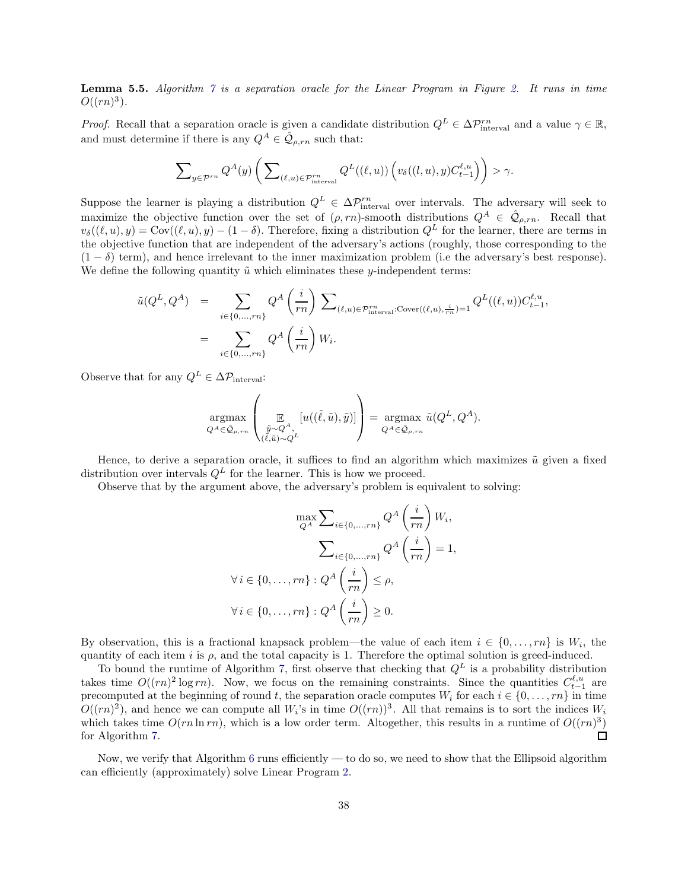**Lemma 5.5.** *Algorithm 7 is a separation oracle for the Linear Program in Figure 2. It runs in time $O((rn)^3)$.*

*Proof.* Recall that a separation oracle is given a candidate distribution $Q^L \in \Delta\mathcal{P}^{rn}_{\text{interval}}$ and a value $\gamma \in \mathbb{R}$, and must determine if there is any $Q^A \in \hat{\mathcal{Q}}_{\rho,rn}$ such that:

$$\sum_{y \in \mathcal{P}^{rn}} Q^A(y) \left( \sum_{(\ell,u) \in \mathcal{P}^{rn}_{\text{interval}}} Q^L((\ell,u)) \left( v_\delta((l,u),y) C^{\ell,u}_{t-1} \right) \right) > \gamma.$$

Suppose the learner is playing a distribution $Q^L \in \Delta\mathcal{P}^{rn}_{\text{interval}}$ over intervals. The adversary will seek to maximize the objective function over the set of $(\rho, rn)$-smooth distributions $Q^A \in \hat{\mathcal{Q}}_{\rho,rn}$. Recall that $v_\delta((\ell,u),y) = \text{Cov}((\ell,u),y) - (1-\delta)$. Therefore, fixing a distribution $Q^L$ for the learner, there are terms in the objective function that are independent of the adversary's actions (roughly, those corresponding to the $(1-\delta)$ term), and hence irrelevant to the inner maximization problem (i.e the adversary's best response). We define the following quantity $\tilde{u}$ which eliminates these $y$-independent terms:

$$\begin{aligned}
\tilde{u}(Q^L, Q^A) &= \sum_{i \in \{0,\ldots,rn\}} Q^A\left(\frac{i}{rn}\right) \sum_{(\ell,u) \in \mathcal{P}^{rn}_{\text{interval}} : \text{Cover}((\ell,u),\frac{i}{rn})=1} Q^L((\ell,u)) C^{\ell,u}_{t-1}, \\
&= \sum_{i \in \{0,\ldots,rn\}} Q^A\left(\frac{i}{rn}\right) W_i.
\end{aligned}$$

Observe that for any $Q^L \in \Delta\mathcal{P}_{\text{interval}}$:

$$\underset{Q^A \in \hat{\mathcal{Q}}_{\rho,rn}}{\text{argmax}} \left( \underset{\substack{\tilde{y} \sim Q^A, \\ (\tilde{\ell},\tilde{u}) \sim Q^L}}{\mathbb{E}} [u((\tilde{\ell},\tilde{u}),\tilde{y})] \right) = \underset{Q^A \in \hat{\mathcal{Q}}_{\rho,rn}}{\text{argmax}}\ \tilde{u}(Q^L, Q^A).$$

Hence, to derive a separation oracle, it suffices to find an algorithm which maximizes $\tilde{u}$ given a fixed distribution over intervals $Q^L$ for the learner. This is how we proceed.

Observe that by the argument above, the adversary's problem is equivalent to solving:

$$\begin{aligned}
\max_{Q^A} \sum_{i \in \{0,\ldots,rn\}} Q^A\left(\frac{i}{rn}\right) W_i, \\
\sum_{i \in \{0,\ldots,rn\}} Q^A\left(\frac{i}{rn}\right) = 1, \\
\forall\, i \in \{0,\ldots,rn\} : Q^A\left(\frac{i}{rn}\right) \leq \rho, \\
\forall\, i \in \{0,\ldots,rn\} : Q^A\left(\frac{i}{rn}\right) \geq 0.
\end{aligned}$$

By observation, this is a fractional knapsack problem—the value of each item $i \in \{0,\ldots,rn\}$ is $W_i$, the quantity of each item $i$ is $\rho$, and the total capacity is 1. Therefore the optimal solution is greed-induced.

To bound the runtime of Algorithm 7, first observe that checking that $Q^L$ is a probability distribution takes time $O((rn)^2 \log rn)$. Now, we focus on the remaining constraints. Since the quantities $C^{\ell,u}_{t-1}$ are precomputed at the beginning of round $t$, the separation oracle computes $W_i$ for each $i \in \{0,\ldots,rn\}$ in time $O((rn)^2)$, and hence we can compute all $W_i$'s in time $O((rn))^3$. All that remains is to sort the indices $W_i$ which takes time $O(rn \ln rn)$, which is a low order term. Altogether, this results in a runtime of $O((rn)^3)$ for Algorithm 7. ◻

Now, we verify that Algorithm 6 runs efficiently — to do so, we need to show that the Ellipsoid algorithm can efficiently (approximately) solve Linear Program 2.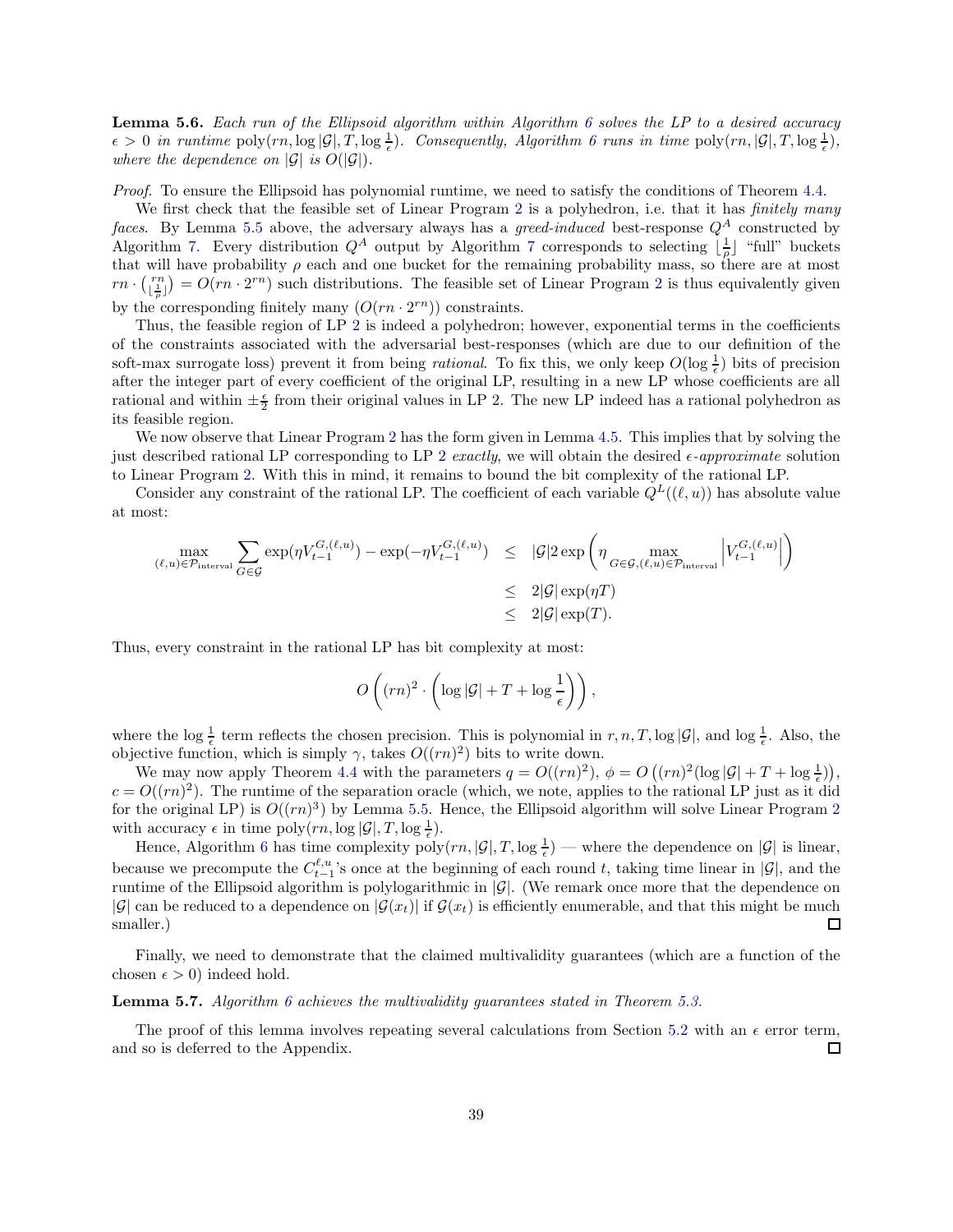**Lemma 5.6.** *Each run of the Ellipsoid algorithm within Algorithm 6 solves the LP to a desired accuracy $\epsilon > 0$ in runtime $\text{poly}(rn, \log |\mathcal{G}|, T, \log \frac{1}{\epsilon})$. Consequently, Algorithm 6 runs in time $\text{poly}(rn, |\mathcal{G}|, T, \log \frac{1}{\epsilon})$, where the dependence on $|\mathcal{G}|$ is $O(|\mathcal{G}|)$.*

*Proof.* To ensure the Ellipsoid has polynomial runtime, we need to satisfy the conditions of Theorem 4.4.

We first check that the feasible set of Linear Program 2 is a polyhedron, i.e. that it has *finitely many faces*. By Lemma 5.5 above, the adversary always has a *greed-induced* best-response $Q^A$ constructed by Algorithm 7. Every distribution $Q^A$ output by Algorithm 7 corresponds to selecting $\lfloor \frac{1}{\rho} \rfloor$ "full" buckets that will have probability $\rho$ each and one bucket for the remaining probability mass, so there are at most $rn \cdot \binom{rn}{\lfloor \frac{1}{\rho} \rfloor} = O(rn \cdot 2^{rn})$ such distributions. The feasible set of Linear Program 2 is thus equivalently given by the corresponding finitely many ($O(rn \cdot 2^{rn})$) constraints.

Thus, the feasible region of LP 2 is indeed a polyhedron; however, exponential terms in the coefficients of the constraints associated with the adversarial best-responses (which are due to our definition of the soft-max surrogate loss) prevent it from being *rational*. To fix this, we only keep $O(\log \frac{1}{\epsilon})$ bits of precision after the integer part of every coefficient of the original LP, resulting in a new LP whose coefficients are all rational and within $\pm \frac{\epsilon}{2}$ from their original values in LP 2. The new LP indeed has a rational polyhedron as its feasible region.

We now observe that Linear Program 2 has the form given in Lemma 4.5. This implies that by solving the just described rational LP corresponding to LP 2 *exactly*, we will obtain the desired $\epsilon$*-approximate* solution to Linear Program 2. With this in mind, it remains to bound the bit complexity of the rational LP.

Consider any constraint of the rational LP. The coefficient of each variable $Q^L((\ell, u))$ has absolute value at most:

$$
\begin{aligned}
\max_{(\ell,u)\in\mathcal{P}_{\text{interval}}} \sum_{G\in\mathcal{G}} \exp(\eta V_{t-1}^{G,(\ell,u)}) - \exp(-\eta V_{t-1}^{G,(\ell,u)}) &\leq |\mathcal{G}| 2 \exp\left(\eta \max_{G\in\mathcal{G},(\ell,u)\in\mathcal{P}_{\text{interval}}} \left|V_{t-1}^{G,(\ell,u)}\right|\right) \\
&\leq 2|\mathcal{G}| \exp(\eta T) \\
&\leq 2|\mathcal{G}| \exp(T).
\end{aligned}
$$

Thus, every constraint in the rational LP has bit complexity at most:

$$
O\left((rn)^2 \cdot \left(\log |\mathcal{G}| + T + \log \frac{1}{\epsilon}\right)\right),
$$

where the $\log \frac{1}{\epsilon}$ term reflects the chosen precision. This is polynomial in $r, n, T, \log |\mathcal{G}|$, and $\log \frac{1}{\epsilon}$. Also, the objective function, which is simply $\gamma$, takes $O((rn)^2)$ bits to write down.

We may now apply Theorem 4.4 with the parameters $q = O((rn)^2)$, $\phi = O\left((rn)^2(\log |\mathcal{G}| + T + \log \frac{1}{\epsilon})\right)$, $c = O((rn)^2)$. The runtime of the separation oracle (which, we note, applies to the rational LP just as it did for the original LP) is $O((rn)^3)$ by Lemma 5.5. Hence, the Ellipsoid algorithm will solve Linear Program 2 with accuracy $\epsilon$ in time $\text{poly}(rn, \log |\mathcal{G}|, T, \log \frac{1}{\epsilon})$.

Hence, Algorithm 6 has time complexity $\text{poly}(rn, |\mathcal{G}|, T, \log \frac{1}{\epsilon})$ — where the dependence on $|\mathcal{G}|$ is linear, because we precompute the $C_{t-1}^{\ell,u}$'s once at the beginning of each round $t$, taking time linear in $|\mathcal{G}|$, and the runtime of the Ellipsoid algorithm is polylogarithmic in $|\mathcal{G}|$. (We remark once more that the dependence on $|\mathcal{G}|$ can be reduced to a dependence on $|\mathcal{G}(x_t)|$ if $\mathcal{G}(x_t)$ is efficiently enumerable, and that this might be much smaller.) □

Finally, we need to demonstrate that the claimed multivalidity guarantees (which are a function of the chosen $\epsilon > 0$) indeed hold.

**Lemma 5.7.** *Algorithm 6 achieves the multivalidity guarantees stated in Theorem 5.3.*

The proof of this lemma involves repeating several calculations from Section 5.2 with an $\epsilon$ error term, and so is deferred to the Appendix. □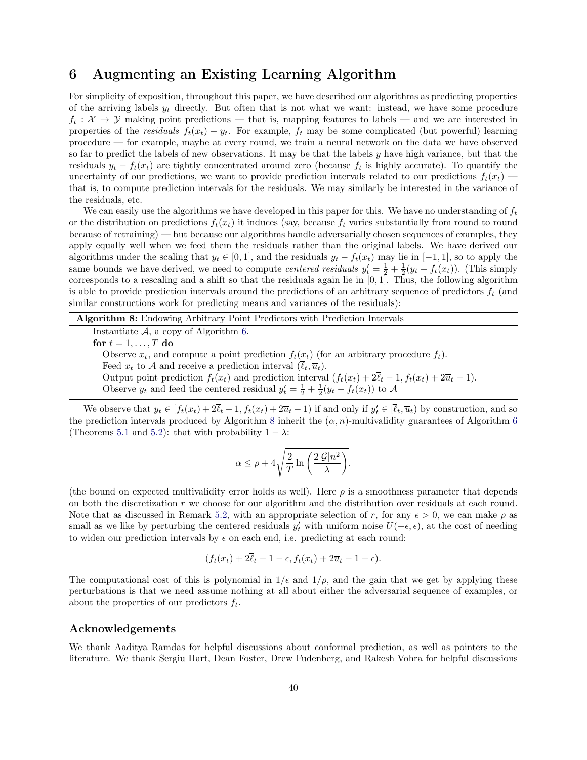# 6 Augmenting an Existing Learning Algorithm

For simplicity of exposition, throughout this paper, we have described our algorithms as predicting properties of the arriving labels $y_t$ directly. But often that is not what we want: instead, we have some procedure $f_t : \mathcal{X} \to \mathcal{Y}$ making point predictions — that is, mapping features to labels — and we are interested in properties of the *residuals* $f_t(x_t) - y_t$. For example, $f_t$ may be some complicated (but powerful) learning procedure — for example, maybe at every round, we train a neural network on the data we have observed so far to predict the labels of new observations. It may be that the labels $y$ have high variance, but that the residuals $y_t - f_t(x_t)$ are tightly concentrated around zero (because $f_t$ is highly accurate). To quantify the uncertainty of our predictions, we want to provide prediction intervals related to our predictions $f_t(x_t)$ — that is, to compute prediction intervals for the residuals. We may similarly be interested in the variance of the residuals, etc.

We can easily use the algorithms we have developed in this paper for this. We have no understanding of $f_t$ or the distribution on predictions $f_t(x_t)$ it induces (say, because $f_t$ varies substantially from round to round because of retraining) — but because our algorithms handle adversarially chosen sequences of examples, they apply equally well when we feed them the residuals rather than the original labels. We have derived our algorithms under the scaling that $y_t \in [0, 1]$, and the residuals $y_t - f_t(x_t)$ may lie in $[-1, 1]$, so to apply the same bounds we have derived, we need to compute *centered residuals* $y'_t = \frac{1}{2} + \frac{1}{2}(y_t - f_t(x_t))$. (This simply corresponds to a rescaling and a shift so that the residuals again lie in $[0, 1]$. Thus, the following algorithm is able to provide prediction intervals around the predictions of an arbitrary sequence of predictors $f_t$ (and similar constructions work for predicting means and variances of the residuals):

**Algorithm 8:** Endowing Arbitrary Point Predictors with Prediction Intervals

```
Instantiate A, a copy of Algorithm 6.
for t = 1, ..., T do
    Observe x_t, and compute a point prediction f_t(x_t) (for an arbitrary procedure f_t).
    Feed x_t to A and receive a prediction interval (ℓ̄_t, ū_t).
    Output point prediction f_t(x_t) and prediction interval (f_t(x_t) + 2ℓ̄_t − 1, f_t(x_t) + 2ū_t − 1).
    Observe y_t and feed the centered residual y'_t = 1/2 + 1/2(y_t − f_t(x_t)) to A
```

We observe that $y_t \in [f_t(x_t) + 2\overline{\ell}_t - 1, f_t(x_t) + 2\overline{u}_t - 1)$ if and only if $y'_t \in [\overline{\ell}_t, \overline{u}_t)$ by construction, and so the prediction intervals produced by Algorithm 8 inherit the $(\alpha, n)$-multivalidity guarantees of Algorithm 6 (Theorems 5.1 and 5.2): that with probability $1 - \lambda$:

$$\alpha \leq \rho + 4\sqrt{\frac{2}{T} \ln\left(\frac{2|\mathcal{G}|n^2}{\lambda}\right)}.$$

(the bound on expected multivalidity error holds as well). Here $\rho$ is a smoothness parameter that depends on both the discretization $r$ we choose for our algorithm and the distribution over residuals at each round. Note that as discussed in Remark 5.2, with an appropriate selection of $r$, for any $\epsilon > 0$, we can make $\rho$ as small as we like by perturbing the centered residuals $y'_t$ with uniform noise $U(-\epsilon, \epsilon)$, at the cost of needing to widen our prediction intervals by $\epsilon$ on each end, i.e. predicting at each round:

$$(f_t(x_t) + 2\overline{\ell}_t - 1 - \epsilon, f_t(x_t) + 2\overline{u}_t - 1 + \epsilon).$$

The computational cost of this is polynomial in $1/\epsilon$ and $1/\rho$, and the gain that we get by applying these perturbations is that we need assume nothing at all about either the adversarial sequence of examples, or about the properties of our predictors $f_t$.

## Acknowledgements

We thank Aaditya Ramdas for helpful discussions about conformal prediction, as well as pointers to the literature. We thank Sergiu Hart, Dean Foster, Drew Fudenberg, and Rakesh Vohra for helpful discussions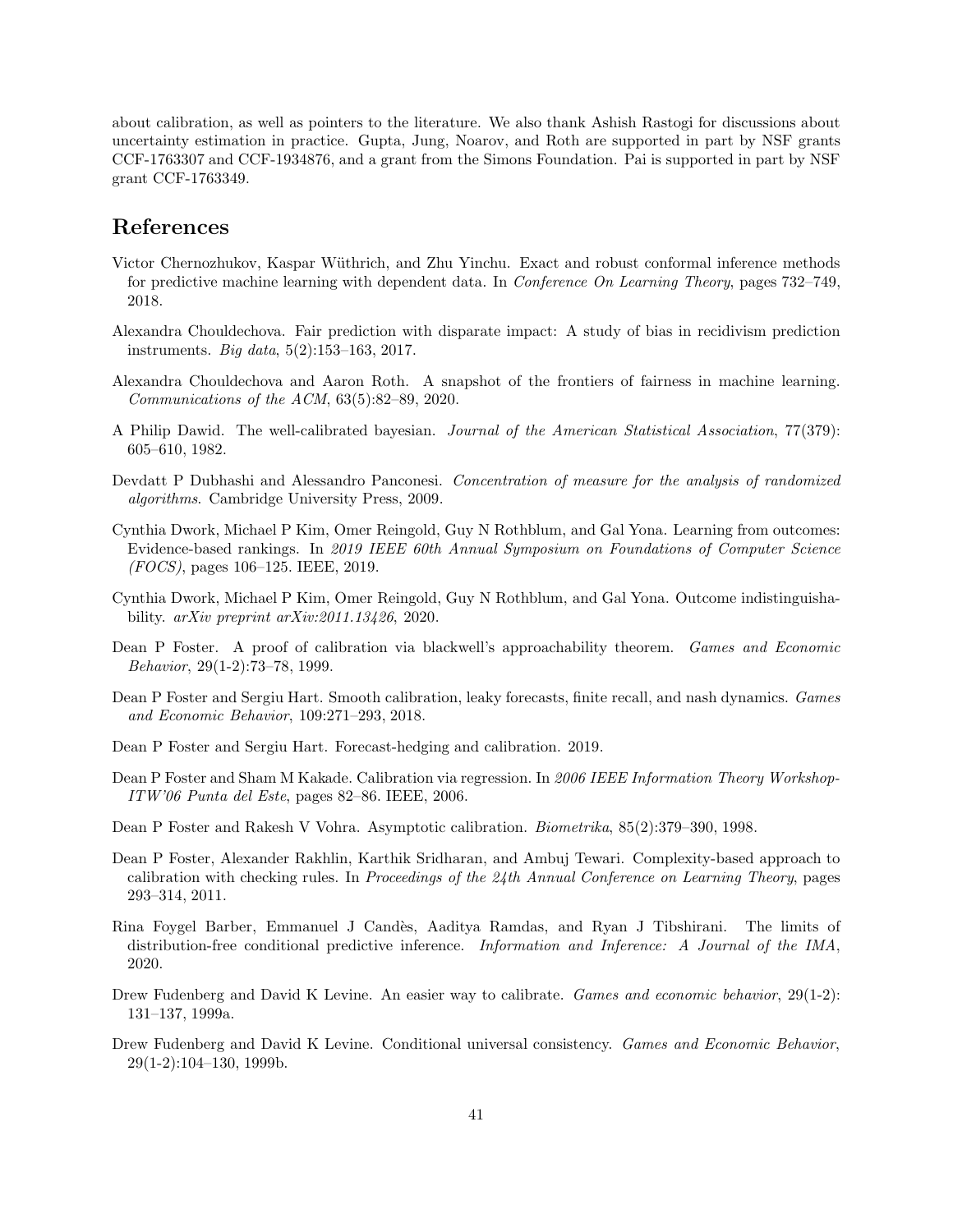about calibration, as well as pointers to the literature. We also thank Ashish Rastogi for discussions about uncertainty estimation in practice. Gupta, Jung, Noarov, and Roth are supported in part by NSF grants CCF-1763307 and CCF-1934876, and a grant from the Simons Foundation. Pai is supported in part by NSF grant CCF-1763349.

# References

Victor Chernozhukov, Kaspar Wüthrich, and Zhu Yinchu. Exact and robust conformal inference methods for predictive machine learning with dependent data. In *Conference On Learning Theory*, pages 732–749, 2018.

Alexandra Chouldechova. Fair prediction with disparate impact: A study of bias in recidivism prediction instruments. *Big data*, 5(2):153–163, 2017.

Alexandra Chouldechova and Aaron Roth. A snapshot of the frontiers of fairness in machine learning. *Communications of the ACM*, 63(5):82–89, 2020.

A Philip Dawid. The well-calibrated bayesian. *Journal of the American Statistical Association*, 77(379): 605–610, 1982.

Devdatt P Dubhashi and Alessandro Panconesi. *Concentration of measure for the analysis of randomized algorithms*. Cambridge University Press, 2009.

Cynthia Dwork, Michael P Kim, Omer Reingold, Guy N Rothblum, and Gal Yona. Learning from outcomes: Evidence-based rankings. In *2019 IEEE 60th Annual Symposium on Foundations of Computer Science (FOCS)*, pages 106–125. IEEE, 2019.

Cynthia Dwork, Michael P Kim, Omer Reingold, Guy N Rothblum, and Gal Yona. Outcome indistinguishability. *arXiv preprint arXiv:2011.13426*, 2020.

Dean P Foster. A proof of calibration via blackwell's approachability theorem. *Games and Economic Behavior*, 29(1-2):73–78, 1999.

Dean P Foster and Sergiu Hart. Smooth calibration, leaky forecasts, finite recall, and nash dynamics. *Games and Economic Behavior*, 109:271–293, 2018.

Dean P Foster and Sergiu Hart. Forecast-hedging and calibration. 2019.

Dean P Foster and Sham M Kakade. Calibration via regression. In *2006 IEEE Information Theory Workshop-ITW'06 Punta del Este*, pages 82–86. IEEE, 2006.

Dean P Foster and Rakesh V Vohra. Asymptotic calibration. *Biometrika*, 85(2):379–390, 1998.

Dean P Foster, Alexander Rakhlin, Karthik Sridharan, and Ambuj Tewari. Complexity-based approach to calibration with checking rules. In *Proceedings of the 24th Annual Conference on Learning Theory*, pages 293–314, 2011.

Rina Foygel Barber, Emmanuel J Candès, Aaditya Ramdas, and Ryan J Tibshirani. The limits of distribution-free conditional predictive inference. *Information and Inference: A Journal of the IMA*, 2020.

Drew Fudenberg and David K Levine. An easier way to calibrate. *Games and economic behavior*, 29(1-2): 131–137, 1999a.

Drew Fudenberg and David K Levine. Conditional universal consistency. *Games and Economic Behavior*, 29(1-2):104–130, 1999b.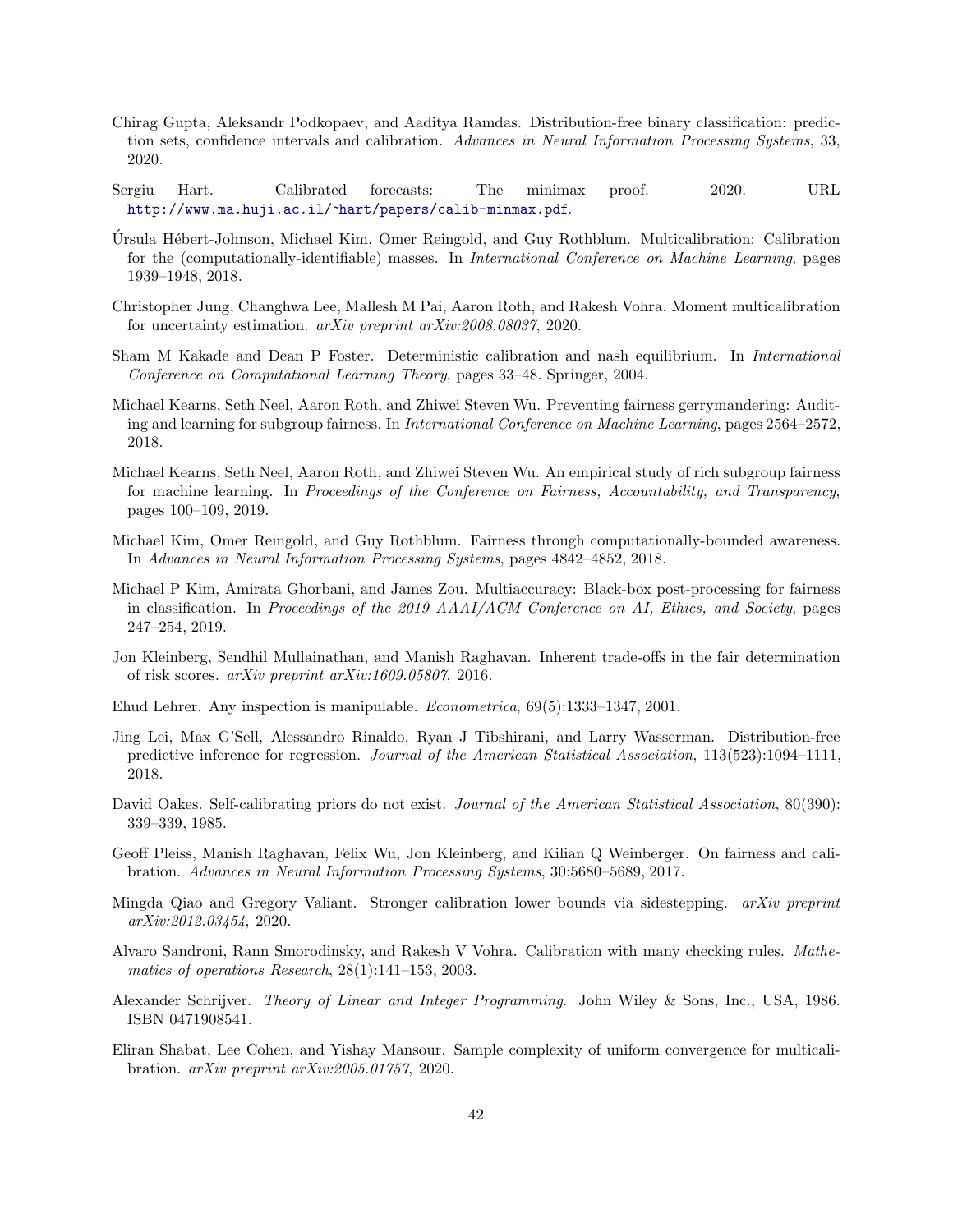Chirag Gupta, Aleksandr Podkopaev, and Aaditya Ramdas. Distribution-free binary classification: prediction sets, confidence intervals and calibration. *Advances in Neural Information Processing Systems*, 33, 2020.

Sergiu Hart. Calibrated forecasts: The minimax proof. 2020. URL http://www.ma.huji.ac.il/~hart/papers/calib-minmax.pdf.

Úrsula Hébert-Johnson, Michael Kim, Omer Reingold, and Guy Rothblum. Multicalibration: Calibration for the (computationally-identifiable) masses. In *International Conference on Machine Learning*, pages 1939–1948, 2018.

Christopher Jung, Changhwa Lee, Mallesh M Pai, Aaron Roth, and Rakesh Vohra. Moment multicalibration for uncertainty estimation. *arXiv preprint arXiv:2008.08037*, 2020.

Sham M Kakade and Dean P Foster. Deterministic calibration and nash equilibrium. In *International Conference on Computational Learning Theory*, pages 33–48. Springer, 2004.

Michael Kearns, Seth Neel, Aaron Roth, and Zhiwei Steven Wu. Preventing fairness gerrymandering: Auditing and learning for subgroup fairness. In *International Conference on Machine Learning*, pages 2564–2572, 2018.

Michael Kearns, Seth Neel, Aaron Roth, and Zhiwei Steven Wu. An empirical study of rich subgroup fairness for machine learning. In *Proceedings of the Conference on Fairness, Accountability, and Transparency*, pages 100–109, 2019.

Michael Kim, Omer Reingold, and Guy Rothblum. Fairness through computationally-bounded awareness. In *Advances in Neural Information Processing Systems*, pages 4842–4852, 2018.

Michael P Kim, Amirata Ghorbani, and James Zou. Multiaccuracy: Black-box post-processing for fairness in classification. In *Proceedings of the 2019 AAAI/ACM Conference on AI, Ethics, and Society*, pages 247–254, 2019.

Jon Kleinberg, Sendhil Mullainathan, and Manish Raghavan. Inherent trade-offs in the fair determination of risk scores. *arXiv preprint arXiv:1609.05807*, 2016.

Ehud Lehrer. Any inspection is manipulable. *Econometrica*, 69(5):1333–1347, 2001.

Jing Lei, Max G'Sell, Alessandro Rinaldo, Ryan J Tibshirani, and Larry Wasserman. Distribution-free predictive inference for regression. *Journal of the American Statistical Association*, 113(523):1094–1111, 2018.

David Oakes. Self-calibrating priors do not exist. *Journal of the American Statistical Association*, 80(390): 339–339, 1985.

Geoff Pleiss, Manish Raghavan, Felix Wu, Jon Kleinberg, and Kilian Q Weinberger. On fairness and calibration. *Advances in Neural Information Processing Systems*, 30:5680–5689, 2017.

Mingda Qiao and Gregory Valiant. Stronger calibration lower bounds via sidestepping. *arXiv preprint arXiv:2012.03454*, 2020.

Alvaro Sandroni, Rann Smorodinsky, and Rakesh V Vohra. Calibration with many checking rules. *Mathematics of operations Research*, 28(1):141–153, 2003.

Alexander Schrijver. *Theory of Linear and Integer Programming*. John Wiley & Sons, Inc., USA, 1986. ISBN 0471908541.

Eliran Shabat, Lee Cohen, and Yishay Mansour. Sample complexity of uniform convergence for multicalibration. *arXiv preprint arXiv:2005.01757*, 2020.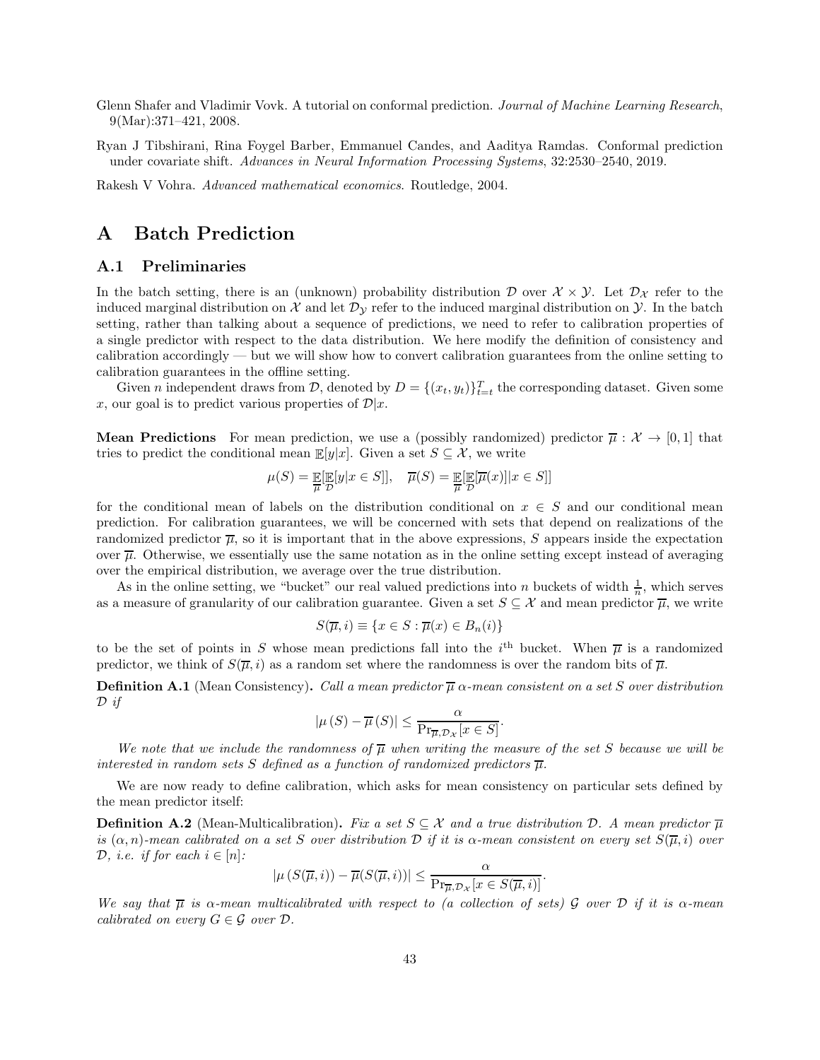Glenn Shafer and Vladimir Vovk. A tutorial on conformal prediction. *Journal of Machine Learning Research*, 9(Mar):371–421, 2008.

Ryan J Tibshirani, Rina Foygel Barber, Emmanuel Candes, and Aaditya Ramdas. Conformal prediction under covariate shift. *Advances in Neural Information Processing Systems*, 32:2530–2540, 2019.

Rakesh V Vohra. *Advanced mathematical economics*. Routledge, 2004.

# A Batch Prediction

## A.1 Preliminaries

In the batch setting, there is an (unknown) probability distribution $\mathcal{D}$ over $\mathcal{X} \times \mathcal{Y}$. Let $\mathcal{D}_\mathcal{X}$ refer to the induced marginal distribution on $\mathcal{X}$ and let $\mathcal{D}_\mathcal{Y}$ refer to the induced marginal distribution on $\mathcal{Y}$. In the batch setting, rather than talking about a sequence of predictions, we need to refer to calibration properties of a single predictor with respect to the data distribution. We here modify the definition of consistency and calibration accordingly — but we will show how to convert calibration guarantees from the online setting to calibration guarantees in the offline setting.

Given $n$ independent draws from $\mathcal{D}$, denoted by $D = \{(x_t, y_t)\}_{t=t}^T$ the corresponding dataset. Given some $x$, our goal is to predict various properties of $\mathcal{D}|x$.

**Mean Predictions** For mean prediction, we use a (possibly randomized) predictor $\overline{\mu} : \mathcal{X} \to [0,1]$ that tries to predict the conditional mean $\mathbb{E}[y|x]$. Given a set $S \subseteq \mathcal{X}$, we write

$$\mu(S) = \mathop{\mathbb{E}}_{\overline{\mu}}[\mathop{\mathbb{E}}_{\mathcal{D}}[y|x \in S]], \quad \overline{\mu}(S) = \mathop{\mathbb{E}}_{\overline{\mu}}[\mathop{\mathbb{E}}_{\mathcal{D}}[\overline{\mu}(x)]|x \in S]]$$

for the conditional mean of labels on the distribution conditional on $x \in S$ and our conditional mean prediction. For calibration guarantees, we will be concerned with sets that depend on realizations of the randomized predictor $\overline{\mu}$, so it is important that in the above expressions, $S$ appears inside the expectation over $\overline{\mu}$. Otherwise, we essentially use the same notation as in the online setting except instead of averaging over the empirical distribution, we average over the true distribution.

As in the online setting, we "bucket" our real valued predictions into $n$ buckets of width $\frac{1}{n}$, which serves as a measure of granularity of our calibration guarantee. Given a set $S \subseteq \mathcal{X}$ and mean predictor $\overline{\mu}$, we write

$$S(\overline{\mu}, i) \equiv \{x \in S : \overline{\mu}(x) \in B_n(i)\}$$

to be the set of points in $S$ whose mean predictions fall into the $i^{\text{th}}$ bucket. When $\overline{\mu}$ is a randomized predictor, we think of $S(\overline{\mu}, i)$ as a random set where the randomness is over the random bits of $\overline{\mu}$.

**Definition A.1** (Mean Consistency)**.** *Call a mean predictor $\overline{\mu}$ $\alpha$-mean consistent on a set $S$ over distribution $\mathcal{D}$ if*

$$|\mu(S) - \overline{\mu}(S)| \leq \frac{\alpha}{\Pr_{\overline{\mu}, \mathcal{D}_\mathcal{X}}[x \in S]}.$$

*We note that we include the randomness of $\overline{\mu}$ when writing the measure of the set $S$ because we will be interested in random sets $S$ defined as a function of randomized predictors $\overline{\mu}$.*

We are now ready to define calibration, which asks for mean consistency on particular sets defined by the mean predictor itself:

**Definition A.2** (Mean-Multicalibration)**.** *Fix a set $S \subseteq \mathcal{X}$ and a true distribution $\mathcal{D}$. A mean predictor $\overline{\mu}$ is $(\alpha, n)$-mean calibrated on a set $S$ over distribution $\mathcal{D}$ if it is $\alpha$-mean consistent on every set $S(\overline{\mu}, i)$ over $\mathcal{D}$, i.e. if for each $i \in [n]$:*

$$|\mu(S(\overline{\mu}, i)) - \overline{\mu}(S(\overline{\mu}, i))| \leq \frac{\alpha}{\Pr_{\overline{\mu}, \mathcal{D}_\mathcal{X}}[x \in S(\overline{\mu}, i)]}.$$

*We say that $\overline{\mu}$ is $\alpha$-mean multicalibrated with respect to (a collection of sets) $\mathcal{G}$ over $\mathcal{D}$ if it is $\alpha$-mean calibrated on every $G \in \mathcal{G}$ over $\mathcal{D}$.*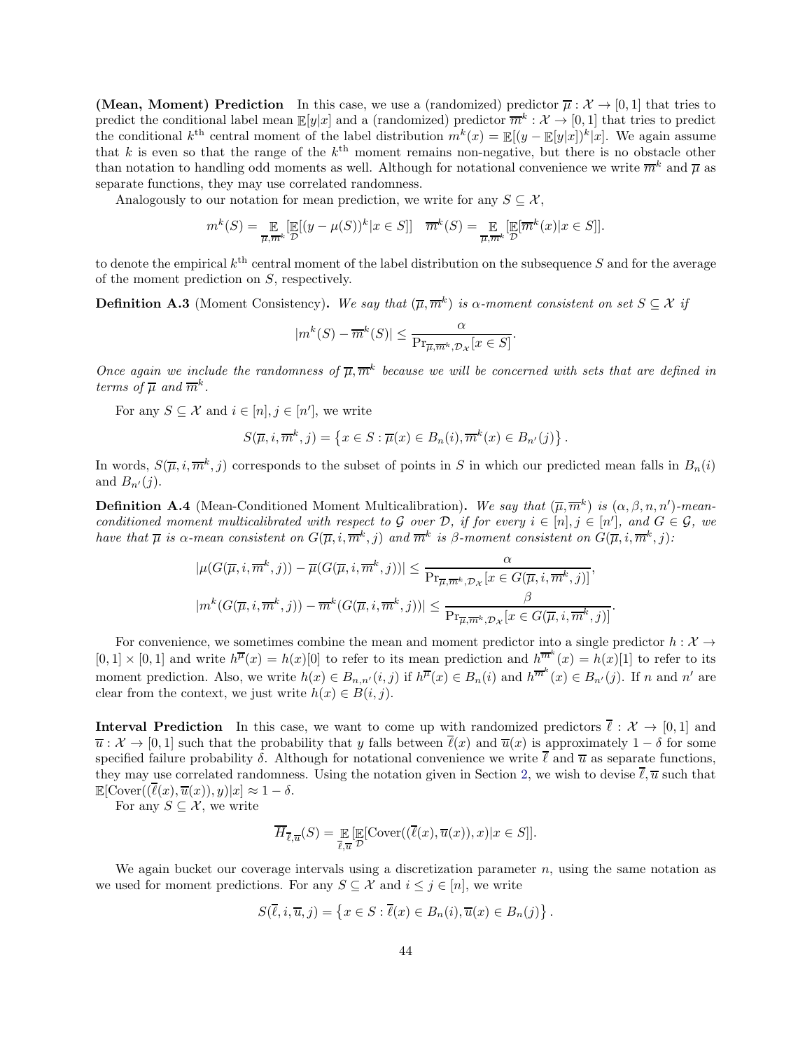**(Mean, Moment) Prediction** In this case, we use a (randomized) predictor $\overline{\mu} : \mathcal{X} \to [0,1]$ that tries to predict the conditional label mean $\mathbb{E}[y|x]$ and a (randomized) predictor $\overline{m}^k : \mathcal{X} \to [0,1]$ that tries to predict the conditional $k^{\text{th}}$ central moment of the label distribution $m^k(x) = \mathbb{E}[(y - \mathbb{E}[y|x])^k|x]$. We again assume that $k$ is even so that the range of the $k^{\text{th}}$ moment remains non-negative, but there is no obstacle other than notation to handling odd moments as well. Although for notational convenience we write $\overline{m}^k$ and $\overline{\mu}$ as separate functions, they may use correlated randomness.

Analogously to our notation for mean prediction, we write for any $S \subseteq \mathcal{X}$,

$$m^k(S) = \mathop{\mathbb{E}}_{\overline{\mu}, \overline{m}^k}[\mathop{\mathbb{E}}_{\mathcal{D}}[(y - \mu(S))^k | x \in S]] \quad \overline{m}^k(S) = \mathop{\mathbb{E}}_{\overline{\mu}, \overline{m}^k}[\mathop{\mathbb{E}}_{\mathcal{D}}[\overline{m}^k(x) | x \in S]].$$

to denote the empirical $k^{\text{th}}$ central moment of the label distribution on the subsequence $S$ and for the average of the moment prediction on $S$, respectively.

**Definition A.3** (Moment Consistency). *We say that $(\overline{\mu}, \overline{m}^k)$ is $\alpha$-moment consistent on set $S \subseteq \mathcal{X}$ if*

$$|m^k(S) - \overline{m}^k(S)| \le \frac{\alpha}{\Pr_{\overline{\mu}, \overline{m}^k, \mathcal{D}_{\mathcal{X}}}[x \in S]}.$$

*Once again we include the randomness of $\overline{\mu}, \overline{m}^k$ because we will be concerned with sets that are defined in terms of $\overline{\mu}$ and $\overline{m}^k$.*

For any $S \subseteq \mathcal{X}$ and $i \in [n], j \in [n']$, we write

$$S(\overline{\mu}, i, \overline{m}^k, j) = \left\{ x \in S : \overline{\mu}(x) \in B_n(i), \overline{m}^k(x) \in B_{n'}(j) \right\}.$$

In words, $S(\overline{\mu}, i, \overline{m}^k, j)$ corresponds to the subset of points in $S$ in which our predicted mean falls in $B_n(i)$ and $B_{n'}(j)$.

**Definition A.4** (Mean-Conditioned Moment Multicalibration). *We say that $(\overline{\mu}, \overline{m}^k)$ is $(\alpha, \beta, n, n')$-mean-conditioned moment multicalibrated with respect to $\mathcal{G}$ over $\mathcal{D}$, if for every $i \in [n], j \in [n']$, and $G \in \mathcal{G}$, we have that $\overline{\mu}$ is $\alpha$-mean consistent on $G(\overline{\mu}, i, \overline{m}^k, j)$ and $\overline{m}^k$ is $\beta$-moment consistent on $G(\overline{\mu}, i, \overline{m}^k, j)$:*

$$|\mu(G(\overline{\mu}, i, \overline{m}^k, j)) - \overline{\mu}(G(\overline{\mu}, i, \overline{m}^k, j))| \le \frac{\alpha}{\Pr_{\overline{\mu}, \overline{m}^k, \mathcal{D}_{\mathcal{X}}}[x \in G(\overline{\mu}, i, \overline{m}^k, j)]},$$

$$|m^k(G(\overline{\mu}, i, \overline{m}^k, j)) - \overline{m}^k(G(\overline{\mu}, i, \overline{m}^k, j))| \le \frac{\beta}{\Pr_{\overline{\mu}, \overline{m}^k, \mathcal{D}_{\mathcal{X}}}[x \in G(\overline{\mu}, i, \overline{m}^k, j)]}.$$

For convenience, we sometimes combine the mean and moment predictor into a single predictor $h : \mathcal{X} \to [0,1] \times [0,1]$ and write $h^{\overline{\mu}}(x) = h(x)[0]$ to refer to its mean prediction and $h^{\overline{m}^k}(x) = h(x)[1]$ to refer to its moment prediction. Also, we write $h(x) \in B_{n,n'}(i,j)$ if $h^{\overline{\mu}}(x) \in B_n(i)$ and $h^{\overline{m}^k}(x) \in B_{n'}(j)$. If $n$ and $n'$ are clear from the context, we just write $h(x) \in B(i,j)$.

**Interval Prediction** In this case, we want to come up with randomized predictors $\overline{\ell} : \mathcal{X} \to [0,1]$ and $\overline{u} : \mathcal{X} \to [0,1]$ such that the probability that $y$ falls between $\overline{\ell}(x)$ and $\overline{u}(x)$ is approximately $1 - \delta$ for some specified failure probability $\delta$. Although for notational convenience we write $\overline{\ell}$ and $\overline{u}$ as separate functions, they may use correlated randomness. Using the notation given in Section 2, we wish to devise $\overline{\ell}, \overline{u}$ such that $\mathbb{E}[\text{Cover}((\overline{\ell}(x), \overline{u}(x)), y)|x] \approx 1 - \delta$.

For any $S \subseteq \mathcal{X}$, we write

$$\overline{H}_{\overline{\ell}, \overline{u}}(S) = \mathop{\mathbb{E}}_{\overline{\ell}, \overline{u}}[\mathop{\mathbb{E}}_{\mathcal{D}}[\text{Cover}((\overline{\ell}(x), \overline{u}(x)), x) | x \in S]].$$

We again bucket our coverage intervals using a discretization parameter $n$, using the same notation as we used for moment predictions. For any $S \subseteq \mathcal{X}$ and $i \le j \in [n]$, we write

$$S(\overline{\ell}, i, \overline{u}, j) = \left\{ x \in S : \overline{\ell}(x) \in B_n(i), \overline{u}(x) \in B_n(j) \right\}.$$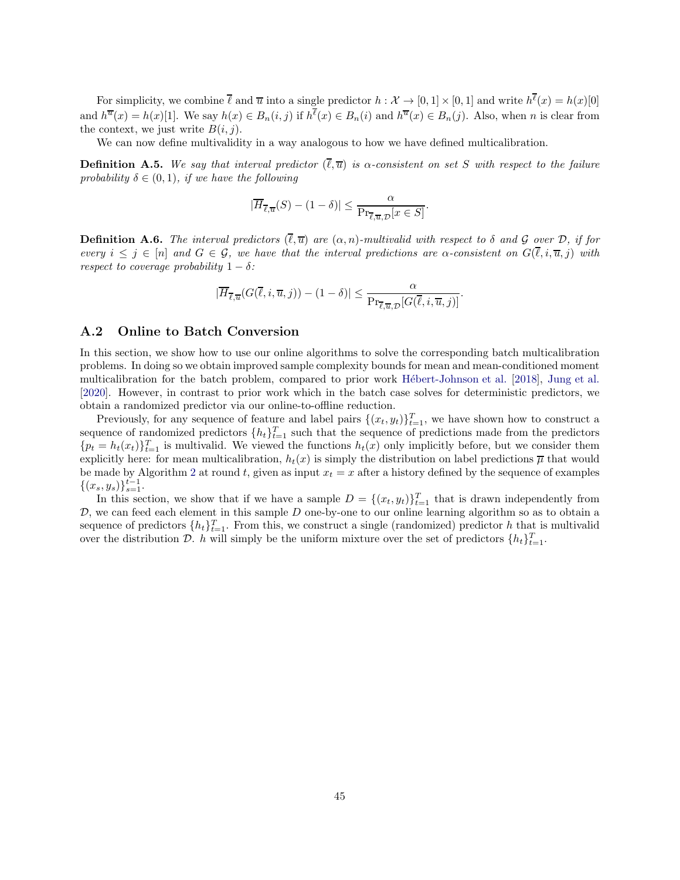For simplicity, we combine $\overline{\ell}$ and $\overline{u}$ into a single predictor $h : \mathcal{X} \to [0,1] \times [0,1]$ and write $h^{\overline{\ell}}(x) = h(x)[0]$ and $h^{\overline{u}}(x) = h(x)[1]$. We say $h(x) \in B_n(i,j)$ if $h^{\overline{\ell}}(x) \in B_n(i)$ and $h^{\overline{u}}(x) \in B_n(j)$. Also, when $n$ is clear from the context, we just write $B(i,j)$.

We can now define multivalidity in a way analogous to how we have defined multicalibration.

**Definition A.5.** *We say that interval predictor $(\overline{\ell}, \overline{u})$ is $\alpha$-consistent on set $S$ with respect to the failure probability $\delta \in (0,1)$, if we have the following*

$$|\overline{H}_{\overline{\ell},\overline{u}}(S) - (1-\delta)| \leq \frac{\alpha}{\Pr_{\overline{\ell},\overline{u},\mathcal{D}}[x \in S]}.$$

**Definition A.6.** *The interval predictors $(\overline{\ell}, \overline{u})$ are $(\alpha, n)$-multivalid with respect to $\delta$ and $\mathcal{G}$ over $\mathcal{D}$, if for every $i \leq j \in [n]$ and $G \in \mathcal{G}$, we have that the interval predictions are $\alpha$-consistent on $G(\overline{\ell}, i, \overline{u}, j)$ with respect to coverage probability $1-\delta$:*

$$|\overline{H}_{\overline{\ell},\overline{u}}(G(\overline{\ell}, i, \overline{u}, j)) - (1-\delta)| \leq \frac{\alpha}{\Pr_{\overline{\ell},\overline{u},\mathcal{D}}[G(\overline{\ell}, i, \overline{u}, j)]}.$$

## A.2 Online to Batch Conversion

In this section, we show how to use our online algorithms to solve the corresponding batch multicalibration problems. In doing so we obtain improved sample complexity bounds for mean and mean-conditioned moment multicalibration for the batch problem, compared to prior work Hébert-Johnson et al. [2018], Jung et al. [2020]. However, in contrast to prior work which in the batch case solves for deterministic predictors, we obtain a randomized predictor via our online-to-offline reduction.

Previously, for any sequence of feature and label pairs $\{(x_t, y_t)\}_{t=1}^T$, we have shown how to construct a sequence of randomized predictors $\{h_t\}_{t=1}^T$ such that the sequence of predictions made from the predictors $\{p_t = h_t(x_t)\}_{t=1}^T$ is multivalid. We viewed the functions $h_t(x)$ only implicitly before, but we consider them explicitly here: for mean multicalibration, $h_t(x)$ is simply the distribution on label predictions $\overline{\mu}$ that would be made by Algorithm 2 at round $t$, given as input $x_t = x$ after a history defined by the sequence of examples $\{(x_s, y_s)\}_{s=1}^{t-1}$.

In this section, we show that if we have a sample $D = \{(x_t, y_t)\}_{t=1}^T$ that is drawn independently from $\mathcal{D}$, we can feed each element in this sample $D$ one-by-one to our online learning algorithm so as to obtain a sequence of predictors $\{h_t\}_{t=1}^T$. From this, we construct a single (randomized) predictor $h$ that is multivalid over the distribution $\mathcal{D}$. $h$ will simply be the uniform mixture over the set of predictors $\{h_t\}_{t=1}^T$.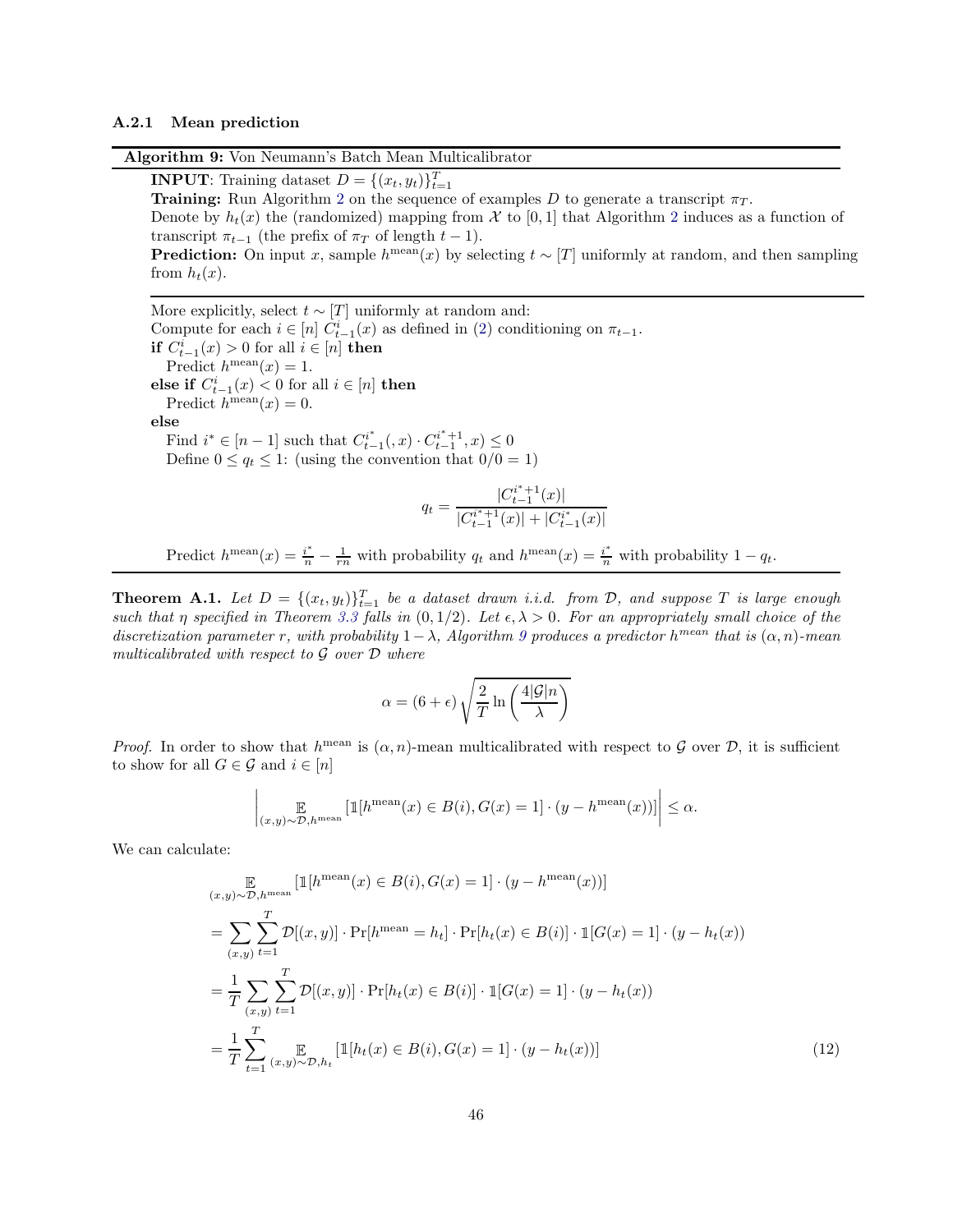#### A.2.1 Mean prediction

**Algorithm 9:** Von Neumann's Batch Mean Multicalibrator

**INPUT**: Training dataset $D = \{(x_t, y_t)\}_{t=1}^T$

**Training:** Run Algorithm 2 on the sequence of examples $D$ to generate a transcript $\pi_T$.

Denote by $h_t(x)$ the (randomized) mapping from $\mathcal{X}$ to $[0,1]$ that Algorithm 2 induces as a function of transcript $\pi_{t-1}$ (the prefix of $\pi_T$ of length $t-1$).

**Prediction:** On input $x$, sample $h^{\text{mean}}(x)$ by selecting $t \sim [T]$ uniformly at random, and then sampling from $h_t(x)$.

---

More explicitly, select $t \sim [T]$ uniformly at random and:

Compute for each $i \in [n]$ $C_{t-1}^i(x)$ as defined in (2) conditioning on $\pi_{t-1}$.

**if** $C_{t-1}^i(x) > 0$ for all $i \in [n]$ **then**

  Predict $h^{\text{mean}}(x) = 1$.

**else if** $C_{t-1}^i(x) < 0$ for all $i \in [n]$ **then**

  Predict $h^{\text{mean}}(x) = 0$.

**else**

  Find $i^* \in [n-1]$ such that $C_{t-1}^{i^*}(,x) \cdot C_{t-1}^{i^*+1}, x) \leq 0$

  Define $0 \leq q_t \leq 1$: (using the convention that $0/0 = 1$)

$$q_t = \frac{|C_{t-1}^{i^*+1}(x)|}{|C_{t-1}^{i^*+1}(x)| + |C_{t-1}^{i^*}(x)|}$$

  Predict $h^{\text{mean}}(x) = \frac{i^*}{n} - \frac{1}{rn}$ with probability $q_t$ and $h^{\text{mean}}(x) = \frac{i^*}{n}$ with probability $1 - q_t$.

---

**Theorem A.1.** *Let $D = \{(x_t, y_t)\}_{t=1}^T$ be a dataset drawn i.i.d. from $\mathcal{D}$, and suppose $T$ is large enough such that $\eta$ specified in Theorem 3.3 falls in $(0, 1/2)$. Let $\epsilon, \lambda > 0$. For an appropriately small choice of the discretization parameter $r$, with probability $1 - \lambda$, Algorithm 9 produces a predictor $h^{mean}$ that is $(\alpha, n)$-mean multicalibrated with respect to $\mathcal{G}$ over $\mathcal{D}$ where*

$$\alpha = (6 + \epsilon)\sqrt{\frac{2}{T}\ln\left(\frac{4|\mathcal{G}|n}{\lambda}\right)}$$

*Proof.* In order to show that $h^{\text{mean}}$ is $(\alpha, n)$-mean multicalibrated with respect to $\mathcal{G}$ over $\mathcal{D}$, it is sufficient to show for all $G \in \mathcal{G}$ and $i \in [n]$

$$\left| \mathop{\mathbb{E}}_{(x,y)\sim\mathcal{D}, h^{\text{mean}}} \left[\mathbb{1}[h^{\text{mean}}(x) \in B(i), G(x) = 1] \cdot (y - h^{\text{mean}}(x))\right] \right| \leq \alpha.$$

We can calculate:

$$\begin{aligned}
&\mathop{\mathbb{E}}_{(x,y)\sim\mathcal{D}, h^{\text{mean}}} \left[\mathbb{1}[h^{\text{mean}}(x) \in B(i), G(x) = 1] \cdot (y - h^{\text{mean}}(x))\right] \\
&= \sum_{(x,y)} \sum_{t=1}^{T} \mathcal{D}[(x,y)] \cdot \Pr[h^{\text{mean}} = h_t] \cdot \Pr[h_t(x) \in B(i)] \cdot \mathbb{1}[G(x) = 1] \cdot (y - h_t(x)) \\
&= \frac{1}{T} \sum_{(x,y)} \sum_{t=1}^{T} \mathcal{D}[(x,y)] \cdot \Pr[h_t(x) \in B(i)] \cdot \mathbb{1}[G(x) = 1] \cdot (y - h_t(x)) \\
&= \frac{1}{T} \sum_{t=1}^{T} \mathop{\mathbb{E}}_{(x,y)\sim\mathcal{D}, h_t} \left[\mathbb{1}[h_t(x) \in B(i), G(x) = 1] \cdot (y - h_t(x))\right] \qquad (12)
\end{aligned}$$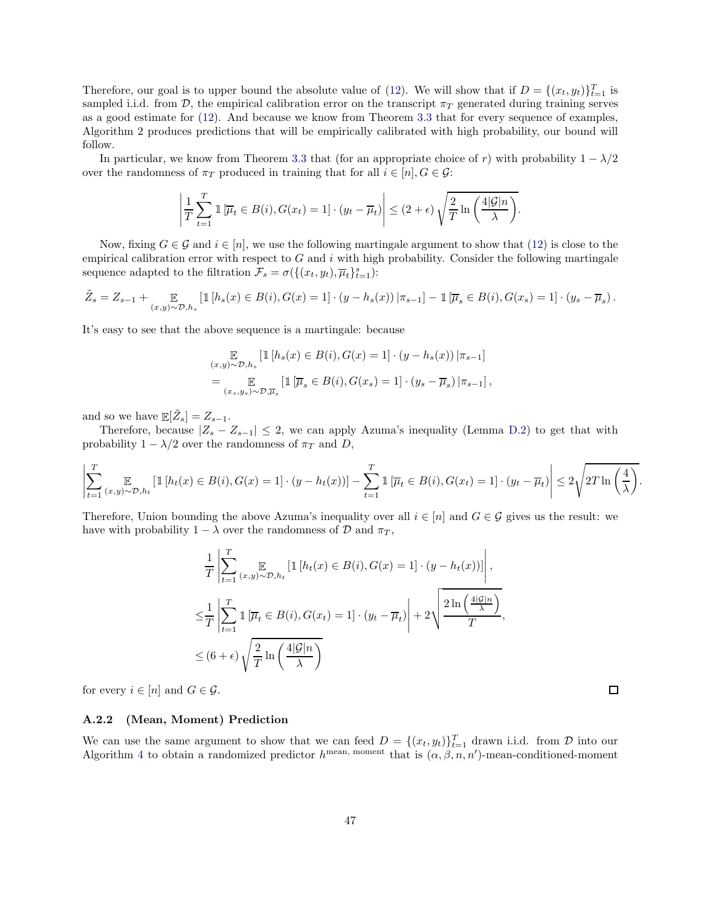Therefore, our goal is to upper bound the absolute value of (12). We will show that if $D = \{(x_t, y_t)\}_{t=1}^T$ is sampled i.i.d. from $\mathcal{D}$, the empirical calibration error on the transcript $\pi_T$ generated during training serves as a good estimate for (12). And because we know from Theorem 3.3 that for every sequence of examples, Algorithm 2 produces predictions that will be empirically calibrated with high probability, our bound will follow.

In particular, we know from Theorem 3.3 that (for an appropriate choice of $r$) with probability $1 - \lambda/2$ over the randomness of $\pi_T$ produced in training that for all $i \in [n], G \in \mathcal{G}$:

$$\left| \frac{1}{T} \sum_{t=1}^{T} \mathbb{1}\left[\overline{\mu}_t \in B(i), G(x_t) = 1\right] \cdot (y_t - \overline{\mu}_t) \right| \leq (2 + \epsilon) \sqrt{\frac{2}{T} \ln\left(\frac{4|\mathcal{G}|n}{\lambda}\right)}.$$

Now, fixing $G \in \mathcal{G}$ and $i \in [n]$, we use the following martingale argument to show that (12) is close to the empirical calibration error with respect to $G$ and $i$ with high probability. Consider the following martingale sequence adapted to the filtration $\mathcal{F}_s = \sigma(\{(x_t, y_t), \overline{\mu}_t\}_{t=1}^s)$:

$$\tilde{Z}_s = Z_{s-1} + \mathop{\mathbb{E}}_{(x,y)\sim\mathcal{D}, h_s} \left[\mathbb{1}\left[h_s(x) \in B(i), G(x) = 1\right] \cdot (y - h_s(x)) \,|\pi_{s-1}\right] - \mathbb{1}\left[\overline{\mu}_s \in B(i), G(x_s) = 1\right] \cdot (y_s - \overline{\mu}_s).$$

It's easy to see that the above sequence is a martingale: because

$$\begin{aligned}
&\mathop{\mathbb{E}}_{(x,y)\sim\mathcal{D}, h_s} \left[\mathbb{1}\left[h_s(x) \in B(i), G(x) = 1\right] \cdot (y - h_s(x)) \,|\pi_{s-1}\right] \\
&= \mathop{\mathbb{E}}_{(x_s,y_s)\sim\mathcal{D}, \overline{\mu}_s} \left[\mathbb{1}\left[\overline{\mu}_s \in B(i), G(x_s) = 1\right] \cdot (y_s - \overline{\mu}_s) \,|\pi_{s-1}\right],
\end{aligned}$$

and so we have $\mathbb{E}[\tilde{Z}_s] = Z_{s-1}$.

Therefore, because $|Z_s - Z_{s-1}| \leq 2$, we can apply Azuma's inequality (Lemma D.2) to get that with probability $1 - \lambda/2$ over the randomness of $\pi_T$ and $D$,

$$\left| \sum_{t=1}^{T} \mathop{\mathbb{E}}_{(x,y)\sim\mathcal{D}, h_t} \left[\mathbb{1}\left[h_t(x) \in B(i), G(x) = 1\right] \cdot (y - h_t(x))\right] - \sum_{t=1}^{T} \mathbb{1}\left[\overline{\mu}_t \in B(i), G(x_t) = 1\right] \cdot (y_t - \overline{\mu}_t) \right| \leq 2\sqrt{2T \ln\left(\frac{4}{\lambda}\right)}.$$

Therefore, Union bounding the above Azuma's inequality over all $i \in [n]$ and $G \in \mathcal{G}$ gives us the result: we have with probability $1 - \lambda$ over the randomness of $\mathcal{D}$ and $\pi_T$,

$$\begin{aligned}
&\frac{1}{T} \left| \sum_{t=1}^{T} \mathop{\mathbb{E}}_{(x,y)\sim\mathcal{D}, h_t} \left[\mathbb{1}\left[h_t(x) \in B(i), G(x) = 1\right] \cdot (y - h_t(x))\right] \right|, \\
\leq& \frac{1}{T} \left| \sum_{t=1}^{T} \mathbb{1}\left[\overline{\mu}_t \in B(i), G(x_t) = 1\right] \cdot (y_t - \overline{\mu}_t) \right| + 2\sqrt{\frac{2 \ln\left(\frac{4|\mathcal{G}|n}{\lambda}\right)}{T}}, \\
\leq& (6 + \epsilon) \sqrt{\frac{2}{T} \ln\left(\frac{4|\mathcal{G}|n}{\lambda}\right)}
\end{aligned}$$

for every $i \in [n]$ and $G \in \mathcal{G}$. $\square$

### A.2.2 (Mean, Moment) Prediction

We can use the same argument to show that we can feed $D = \{(x_t, y_t)\}_{t=1}^T$ drawn i.i.d. from $\mathcal{D}$ into our Algorithm 4 to obtain a randomized predictor $h^{\text{mean, moment}}$ that is $(\alpha, \beta, n, n')$-mean-conditioned-moment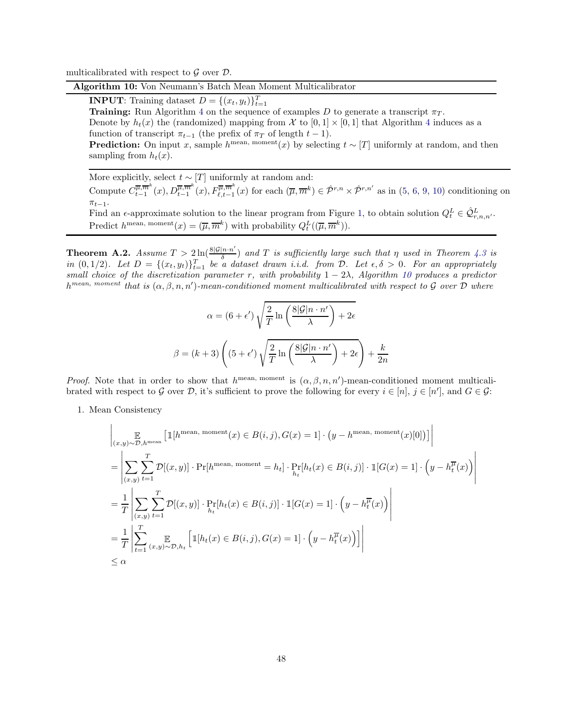multicalibrated with respect to $\mathcal{G}$ over $\mathcal{D}$.

**Algorithm 10:** Von Neumann's Batch Mean Moment Multicalibrator

**INPUT**: Training dataset $D = \{(x_t, y_t)\}_{t=1}^T$

**Training:** Run Algorithm 4 on the sequence of examples $D$ to generate a transcript $\pi_T$.

Denote by $h_t(x)$ the (randomized) mapping from $\mathcal{X}$ to $[0,1] \times [0,1]$ that Algorithm 4 induces as a function of transcript $\pi_{t-1}$ (the prefix of $\pi_T$ of length $t-1$).

**Prediction:** On input $x$, sample $h^{\text{mean, moment}}(x)$ by selecting $t \sim [T]$ uniformly at random, and then sampling from $h_t(x)$.

More explicitly, select $t \sim [T]$ uniformly at random and:

Compute $C_{t-1}^{\overline{\mu},\overline{m}^k}(x), D_{t-1}^{\overline{\mu},\overline{m}^k}(x), F_{\ell,t-1}^{\overline{\mu},\overline{m}^k}(x)$ for each $(\overline{\mu},\overline{m}^k) \in \hat{\mathcal{P}}^{r,n} \times \hat{\mathcal{P}}^{r,n'}$ as in (5, 6, 9, 10) conditioning on $\pi_{t-1}$.

Find an $\epsilon$-approximate solution to the linear program from Figure 1, to obtain solution $Q_t^L \in \hat{\mathcal{Q}}_{r,n,n'}^L$.

Predict $h^{\text{mean, moment}}(x) = (\overline{\mu}, \overline{m}^k)$ with probability $Q_t^L((\overline{\mu}, \overline{m}^k))$.

**Theorem A.2.** *Assume $T > 2\ln(\frac{8|\mathcal{G}|n\cdot n'}{\delta})$ and $T$ is sufficiently large such that $\eta$ used in Theorem 4.3 is in $(0, 1/2)$. Let $D = \{(x_t, y_t)\}_{t=1}^T$ be a dataset drawn i.i.d. from $\mathcal{D}$. Let $\epsilon, \delta > 0$. For an appropriately small choice of the discretization parameter $r$, with probability $1 - 2\lambda$, Algorithm 10 produces a predictor $h^{\text{mean, moment}}$ that is $(\alpha, \beta, n, n')$-mean-conditioned moment multicalibrated with respect to $\mathcal{G}$ over $\mathcal{D}$ where*

$$\alpha = (6 + \epsilon')\sqrt{\frac{2}{T}\ln\left(\frac{8|\mathcal{G}|n \cdot n'}{\lambda}\right)} + 2\epsilon$$

$$\beta = (k+3)\left((5 + \epsilon')\sqrt{\frac{2}{T}\ln\left(\frac{8|\mathcal{G}|n \cdot n'}{\lambda}\right)} + 2\epsilon\right) + \frac{k}{2n}$$

*Proof.* Note that in order to show that $h^{\text{mean, moment}}$ is $(\alpha, \beta, n, n')$-mean-conditioned moment multicalibrated with respect to $\mathcal{G}$ over $\mathcal{D}$, it's sufficient to prove the following for every $i \in [n]$, $j \in [n']$, and $G \in \mathcal{G}$:

1. Mean Consistency

$$
\begin{aligned}
&\left|\mathop{\mathbb{E}}_{(x,y)\sim\mathcal{D}, h^{\text{mean}}}\left[\mathbb{1}[h^{\text{mean, moment}}(x) \in B(i,j), G(x) = 1] \cdot \left(y - h^{\text{mean, moment}}(x)[0]\right)\right]\right| \\
&= \left|\sum_{(x,y)}\sum_{t=1}^T \mathcal{D}[(x,y)] \cdot \Pr[h^{\text{mean, moment}} = h_t] \cdot \Pr_{h_t}[h_t(x) \in B(i,j)] \cdot \mathbb{1}[G(x) = 1] \cdot \left(y - h_t^{\overline{\mu}}(x)\right)\right| \\
&= \frac{1}{T}\left|\sum_{(x,y)}\sum_{t=1}^T \mathcal{D}[(x,y)] \cdot \Pr_{h_t}[h_t(x) \in B(i,j)] \cdot \mathbb{1}[G(x) = 1] \cdot \left(y - h_t^{\overline{\mu}}(x)\right)\right| \\
&= \frac{1}{T}\left|\sum_{t=1}^T \mathop{\mathbb{E}}_{(x,y)\sim\mathcal{D}, h_t}\left[\mathbb{1}[h_t(x) \in B(i,j), G(x) = 1] \cdot \left(y - h_t^{\overline{\mu}}(x)\right)\right]\right| \\
&\leq \alpha
\end{aligned}
$$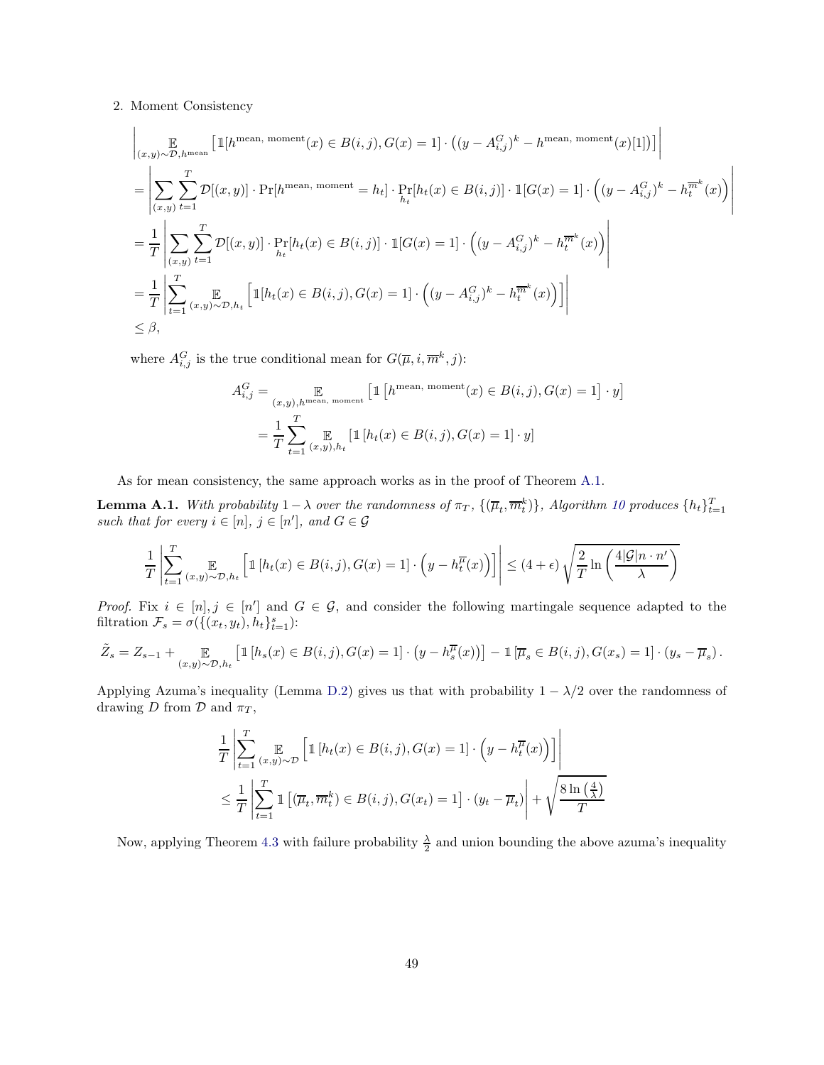2. Moment Consistency

$$
\begin{aligned}
&\left| \mathop{\mathbb{E}}_{(x,y)\sim\mathcal{D},h^{\text{mean}}} \left[ \mathbb{1}[h^{\text{mean, moment}}(x) \in B(i,j), G(x)=1] \cdot \left((y - A^G_{i,j})^k - h^{\text{mean, moment}}(x)[1]\right)\right] \right| \\
&= \left| \sum_{(x,y)} \sum_{t=1}^{T} \mathcal{D}[(x,y)] \cdot \Pr[h^{\text{mean, moment}} = h_t] \cdot \Pr_{h_t}[h_t(x) \in B(i,j)] \cdot \mathbb{1}[G(x)=1] \cdot \left((y - A^G_{i,j})^k - h_t^{\overline{m}^k}(x)\right) \right| \\
&= \frac{1}{T} \left| \sum_{(x,y)} \sum_{t=1}^{T} \mathcal{D}[(x,y)] \cdot \Pr_{h_t}[h_t(x) \in B(i,j)] \cdot \mathbb{1}[G(x)=1] \cdot \left((y - A^G_{i,j})^k - h_t^{\overline{m}^k}(x)\right) \right| \\
&= \frac{1}{T} \left| \sum_{t=1}^{T} \mathop{\mathbb{E}}_{(x,y)\sim\mathcal{D},h_t} \left[ \mathbb{1}[h_t(x) \in B(i,j), G(x)=1] \cdot \left((y - A^G_{i,j})^k - h_t^{\overline{m}^k}(x)\right)\right] \right| \\
&\leq \beta,
\end{aligned}
$$

where $A^G_{i,j}$ is the true conditional mean for $G(\overline{\mu}, i, \overline{m}^k, j)$:

$$
\begin{aligned}
A^G_{i,j} &= \mathop{\mathbb{E}}_{(x,y),h^{\text{mean, moment}}} \left[ \mathbb{1}\left[h^{\text{mean, moment}}(x) \in B(i,j), G(x)=1\right] \cdot y \right] \\
&= \frac{1}{T} \sum_{t=1}^{T} \mathop{\mathbb{E}}_{(x,y),h_t} \left[ \mathbb{1}\left[h_t(x) \in B(i,j), G(x)=1\right] \cdot y \right]
\end{aligned}
$$

As for mean consistency, the same approach works as in the proof of Theorem A.1.

**Lemma A.1.** *With probability $1-\lambda$ over the randomness of $\pi_T$, $\{(\overline{\mu}_t, \overline{m}^k_t)\}$, Algorithm 10 produces $\{h_t\}_{t=1}^T$ such that for every $i \in [n]$, $j \in [n']$, and $G \in \mathcal{G}$*

$$
\frac{1}{T} \left| \sum_{t=1}^{T} \mathop{\mathbb{E}}_{(x,y)\sim\mathcal{D},h_t} \left[ \mathbb{1}\left[h_t(x) \in B(i,j), G(x)=1\right] \cdot \left(y - h_t^{\overline{\mu}}(x)\right)\right] \right| \leq (4+\epsilon)\sqrt{\frac{2}{T}\ln\left(\frac{4|\mathcal{G}|n \cdot n'}{\lambda}\right)}
$$

*Proof.* Fix $i \in [n], j \in [n']$ and $G \in \mathcal{G}$, and consider the following martingale sequence adapted to the filtration $\mathcal{F}_s = \sigma(\{(x_t, y_t), h_t\}_{t=1}^s)$:

$$
\tilde{Z}_s = Z_{s-1} + \mathop{\mathbb{E}}_{(x,y)\sim\mathcal{D},h_t} \left[ \mathbb{1}\left[h_s(x) \in B(i,j), G(x)=1\right] \cdot \left(y - h_s^{\overline{\mu}}(x)\right)\right] - \mathbb{1}\left[\overline{\mu}_s \in B(i,j), G(x_s)=1\right] \cdot (y_s - \overline{\mu}_s).
$$

Applying Azuma's inequality (Lemma D.2) gives us that with probability $1-\lambda/2$ over the randomness of drawing $D$ from $\mathcal{D}$ and $\pi_T$,

$$
\begin{aligned}
&\frac{1}{T} \left| \sum_{t=1}^{T} \mathop{\mathbb{E}}_{(x,y)\sim\mathcal{D}} \left[ \mathbb{1}\left[h_t(x) \in B(i,j), G(x)=1\right] \cdot \left(y - h_t^{\overline{\mu}}(x)\right)\right] \right| \\
&\leq \frac{1}{T} \left| \sum_{t=1}^{T} \mathbb{1}\left[(\overline{\mu}_t, \overline{m}^k_t) \in B(i,j), G(x_t)=1\right] \cdot (y_t - \overline{\mu}_t) \right| + \sqrt{\frac{8\ln\left(\frac{4}{\lambda}\right)}{T}}
\end{aligned}
$$

Now, applying Theorem 4.3 with failure probability $\frac{\lambda}{2}$ and union bounding the above azuma's inequality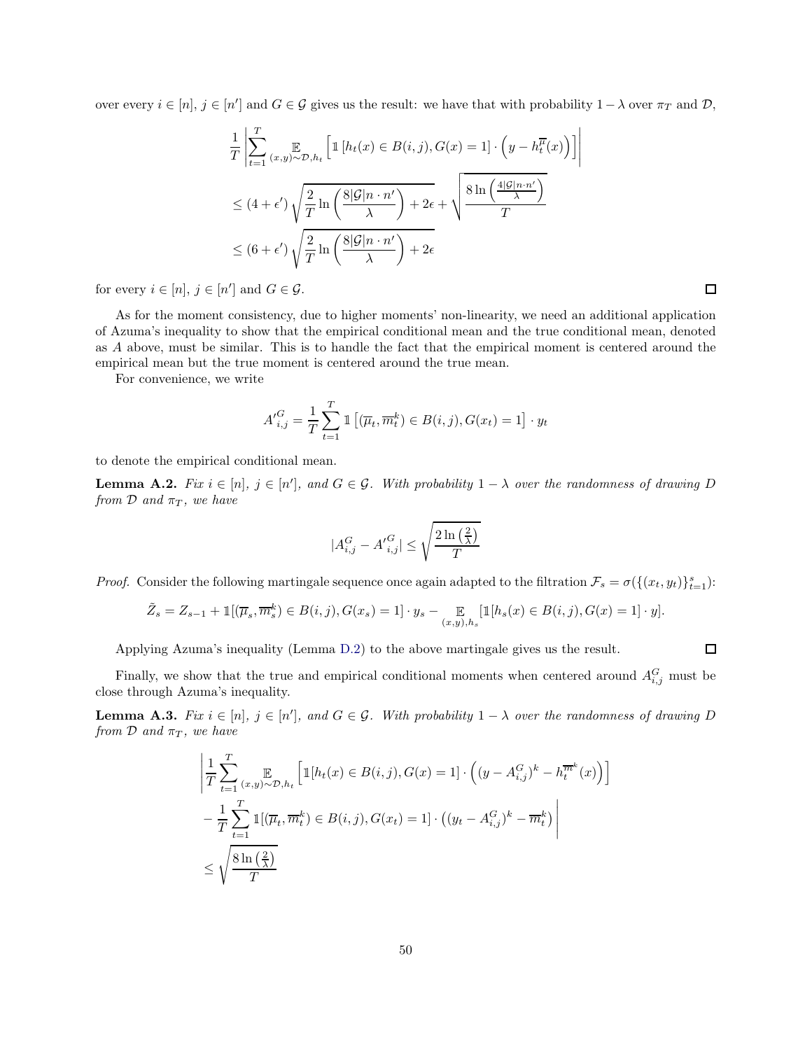over every $i \in [n]$, $j \in [n']$ and $G \in \mathcal{G}$ gives us the result: we have that with probability $1 - \lambda$ over $\pi_T$ and $\mathcal{D}$,

$$
\begin{aligned}
&\frac{1}{T}\left|\sum_{t=1}^{T} \mathop{\mathbb{E}}_{(x,y)\sim\mathcal{D},h_t}\left[\mathbb{1}\left[h_t(x) \in B(i,j), G(x) = 1\right] \cdot \left(y - h_t^{\overline{\mu}}(x)\right)\right]\right| \\
&\leq (4 + \epsilon')\sqrt{\frac{2}{T}\ln\left(\frac{8|\mathcal{G}|n \cdot n'}{\lambda}\right)} + 2\epsilon + \sqrt{\frac{8\ln\left(\frac{4|\mathcal{G}|n \cdot n'}{\lambda}\right)}{T}} \\
&\leq (6 + \epsilon')\sqrt{\frac{2}{T}\ln\left(\frac{8|\mathcal{G}|n \cdot n'}{\lambda}\right)} + 2\epsilon
\end{aligned}
$$

for every $i \in [n]$, $j \in [n']$ and $G \in \mathcal{G}$. ☐

As for the moment consistency, due to higher moments' non-linearity, we need an additional application of Azuma's inequality to show that the empirical conditional mean and the true conditional mean, denoted as $A$ above, must be similar. This is to handle the fact that the empirical moment is centered around the empirical mean but the true moment is centered around the true mean.

For convenience, we write

$$
{A'}_{i,j}^{G} = \frac{1}{T}\sum_{t=1}^{T} \mathbb{1}\left[(\overline{\mu}_t, \overline{m}_t^k) \in B(i,j), G(x_t) = 1\right] \cdot y_t
$$

to denote the empirical conditional mean.

**Lemma A.2.** *Fix $i \in [n]$, $j \in [n']$, and $G \in \mathcal{G}$. With probability $1 - \lambda$ over the randomness of drawing $D$ from $\mathcal{D}$ and $\pi_T$, we have*

$$
|A_{i,j}^G - {A'}_{i,j}^G| \leq \sqrt{\frac{2\ln\left(\frac{2}{\lambda}\right)}{T}}
$$

*Proof.* Consider the following martingale sequence once again adapted to the filtration $\mathcal{F}_s = \sigma(\{(x_t, y_t)\}_{t=1}^s)$:

$$
\tilde{Z}_s = Z_{s-1} + \mathbb{1}[(\overline{\mu}_s, \overline{m}_s^k) \in B(i,j), G(x_s) = 1] \cdot y_s - \mathop{\mathbb{E}}_{(x,y),h_s}[\mathbb{1}[h_s(x) \in B(i,j), G(x) = 1] \cdot y].
$$

Applying Azuma's inequality (Lemma D.2) to the above martingale gives us the result. ☐

Finally, we show that the true and empirical conditional moments when centered around $A_{i,j}^G$ must be close through Azuma's inequality.

**Lemma A.3.** *Fix $i \in [n]$, $j \in [n']$, and $G \in \mathcal{G}$. With probability $1 - \lambda$ over the randomness of drawing $D$ from $\mathcal{D}$ and $\pi_T$, we have*

$$
\begin{aligned}
&\left|\frac{1}{T}\sum_{t=1}^{T} \mathop{\mathbb{E}}_{(x,y)\sim\mathcal{D},h_t}\left[\mathbb{1}[h_t(x) \in B(i,j), G(x) = 1] \cdot \left((y - A_{i,j}^G)^k - h_t^{\overline{m}^k}(x)\right)\right]\right. \\
&\left. - \frac{1}{T}\sum_{t=1}^{T} \mathbb{1}[(\overline{\mu}_t, \overline{m}_t^k) \in B(i,j), G(x_t) = 1] \cdot \left((y_t - A_{i,j}^G)^k - \overline{m}_t^k\right)\right| \\
&\leq \sqrt{\frac{8\ln\left(\frac{2}{\lambda}\right)}{T}}
\end{aligned}
$$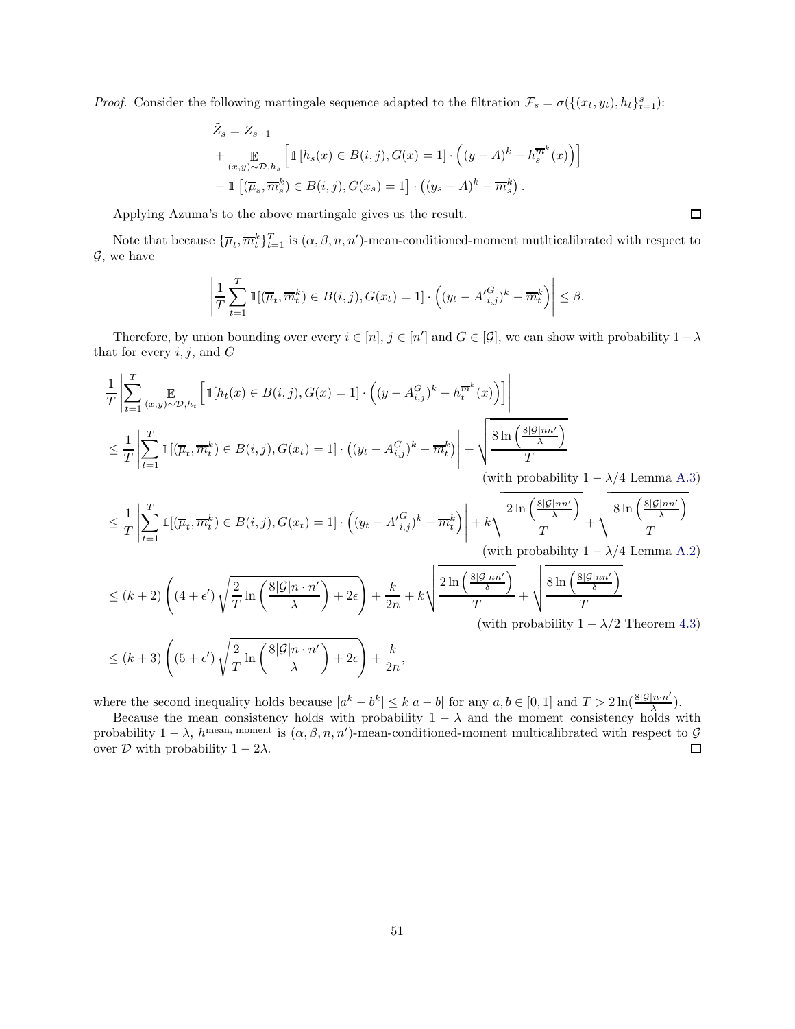*Proof.* Consider the following martingale sequence adapted to the filtration $\mathcal{F}_s = \sigma(\{(x_t, y_t), h_t\}_{t=1}^s)$:

$$
\begin{aligned}
\tilde{Z}_s &= Z_{s-1} \\
&+ \mathop{\mathbb{E}}_{(x,y)\sim\mathcal{D},h_s}\left[\mathbb{1}\left[h_s(x) \in B(i,j), G(x) = 1\right] \cdot \left((y-A)^k - h_s^{\overline{m}^k}(x)\right)\right] \\
&- \mathbb{1}\left[(\overline{\mu}_s, \overline{m}_s^k) \in B(i,j), G(x_s) = 1\right] \cdot \left((y_s - A)^k - \overline{m}_s^k\right).
\end{aligned}
$$

Applying Azuma's to the above martingale gives us the result. $\square$

Note that because $\{\overline{\mu}_t, \overline{m}_t^k\}_{t=1}^T$ is $(\alpha, \beta, n, n')$-mean-conditioned-moment mutlticalibrated with respect to $\mathcal{G}$, we have

$$
\left|\frac{1}{T}\sum_{t=1}^T \mathbb{1}[(\overline{\mu}_t, \overline{m}_t^k) \in B(i,j), G(x_t) = 1] \cdot \left((y_t - {A'}_{i,j}^G)^k - \overline{m}_t^k\right)\right| \le \beta.
$$

Therefore, by union bounding over every $i \in [n]$, $j \in [n']$ and $G \in [\mathcal{G}]$, we can show with probability $1 - \lambda$ that for every $i, j$, and $G$

$$
\begin{aligned}
&\frac{1}{T}\left|\sum_{t=1}^T \mathop{\mathbb{E}}_{(x,y)\sim\mathcal{D},h_t}\left[\mathbb{1}[h_t(x) \in B(i,j), G(x) = 1] \cdot \left((y - A_{i,j}^G)^k - h_t^{\overline{m}^k}(x)\right)\right]\right| \\
&\le \frac{1}{T}\left|\sum_{t=1}^T \mathbb{1}[(\overline{\mu}_t, \overline{m}_t^k) \in B(i,j), G(x_t) = 1] \cdot \left((y_t - A_{i,j}^G)^k - \overline{m}_t^k\right)\right| + \sqrt{\frac{8\ln\left(\frac{8|\mathcal{G}|nn'}{\lambda}\right)}{T}} \\
&\hspace{25em}\text{(with probability } 1 - \lambda/4 \text{ Lemma A.3)} \\
&\le \frac{1}{T}\left|\sum_{t=1}^T \mathbb{1}[(\overline{\mu}_t, \overline{m}_t^k) \in B(i,j), G(x_t) = 1] \cdot \left((y_t - {A'}_{i,j}^G)^k - \overline{m}_t^k\right)\right| + k\sqrt{\frac{2\ln\left(\frac{8|\mathcal{G}|nn'}{\lambda}\right)}{T}} + \sqrt{\frac{8\ln\left(\frac{8|\mathcal{G}|nn'}{\lambda}\right)}{T}} \\
&\hspace{25em}\text{(with probability } 1 - \lambda/4 \text{ Lemma A.2)} \\
&\le (k+2)\left((4+\epsilon')\sqrt{\frac{2}{T}\ln\left(\frac{8|\mathcal{G}|n\cdot n'}{\lambda}\right)} + 2\epsilon\right) + \frac{k}{2n} + k\sqrt{\frac{2\ln\left(\frac{8|\mathcal{G}|nn'}{\delta}\right)}{T}} + \sqrt{\frac{8\ln\left(\frac{8|\mathcal{G}|nn'}{\delta}\right)}{T}} \\
&\hspace{25em}\text{(with probability } 1 - \lambda/2 \text{ Theorem 4.3)} \\
&\le (k+3)\left((5+\epsilon')\sqrt{\frac{2}{T}\ln\left(\frac{8|\mathcal{G}|n\cdot n'}{\lambda}\right)} + 2\epsilon\right) + \frac{k}{2n},
\end{aligned}
$$

where the second inequality holds because $|a^k - b^k| \le k|a - b|$ for any $a, b \in [0, 1]$ and $T > 2\ln(\frac{8|\mathcal{G}|n\cdot n'}{\lambda})$.

Because the mean consistency holds with probability $1 - \lambda$ and the moment consistency holds with probability $1 - \lambda$, $h^{\text{mean, moment}}$ is $(\alpha, \beta, n, n')$-mean-conditioned-moment multicalibrated with respect to $\mathcal{G}$ over $\mathcal{D}$ with probability $1 - 2\lambda$. $\square$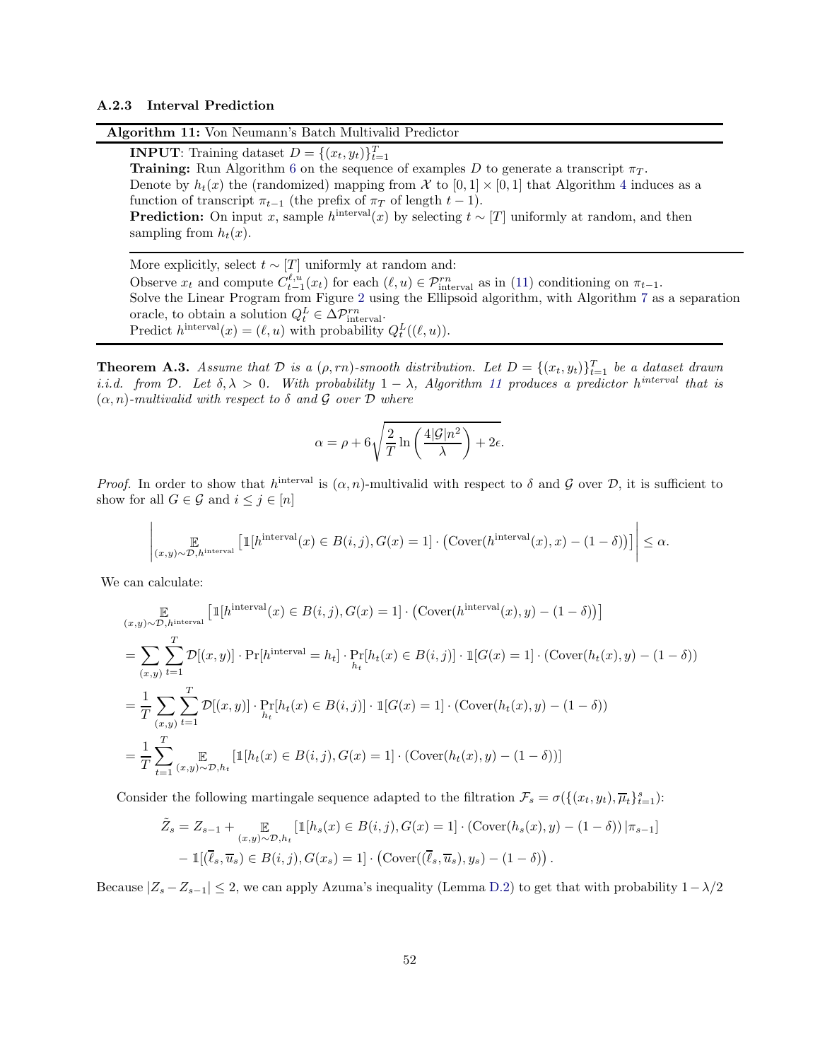### A.2.3 Interval Prediction

**Algorithm 11:** Von Neumann's Batch Multivalid Predictor

**INPUT**: Training dataset $D = \{(x_t, y_t)\}_{t=1}^T$
**Training:** Run Algorithm 6 on the sequence of examples $D$ to generate a transcript $\pi_T$.
Denote by $h_t(x)$ the (randomized) mapping from $\mathcal{X}$ to $[0,1] \times [0,1]$ that Algorithm 4 induces as a function of transcript $\pi_{t-1}$ (the prefix of $\pi_T$ of length $t-1$).
**Prediction:** On input $x$, sample $h^{\text{interval}}(x)$ by selecting $t \sim [T]$ uniformly at random, and then sampling from $h_t(x)$.

More explicitly, select $t \sim [T]$ uniformly at random and:
Observe $x_t$ and compute $C_{t-1}^{\ell,u}(x_t)$ for each $(\ell, u) \in \mathcal{P}_{\text{interval}}^{rn}$ as in (11) conditioning on $\pi_{t-1}$.
Solve the Linear Program from Figure 2 using the Ellipsoid algorithm, with Algorithm 7 as a separation oracle, to obtain a solution $Q_t^L \in \Delta\mathcal{P}_{\text{interval}}^{rn}$.
Predict $h^{\text{interval}}(x) = (\ell, u)$ with probability $Q_t^L((\ell, u))$.

**Theorem A.3.** *Assume that $\mathcal{D}$ is a $(\rho, rn)$-smooth distribution. Let $D = \{(x_t, y_t)\}_{t=1}^T$ be a dataset drawn i.i.d. from $\mathcal{D}$. Let $\delta, \lambda > 0$. With probability $1 - \lambda$, Algorithm 11 produces a predictor $h^{interval}$ that is $(\alpha, n)$-multivalid with respect to $\delta$ and $\mathcal{G}$ over $\mathcal{D}$ where*

$$\alpha = \rho + 6\sqrt{\frac{2}{T}\ln\left(\frac{4|\mathcal{G}|n^2}{\lambda}\right) + 2\epsilon}.$$

*Proof.* In order to show that $h^{\text{interval}}$ is $(\alpha, n)$-multivalid with respect to $\delta$ and $\mathcal{G}$ over $\mathcal{D}$, it is sufficient to show for all $G \in \mathcal{G}$ and $i \le j \in [n]$

$$\left| \mathop{\mathbb{E}}_{(x,y)\sim\mathcal{D}, h^{\text{interval}}} \left[ \mathbb{1}[h^{\text{interval}}(x) \in B(i,j), G(x) = 1] \cdot \left(\text{Cover}(h^{\text{interval}}(x), x) - (1-\delta)\right) \right] \right| \le \alpha.$$

We can calculate:

$$\begin{aligned}
&\mathop{\mathbb{E}}_{(x,y)\sim\mathcal{D}, h^{\text{interval}}} \left[ \mathbb{1}[h^{\text{interval}}(x) \in B(i,j), G(x) = 1] \cdot \left(\text{Cover}(h^{\text{interval}}(x), y) - (1-\delta)\right) \right] \\
&= \sum_{(x,y)} \sum_{t=1}^T \mathcal{D}[(x,y)] \cdot \Pr[h^{\text{interval}} = h_t] \cdot \Pr_{h_t}[h_t(x) \in B(i,j)] \cdot \mathbb{1}[G(x) = 1] \cdot (\text{Cover}(h_t(x), y) - (1-\delta)) \\
&= \frac{1}{T} \sum_{(x,y)} \sum_{t=1}^T \mathcal{D}[(x,y)] \cdot \Pr_{h_t}[h_t(x) \in B(i,j)] \cdot \mathbb{1}[G(x) = 1] \cdot (\text{Cover}(h_t(x), y) - (1-\delta)) \\
&= \frac{1}{T} \sum_{t=1}^T \mathop{\mathbb{E}}_{(x,y)\sim\mathcal{D}, h_t} [\mathbb{1}[h_t(x) \in B(i,j), G(x) = 1] \cdot (\text{Cover}(h_t(x), y) - (1-\delta))]
\end{aligned}$$

Consider the following martingale sequence adapted to the filtration $\mathcal{F}_s = \sigma(\{(x_t, y_t), \overline{\mu}_t\}_{t=1}^s)$:

$$\begin{aligned}
\tilde{Z}_s = Z_{s-1} &+ \mathop{\mathbb{E}}_{(x,y)\sim\mathcal{D}, h_t} [\mathbb{1}[h_s(x) \in B(i,j), G(x) = 1] \cdot (\text{Cover}(h_s(x), y) - (1-\delta)) \,|\pi_{s-1}] \\
&- \mathbb{1}[(\overline{\ell}_s, \overline{u}_s) \in B(i,j), G(x_s) = 1] \cdot \left(\text{Cover}((\overline{\ell}_s, \overline{u}_s), y_s) - (1-\delta)\right).
\end{aligned}$$

Because $|Z_s - Z_{s-1}| \le 2$, we can apply Azuma's inequality (Lemma D.2) to get that with probability $1 - \lambda/2$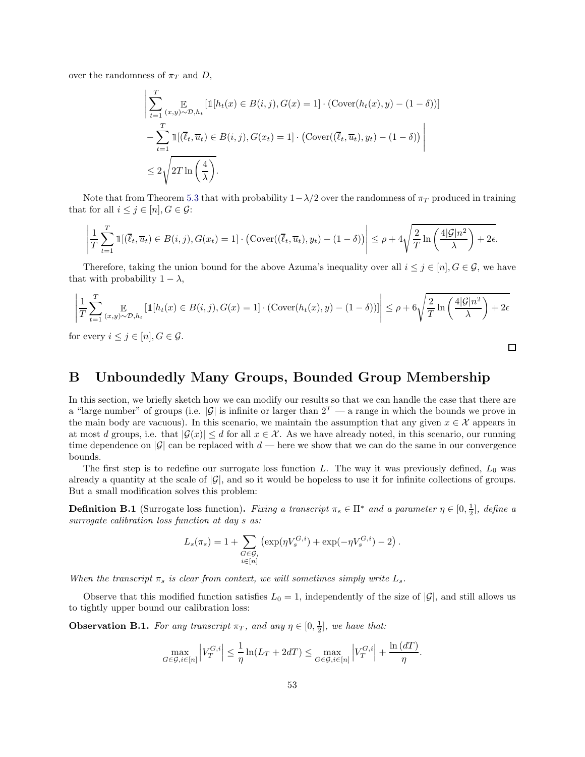over the randomness of $\pi_T$ and $D$,

$$\left| \sum_{t=1}^{T} \mathop{\mathbb{E}}_{(x,y)\sim\mathcal{D},h_t} \left[\mathbb{1}[h_t(x) \in B(i,j), G(x) = 1] \cdot (\text{Cover}(h_t(x), y) - (1-\delta))\right] \right.$$
$$\left. - \sum_{t=1}^{T} \mathbb{1}[(\overline{\ell}_t, \overline{u}_t) \in B(i,j), G(x_t) = 1] \cdot \left(\text{Cover}((\overline{\ell}_t, \overline{u}_t), y_t) - (1-\delta)\right) \right|$$
$$\leq 2\sqrt{2T \ln\left(\frac{4}{\lambda}\right)}.$$

Note that from Theorem 5.3 that with probability $1-\lambda/2$ over the randomness of $\pi_T$ produced in training that for all $i \leq j \in [n], G \in \mathcal{G}$:

$$\left| \frac{1}{T} \sum_{t=1}^{T} \mathbb{1}[(\overline{\ell}_t, \overline{u}_t) \in B(i,j), G(x_t) = 1] \cdot \left(\text{Cover}((\overline{\ell}_t, \overline{u}_t), y_t) - (1-\delta)\right) \right| \leq \rho + 4\sqrt{\frac{2}{T} \ln\left(\frac{4|\mathcal{G}|n^2}{\lambda}\right)} + 2\epsilon.$$

Therefore, taking the union bound for the above Azuma's inequality over all $i \leq j \in [n], G \in \mathcal{G}$, we have that with probability $1 - \lambda$,

$$\left| \frac{1}{T} \sum_{t=1}^{T} \mathop{\mathbb{E}}_{(x,y)\sim\mathcal{D},h_t} \left[\mathbb{1}[h_t(x) \in B(i,j), G(x) = 1] \cdot (\text{Cover}(h_t(x), y) - (1-\delta))\right] \right| \leq \rho + 6\sqrt{\frac{2}{T} \ln\left(\frac{4|\mathcal{G}|n^2}{\lambda}\right)} + 2\epsilon$$

for every $i \leq j \in [n], G \in \mathcal{G}$.

□

# B Unboundedly Many Groups, Bounded Group Membership

In this section, we briefly sketch how we can modify our results so that we can handle the case that there are a "large number" of groups (i.e. $|\mathcal{G}|$ is infinite or larger than $2^T$ — a range in which the bounds we prove in the main body are vacuous). In this scenario, we maintain the assumption that any given $x \in \mathcal{X}$ appears in at most $d$ groups, i.e. that $|\mathcal{G}(x)| \leq d$ for all $x \in \mathcal{X}$. As we have already noted, in this scenario, our running time dependence on $|\mathcal{G}|$ can be replaced with $d$ — here we show that we can do the same in our convergence bounds.

The first step is to redefine our surrogate loss function $L$. The way it was previously defined, $L_0$ was already a quantity at the scale of $|\mathcal{G}|$, and so it would be hopeless to use it for infinite collections of groups. But a small modification solves this problem:

**Definition B.1** (Surrogate loss function)**.** *Fixing a transcript $\pi_s \in \Pi^*$ and a parameter $\eta \in [0, \frac{1}{2}]$, define a surrogate calibration loss function at day $s$ as:*

$$L_s(\pi_s) = 1 + \sum_{\substack{G\in\mathcal{G},\\ i\in[n]}} \left(\exp(\eta V_s^{G,i}) + \exp(-\eta V_s^{G,i}) - 2\right).$$

*When the transcript $\pi_s$ is clear from context, we will sometimes simply write $L_s$.*

Observe that this modified function satisfies $L_0 = 1$, independently of the size of $|\mathcal{G}|$, and still allows us to tightly upper bound our calibration loss:

**Observation B.1.** *For any transcript $\pi_T$, and any $\eta \in [0, \frac{1}{2}]$, we have that:*

$$\max_{G\in\mathcal{G}, i\in[n]} \left|V_T^{G,i}\right| \leq \frac{1}{\eta} \ln(L_T + 2dT) \leq \max_{G\in\mathcal{G}, i\in[n]} \left|V_T^{G,i}\right| + \frac{\ln(dT)}{\eta}.$$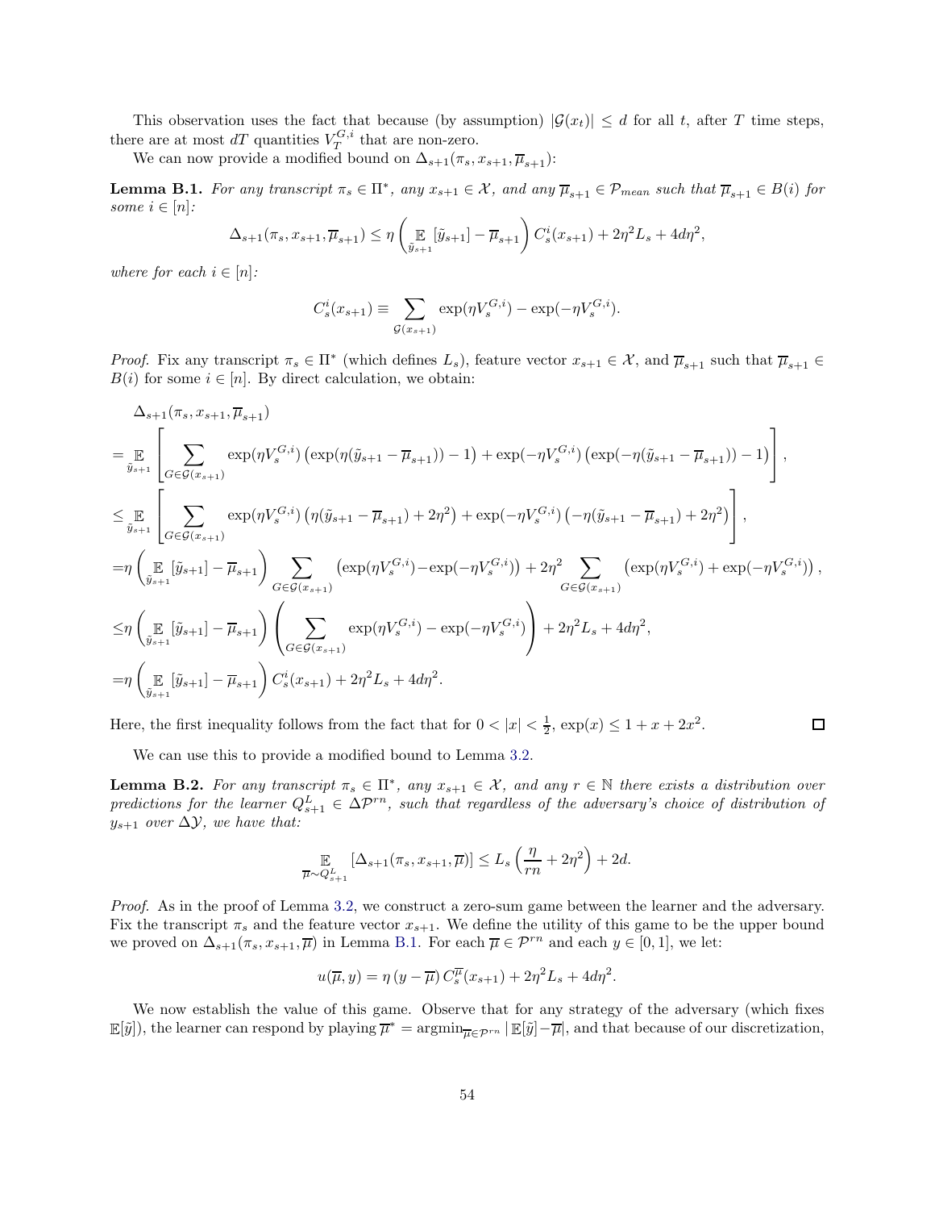This observation uses the fact that because (by assumption) $|\mathcal{G}(x_t)| \leq d$ for all $t$, after $T$ time steps, there are at most $dT$ quantities $V_T^{G,i}$ that are non-zero.

We can now provide a modified bound on $\Delta_{s+1}(\pi_s, x_{s+1}, \overline{\mu}_{s+1})$:

**Lemma B.1.** *For any transcript $\pi_s \in \Pi^*$, any $x_{s+1} \in \mathcal{X}$, and any $\overline{\mu}_{s+1} \in \mathcal{P}_{mean}$ such that $\overline{\mu}_{s+1} \in B(i)$ for some $i \in [n]$:*

$$\Delta_{s+1}(\pi_s, x_{s+1}, \overline{\mu}_{s+1}) \leq \eta \left( \mathop{\mathbb{E}}_{\tilde{y}_{s+1}}[\tilde{y}_{s+1}] - \overline{\mu}_{s+1} \right) C_s^i(x_{s+1}) + 2\eta^2 L_s + 4d\eta^2,$$

*where for each $i \in [n]$:*

$$C_s^i(x_{s+1}) \equiv \sum_{\mathcal{G}(x_{s+1})} \exp(\eta V_s^{G,i}) - \exp(-\eta V_s^{G,i}).$$

*Proof.* Fix any transcript $\pi_s \in \Pi^*$ (which defines $L_s$), feature vector $x_{s+1} \in \mathcal{X}$, and $\overline{\mu}_{s+1}$ such that $\overline{\mu}_{s+1} \in B(i)$ for some $i \in [n]$. By direct calculation, we obtain:

$$\begin{aligned}
&\Delta_{s+1}(\pi_s, x_{s+1}, \overline{\mu}_{s+1}) \\
&= \mathop{\mathbb{E}}_{\tilde{y}_{s+1}} \left[ \sum_{G \in \mathcal{G}(x_{s+1})} \exp(\eta V_s^{G,i}) \left( \exp(\eta(\tilde{y}_{s+1} - \overline{\mu}_{s+1})) - 1 \right) + \exp(-\eta V_s^{G,i}) \left( \exp(-\eta(\tilde{y}_{s+1} - \overline{\mu}_{s+1})) - 1 \right) \right], \\
&\leq \mathop{\mathbb{E}}_{\tilde{y}_{s+1}} \left[ \sum_{G \in \mathcal{G}(x_{s+1})} \exp(\eta V_s^{G,i}) \left( \eta(\tilde{y}_{s+1} - \overline{\mu}_{s+1}) + 2\eta^2 \right) + \exp(-\eta V_s^{G,i}) \left( -\eta(\tilde{y}_{s+1} - \overline{\mu}_{s+1}) + 2\eta^2 \right) \right], \\
&= \eta \left( \mathop{\mathbb{E}}_{\tilde{y}_{s+1}}[\tilde{y}_{s+1}] - \overline{\mu}_{s+1} \right) \sum_{G \in \mathcal{G}(x_{s+1})} \left( \exp(\eta V_s^{G,i}) - \exp(-\eta V_s^{G,i}) \right) + 2\eta^2 \sum_{G \in \mathcal{G}(x_{s+1})} \left( \exp(\eta V_s^{G,i}) + \exp(-\eta V_s^{G,i}) \right), \\
&\leq \eta \left( \mathop{\mathbb{E}}_{\tilde{y}_{s+1}}[\tilde{y}_{s+1}] - \overline{\mu}_{s+1} \right) \left( \sum_{G \in \mathcal{G}(x_{s+1})} \exp(\eta V_s^{G,i}) - \exp(-\eta V_s^{G,i}) \right) + 2\eta^2 L_s + 4d\eta^2, \\
&= \eta \left( \mathop{\mathbb{E}}_{\tilde{y}_{s+1}}[\tilde{y}_{s+1}] - \overline{\mu}_{s+1} \right) C_s^i(x_{s+1}) + 2\eta^2 L_s + 4d\eta^2.
\end{aligned}$$

Here, the first inequality follows from the fact that for $0 < |x| < \frac{1}{2}$, $\exp(x) \leq 1 + x + 2x^2$. $\square$

We can use this to provide a modified bound to Lemma 3.2.

**Lemma B.2.** *For any transcript $\pi_s \in \Pi^*$, any $x_{s+1} \in \mathcal{X}$, and any $r \in \mathbb{N}$ there exists a distribution over predictions for the learner $Q_{s+1}^L \in \Delta\mathcal{P}^{rn}$, such that regardless of the adversary's choice of distribution of $y_{s+1}$ over $\Delta\mathcal{Y}$, we have that:*

$$\mathop{\mathbb{E}}_{\overline{\mu} \sim Q_{s+1}^L}[\Delta_{s+1}(\pi_s, x_{s+1}, \overline{\mu})] \leq L_s \left( \frac{\eta}{rn} + 2\eta^2 \right) + 2d.$$

*Proof.* As in the proof of Lemma 3.2, we construct a zero-sum game between the learner and the adversary. Fix the transcript $\pi_s$ and the feature vector $x_{s+1}$. We define the utility of this game to be the upper bound we proved on $\Delta_{s+1}(\pi_s, x_{s+1}, \overline{\mu})$ in Lemma B.1. For each $\overline{\mu} \in \mathcal{P}^{rn}$ and each $y \in [0, 1]$, we let:

$$u(\overline{\mu}, y) = \eta \left( y - \overline{\mu} \right) C_s^{\overline{\mu}}(x_{s+1}) + 2\eta^2 L_s + 4d\eta^2.$$

We now establish the value of this game. Observe that for any strategy of the adversary (which fixes $\mathbb{E}[\tilde{y}]$), the learner can respond by playing $\overline{\mu}^* = \text{argmin}_{\overline{\mu} \in \mathcal{P}^{rn}} |\mathbb{E}[\tilde{y}] - \overline{\mu}|$, and that because of our discretization,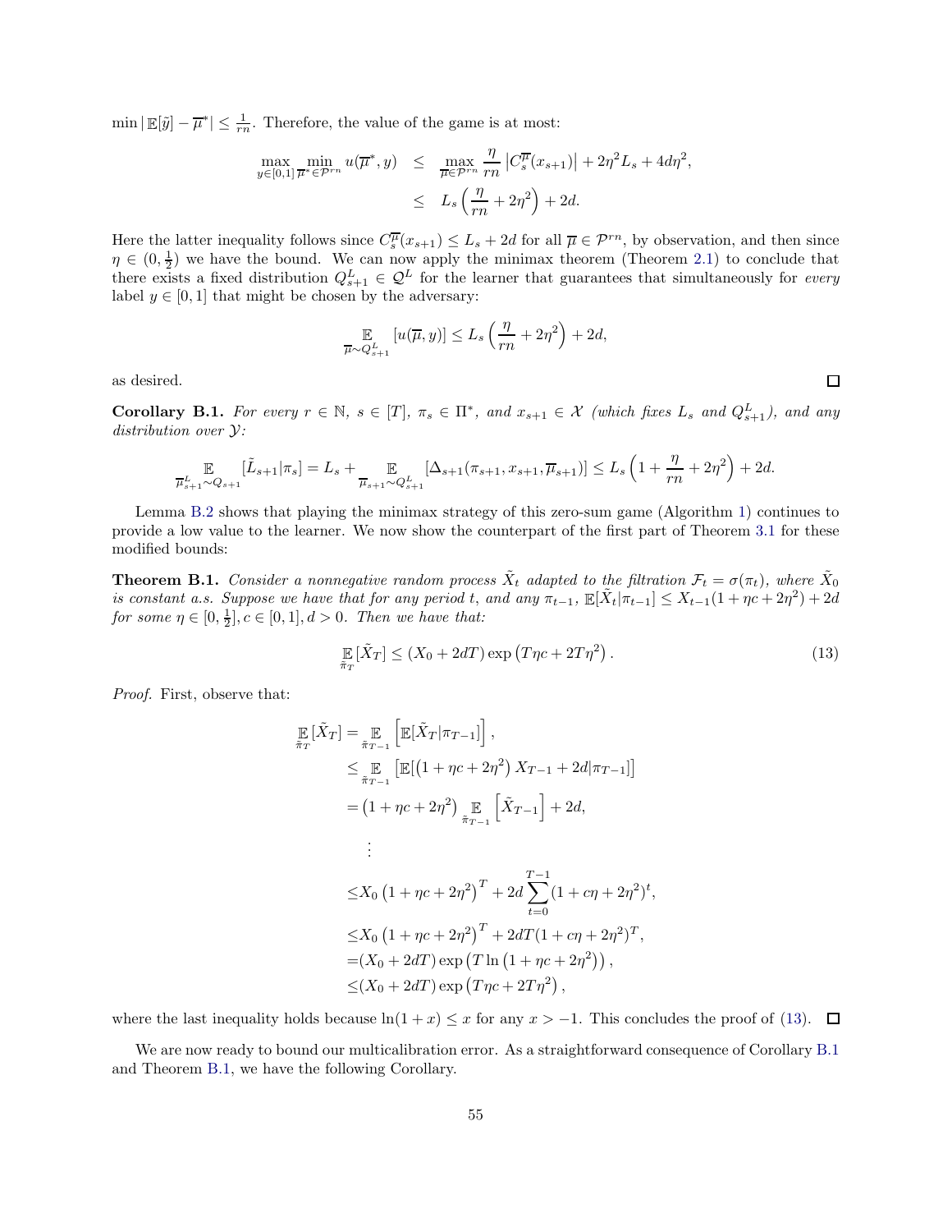$\min |\mathbb{E}[\tilde{y}] - \overline{\mu}^*| \leq \frac{1}{rn}$. Therefore, the value of the game is at most:

$$
\begin{aligned}
\max_{y\in[0,1]} \min_{\overline{\mu}^*\in\mathcal{P}^{rn}} u(\overline{\mu}^*, y) &\leq \max_{\overline{\mu}\in\mathcal{P}^{rn}} \frac{\eta}{rn} \left|C_s^{\overline{\mu}}(x_{s+1})\right| + 2\eta^2 L_s + 4d\eta^2, \\
&\leq L_s\left(\frac{\eta}{rn} + 2\eta^2\right) + 2d.
\end{aligned}
$$

Here the latter inequality follows since $C_s^{\overline{\mu}}(x_{s+1}) \leq L_s + 2d$ for all $\overline{\mu} \in \mathcal{P}^{rn}$, by observation, and then since $\eta \in (0, \frac{1}{2})$ we have the bound. We can now apply the minimax theorem (Theorem 2.1) to conclude that there exists a fixed distribution $Q_{s+1}^L \in \mathcal{Q}^L$ for the learner that guarantees that simultaneously for *every* label $y \in [0,1]$ that might be chosen by the adversary:

$$
\mathop{\mathbb{E}}_{\overline{\mu}\sim Q_{s+1}^L}[u(\overline{\mu}, y)] \leq L_s\left(\frac{\eta}{rn} + 2\eta^2\right) + 2d,
$$

as desired. $\square$

**Corollary B.1.** *For every $r \in \mathbb{N}$, $s \in [T]$, $\pi_s \in \Pi^*$, and $x_{s+1} \in \mathcal{X}$ (which fixes $L_s$ and $Q_{s+1}^L$), and any distribution over $\mathcal{Y}$:*

$$
\mathop{\mathbb{E}}_{\overline{\mu}_{s+1}^L\sim Q_{s+1}}[\tilde{L}_{s+1}|\pi_s] = L_s + \mathop{\mathbb{E}}_{\overline{\mu}_{s+1}\sim Q_{s+1}^L}[\Delta_{s+1}(\pi_{s+1}, x_{s+1}, \overline{\mu}_{s+1})] \leq L_s\left(1 + \frac{\eta}{rn} + 2\eta^2\right) + 2d.
$$

Lemma B.2 shows that playing the minimax strategy of this zero-sum game (Algorithm 1) continues to provide a low value to the learner. We now show the counterpart of the first part of Theorem 3.1 for these modified bounds:

**Theorem B.1.** *Consider a nonnegative random process $\tilde{X}_t$ adapted to the filtration $\mathcal{F}_t = \sigma(\pi_t)$, where $\tilde{X}_0$ is constant a.s. Suppose we have that for any period $t$, and any $\pi_{t-1}$, $\mathbb{E}[\tilde{X}_t|\pi_{t-1}] \leq X_{t-1}(1 + \eta c + 2\eta^2) + 2d$ for some $\eta \in [0, \frac{1}{2}]$, $c \in [0,1]$, $d > 0$. Then we have that:*

$$
\mathop{\mathbb{E}}_{\tilde{\pi}_T}[\tilde{X}_T] \leq (X_0 + 2dT)\exp\left(T\eta c + 2T\eta^2\right). \tag{13}
$$

*Proof.* First, observe that:

$$
\begin{aligned}
\mathop{\mathbb{E}}_{\tilde{\pi}_T}[\tilde{X}_T] &= \mathop{\mathbb{E}}_{\tilde{\pi}_{T-1}}\left[\mathbb{E}[\tilde{X}_T|\pi_{T-1}]\right], \\
&\leq \mathop{\mathbb{E}}_{\tilde{\pi}_{T-1}}\left[\mathbb{E}[\left(1 + \eta c + 2\eta^2\right)X_{T-1} + 2d|\pi_{T-1}]\right] \\
&= \left(1 + \eta c + 2\eta^2\right)\mathop{\mathbb{E}}_{\tilde{\pi}_{T-1}}\left[\tilde{X}_{T-1}\right] + 2d, \\
&\quad \vdots \\
&\leq X_0\left(1 + \eta c + 2\eta^2\right)^T + 2d\sum_{t=0}^{T-1}(1 + c\eta + 2\eta^2)^t, \\
&\leq X_0\left(1 + \eta c + 2\eta^2\right)^T + 2dT(1 + c\eta + 2\eta^2)^T, \\
&= (X_0 + 2dT)\exp\left(T\ln\left(1 + \eta c + 2\eta^2\right)\right), \\
&\leq (X_0 + 2dT)\exp\left(T\eta c + 2T\eta^2\right),
\end{aligned}
$$

where the last inequality holds because $\ln(1 + x) \leq x$ for any $x > -1$. This concludes the proof of (13). $\square$

We are now ready to bound our multicalibration error. As a straightforward consequence of Corollary B.1 and Theorem B.1, we have the following Corollary.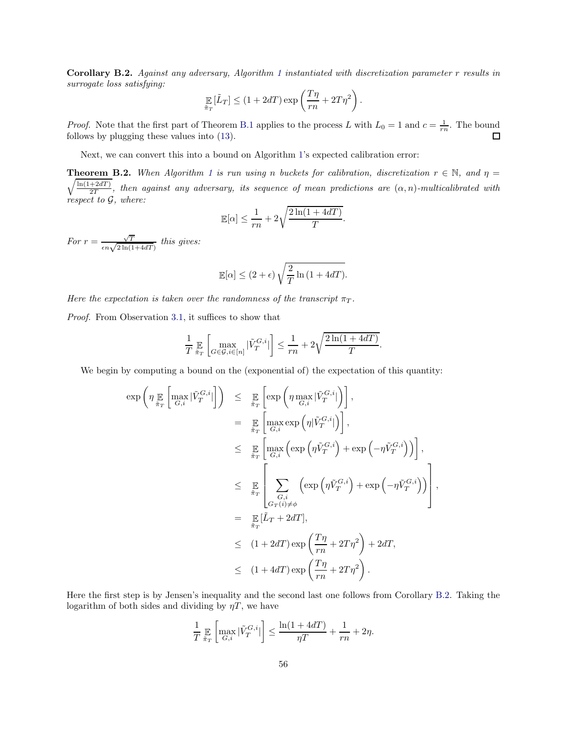**Corollary B.2.** *Against any adversary, Algorithm 1 instantiated with discretization parameter $r$ results in surrogate loss satisfying:*

$$\mathop{\mathbb{E}}_{\tilde{\pi}_T}[\tilde{L}_T] \leq (1 + 2dT) \exp\left(\frac{T\eta}{rn} + 2T\eta^2\right).$$

*Proof.* Note that the first part of Theorem B.1 applies to the process $L$ with $L_0 = 1$ and $c = \frac{1}{rn}$. The bound follows by plugging these values into (13). ☐

Next, we can convert this into a bound on Algorithm 1's expected calibration error:

**Theorem B.2.** *When Algorithm 1 is run using $n$ buckets for calibration, discretization $r \in \mathbb{N}$, and $\eta = \sqrt{\frac{\ln(1+2dT)}{2T}}$, then against any adversary, its sequence of mean predictions are $(\alpha, n)$-multicalibrated with respect to $\mathcal{G}$, where:*

$$\mathbb{E}[\alpha] \leq \frac{1}{rn} + 2\sqrt{\frac{2\ln(1 + 4dT)}{T}}.$$

*For $r = \frac{\sqrt{T}}{\epsilon n\sqrt{2\ln(1+4dT)}}$ this gives:*

$$\mathbb{E}[\alpha] \leq (2 + \epsilon)\sqrt{\frac{2}{T}\ln(1 + 4dT)}.$$

*Here the expectation is taken over the randomness of the transcript $\pi_T$.*

*Proof.* From Observation 3.1, it suffices to show that

$$\frac{1}{T}\mathop{\mathbb{E}}_{\tilde{\pi}_T}\left[\max_{G \in \mathcal{G}, i \in [n]} |\tilde{V}_T^{G,i}|\right] \leq \frac{1}{rn} + 2\sqrt{\frac{2\ln(1 + 4dT)}{T}}.$$

We begin by computing a bound on the (exponential of) the expectation of this quantity:

$$\begin{aligned}
\exp\left(\eta \mathop{\mathbb{E}}_{\tilde{\pi}_T}\left[\max_{G,i} |\tilde{V}_T^{G,i}|\right]\right) &\leq \mathop{\mathbb{E}}_{\tilde{\pi}_T}\left[\exp\left(\eta \max_{G,i} |\tilde{V}_T^{G,i}|\right)\right], \\
&= \mathop{\mathbb{E}}_{\tilde{\pi}_T}\left[\max_{G,i} \exp\left(\eta |\tilde{V}_T^{G,i}|\right)\right], \\
&\leq \mathop{\mathbb{E}}_{\tilde{\pi}_T}\left[\max_{G,i}\left(\exp\left(\eta \tilde{V}_T^{G,i}\right) + \exp\left(-\eta \tilde{V}_T^{G,i}\right)\right)\right], \\
&\leq \mathop{\mathbb{E}}_{\tilde{\pi}_T}\left[\sum_{\substack{G,i \\ G_T(i) \neq \phi}} \left(\exp\left(\eta \tilde{V}_T^{G,i}\right) + \exp\left(-\eta \tilde{V}_T^{G,i}\right)\right)\right], \\
&= \mathop{\mathbb{E}}_{\tilde{\pi}_T}[\tilde{L}_T + 2dT], \\
&\leq (1 + 2dT)\exp\left(\frac{T\eta}{rn} + 2T\eta^2\right) + 2dT, \\
&\leq (1 + 4dT)\exp\left(\frac{T\eta}{rn} + 2T\eta^2\right).
\end{aligned}$$

Here the first step is by Jensen's inequality and the second last one follows from Corollary B.2. Taking the logarithm of both sides and dividing by $\eta T$, we have

$$\frac{1}{T}\mathop{\mathbb{E}}_{\tilde{\pi}_T}\left[\max_{G,i} |\tilde{V}_T^{G,i}|\right] \leq \frac{\ln(1 + 4dT)}{\eta T} + \frac{1}{rn} + 2\eta.$$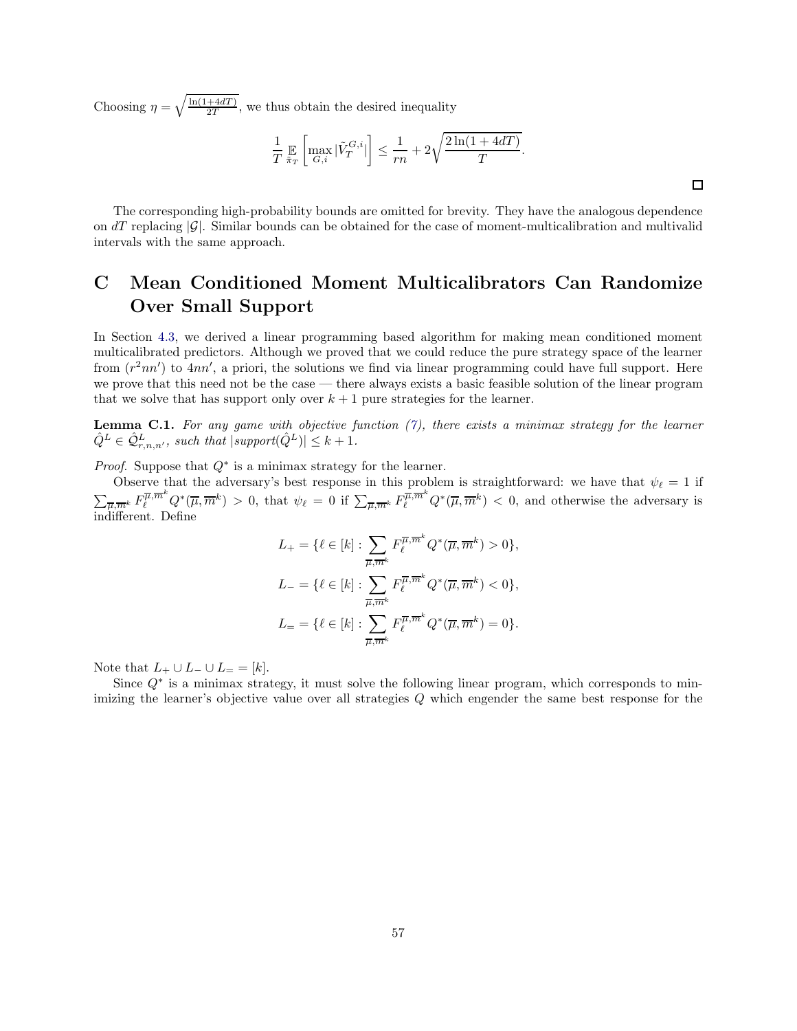Choosing $\eta = \sqrt{\frac{\ln(1+4dT)}{2T}}$, we thus obtain the desired inequality

$$\frac{1}{T} \mathop{\mathbb{E}}_{\tilde{\pi}_T} \left[ \max_{G,i} |\tilde{V}_T^{G,i}| \right] \leq \frac{1}{rn} + 2\sqrt{\frac{2\ln(1+4dT)}{T}}.$$

□

The corresponding high-probability bounds are omitted for brevity. They have the analogous dependence on $dT$ replacing $|\mathcal{G}|$. Similar bounds can be obtained for the case of moment-multicalibration and multivalid intervals with the same approach.

# C Mean Conditioned Moment Multicalibrators Can Randomize Over Small Support

In Section 4.3, we derived a linear programming based algorithm for making mean conditioned moment multicalibrated predictors. Although we proved that we could reduce the pure strategy space of the learner from $(r^2nn')$ to $4nn'$, a priori, the solutions we find via linear programming could have full support. Here we prove that this need not be the case — there always exists a basic feasible solution of the linear program that we solve that has support only over $k+1$ pure strategies for the learner.

**Lemma C.1.** *For any game with objective function (7), there exists a minimax strategy for the learner $\hat{Q}^L \in \hat{\mathcal{Q}}^L_{r,n,n'}$, such that $|support(\hat{Q}^L)| \leq k+1$.*

*Proof.* Suppose that $Q^*$ is a minimax strategy for the learner.

Observe that the adversary's best response in this problem is straightforward: we have that $\psi_\ell = 1$ if $\sum_{\overline{\mu},\overline{m}^k} F_\ell^{\overline{\mu},\overline{m}^k} Q^*(\overline{\mu},\overline{m}^k) > 0$, that $\psi_\ell = 0$ if $\sum_{\overline{\mu},\overline{m}^k} F_\ell^{\overline{\mu},\overline{m}^k} Q^*(\overline{\mu},\overline{m}^k) < 0$, and otherwise the adversary is indifferent. Define

$$L_+ = \{\ell \in [k] : \sum_{\overline{\mu},\overline{m}^k} F_\ell^{\overline{\mu},\overline{m}^k} Q^*(\overline{\mu},\overline{m}^k) > 0\},$$

$$L_- = \{\ell \in [k] : \sum_{\overline{\mu},\overline{m}^k} F_\ell^{\overline{\mu},\overline{m}^k} Q^*(\overline{\mu},\overline{m}^k) < 0\},$$

$$L_= = \{\ell \in [k] : \sum_{\overline{\mu},\overline{m}^k} F_\ell^{\overline{\mu},\overline{m}^k} Q^*(\overline{\mu},\overline{m}^k) = 0\}.$$

Note that $L_+ \cup L_- \cup L_= = [k]$.

Since $Q^*$ is a minimax strategy, it must solve the following linear program, which corresponds to minimizing the learner's objective value over all strategies $Q$ which engender the same best response for the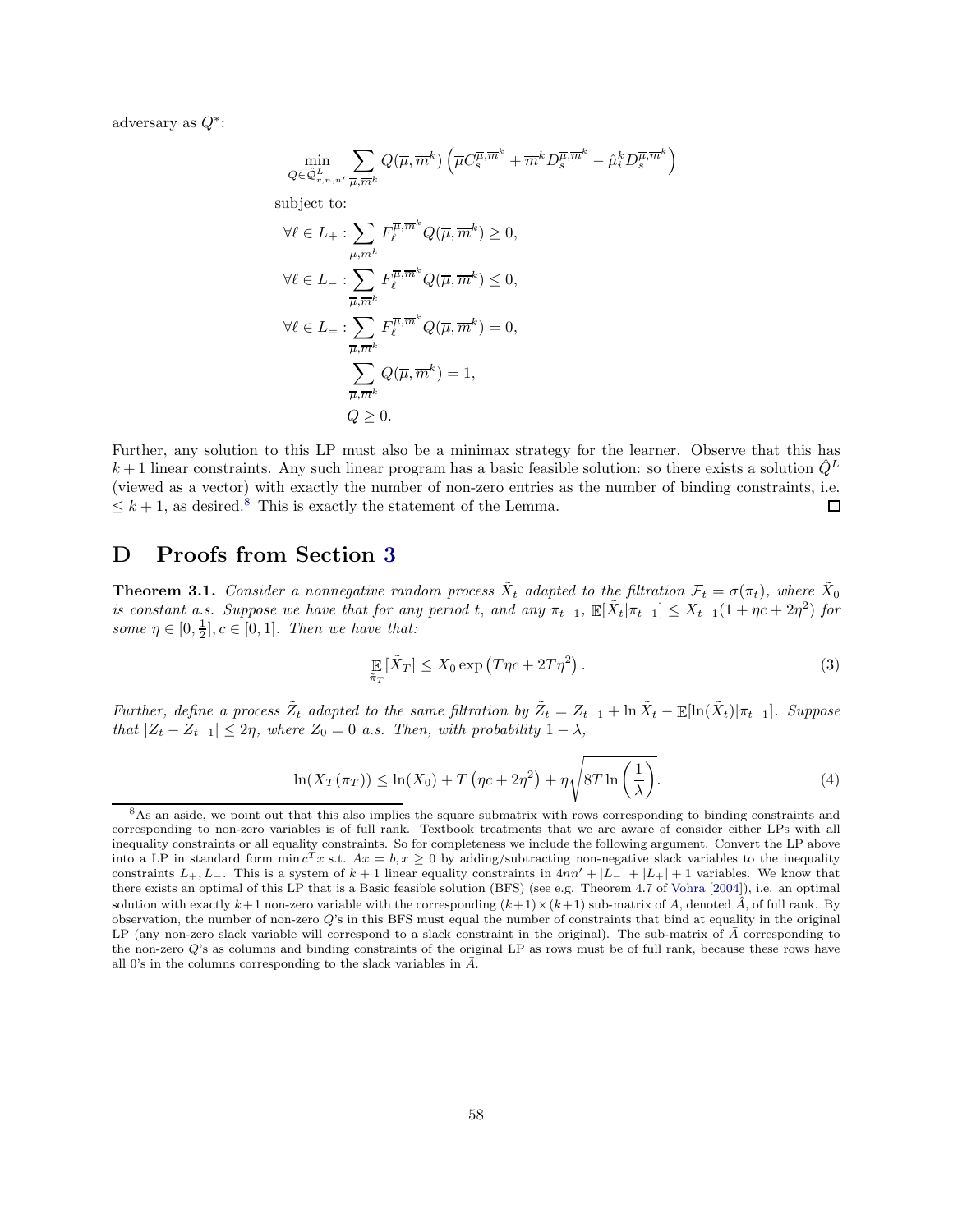adversary as $Q^*$:

$$\min_{Q \in \hat{\mathcal{Q}}^L_{r,n,n'}} \sum_{\overline{\mu}, \overline{m}^k} Q(\overline{\mu}, \overline{m}^k) \left( \overline{\mu} C_s^{\overline{\mu}, \overline{m}^k} + \overline{m}^k D_s^{\overline{\mu}, \overline{m}^k} - \hat{\mu}_i^k D_s^{\overline{\mu}, \overline{m}^k} \right)$$

subject to:

$$\forall \ell \in L_+ : \sum_{\overline{\mu}, \overline{m}^k} F_\ell^{\overline{\mu}, \overline{m}^k} Q(\overline{\mu}, \overline{m}^k) \geq 0,$$

$$\forall \ell \in L_- : \sum_{\overline{\mu}, \overline{m}^k} F_\ell^{\overline{\mu}, \overline{m}^k} Q(\overline{\mu}, \overline{m}^k) \leq 0,$$

$$\forall \ell \in L_= : \sum_{\overline{\mu}, \overline{m}^k} F_\ell^{\overline{\mu}, \overline{m}^k} Q(\overline{\mu}, \overline{m}^k) = 0,$$

$$\sum_{\overline{\mu}, \overline{m}^k} Q(\overline{\mu}, \overline{m}^k) = 1,$$

$$Q \geq 0.$$

Further, any solution to this LP must also be a minimax strategy for the learner. Observe that this has $k+1$ linear constraints. Any such linear program has a basic feasible solution: so there exists a solution $\hat{Q}^L$ (viewed as a vector) with exactly the number of non-zero entries as the number of binding constraints, i.e. $\leq k+1$, as desired.[8] This is exactly the statement of the Lemma. □

# D Proofs from Section 3

**Theorem 3.1.** *Consider a nonnegative random process $\tilde{X}_t$ adapted to the filtration $\mathcal{F}_t = \sigma(\pi_t)$, where $\tilde{X}_0$ is constant a.s. Suppose we have that for any period $t$, and any $\pi_{t-1}$, $\mathbb{E}[\tilde{X}_t | \pi_{t-1}] \leq X_{t-1}(1 + \eta c + 2\eta^2)$ for some $\eta \in [0, \frac{1}{2}], c \in [0,1]$. Then we have that:*

$$\mathop{\mathbb{E}}_{\tilde{\pi}_T}[\tilde{X}_T] \leq X_0 \exp\left(T\eta c + 2T\eta^2\right). \tag{3}$$

*Further, define a process $\tilde{Z}_t$ adapted to the same filtration by $\tilde{Z}_t = Z_{t-1} + \ln \tilde{X}_t - \mathbb{E}[\ln(\tilde{X}_t) | \pi_{t-1}]$. Suppose that $|Z_t - Z_{t-1}| \leq 2\eta$, where $Z_0 = 0$ a.s. Then, with probability $1 - \lambda$,*

$$\ln(X_T(\pi_T)) \leq \ln(X_0) + T\left(\eta c + 2\eta^2\right) + \eta\sqrt{8T \ln\left(\frac{1}{\lambda}\right)}. \tag{4}$$

---

[8] As an aside, we point out that this also implies the square submatrix with rows corresponding to binding constraints and corresponding to non-zero variables is of full rank. Textbook treatments that we are aware of consider either LPs with all inequality constraints or all equality constraints. So for completeness we include the following argument. Convert the LP above into a LP in standard form $\min c^T x$ s.t. $Ax = b, x \geq 0$ by adding/subtracting non-negative slack variables to the inequality constraints $L_+, L_-$. This is a system of $k+1$ linear equality constraints in $4nn' + |L_-| + |L_+| + 1$ variables. We know that there exists an optimal of this LP that is a Basic feasible solution (BFS) (see e.g. Theorem 4.7 of Vohra [2004]), i.e. an optimal solution with exactly $k+1$ non-zero variable with the corresponding $(k+1) \times (k+1)$ sub-matrix of $A$, denoted $\bar{A}$, of full rank. By observation, the number of non-zero $Q$'s in this BFS must equal the number of constraints that bind at equality in the original LP (any non-zero slack variable will correspond to a slack constraint in the original). The sub-matrix of $\bar{A}$ corresponding to the non-zero $Q$'s as columns and binding constraints of the original LP as rows must be of full rank, because these rows have all 0's in the columns corresponding to the slack variables in $\bar{A}$.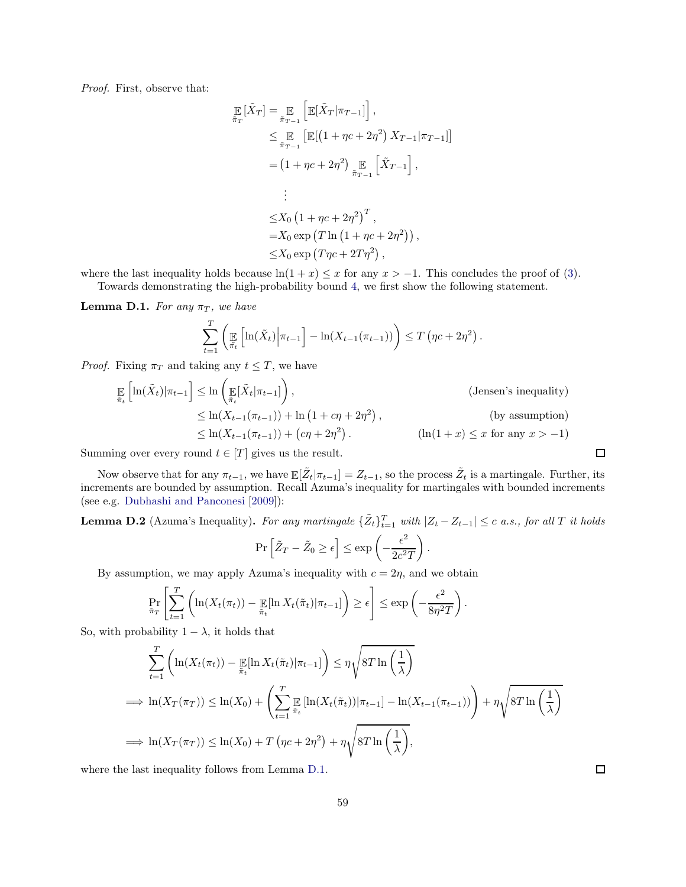*Proof.* First, observe that:

$$
\begin{aligned}
\mathop{\mathbb{E}}_{\tilde{\pi}_T}[\tilde{X}_T] &= \mathop{\mathbb{E}}_{\tilde{\pi}_{T-1}}\left[\mathbb{E}[\tilde{X}_T|\pi_{T-1}]\right], \\
&\leq \mathop{\mathbb{E}}_{\tilde{\pi}_{T-1}}\left[\mathbb{E}[\left(1+\eta c+2\eta^2\right)X_{T-1}|\pi_{T-1}]\right] \\
&= \left(1+\eta c+2\eta^2\right)\mathop{\mathbb{E}}_{\tilde{\pi}_{T-1}}\left[\tilde{X}_{T-1}\right], \\
&\quad\vdots \\
&\leq X_0\left(1+\eta c+2\eta^2\right)^T, \\
&= X_0\exp\left(T\ln\left(1+\eta c+2\eta^2\right)\right), \\
&\leq X_0\exp\left(T\eta c+2T\eta^2\right),
\end{aligned}
$$

where the last inequality holds because $\ln(1+x)\leq x$ for any $x>-1$. This concludes the proof of (3).

Towards demonstrating the high-probability bound 4, we first show the following statement.

**Lemma D.1.** *For any $\pi_T$, we have*

$$
\sum_{t=1}^{T}\left(\mathop{\mathbb{E}}_{\tilde{\pi}_t}\left[\ln(\tilde{X}_t)\middle|\pi_{t-1}\right]-\ln(X_{t-1}(\pi_{t-1}))\right)\leq T\left(\eta c+2\eta^2\right).
$$

*Proof.* Fixing $\pi_T$ and taking any $t\leq T$, we have

$$
\begin{aligned}
\mathop{\mathbb{E}}_{\tilde{\pi}_t}\left[\ln(\tilde{X}_t)|\pi_{t-1}\right] &\leq \ln\left(\mathop{\mathbb{E}}_{\tilde{\pi}_t}[\tilde{X}_t|\pi_{t-1}]\right), && \text{(Jensen's inequality)} \\
&\leq \ln(X_{t-1}(\pi_{t-1}))+\ln\left(1+c\eta+2\eta^2\right), && \text{(by assumption)} \\
&\leq \ln(X_{t-1}(\pi_{t-1}))+\left(c\eta+2\eta^2\right). && (\ln(1+x)\leq x \text{ for any } x>-1)
\end{aligned}
$$

Summing over every round $t\in[T]$ gives us the result. ◻

Now observe that for any $\pi_{t-1}$, we have $\mathbb{E}[\tilde{Z}_t|\pi_{t-1}]=Z_{t-1}$, so the process $\tilde{Z}_t$ is a martingale. Further, its increments are bounded by assumption. Recall Azuma's inequality for martingales with bounded increments (see e.g. Dubhashi and Panconesi [2009]):

**Lemma D.2** (Azuma's Inequality)**.** *For any martingale $\{\tilde{Z}_t\}_{t=1}^T$ with $|Z_t-Z_{t-1}|\leq c$ a.s., for all $T$ it holds*

$$
\Pr\left[\tilde{Z}_T-\tilde{Z}_0\geq\epsilon\right]\leq\exp\left(-\frac{\epsilon^2}{2c^2T}\right).
$$

By assumption, we may apply Azuma's inequality with $c=2\eta$, and we obtain

$$
\Pr_{\tilde{\pi}_T}\left[\sum_{t=1}^{T}\left(\ln(X_t(\pi_t))-\mathop{\mathbb{E}}_{\tilde{\pi}_t}[\ln X_t(\tilde{\pi}_t)|\pi_{t-1}]\right)\geq\epsilon\right]\leq\exp\left(-\frac{\epsilon^2}{8\eta^2T}\right).
$$

So, with probability $1-\lambda$, it holds that

$$
\begin{aligned}
&\sum_{t=1}^{T}\left(\ln(X_t(\pi_t))-\mathop{\mathbb{E}}_{\tilde{\pi}_t}[\ln X_t(\tilde{\pi}_t)|\pi_{t-1}]\right)\leq\eta\sqrt{8T\ln\left(\frac{1}{\lambda}\right)} \\
\implies\ &\ln(X_T(\pi_T))\leq\ln(X_0)+\left(\sum_{t=1}^{T}\mathop{\mathbb{E}}_{\tilde{\pi}_t}\left[\ln(X_t(\tilde{\pi}_t))|\pi_{t-1}\right]-\ln(X_{t-1}(\pi_{t-1}))\right)+\eta\sqrt{8T\ln\left(\frac{1}{\lambda}\right)} \\
\implies\ &\ln(X_T(\pi_T))\leq\ln(X_0)+T\left(\eta c+2\eta^2\right)+\eta\sqrt{8T\ln\left(\frac{1}{\lambda}\right)},
\end{aligned}
$$

where the last inequality follows from Lemma D.1. ◻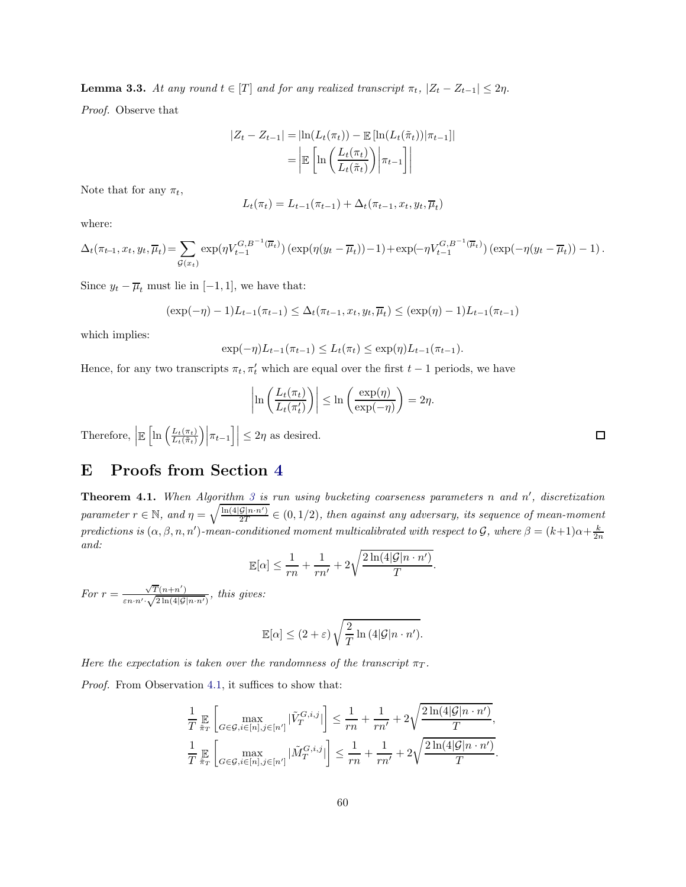**Lemma 3.3.** *At any round $t \in [T]$ and for any realized transcript $\pi_t$, $|Z_t - Z_{t-1}| \leq 2\eta$.*

*Proof.* Observe that

$$
\begin{aligned}
|Z_t - Z_{t-1}| &= |\ln(L_t(\pi_t)) - \mathbb{E}\left[\ln(L_t(\tilde{\pi}_t))|\pi_{t-1}\right]| \\
&= \left|\mathbb{E}\left[\ln\left(\frac{L_t(\pi_t)}{L_t(\tilde{\pi}_t)}\right)\middle|\pi_{t-1}\right]\right|
\end{aligned}
$$

Note that for any $\pi_t$,

$$
L_t(\pi_t) = L_{t-1}(\pi_{t-1}) + \Delta_t(\pi_{t-1}, x_t, y_t, \overline{\mu}_t)
$$

where:

$$
\Delta_t(\pi_{t-1}, x_t, y_t, \overline{\mu}_t) = \sum_{\mathcal{G}(x_t)} \exp(\eta V_{t-1}^{G,B^{-1}(\overline{\mu}_t)})\left(\exp(\eta(y_t - \overline{\mu}_t)) - 1\right) + \exp(-\eta V_{t-1}^{G,B^{-1}(\overline{\mu}_t)})\left(\exp(-\eta(y_t - \overline{\mu}_t)) - 1\right).
$$

Since $y_t - \overline{\mu}_t$ must lie in $[-1, 1]$, we have that:

$$
(\exp(-\eta) - 1)L_{t-1}(\pi_{t-1}) \leq \Delta_t(\pi_{t-1}, x_t, y_t, \overline{\mu}_t) \leq (\exp(\eta) - 1)L_{t-1}(\pi_{t-1})
$$

which implies:

$$
\exp(-\eta)L_{t-1}(\pi_{t-1}) \leq L_t(\pi_t) \leq \exp(\eta)L_{t-1}(\pi_{t-1}).
$$

Hence, for any two transcripts $\pi_t, \pi'_t$ which are equal over the first $t-1$ periods, we have

$$
\left|\ln\left(\frac{L_t(\pi_t)}{L_t(\pi'_t)}\right)\right| \leq \ln\left(\frac{\exp(\eta)}{\exp(-\eta)}\right) = 2\eta.
$$

Therefore, $\left|\mathbb{E}\left[\ln\left(\frac{L_t(\pi_t)}{L_t(\tilde{\pi}_t)}\right)\middle|\pi_{t-1}\right]\right| \leq 2\eta$ as desired. ∎

# E Proofs from Section 4

**Theorem 4.1.** *When Algorithm 3 is run using bucketing coarseness parameters $n$ and $n'$, discretization parameter $r \in \mathbb{N}$, and $\eta = \sqrt{\frac{\ln(4|\mathcal{G}|n \cdot n')}{2T}} \in (0, 1/2)$, then against any adversary, its sequence of mean-moment predictions is $(\alpha, \beta, n, n')$-mean-conditioned moment multicalibrated with respect to $\mathcal{G}$, where $\beta = (k+1)\alpha + \frac{k}{2n}$ and:*

$$
\mathbb{E}[\alpha] \leq \frac{1}{rn} + \frac{1}{rn'} + 2\sqrt{\frac{2\ln(4|\mathcal{G}|n \cdot n')}{T}}.
$$

*For $r = \frac{\sqrt{T}(n+n')}{\varepsilon n \cdot n' \cdot \sqrt{2\ln(4|\mathcal{G}|n \cdot n')}}$, this gives:*

$$
\mathbb{E}[\alpha] \leq (2 + \varepsilon)\sqrt{\frac{2}{T}\ln(4|\mathcal{G}|n \cdot n')}.
$$

*Here the expectation is taken over the randomness of the transcript $\pi_T$.*

*Proof.* From Observation 4.1, it suffices to show that:

$$
\frac{1}{T}\mathop{\mathbb{E}}_{\tilde{\pi}_T}\left[\max_{G \in \mathcal{G}, i \in [n], j \in [n']} |\tilde{V}_T^{G,i,j}|\right] \leq \frac{1}{rn} + \frac{1}{rn'} + 2\sqrt{\frac{2\ln(4|\mathcal{G}|n \cdot n')}{T}},
$$

$$
\frac{1}{T}\mathop{\mathbb{E}}_{\tilde{\pi}_T}\left[\max_{G \in \mathcal{G}, i \in [n], j \in [n']} |\tilde{M}_T^{G,i,j}|\right] \leq \frac{1}{rn} + \frac{1}{rn'} + 2\sqrt{\frac{2\ln(4|\mathcal{G}|n \cdot n')}{T}}.
$$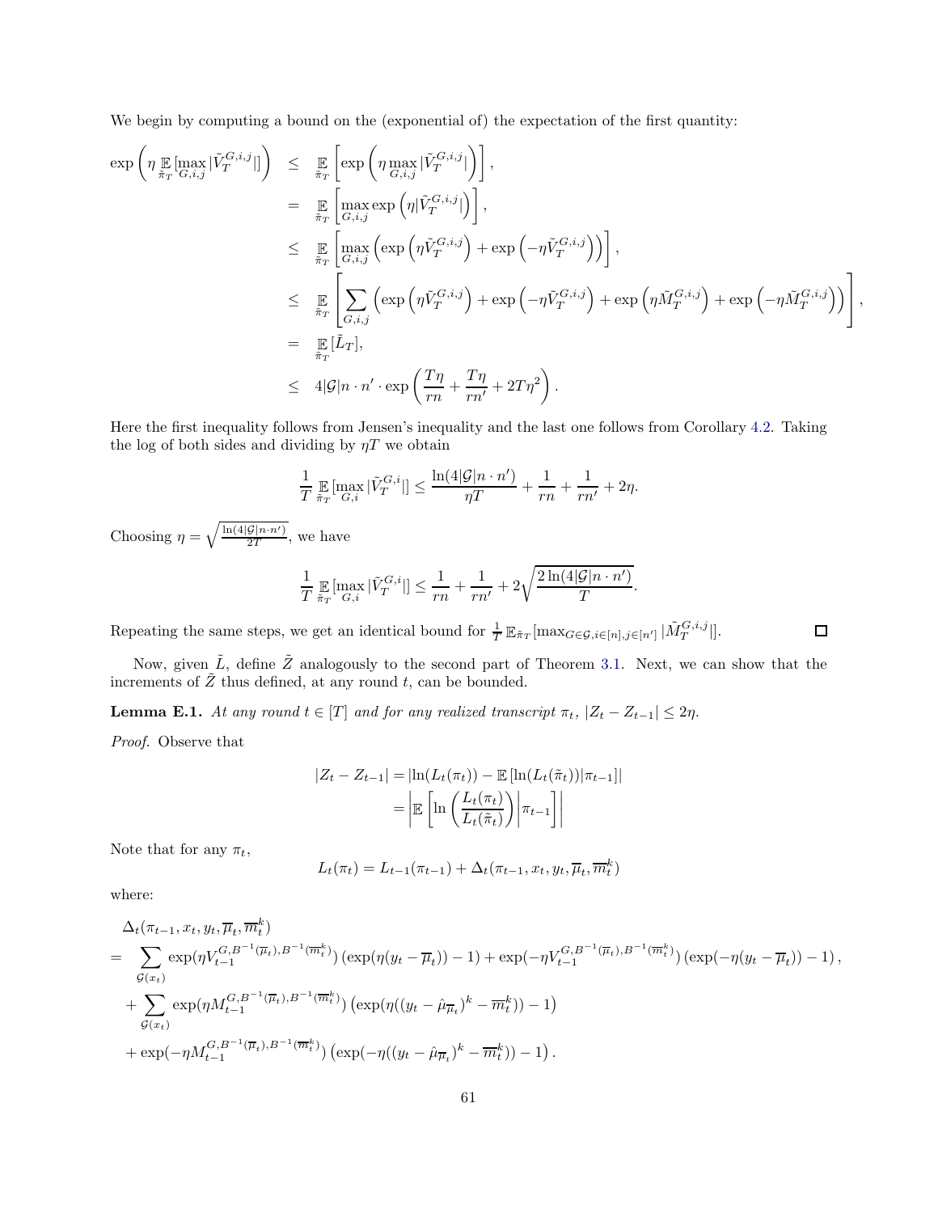We begin by computing a bound on the (exponential of) the expectation of the first quantity:

$$
\begin{aligned}
\exp\left(\eta \mathop{\mathbb{E}}_{\tilde{\pi}_T}[\max_{G,i,j}|\tilde{V}_T^{G,i,j}|]\right) &\leq \mathop{\mathbb{E}}_{\tilde{\pi}_T}\left[\exp\left(\eta \max_{G,i,j}|\tilde{V}_T^{G,i,j}|\right)\right], \\
&= \mathop{\mathbb{E}}_{\tilde{\pi}_T}\left[\max_{G,i,j}\exp\left(\eta|\tilde{V}_T^{G,i,j}|\right)\right], \\
&\leq \mathop{\mathbb{E}}_{\tilde{\pi}_T}\left[\max_{G,i,j}\left(\exp\left(\eta\tilde{V}_T^{G,i,j}\right)+\exp\left(-\eta\tilde{V}_T^{G,i,j}\right)\right)\right], \\
&\leq \mathop{\mathbb{E}}_{\tilde{\pi}_T}\left[\sum_{G,i,j}\left(\exp\left(\eta\tilde{V}_T^{G,i,j}\right)+\exp\left(-\eta\tilde{V}_T^{G,i,j}\right)+\exp\left(\eta\tilde{M}_T^{G,i,j}\right)+\exp\left(-\eta\tilde{M}_T^{G,i,j}\right)\right)\right], \\
&= \mathop{\mathbb{E}}_{\tilde{\pi}_T}[\tilde{L}_T], \\
&\leq 4|\mathcal{G}|n\cdot n'\cdot\exp\left(\frac{T\eta}{rn}+\frac{T\eta}{rn'}+2T\eta^2\right).
\end{aligned}
$$

Here the first inequality follows from Jensen's inequality and the last one follows from Corollary 4.2. Taking the log of both sides and dividing by $\eta T$ we obtain

$$
\frac{1}{T}\mathop{\mathbb{E}}_{\tilde{\pi}_T}[\max_{G,i}|\tilde{V}_T^{G,i}|] \leq \frac{\ln(4|\mathcal{G}|n\cdot n')}{\eta T}+\frac{1}{rn}+\frac{1}{rn'}+2\eta.
$$

Choosing $\eta=\sqrt{\frac{\ln(4|\mathcal{G}|n\cdot n')}{2T}}$, we have

$$
\frac{1}{T}\mathop{\mathbb{E}}_{\tilde{\pi}_T}[\max_{G,i}|\tilde{V}_T^{G,i}|] \leq \frac{1}{rn}+\frac{1}{rn'}+2\sqrt{\frac{2\ln(4|\mathcal{G}|n\cdot n')}{T}}.
$$

Repeating the same steps, we get an identical bound for $\frac{1}{T}\mathbb{E}_{\tilde{\pi}_T}[\max_{G\in\mathcal{G},i\in[n],j\in[n']}|\tilde{M}_T^{G,i,j}|]$. ∎

Now, given $\tilde{L}$, define $\tilde{Z}$ analogously to the second part of Theorem 3.1. Next, we can show that the increments of $\tilde{Z}$ thus defined, at any round $t$, can be bounded.

**Lemma E.1.** *At any round $t\in[T]$ and for any realized transcript $\pi_t$, $|Z_t - Z_{t-1}|\leq 2\eta$.*

*Proof.* Observe that

$$
\begin{aligned}
|Z_t - Z_{t-1}| &= |\ln(L_t(\pi_t)) - \mathbb{E}[\ln(L_t(\tilde{\pi}_t))|\pi_{t-1}]| \\
&= \left|\mathbb{E}\left[\ln\left(\frac{L_t(\pi_t)}{L_t(\tilde{\pi}_t)}\right)\middle|\pi_{t-1}\right]\right|
\end{aligned}
$$

Note that for any $\pi_t$,

$$
L_t(\pi_t) = L_{t-1}(\pi_{t-1}) + \Delta_t(\pi_{t-1}, x_t, y_t, \overline{\mu}_t, \overline{m}_t^k)
$$

where:

$$
\begin{aligned}
&\Delta_t(\pi_{t-1}, x_t, y_t, \overline{\mu}_t, \overline{m}_t^k) \\
=& \sum_{\mathcal{G}(x_t)}\exp(\eta V_{t-1}^{G,B^{-1}(\overline{\mu}_t),B^{-1}(\overline{m}_t^k)})\left(\exp(\eta(y_t-\overline{\mu}_t))-1\right)+\exp(-\eta V_{t-1}^{G,B^{-1}(\overline{\mu}_t),B^{-1}(\overline{m}_t^k)})\left(\exp(-\eta(y_t-\overline{\mu}_t))-1\right), \\
&+\sum_{\mathcal{G}(x_t)}\exp(\eta M_{t-1}^{G,B^{-1}(\overline{\mu}_t),B^{-1}(\overline{m}_t^k)})\left(\exp(\eta((y_t-\hat{\mu}_{\overline{\mu}_t})^k-\overline{m}_t^k))-1\right) \\
&+\exp(-\eta M_{t-1}^{G,B^{-1}(\overline{\mu}_t),B^{-1}(\overline{m}_t^k)})\left(\exp(-\eta((y_t-\hat{\mu}_{\overline{\mu}_t})^k-\overline{m}_t^k))-1\right).
\end{aligned}
$$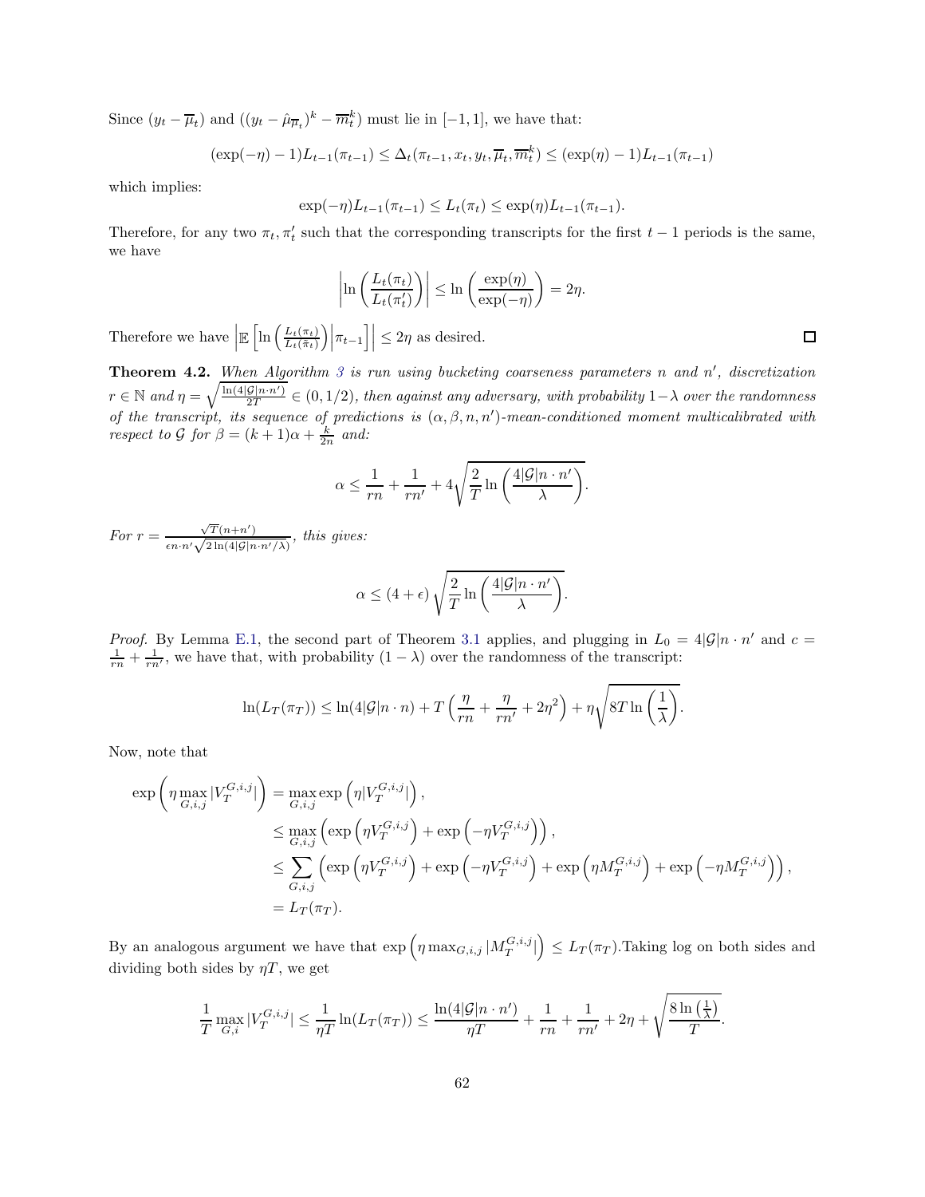Since $(y_t - \overline{\mu}_t)$ and $((y_t - \hat{\mu}_{\overline{\mu}_t})^k - \overline{m}_t^k)$ must lie in $[-1, 1]$, we have that:

$$(\exp(-\eta) - 1)L_{t-1}(\pi_{t-1}) \leq \Delta_t(\pi_{t-1}, x_t, y_t, \overline{\mu}_t, \overline{m}_t^k) \leq (\exp(\eta) - 1)L_{t-1}(\pi_{t-1})$$

which implies:

$$\exp(-\eta)L_{t-1}(\pi_{t-1}) \leq L_t(\pi_t) \leq \exp(\eta)L_{t-1}(\pi_{t-1}).$$

Therefore, for any two $\pi_t, \pi_t'$ such that the corresponding transcripts for the first $t-1$ periods is the same, we have

$$\left| \ln\left(\frac{L_t(\pi_t)}{L_t(\pi_t')}\right) \right| \leq \ln\left(\frac{\exp(\eta)}{\exp(-\eta)}\right) = 2\eta.$$

Therefore we have $\left| \mathbb{E}\left[ \ln\left(\frac{L_t(\pi_t)}{L_t(\tilde{\pi}_t)}\right) \Big| \pi_{t-1} \right] \right| \leq 2\eta$ as desired. ◻

**Theorem 4.2.** *When Algorithm 3 is run using bucketing coarseness parameters $n$ and $n'$, discretization $r \in \mathbb{N}$ and $\eta = \sqrt{\frac{\ln(4|\mathcal{G}|n \cdot n')}{2T}} \in (0, 1/2)$, then against any adversary, with probability $1-\lambda$ over the randomness of the transcript, its sequence of predictions is $(\alpha, \beta, n, n')$-mean-conditioned moment multicalibrated with respect to $\mathcal{G}$ for $\beta = (k+1)\alpha + \frac{k}{2n}$ and:*

$$\alpha \leq \frac{1}{rn} + \frac{1}{rn'} + 4\sqrt{\frac{2}{T}\ln\left(\frac{4|\mathcal{G}|n \cdot n'}{\lambda}\right)}.$$

*For $r = \frac{\sqrt{T}(n+n')}{\epsilon n \cdot n' \sqrt{2\ln(4|\mathcal{G}|n \cdot n'/\lambda)}}$, this gives:*

$$\alpha \leq (4+\epsilon)\sqrt{\frac{2}{T}\ln\left(\frac{4|\mathcal{G}|n \cdot n'}{\lambda}\right)}.$$

*Proof.* By Lemma E.1, the second part of Theorem 3.1 applies, and plugging in $L_0 = 4|\mathcal{G}|n \cdot n'$ and $c = \frac{1}{rn} + \frac{1}{rn'}$, we have that, with probability $(1-\lambda)$ over the randomness of the transcript:

$$\ln(L_T(\pi_T)) \leq \ln(4|\mathcal{G}|n \cdot n) + T\left(\frac{\eta}{rn} + \frac{\eta}{rn'} + 2\eta^2\right) + \eta\sqrt{8T\ln\left(\frac{1}{\lambda}\right)}.$$

Now, note that

$$\begin{aligned}
\exp\left(\eta \max_{G,i,j} |V_T^{G,i,j}|\right) &= \max_{G,i,j} \exp\left(\eta |V_T^{G,i,j}|\right), \\
&\leq \max_{G,i,j} \left(\exp\left(\eta V_T^{G,i,j}\right) + \exp\left(-\eta V_T^{G,i,j}\right)\right), \\
&\leq \sum_{G,i,j} \left(\exp\left(\eta V_T^{G,i,j}\right) + \exp\left(-\eta V_T^{G,i,j}\right) + \exp\left(\eta M_T^{G,i,j}\right) + \exp\left(-\eta M_T^{G,i,j}\right)\right), \\
&= L_T(\pi_T).
\end{aligned}$$

By an analogous argument we have that $\exp\left(\eta \max_{G,i,j} |M_T^{G,i,j}|\right) \leq L_T(\pi_T)$.Taking log on both sides and dividing both sides by $\eta T$, we get

$$\frac{1}{T}\max_{G,i} |V_T^{G,i,j}| \leq \frac{1}{\eta T}\ln(L_T(\pi_T)) \leq \frac{\ln(4|\mathcal{G}|n \cdot n')}{\eta T} + \frac{1}{rn} + \frac{1}{rn'} + 2\eta + \sqrt{\frac{8\ln\left(\frac{1}{\lambda}\right)}{T}}.$$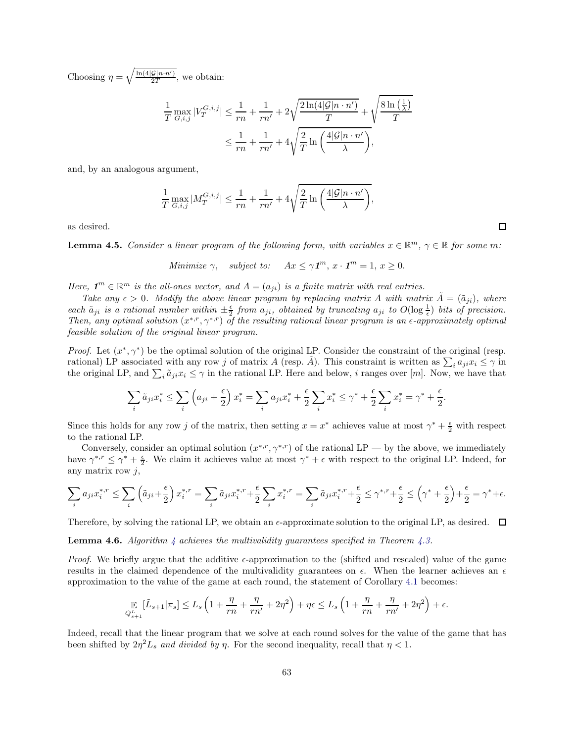Choosing $\eta = \sqrt{\frac{\ln(4|\mathcal{G}|n \cdot n')}{2T}}$, we obtain:

$$\frac{1}{T}\max_{G,i,j}|V_T^{G,i,j}| \leq \frac{1}{rn} + \frac{1}{rn'} + 2\sqrt{\frac{2\ln(4|\mathcal{G}|n \cdot n')}{T}} + \sqrt{\frac{8\ln\left(\frac{1}{\lambda}\right)}{T}}$$
$$\leq \frac{1}{rn} + \frac{1}{rn'} + 4\sqrt{\frac{2}{T}\ln\left(\frac{4|\mathcal{G}|n \cdot n'}{\lambda}\right)},$$

and, by an analogous argument,

$$\frac{1}{T}\max_{G,i,j}|M_T^{G,i,j}| \leq \frac{1}{rn} + \frac{1}{rn'} + 4\sqrt{\frac{2}{T}\ln\left(\frac{4|\mathcal{G}|n \cdot n'}{\lambda}\right)},$$

as desired. □

**Lemma 4.5.** *Consider a linear program of the following form, with variables $x \in \mathbb{R}^m$, $\gamma \in \mathbb{R}$ for some $m$:*

$$\textit{Minimize } \gamma, \quad \textit{subject to:} \quad Ax \leq \gamma \mathbf{1}^m,\ x \cdot \mathbf{1}^m = 1,\ x \geq 0.$$

*Here, $\mathbf{1}^m \in \mathbb{R}^m$ is the all-ones vector, and $A = (a_{ji})$ is a finite matrix with real entries.*

*Take any $\epsilon > 0$. Modify the above linear program by replacing matrix $A$ with matrix $\tilde{A} = (\tilde{a}_{ji})$, where each $\tilde{a}_{ji}$ is a rational number within $\pm\frac{\epsilon}{2}$ from $a_{ji}$, obtained by truncating $a_{ji}$ to $O(\log\frac{1}{\epsilon})$ bits of precision. Then, any optimal solution $(x^{*,r}, \gamma^{*,r})$ of the resulting rational linear program is an $\epsilon$-approximately optimal feasible solution of the original linear program.*

*Proof.* Let $(x^*, \gamma^*)$ be the optimal solution of the original LP. Consider the constraint of the original (resp. rational) LP associated with any row $j$ of matrix $A$ (resp. $\tilde{A}$). This constraint is written as $\sum_i a_{ji}x_i \leq \gamma$ in the original LP, and $\sum_i \tilde{a}_{ji}x_i \leq \gamma$ in the rational LP. Here and below, $i$ ranges over $[m]$. Now, we have that

$$\sum_i \tilde{a}_{ji}x_i^* \leq \sum_i \left(a_{ji} + \frac{\epsilon}{2}\right)x_i^* = \sum_i a_{ji}x_i^* + \frac{\epsilon}{2}\sum_i x_i^* \leq \gamma^* + \frac{\epsilon}{2}\sum_i x_i^* = \gamma^* + \frac{\epsilon}{2}.$$

Since this holds for any row $j$ of the matrix, then setting $x = x^*$ achieves value at most $\gamma^* + \frac{\epsilon}{2}$ with respect to the rational LP.

Conversely, consider an optimal solution $(x^{*,r}, \gamma^{*,r})$ of the rational LP — by the above, we immediately have $\gamma^{*,r} \leq \gamma^* + \frac{\epsilon}{2}$. We claim it achieves value at most $\gamma^* + \epsilon$ with respect to the original LP. Indeed, for any matrix row $j$,

$$\sum_i a_{ji}x_i^{*,r} \leq \sum_i \left(\tilde{a}_{ji} + \frac{\epsilon}{2}\right)x_i^{*,r} = \sum_i \tilde{a}_{ji}x_i^{*,r} + \frac{\epsilon}{2}\sum_i x_i^{*,r} = \sum_i \tilde{a}_{ji}x_i^{*,r} + \frac{\epsilon}{2} \leq \gamma^{*,r} + \frac{\epsilon}{2} \leq \left(\gamma^* + \frac{\epsilon}{2}\right) + \frac{\epsilon}{2} = \gamma^* + \epsilon.$$

Therefore, by solving the rational LP, we obtain an $\epsilon$-approximate solution to the original LP, as desired. □

**Lemma 4.6.** *Algorithm 4 achieves the multivalidity guarantees specified in Theorem 4.3.*

*Proof.* We briefly argue that the additive $\epsilon$-approximation to the (shifted and rescaled) value of the game results in the claimed dependence of the multivalidity guarantees on $\epsilon$. When the learner achieves an $\epsilon$ approximation to the value of the game at each round, the statement of Corollary 4.1 becomes:

$$\mathop{\mathbb{E}}_{Q_{s+1}^L}[\tilde{L}_{s+1}|\pi_s] \leq L_s\left(1 + \frac{\eta}{rn} + \frac{\eta}{rn'} + 2\eta^2\right) + \eta\epsilon \leq L_s\left(1 + \frac{\eta}{rn} + \frac{\eta}{rn'} + 2\eta^2\right) + \epsilon.$$

Indeed, recall that the linear program that we solve at each round solves for the value of the game that has been shifted by $2\eta^2 L_s$ *and divided by* $\eta$. For the second inequality, recall that $\eta < 1$.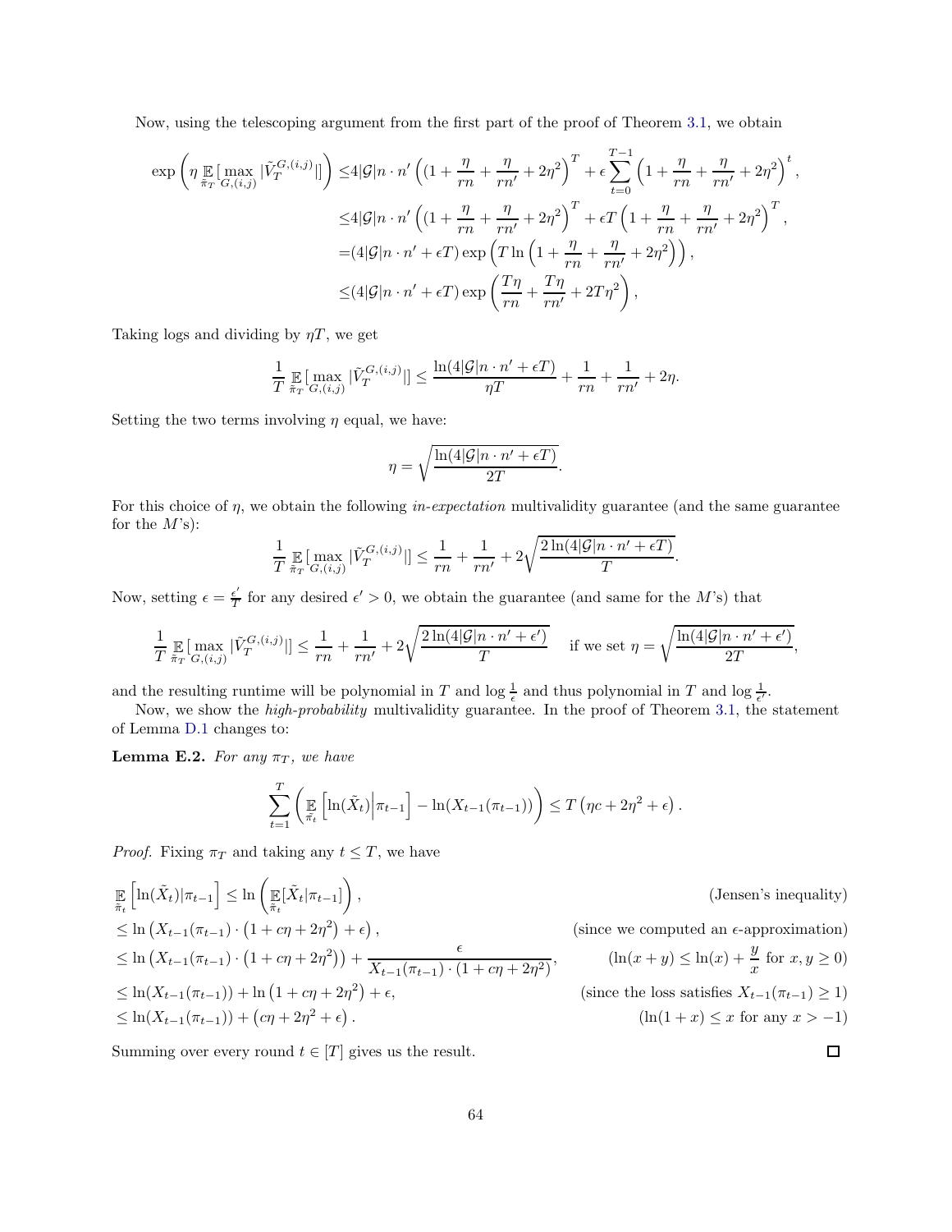Now, using the telescoping argument from the first part of the proof of Theorem 3.1, we obtain

$$
\begin{aligned}
\exp\left(\eta \mathop{\mathbb{E}}_{\tilde{\pi}_T}[\max_{G,(i,j)} |\tilde{V}_T^{G,(i,j)}|]\right) &\leq 4|\mathcal{G}|n \cdot n' \left((1 + \frac{\eta}{rn} + \frac{\eta}{rn'} + 2\eta^2\right)^T + \epsilon \sum_{t=0}^{T-1} \left(1 + \frac{\eta}{rn} + \frac{\eta}{rn'} + 2\eta^2\right)^t, \\
&\leq 4|\mathcal{G}|n \cdot n' \left((1 + \frac{\eta}{rn} + \frac{\eta}{rn'} + 2\eta^2\right)^T + \epsilon T \left(1 + \frac{\eta}{rn} + \frac{\eta}{rn'} + 2\eta^2\right)^T, \\
&= (4|\mathcal{G}|n \cdot n' + \epsilon T) \exp\left(T \ln\left(1 + \frac{\eta}{rn} + \frac{\eta}{rn'} + 2\eta^2\right)\right), \\
&\leq (4|\mathcal{G}|n \cdot n' + \epsilon T) \exp\left(\frac{T\eta}{rn} + \frac{T\eta}{rn'} + 2T\eta^2\right),
\end{aligned}
$$

Taking logs and dividing by $\eta T$, we get

$$
\frac{1}{T} \mathop{\mathbb{E}}_{\tilde{\pi}_T}[\max_{G,(i,j)} |\tilde{V}_T^{G,(i,j)}|] \leq \frac{\ln(4|\mathcal{G}|n \cdot n' + \epsilon T)}{\eta T} + \frac{1}{rn} + \frac{1}{rn'} + 2\eta.
$$

Setting the two terms involving $\eta$ equal, we have:

$$
\eta = \sqrt{\frac{\ln(4|\mathcal{G}|n \cdot n' + \epsilon T)}{2T}}.
$$

For this choice of $\eta$, we obtain the following *in-expectation* multivalidity guarantee (and the same guarantee for the $M$'s):

$$
\frac{1}{T} \mathop{\mathbb{E}}_{\tilde{\pi}_T}[\max_{G,(i,j)} |\tilde{V}_T^{G,(i,j)}|] \leq \frac{1}{rn} + \frac{1}{rn'} + 2\sqrt{\frac{2\ln(4|\mathcal{G}|n \cdot n' + \epsilon T)}{T}}.
$$

Now, setting $\epsilon = \frac{\epsilon'}{T}$ for any desired $\epsilon' > 0$, we obtain the guarantee (and same for the $M$'s) that

$$
\frac{1}{T} \mathop{\mathbb{E}}_{\tilde{\pi}_T}[\max_{G,(i,j)} |\tilde{V}_T^{G,(i,j)}|] \leq \frac{1}{rn} + \frac{1}{rn'} + 2\sqrt{\frac{2\ln(4|\mathcal{G}|n \cdot n' + \epsilon')}{T}} \quad \text{if we set } \eta = \sqrt{\frac{\ln(4|\mathcal{G}|n \cdot n' + \epsilon')}{2T}},
$$

and the resulting runtime will be polynomial in $T$ and $\log \frac{1}{\epsilon}$ and thus polynomial in $T$ and $\log \frac{1}{\epsilon'}$.

Now, we show the *high-probability* multivalidity guarantee. In the proof of Theorem 3.1, the statement of Lemma D.1 changes to:

**Lemma E.2.** *For any $\pi_T$, we have*

$$
\sum_{t=1}^{T} \left( \mathop{\mathbb{E}}_{\tilde{\pi}_t}\left[\ln(\tilde{X}_t) \middle| \pi_{t-1}\right] - \ln(X_{t-1}(\pi_{t-1})) \right) \leq T\left(\eta c + 2\eta^2 + \epsilon\right).
$$

*Proof.* Fixing $\pi_T$ and taking any $t \leq T$, we have

$$
\begin{aligned}
&\mathop{\mathbb{E}}_{\tilde{\pi}_t}\left[\ln(\tilde{X}_t)|\pi_{t-1}\right] \leq \ln\left(\mathop{\mathbb{E}}_{\tilde{\pi}_t}[\tilde{X}_t|\pi_{t-1}]\right), && \text{(Jensen's inequality)} \\
&\leq \ln\left(X_{t-1}(\pi_{t-1}) \cdot \left(1 + c\eta + 2\eta^2\right) + \epsilon\right), && \text{(since we computed an } \epsilon\text{-approximation)} \\
&\leq \ln\left(X_{t-1}(\pi_{t-1}) \cdot \left(1 + c\eta + 2\eta^2\right)\right) + \frac{\epsilon}{X_{t-1}(\pi_{t-1}) \cdot (1 + c\eta + 2\eta^2)}, && (\ln(x+y) \leq \ln(x) + \frac{y}{x} \text{ for } x, y \geq 0) \\
&\leq \ln(X_{t-1}(\pi_{t-1})) + \ln\left(1 + c\eta + 2\eta^2\right) + \epsilon, && \text{(since the loss satisfies } X_{t-1}(\pi_{t-1}) \geq 1) \\
&\leq \ln(X_{t-1}(\pi_{t-1})) + \left(c\eta + 2\eta^2 + \epsilon\right). && (\ln(1+x) \leq x \text{ for any } x > -1)
\end{aligned}
$$

Summing over every round $t \in [T]$ gives us the result. $\square$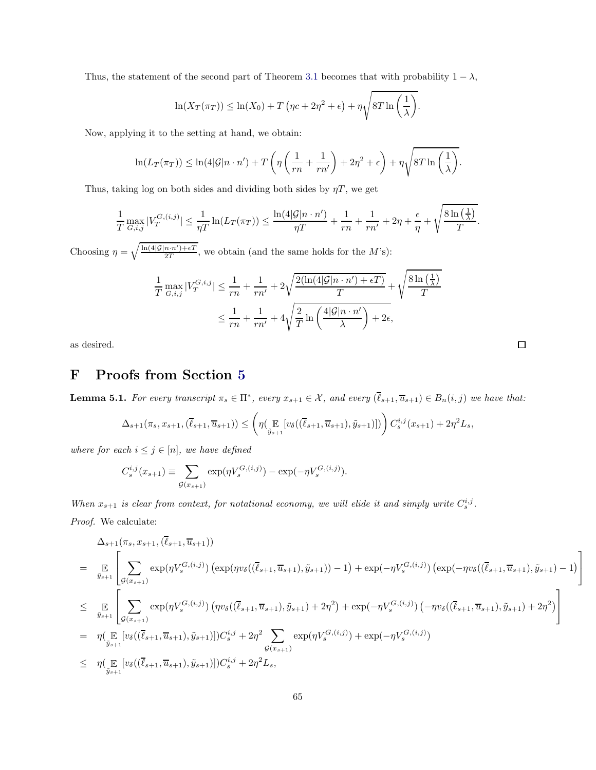Thus, the statement of the second part of Theorem 3.1 becomes that with probability $1-\lambda$,

$$\ln(X_T(\pi_T)) \leq \ln(X_0) + T\left(\eta c + 2\eta^2 + \epsilon\right) + \eta\sqrt{8T\ln\left(\frac{1}{\lambda}\right)}.$$

Now, applying it to the setting at hand, we obtain:

$$\ln(L_T(\pi_T)) \leq \ln(4|\mathcal{G}|n\cdot n') + T\left(\eta\left(\frac{1}{rn}+\frac{1}{rn'}\right) + 2\eta^2 + \epsilon\right) + \eta\sqrt{8T\ln\left(\frac{1}{\lambda}\right)}.$$

Thus, taking log on both sides and dividing both sides by $\eta T$, we get

$$\frac{1}{T}\max_{G,i,j}|V_T^{G,(i,j)}| \leq \frac{1}{\eta T}\ln(L_T(\pi_T)) \leq \frac{\ln(4|\mathcal{G}|n\cdot n')}{\eta T} + \frac{1}{rn} + \frac{1}{rn'} + 2\eta + \frac{\epsilon}{\eta} + \sqrt{\frac{8\ln\left(\frac{1}{\lambda}\right)}{T}}.$$

Choosing $\eta = \sqrt{\frac{\ln(4|\mathcal{G}|n\cdot n')+\epsilon T}{2T}}$, we obtain (and the same holds for the $M$'s):

$$\begin{aligned}
\frac{1}{T}\max_{G,i,j}|V_T^{G,i,j}| &\leq \frac{1}{rn} + \frac{1}{rn'} + 2\sqrt{\frac{2(\ln(4|\mathcal{G}|n\cdot n')+\epsilon T)}{T}} + \sqrt{\frac{8\ln\left(\frac{1}{\lambda}\right)}{T}} \\
&\leq \frac{1}{rn} + \frac{1}{rn'} + 4\sqrt{\frac{2}{T}\ln\left(\frac{4|\mathcal{G}|n\cdot n'}{\lambda}\right)} + 2\epsilon,
\end{aligned}$$

as desired. □

# F Proofs from Section 5

**Lemma 5.1.** *For every transcript $\pi_s \in \Pi^*$, every $x_{s+1}\in\mathcal{X}$, and every $(\overline{\ell}_{s+1},\overline{u}_{s+1})\in B_n(i,j)$ we have that:*

$$\Delta_{s+1}(\pi_s, x_{s+1}, (\overline{\ell}_{s+1},\overline{u}_{s+1})) \leq \left(\eta(\mathop{\mathbb{E}}_{\tilde{y}_{s+1}}[v_\delta((\overline{\ell}_{s+1},\overline{u}_{s+1}),\tilde{y}_{s+1})])\right)C_s^{i,j}(x_{s+1}) + 2\eta^2 L_s,$$

*where for each $i\leq j\in[n]$, we have defined*

$$C_s^{i,j}(x_{s+1}) \equiv \sum_{\mathcal{G}(x_{s+1})}\exp(\eta V_s^{G,(i,j)}) - \exp(-\eta V_s^{G,(i,j)}).$$

*When $x_{s+1}$ is clear from context, for notational economy, we will elide it and simply write $C_s^{i,j}$.*

*Proof.* We calculate:

$$\begin{aligned}
&\Delta_{s+1}(\pi_s, x_{s+1}, (\overline{\ell}_{s+1},\overline{u}_{s+1})) \\
=\;& \mathop{\mathbb{E}}_{\tilde{y}_{s+1}}\left[\sum_{\mathcal{G}(x_{s+1})}\exp(\eta V_s^{G,(i,j)})\left(\exp(\eta v_\delta((\overline{\ell}_{s+1},\overline{u}_{s+1}),\tilde{y}_{s+1}))-1\right) + \exp(-\eta V_s^{G,(i,j)})\left(\exp(-\eta v_\delta((\overline{\ell}_{s+1},\overline{u}_{s+1}),\tilde{y}_{s+1})-1\right)\right] \\
\leq\;& \mathop{\mathbb{E}}_{\tilde{y}_{s+1}}\left[\sum_{\mathcal{G}(x_{s+1})}\exp(\eta V_s^{G,(i,j)})\left(\eta v_\delta((\overline{\ell}_{s+1},\overline{u}_{s+1}),\tilde{y}_{s+1})+2\eta^2\right) + \exp(-\eta V_s^{G,(i,j)})\left(-\eta v_\delta((\overline{\ell}_{s+1},\overline{u}_{s+1}),\tilde{y}_{s+1})+2\eta^2\right)\right] \\
=\;& \eta(\mathop{\mathbb{E}}_{\tilde{y}_{s+1}}[v_\delta((\overline{\ell}_{s+1},\overline{u}_{s+1}),\tilde{y}_{s+1})])C_s^{i,j} + 2\eta^2\sum_{\mathcal{G}(x_{s+1})}\exp(\eta V_s^{G,(i,j)}) + \exp(-\eta V_s^{G,(i,j)}) \\
\leq\;& \eta(\mathop{\mathbb{E}}_{\tilde{y}_{s+1}}[v_\delta((\overline{\ell}_{s+1},\overline{u}_{s+1}),\tilde{y}_{s+1})])C_s^{i,j} + 2\eta^2 L_s,
\end{aligned}$$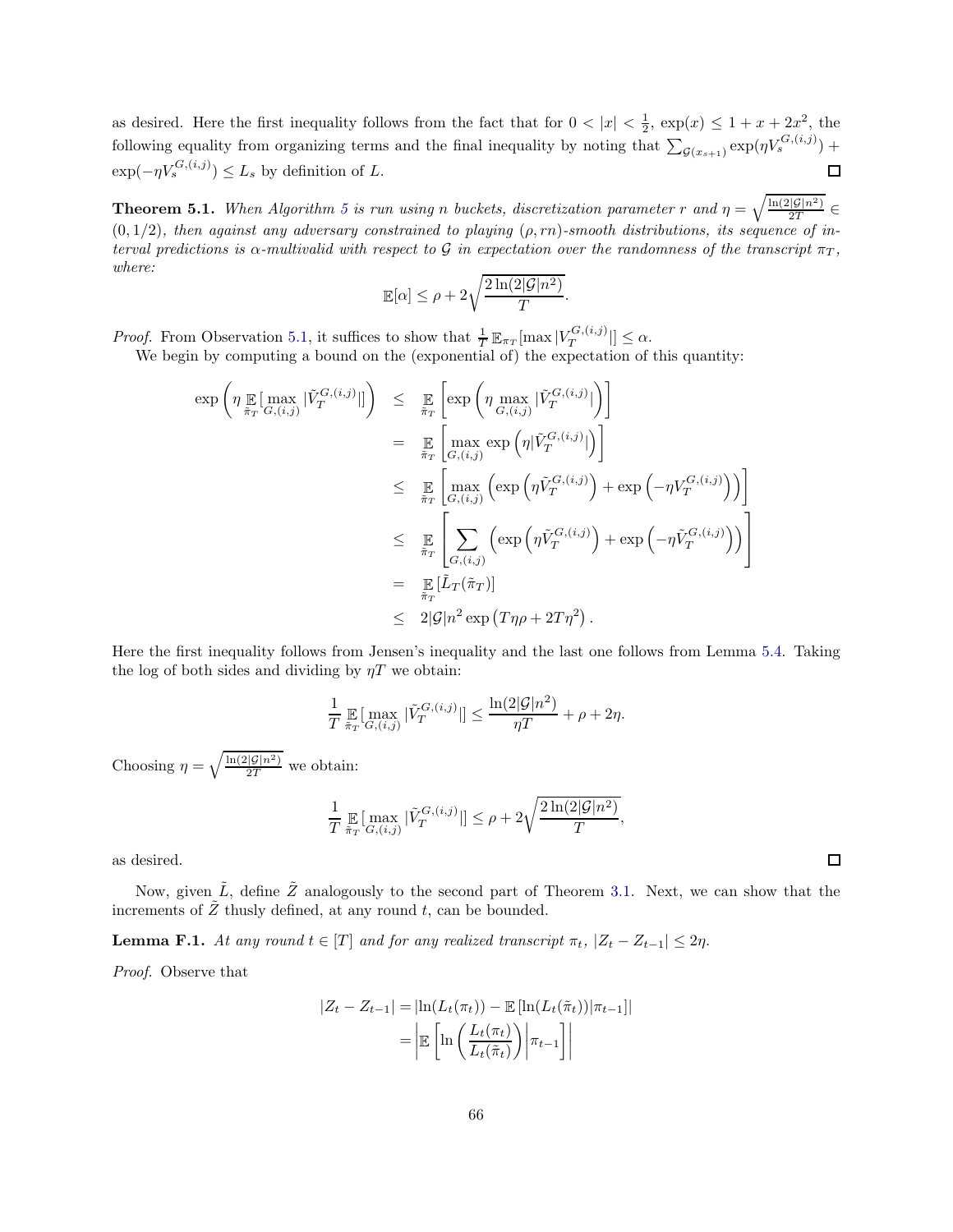as desired. Here the first inequality follows from the fact that for $0 < |x| < \frac{1}{2}$, $\exp(x) \le 1 + x + 2x^2$, the following equality from organizing terms and the final inequality by noting that $\sum_{\mathcal{G}(x_{s+1})} \exp(\eta V_s^{G,(i,j)}) + \exp(-\eta V_s^{G,(i,j)}) \le L_s$ by definition of $L$. ◻

**Theorem 5.1.** *When Algorithm 5 is run using n buckets, discretization parameter r and $\eta = \sqrt{\frac{\ln(2|\mathcal{G}|n^2)}{2T}} \in (0, 1/2)$, then against any adversary constrained to playing $(\rho, rn)$-smooth distributions, its sequence of interval predictions is $\alpha$-multivalid with respect to $\mathcal{G}$ in expectation over the randomness of the transcript $\pi_T$, where:*

$$\mathbb{E}[\alpha] \le \rho + 2\sqrt{\frac{2\ln(2|\mathcal{G}|n^2)}{T}}.$$

*Proof.* From Observation 5.1, it suffices to show that $\frac{1}{T}\mathbb{E}_{\pi_T}[\max |V_T^{G,(i,j)}|] \le \alpha$.

We begin by computing a bound on the (exponential of) the expectation of this quantity:

$$\begin{aligned}
\exp\left(\eta \mathop{\mathbb{E}}_{\tilde{\pi}_T}[\max_{G,(i,j)} |\tilde{V}_T^{G,(i,j)}|]\right) &\le \mathop{\mathbb{E}}_{\tilde{\pi}_T}\left[\exp\left(\eta \max_{G,(i,j)} |\tilde{V}_T^{G,(i,j)}|\right)\right] \\
&= \mathop{\mathbb{E}}_{\tilde{\pi}_T}\left[\max_{G,(i,j)} \exp\left(\eta |\tilde{V}_T^{G,(i,j)}|\right)\right] \\
&\le \mathop{\mathbb{E}}_{\tilde{\pi}_T}\left[\max_{G,(i,j)} \left(\exp\left(\eta \tilde{V}_T^{G,(i,j)}\right) + \exp\left(-\eta V_T^{G,(i,j)}\right)\right)\right] \\
&\le \mathop{\mathbb{E}}_{\tilde{\pi}_T}\left[\sum_{G,(i,j)} \left(\exp\left(\eta \tilde{V}_T^{G,(i,j)}\right) + \exp\left(-\eta \tilde{V}_T^{G,(i,j)}\right)\right)\right] \\
&= \mathop{\mathbb{E}}_{\tilde{\pi}_T}[\tilde{L}_T(\tilde{\pi}_T)] \\
&\le 2|\mathcal{G}|n^2 \exp\left(T\eta\rho + 2T\eta^2\right).
\end{aligned}$$

Here the first inequality follows from Jensen's inequality and the last one follows from Lemma 5.4. Taking the log of both sides and dividing by $\eta T$ we obtain:

$$\frac{1}{T}\mathop{\mathbb{E}}_{\tilde{\pi}_T}[\max_{G,(i,j)} |\tilde{V}_T^{G,(i,j)}|] \le \frac{\ln(2|\mathcal{G}|n^2)}{\eta T} + \rho + 2\eta.$$

Choosing $\eta = \sqrt{\frac{\ln(2|\mathcal{G}|n^2)}{2T}}$ we obtain:

$$\frac{1}{T}\mathop{\mathbb{E}}_{\tilde{\pi}_T}[\max_{G,(i,j)} |\tilde{V}_T^{G,(i,j)}|] \le \rho + 2\sqrt{\frac{2\ln(2|\mathcal{G}|n^2)}{T}},$$

as desired. ◻

Now, given $\tilde{L}$, define $\tilde{Z}$ analogously to the second part of Theorem 3.1. Next, we can show that the increments of $\tilde{Z}$ thusly defined, at any round $t$, can be bounded.

**Lemma F.1.** *At any round $t \in [T]$ and for any realized transcript $\pi_t$, $|Z_t - Z_{t-1}| \le 2\eta$.*

*Proof.* Observe that

$$\begin{aligned}
|Z_t - Z_{t-1}| &= |\ln(L_t(\pi_t)) - \mathbb{E}[\ln(L_t(\tilde{\pi}_t))|\pi_{t-1}]| \\
&= \left|\mathbb{E}\left[\ln\left(\frac{L_t(\pi_t)}{L_t(\tilde{\pi}_t)}\right)\middle|\pi_{t-1}\right]\right|
\end{aligned}$$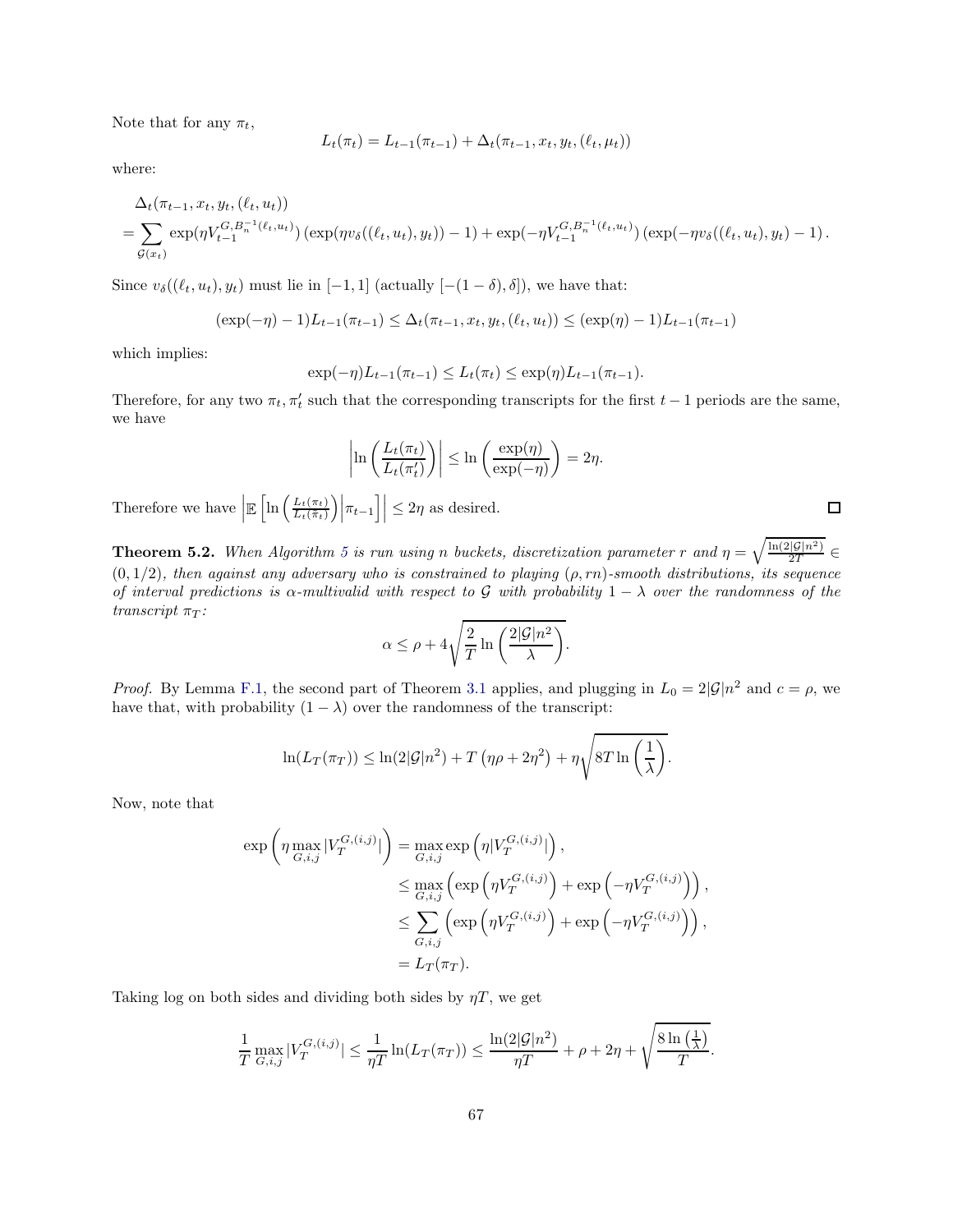Note that for any $\pi_t$,

$$L_t(\pi_t) = L_{t-1}(\pi_{t-1}) + \Delta_t(\pi_{t-1}, x_t, y_t, (\ell_t, \mu_t))$$

where:

$$\begin{aligned}
&\Delta_t(\pi_{t-1}, x_t, y_t, (\ell_t, u_t)) \\
&= \sum_{\mathcal{G}(x_t)} \exp(\eta V_{t-1}^{G, B_n^{-1}(\ell_t, u_t)}) \left(\exp(\eta v_\delta((\ell_t, u_t), y_t)) - 1\right) + \exp(-\eta V_{t-1}^{G, B_n^{-1}(\ell_t, u_t)}) \left(\exp(-\eta v_\delta((\ell_t, u_t), y_t) - 1\right).
\end{aligned}$$

Since $v_\delta((\ell_t, u_t), y_t)$ must lie in $[-1, 1]$ (actually $[-(1-\delta), \delta]$), we have that:

$$(\exp(-\eta) - 1) L_{t-1}(\pi_{t-1}) \leq \Delta_t(\pi_{t-1}, x_t, y_t, (\ell_t, u_t)) \leq (\exp(\eta) - 1) L_{t-1}(\pi_{t-1})$$

which implies:

$$\exp(-\eta) L_{t-1}(\pi_{t-1}) \leq L_t(\pi_t) \leq \exp(\eta) L_{t-1}(\pi_{t-1}).$$

Therefore, for any two $\pi_t, \pi_t'$ such that the corresponding transcripts for the first $t-1$ periods are the same, we have

$$\left| \ln\left(\frac{L_t(\pi_t)}{L_t(\pi_t')}\right) \right| \leq \ln\left(\frac{\exp(\eta)}{\exp(-\eta)}\right) = 2\eta.$$

Therefore we have $\left| \mathbb{E}\left[ \ln\left(\frac{L_t(\pi_t)}{L_t(\tilde{\pi}_t)}\right) \Big| \pi_{t-1} \right] \right| \leq 2\eta$ as desired. ◻

**Theorem 5.2.** *When Algorithm 5 is run using n buckets, discretization parameter r and $\eta = \sqrt{\frac{\ln(2|\mathcal{G}|n^2)}{2T}} \in (0, 1/2)$, then against any adversary who is constrained to playing $(\rho, rn)$-smooth distributions, its sequence of interval predictions is $\alpha$-multivalid with respect to $\mathcal{G}$ with probability $1 - \lambda$ over the randomness of the transcript $\pi_T$:*

$$\alpha \leq \rho + 4\sqrt{\frac{2}{T} \ln\left(\frac{2|\mathcal{G}|n^2}{\lambda}\right)}.$$

*Proof.* By Lemma F.1, the second part of Theorem 3.1 applies, and plugging in $L_0 = 2|\mathcal{G}|n^2$ and $c = \rho$, we have that, with probability $(1 - \lambda)$ over the randomness of the transcript:

$$\ln(L_T(\pi_T)) \leq \ln(2|\mathcal{G}|n^2) + T\left(\eta\rho + 2\eta^2\right) + \eta\sqrt{8T \ln\left(\frac{1}{\lambda}\right)}.$$

Now, note that

$$\begin{aligned}
\exp\left(\eta \max_{G,i,j} |V_T^{G,(i,j)}|\right) &= \max_{G,i,j} \exp\left(\eta |V_T^{G,(i,j)}|\right), \\
&\leq \max_{G,i,j} \left(\exp\left(\eta V_T^{G,(i,j)}\right) + \exp\left(-\eta V_T^{G,(i,j)}\right)\right), \\
&\leq \sum_{G,i,j} \left(\exp\left(\eta V_T^{G,(i,j)}\right) + \exp\left(-\eta V_T^{G,(i,j)}\right)\right), \\
&= L_T(\pi_T).
\end{aligned}$$

Taking log on both sides and dividing both sides by $\eta T$, we get

$$\frac{1}{T} \max_{G,i,j} |V_T^{G,(i,j)}| \leq \frac{1}{\eta T} \ln(L_T(\pi_T)) \leq \frac{\ln(2|\mathcal{G}|n^2)}{\eta T} + \rho + 2\eta + \sqrt{\frac{8\ln\left(\frac{1}{\lambda}\right)}{T}}.$$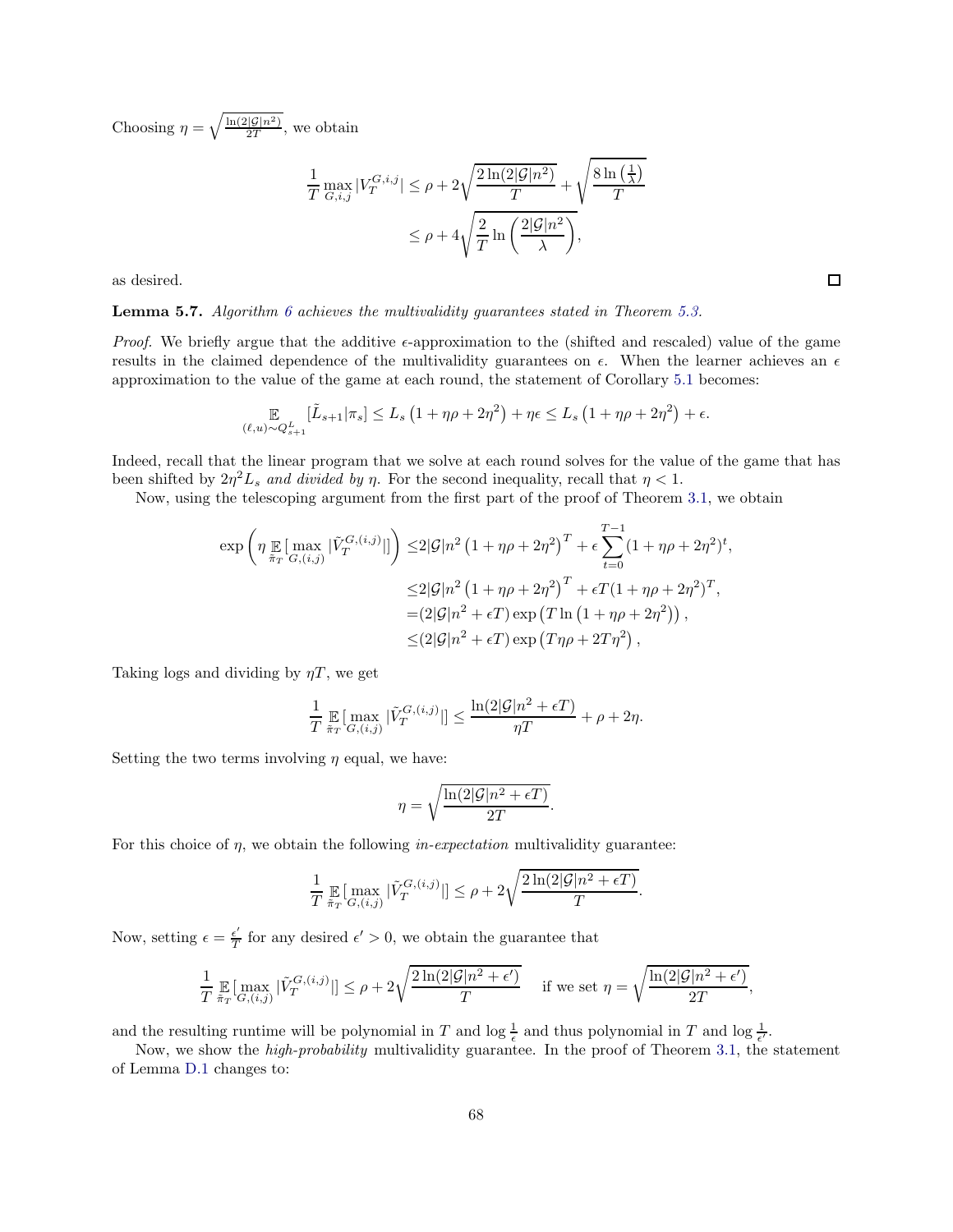Choosing $\eta = \sqrt{\frac{\ln(2|\mathcal{G}|n^2)}{2T}}$, we obtain

$$\begin{aligned}
\frac{1}{T}\max_{G,i,j}|V_T^{G,i,j}| &\leq \rho + 2\sqrt{\frac{2\ln(2|\mathcal{G}|n^2)}{T}} + \sqrt{\frac{8\ln\left(\frac{1}{\lambda}\right)}{T}} \\
&\leq \rho + 4\sqrt{\frac{2}{T}\ln\left(\frac{2|\mathcal{G}|n^2}{\lambda}\right)},
\end{aligned}$$

as desired. ◻

**Lemma 5.7.** *Algorithm 6 achieves the multivalidity guarantees stated in Theorem 5.3.*

*Proof.* We briefly argue that the additive $\epsilon$-approximation to the (shifted and rescaled) value of the game results in the claimed dependence of the multivalidity guarantees on $\epsilon$. When the learner achieves an $\epsilon$ approximation to the value of the game at each round, the statement of Corollary 5.1 becomes:

$$\mathop{\mathbb{E}}_{(\ell,u)\sim Q_{s+1}^L}[\tilde{L}_{s+1}|\pi_s] \leq L_s\left(1+\eta\rho+2\eta^2\right) + \eta\epsilon \leq L_s\left(1+\eta\rho+2\eta^2\right) + \epsilon.$$

Indeed, recall that the linear program that we solve at each round solves for the value of the game that has been shifted by $2\eta^2 L_s$ *and divided by* $\eta$. For the second inequality, recall that $\eta < 1$.

Now, using the telescoping argument from the first part of the proof of Theorem 3.1, we obtain

$$\begin{aligned}
\exp\left(\eta \mathop{\mathbb{E}}_{\tilde{\pi}_T}[\max_{G,(i,j)}|\tilde{V}_T^{G,(i,j)}|]\right) \leq& 2|\mathcal{G}|n^2\left(1+\eta\rho+2\eta^2\right)^T + \epsilon\sum_{t=0}^{T-1}(1+\eta\rho+2\eta^2)^t, \\
\leq& 2|\mathcal{G}|n^2\left(1+\eta\rho+2\eta^2\right)^T + \epsilon T(1+\eta\rho+2\eta^2)^T, \\
=& (2|\mathcal{G}|n^2+\epsilon T)\exp\left(T\ln\left(1+\eta\rho+2\eta^2\right)\right), \\
\leq& (2|\mathcal{G}|n^2+\epsilon T)\exp\left(T\eta\rho+2T\eta^2\right),
\end{aligned}$$

Taking logs and dividing by $\eta T$, we get

$$\frac{1}{T}\mathop{\mathbb{E}}_{\tilde{\pi}_T}[\max_{G,(i,j)}|\tilde{V}_T^{G,(i,j)}|] \leq \frac{\ln(2|\mathcal{G}|n^2+\epsilon T)}{\eta T} + \rho + 2\eta.$$

Setting the two terms involving $\eta$ equal, we have:

$$\eta = \sqrt{\frac{\ln(2|\mathcal{G}|n^2+\epsilon T)}{2T}}.$$

For this choice of $\eta$, we obtain the following *in-expectation* multivalidity guarantee:

$$\frac{1}{T}\mathop{\mathbb{E}}_{\tilde{\pi}_T}[\max_{G,(i,j)}|\tilde{V}_T^{G,(i,j)}|] \leq \rho + 2\sqrt{\frac{2\ln(2|\mathcal{G}|n^2+\epsilon T)}{T}}.$$

Now, setting $\epsilon = \frac{\epsilon'}{T}$ for any desired $\epsilon' > 0$, we obtain the guarantee that

$$\frac{1}{T}\mathop{\mathbb{E}}_{\tilde{\pi}_T}[\max_{G,(i,j)}|\tilde{V}_T^{G,(i,j)}|] \leq \rho + 2\sqrt{\frac{2\ln(2|\mathcal{G}|n^2+\epsilon')}{T}} \quad \text{if we set } \eta = \sqrt{\frac{\ln(2|\mathcal{G}|n^2+\epsilon')}{2T}},$$

and the resulting runtime will be polynomial in $T$ and $\log\frac{1}{\epsilon}$ and thus polynomial in $T$ and $\log\frac{1}{\epsilon'}$.

Now, we show the *high-probability* multivalidity guarantee. In the proof of Theorem 3.1, the statement of Lemma D.1 changes to: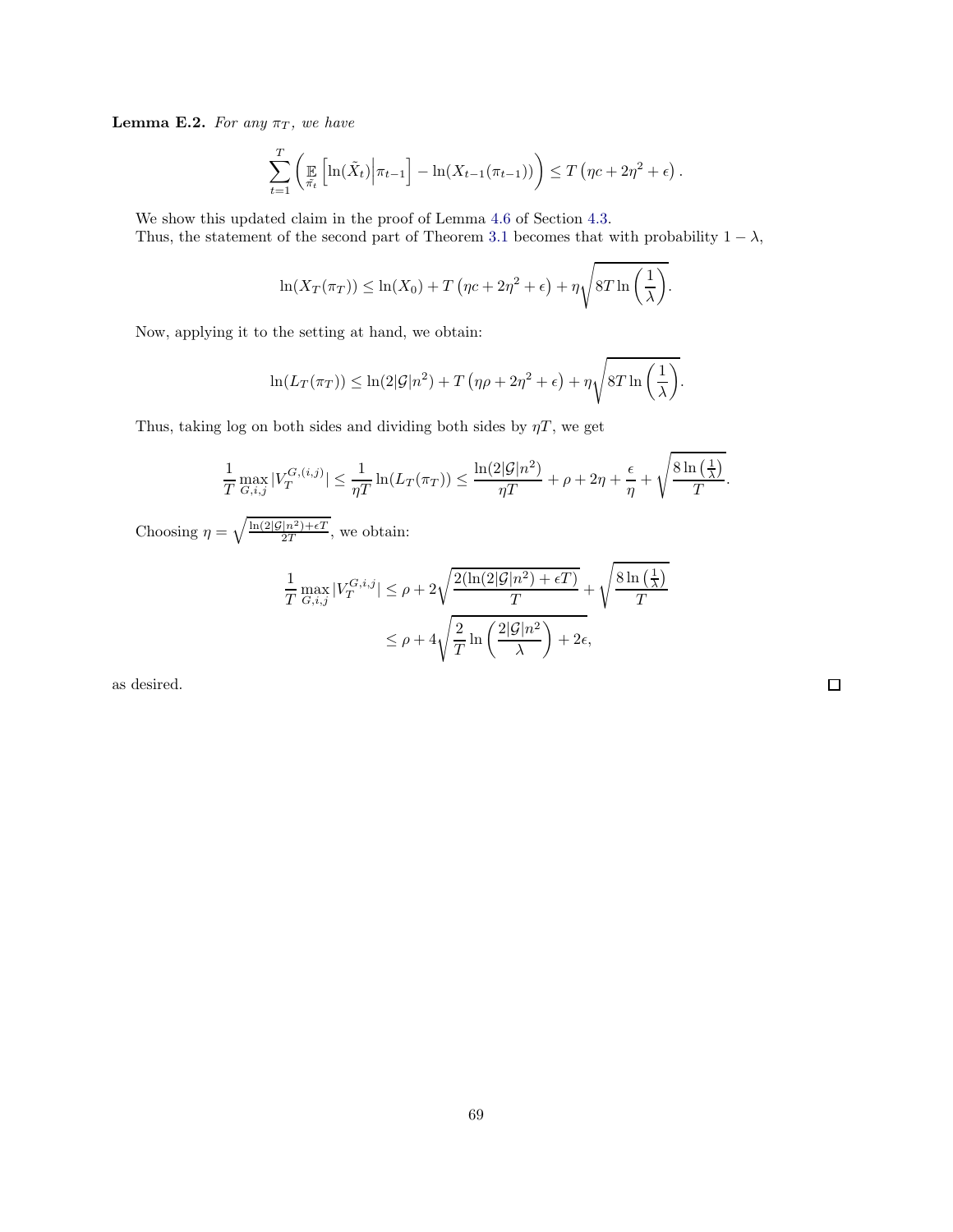**Lemma E.2.** *For any $\pi_T$, we have*

$$\sum_{t=1}^{T} \left( \mathbb{E}_{\tilde{\pi}_t}\left[\ln(\tilde{X}_t) \Big| \pi_{t-1}\right] - \ln(X_{t-1}(\pi_{t-1})) \right) \leq T\left(\eta c + 2\eta^2 + \epsilon\right).$$

We show this updated claim in the proof of Lemma 4.6 of Section 4.3.

Thus, the statement of the second part of Theorem 3.1 becomes that with probability $1 - \lambda$,

$$\ln(X_T(\pi_T)) \leq \ln(X_0) + T\left(\eta c + 2\eta^2 + \epsilon\right) + \eta\sqrt{8T\ln\left(\frac{1}{\lambda}\right)}.$$

Now, applying it to the setting at hand, we obtain:

$$\ln(L_T(\pi_T)) \leq \ln(2|\mathcal{G}|n^2) + T\left(\eta\rho + 2\eta^2 + \epsilon\right) + \eta\sqrt{8T\ln\left(\frac{1}{\lambda}\right)}.$$

Thus, taking log on both sides and dividing both sides by $\eta T$, we get

$$\frac{1}{T}\max_{G,i,j}|V_T^{G,(i,j)}| \leq \frac{1}{\eta T}\ln(L_T(\pi_T)) \leq \frac{\ln(2|\mathcal{G}|n^2)}{\eta T} + \rho + 2\eta + \frac{\epsilon}{\eta} + \sqrt{\frac{8\ln\left(\frac{1}{\lambda}\right)}{T}}.$$

Choosing $\eta = \sqrt{\frac{\ln(2|\mathcal{G}|n^2)+\epsilon T}{2T}}$, we obtain:

$$\begin{aligned}
\frac{1}{T}\max_{G,i,j}|V_T^{G,i,j}| &\leq \rho + 2\sqrt{\frac{2(\ln(2|\mathcal{G}|n^2)+\epsilon T)}{T}} + \sqrt{\frac{8\ln\left(\frac{1}{\lambda}\right)}{T}} \\
&\leq \rho + 4\sqrt{\frac{2}{T}\ln\left(\frac{2|\mathcal{G}|n^2}{\lambda}\right) + 2\epsilon},
\end{aligned}$$

as desired. □